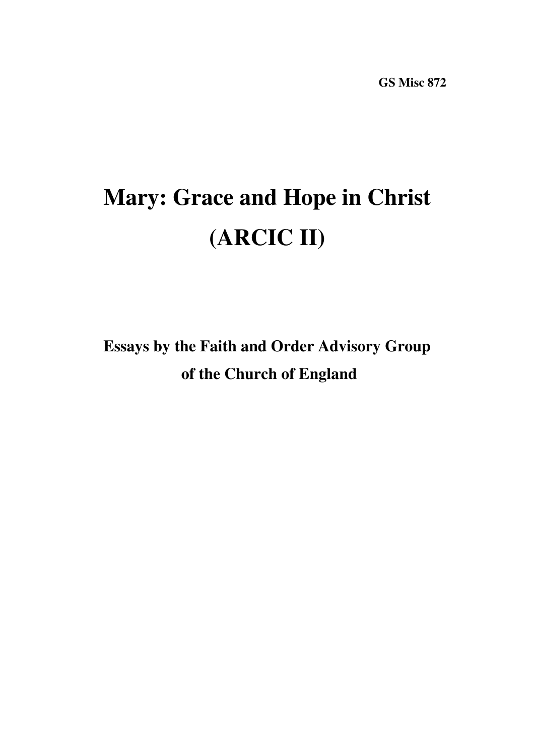**GS Misc 872**

# Mary: Grace and Hope in Christ (ARCIC II)

**Essays by the Faith and Order Advisory Group of the Church of England**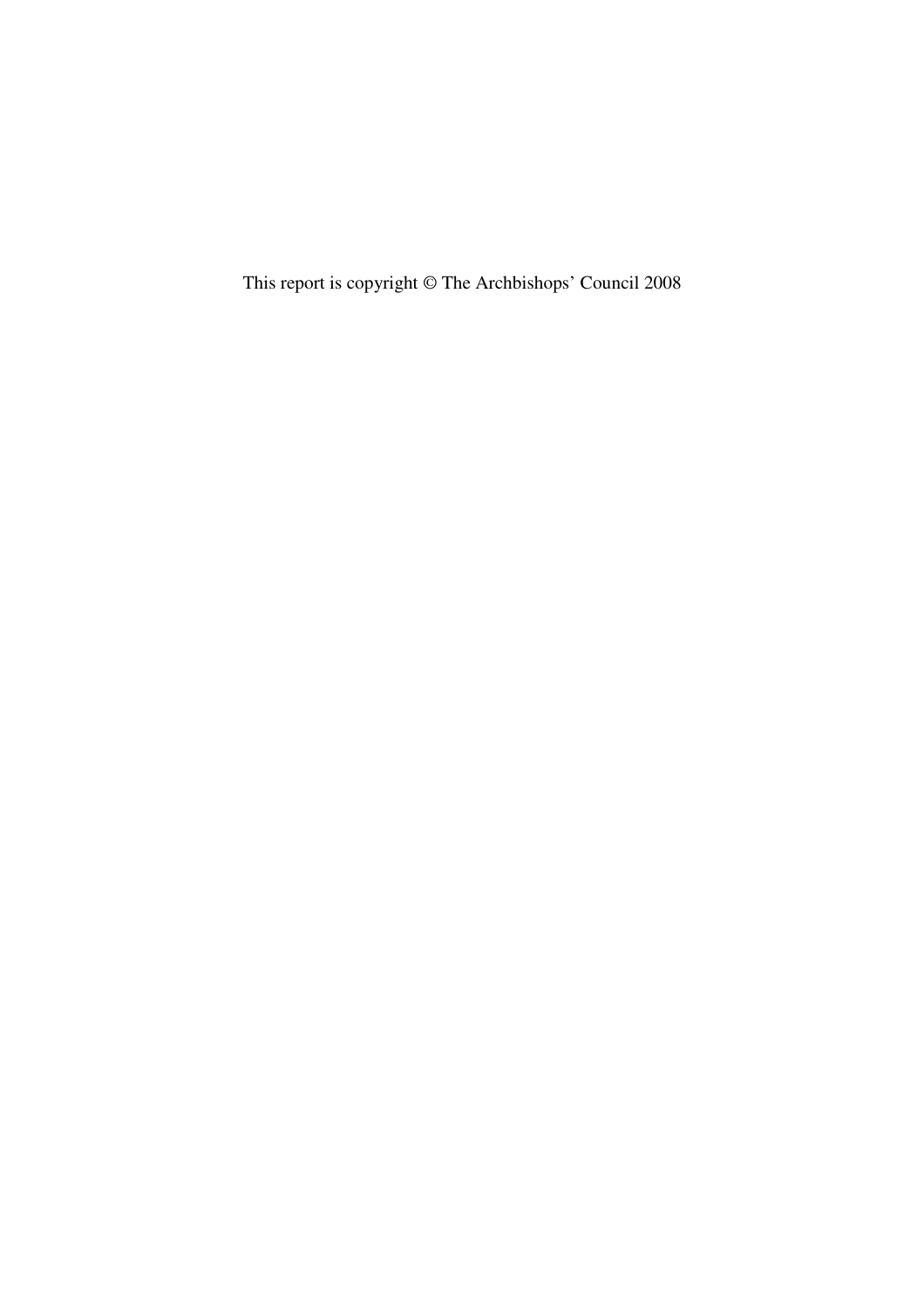This report is copyright © The Archbishops’ Council 2008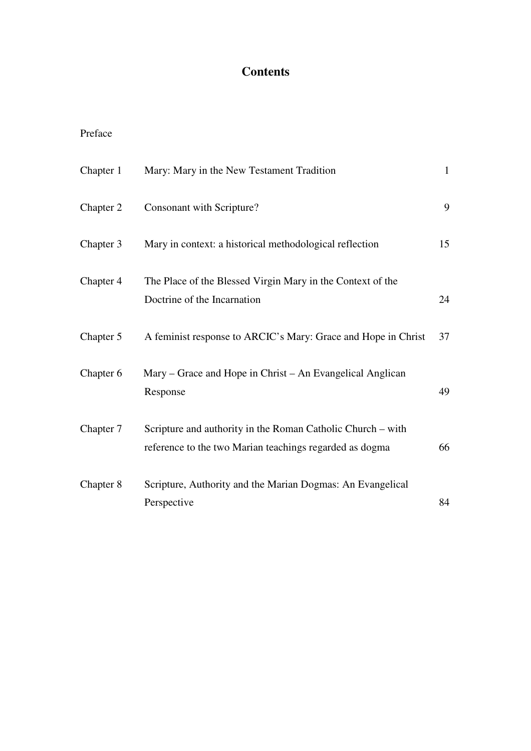# Contents

Preface

| | | |
|---|---|---|
| Chapter 1 | Mary: Mary in the New Testament Tradition | 1 |
| Chapter 2 | Consonant with Scripture? | 9 |
| Chapter 3 | Mary in context: a historical methodological reflection | 15 |
| Chapter 4 | The Place of the Blessed Virgin Mary in the Context of the Doctrine of the Incarnation | 24 |
| Chapter 5 | A feminist response to ARCIC's Mary: Grace and Hope in Christ | 37 |
| Chapter 6 | Mary – Grace and Hope in Christ – An Evangelical Anglican Response | 49 |
| Chapter 7 | Scripture and authority in the Roman Catholic Church – with reference to the two Marian teachings regarded as dogma | 66 |
| Chapter 8 | Scripture, Authority and the Marian Dogmas: An Evangelical Perspective | 84 |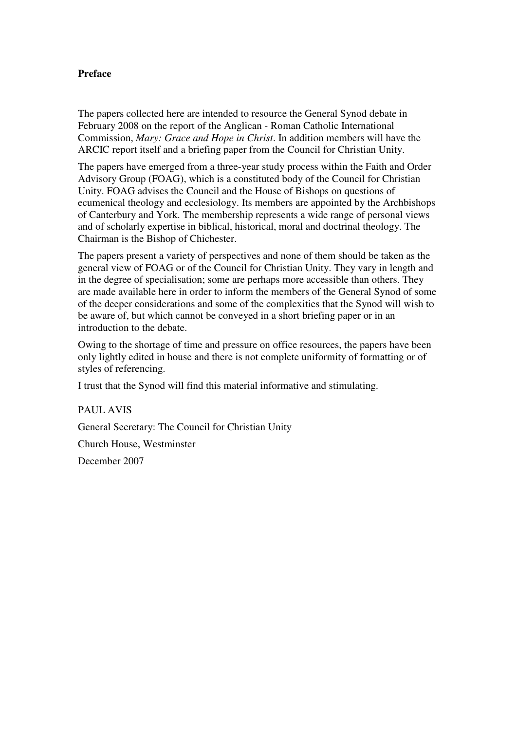**Preface**

The papers collected here are intended to resource the General Synod debate in February 2008 on the report of the Anglican - Roman Catholic International Commission, *Mary: Grace and Hope in Christ*. In addition members will have the ARCIC report itself and a briefing paper from the Council for Christian Unity.

The papers have emerged from a three-year study process within the Faith and Order Advisory Group (FOAG), which is a constituted body of the Council for Christian Unity. FOAG advises the Council and the House of Bishops on questions of ecumenical theology and ecclesiology. Its members are appointed by the Archbishops of Canterbury and York. The membership represents a wide range of personal views and of scholarly expertise in biblical, historical, moral and doctrinal theology. The Chairman is the Bishop of Chichester.

The papers present a variety of perspectives and none of them should be taken as the general view of FOAG or of the Council for Christian Unity. They vary in length and in the degree of specialisation; some are perhaps more accessible than others. They are made available here in order to inform the members of the General Synod of some of the deeper considerations and some of the complexities that the Synod will wish to be aware of, but which cannot be conveyed in a short briefing paper or in an introduction to the debate.

Owing to the shortage of time and pressure on office resources, the papers have been only lightly edited in house and there is not complete uniformity of formatting or of styles of referencing.

I trust that the Synod will find this material informative and stimulating.

PAUL AVIS

General Secretary: The Council for Christian Unity

Church House, Westminster

December 2007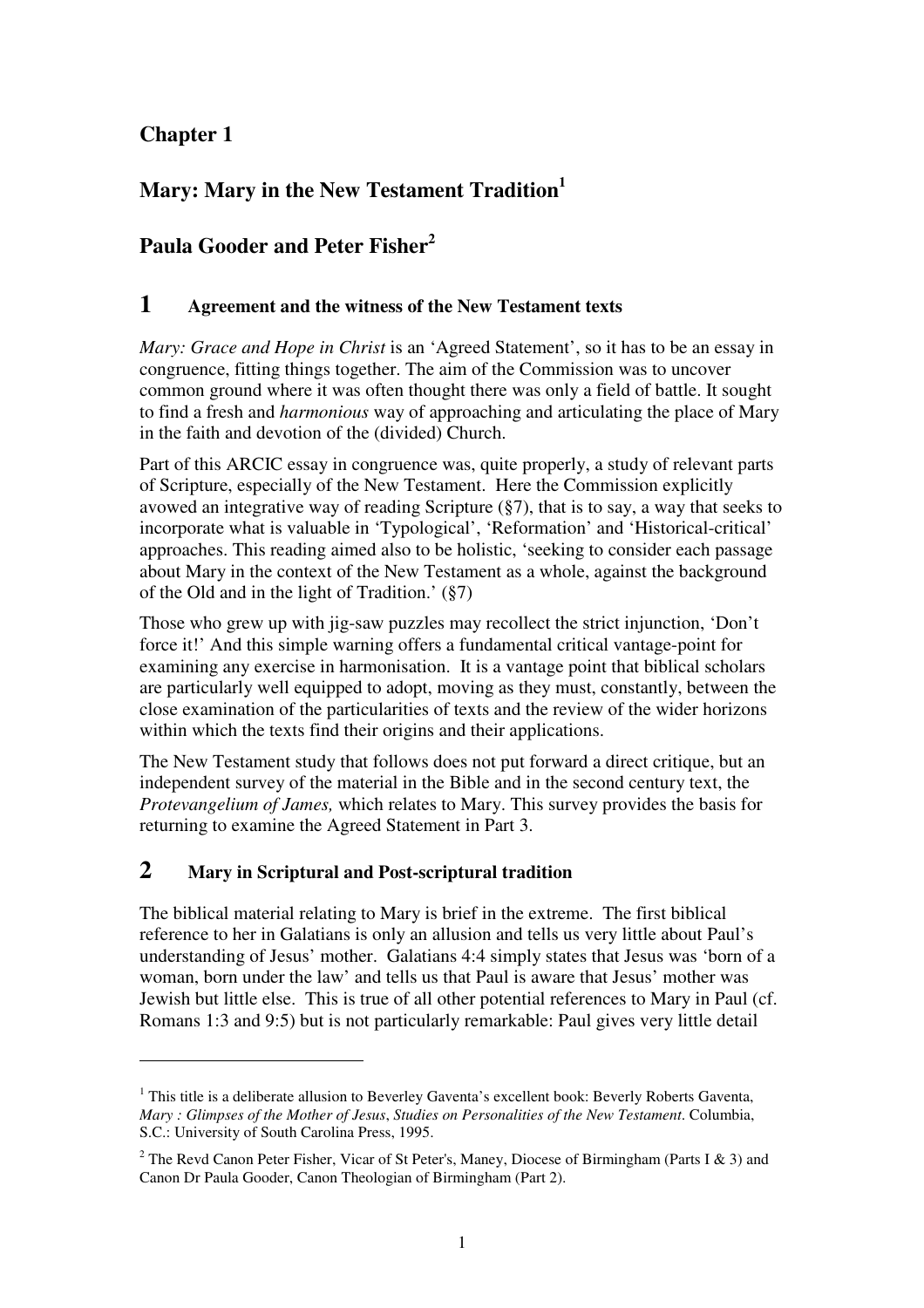# Chapter 1

# Mary: Mary in the New Testament Tradition[1]

# Paula Gooder and Peter Fisher[2]

## 1 Agreement and the witness of the New Testament texts

*Mary: Grace and Hope in Christ* is an 'Agreed Statement', so it has to be an essay in congruence, fitting things together. The aim of the Commission was to uncover common ground where it was often thought there was only a field of battle. It sought to find a fresh and *harmonious* way of approaching and articulating the place of Mary in the faith and devotion of the (divided) Church.

Part of this ARCIC essay in congruence was, quite properly, a study of relevant parts of Scripture, especially of the New Testament. Here the Commission explicitly avowed an integrative way of reading Scripture (§7), that is to say, a way that seeks to incorporate what is valuable in 'Typological', 'Reformation' and 'Historical-critical' approaches. This reading aimed also to be holistic, 'seeking to consider each passage about Mary in the context of the New Testament as a whole, against the background of the Old and in the light of Tradition.' (§7)

Those who grew up with jig-saw puzzles may recollect the strict injunction, 'Don't force it!' And this simple warning offers a fundamental critical vantage-point for examining any exercise in harmonisation. It is a vantage point that biblical scholars are particularly well equipped to adopt, moving as they must, constantly, between the close examination of the particularities of texts and the review of the wider horizons within which the texts find their origins and their applications.

The New Testament study that follows does not put forward a direct critique, but an independent survey of the material in the Bible and in the second century text, the *Protevangelium of James,* which relates to Mary. This survey provides the basis for returning to examine the Agreed Statement in Part 3.

## 2 Mary in Scriptural and Post-scriptural tradition

The biblical material relating to Mary is brief in the extreme. The first biblical reference to her in Galatians is only an allusion and tells us very little about Paul's understanding of Jesus' mother. Galatians 4:4 simply states that Jesus was 'born of a woman, born under the law' and tells us that Paul is aware that Jesus' mother was Jewish but little else. This is true of all other potential references to Mary in Paul (cf. Romans 1:3 and 9:5) but is not particularly remarkable: Paul gives very little detail

---

[1] This title is a deliberate allusion to Beverley Gaventa's excellent book: Beverly Roberts Gaventa, *Mary : Glimpses of the Mother of Jesus*, *Studies on Personalities of the New Testament*. Columbia, S.C.: University of South Carolina Press, 1995.

[2] The Revd Canon Peter Fisher, Vicar of St Peter's, Maney, Diocese of Birmingham (Parts I & 3) and Canon Dr Paula Gooder, Canon Theologian of Birmingham (Part 2).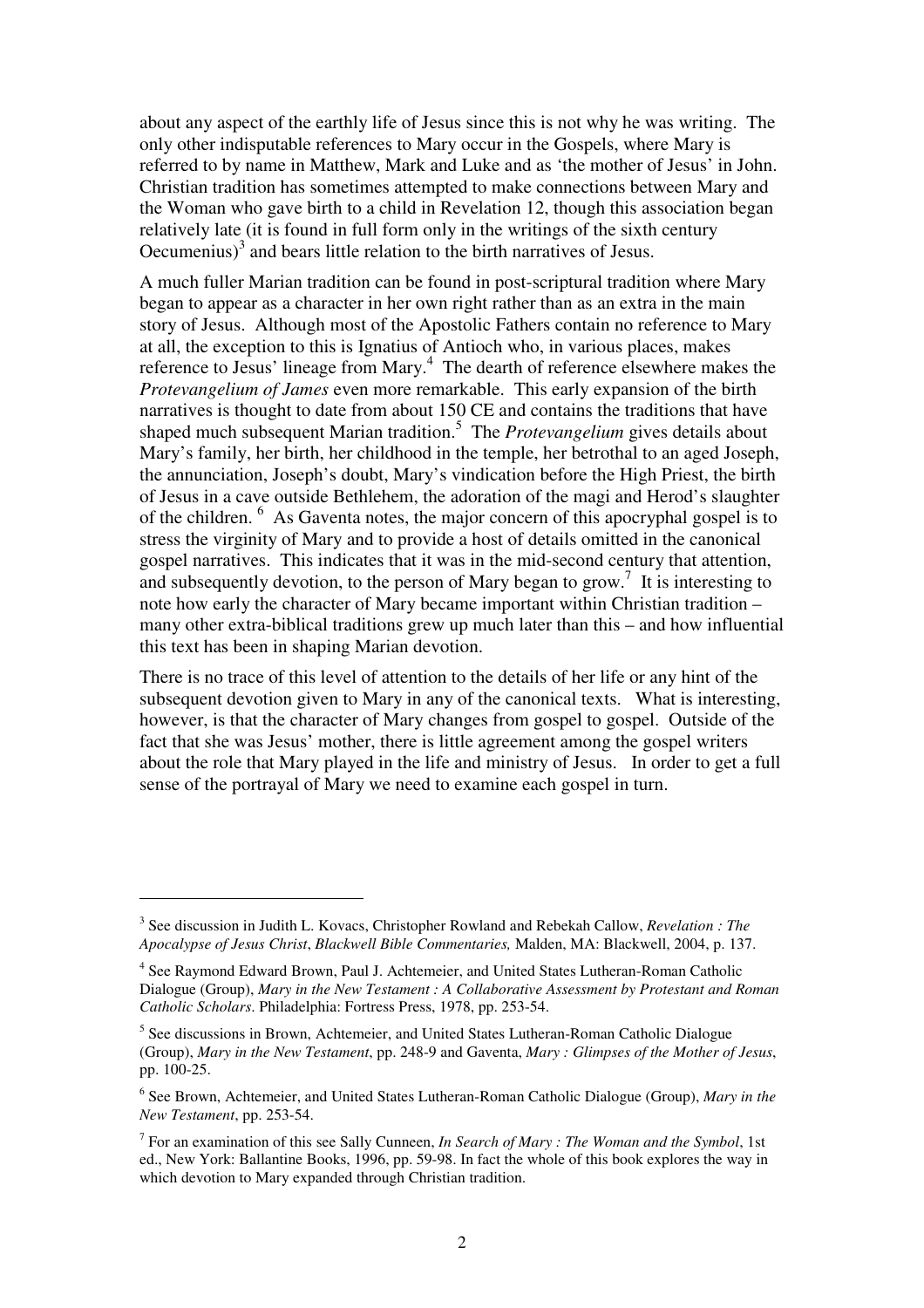about any aspect of the earthly life of Jesus since this is not why he was writing. The only other indisputable references to Mary occur in the Gospels, where Mary is referred to by name in Matthew, Mark and Luke and as 'the mother of Jesus' in John. Christian tradition has sometimes attempted to make connections between Mary and the Woman who gave birth to a child in Revelation 12, though this association began relatively late (it is found in full form only in the writings of the sixth century Oecumenius)[3] and bears little relation to the birth narratives of Jesus.

A much fuller Marian tradition can be found in post-scriptural tradition where Mary began to appear as a character in her own right rather than as an extra in the main story of Jesus. Although most of the Apostolic Fathers contain no reference to Mary at all, the exception to this is Ignatius of Antioch who, in various places, makes reference to Jesus' lineage from Mary.[4] The dearth of reference elsewhere makes the *Protevangelium of James* even more remarkable. This early expansion of the birth narratives is thought to date from about 150 CE and contains the traditions that have shaped much subsequent Marian tradition.[5] The *Protevangelium* gives details about Mary's family, her birth, her childhood in the temple, her betrothal to an aged Joseph, the annunciation, Joseph's doubt, Mary's vindication before the High Priest, the birth of Jesus in a cave outside Bethlehem, the adoration of the magi and Herod's slaughter of the children.[6] As Gaventa notes, the major concern of this apocryphal gospel is to stress the virginity of Mary and to provide a host of details omitted in the canonical gospel narratives. This indicates that it was in the mid-second century that attention, and subsequently devotion, to the person of Mary began to grow.[7] It is interesting to note how early the character of Mary became important within Christian tradition – many other extra-biblical traditions grew up much later than this – and how influential this text has been in shaping Marian devotion.

There is no trace of this level of attention to the details of her life or any hint of the subsequent devotion given to Mary in any of the canonical texts. What is interesting, however, is that the character of Mary changes from gospel to gospel. Outside of the fact that she was Jesus' mother, there is little agreement among the gospel writers about the role that Mary played in the life and ministry of Jesus. In order to get a full sense of the portrayal of Mary we need to examine each gospel in turn.

---

[3] See discussion in Judith L. Kovacs, Christopher Rowland and Rebekah Callow, *Revelation : The Apocalypse of Jesus Christ*, *Blackwell Bible Commentaries,* Malden, MA: Blackwell, 2004, p. 137.

[4] See Raymond Edward Brown, Paul J. Achtemeier, and United States Lutheran-Roman Catholic Dialogue (Group), *Mary in the New Testament : A Collaborative Assessment by Protestant and Roman Catholic Scholars*. Philadelphia: Fortress Press, 1978, pp. 253-54.

[5] See discussions in Brown, Achtemeier, and United States Lutheran-Roman Catholic Dialogue (Group), *Mary in the New Testament*, pp. 248-9 and Gaventa, *Mary : Glimpses of the Mother of Jesus*, pp. 100-25.

[6] See Brown, Achtemeier, and United States Lutheran-Roman Catholic Dialogue (Group), *Mary in the New Testament*, pp. 253-54.

[7] For an examination of this see Sally Cunneen, *In Search of Mary : The Woman and the Symbol*, 1st ed., New York: Ballantine Books, 1996, pp. 59-98. In fact the whole of this book explores the way in which devotion to Mary expanded through Christian tradition.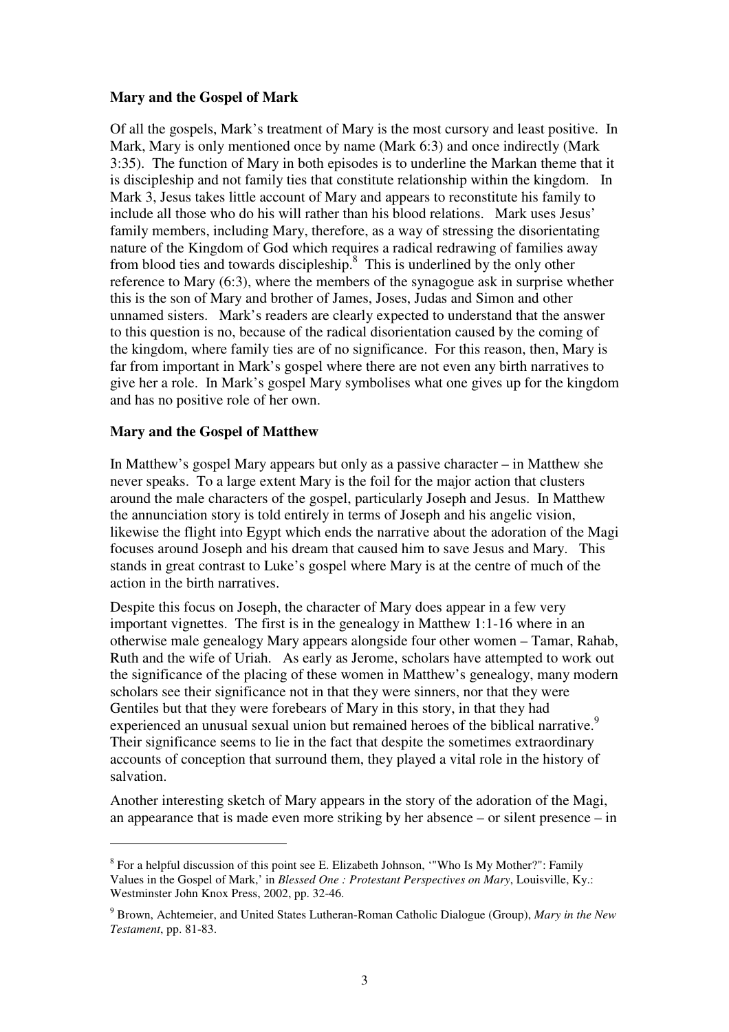**Mary and the Gospel of Mark**

Of all the gospels, Mark's treatment of Mary is the most cursory and least positive. In Mark, Mary is only mentioned once by name (Mark 6:3) and once indirectly (Mark 3:35). The function of Mary in both episodes is to underline the Markan theme that it is discipleship and not family ties that constitute relationship within the kingdom. In Mark 3, Jesus takes little account of Mary and appears to reconstitute his family to include all those who do his will rather than his blood relations. Mark uses Jesus' family members, including Mary, therefore, as a way of stressing the disorientating nature of the Kingdom of God which requires a radical redrawing of families away from blood ties and towards discipleship.[8] This is underlined by the only other reference to Mary (6:3), where the members of the synagogue ask in surprise whether this is the son of Mary and brother of James, Joses, Judas and Simon and other unnamed sisters. Mark's readers are clearly expected to understand that the answer to this question is no, because of the radical disorientation caused by the coming of the kingdom, where family ties are of no significance. For this reason, then, Mary is far from important in Mark's gospel where there are not even any birth narratives to give her a role. In Mark's gospel Mary symbolises what one gives up for the kingdom and has no positive role of her own.

**Mary and the Gospel of Matthew**

In Matthew's gospel Mary appears but only as a passive character – in Matthew she never speaks. To a large extent Mary is the foil for the major action that clusters around the male characters of the gospel, particularly Joseph and Jesus. In Matthew the annunciation story is told entirely in terms of Joseph and his angelic vision, likewise the flight into Egypt which ends the narrative about the adoration of the Magi focuses around Joseph and his dream that caused him to save Jesus and Mary. This stands in great contrast to Luke's gospel where Mary is at the centre of much of the action in the birth narratives.

Despite this focus on Joseph, the character of Mary does appear in a few very important vignettes. The first is in the genealogy in Matthew 1:1-16 where in an otherwise male genealogy Mary appears alongside four other women – Tamar, Rahab, Ruth and the wife of Uriah. As early as Jerome, scholars have attempted to work out the significance of the placing of these women in Matthew's genealogy, many modern scholars see their significance not in that they were sinners, nor that they were Gentiles but that they were forebears of Mary in this story, in that they had experienced an unusual sexual union but remained heroes of the biblical narrative.[9] Their significance seems to lie in the fact that despite the sometimes extraordinary accounts of conception that surround them, they played a vital role in the history of salvation.

Another interesting sketch of Mary appears in the story of the adoration of the Magi, an appearance that is made even more striking by her absence – or silent presence – in

---

[8] For a helpful discussion of this point see E. Elizabeth Johnson, '"Who Is My Mother?": Family Values in the Gospel of Mark,' in *Blessed One : Protestant Perspectives on Mary*, Louisville, Ky.: Westminster John Knox Press, 2002, pp. 32-46.

[9] Brown, Achtemeier, and United States Lutheran-Roman Catholic Dialogue (Group), *Mary in the New Testament*, pp. 81-83.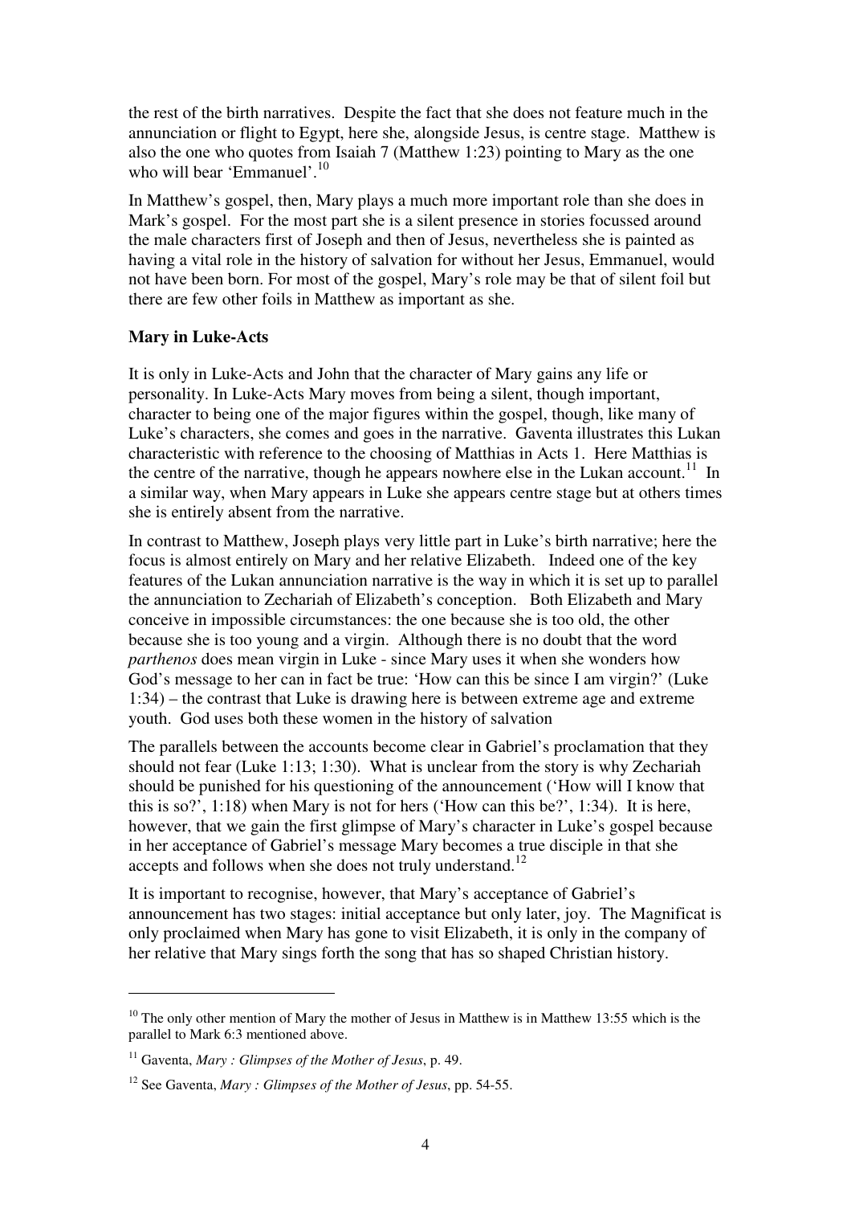the rest of the birth narratives. Despite the fact that she does not feature much in the annunciation or flight to Egypt, here she, alongside Jesus, is centre stage. Matthew is also the one who quotes from Isaiah 7 (Matthew 1:23) pointing to Mary as the one who will bear 'Emmanuel'.[10]

In Matthew's gospel, then, Mary plays a much more important role than she does in Mark's gospel. For the most part she is a silent presence in stories focussed around the male characters first of Joseph and then of Jesus, nevertheless she is painted as having a vital role in the history of salvation for without her Jesus, Emmanuel, would not have been born. For most of the gospel, Mary's role may be that of silent foil but there are few other foils in Matthew as important as she.

**Mary in Luke-Acts**

It is only in Luke-Acts and John that the character of Mary gains any life or personality. In Luke-Acts Mary moves from being a silent, though important, character to being one of the major figures within the gospel, though, like many of Luke's characters, she comes and goes in the narrative. Gaventa illustrates this Lukan characteristic with reference to the choosing of Matthias in Acts 1. Here Matthias is the centre of the narrative, though he appears nowhere else in the Lukan account.[11] In a similar way, when Mary appears in Luke she appears centre stage but at others times she is entirely absent from the narrative.

In contrast to Matthew, Joseph plays very little part in Luke's birth narrative; here the focus is almost entirely on Mary and her relative Elizabeth. Indeed one of the key features of the Lukan annunciation narrative is the way in which it is set up to parallel the annunciation to Zechariah of Elizabeth's conception. Both Elizabeth and Mary conceive in impossible circumstances: the one because she is too old, the other because she is too young and a virgin. Although there is no doubt that the word *parthenos* does mean virgin in Luke - since Mary uses it when she wonders how God's message to her can in fact be true: 'How can this be since I am virgin?' (Luke 1:34) – the contrast that Luke is drawing here is between extreme age and extreme youth. God uses both these women in the history of salvation

The parallels between the accounts become clear in Gabriel's proclamation that they should not fear (Luke 1:13; 1:30). What is unclear from the story is why Zechariah should be punished for his questioning of the announcement ('How will I know that this is so?', 1:18) when Mary is not for hers ('How can this be?', 1:34). It is here, however, that we gain the first glimpse of Mary's character in Luke's gospel because in her acceptance of Gabriel's message Mary becomes a true disciple in that she accepts and follows when she does not truly understand.[12]

It is important to recognise, however, that Mary's acceptance of Gabriel's announcement has two stages: initial acceptance but only later, joy. The Magnificat is only proclaimed when Mary has gone to visit Elizabeth, it is only in the company of her relative that Mary sings forth the song that has so shaped Christian history.

---

[10] The only other mention of Mary the mother of Jesus in Matthew is in Matthew 13:55 which is the parallel to Mark 6:3 mentioned above.

[11] Gaventa, *Mary : Glimpses of the Mother of Jesus*, p. 49.

[12] See Gaventa, *Mary : Glimpses of the Mother of Jesus*, pp. 54-55.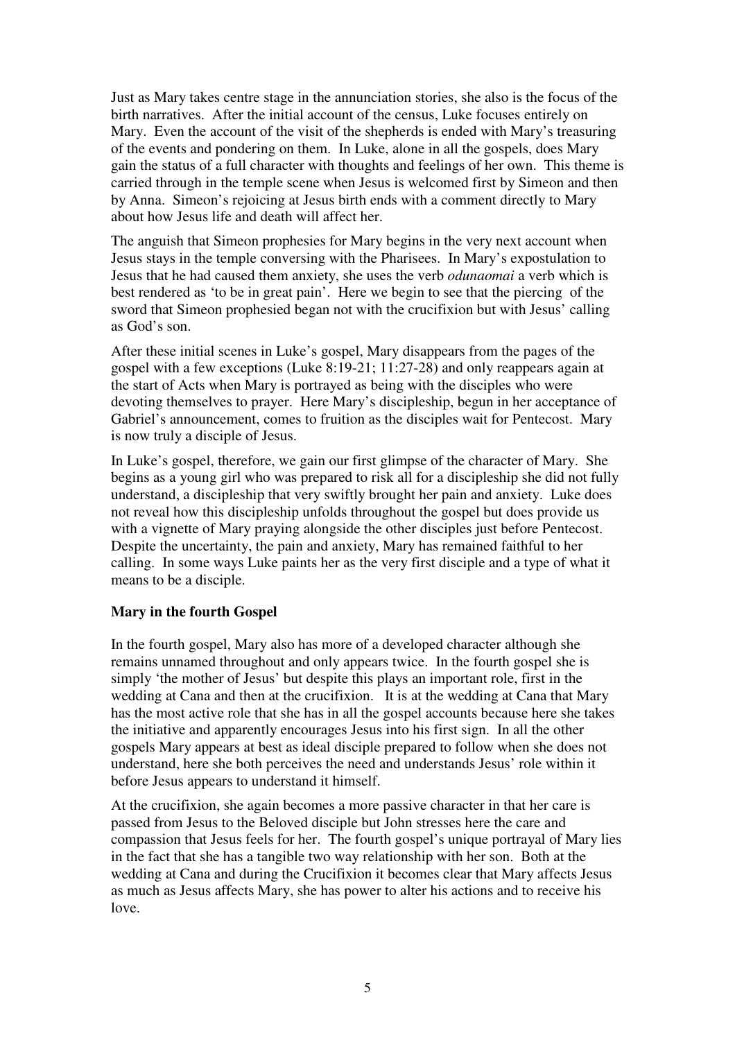Just as Mary takes centre stage in the annunciation stories, she also is the focus of the birth narratives. After the initial account of the census, Luke focuses entirely on Mary. Even the account of the visit of the shepherds is ended with Mary's treasuring of the events and pondering on them. In Luke, alone in all the gospels, does Mary gain the status of a full character with thoughts and feelings of her own. This theme is carried through in the temple scene when Jesus is welcomed first by Simeon and then by Anna. Simeon's rejoicing at Jesus birth ends with a comment directly to Mary about how Jesus life and death will affect her.

The anguish that Simeon prophesies for Mary begins in the very next account when Jesus stays in the temple conversing with the Pharisees. In Mary's expostulation to Jesus that he had caused them anxiety, she uses the verb *odunaomai* a verb which is best rendered as 'to be in great pain'. Here we begin to see that the piercing of the sword that Simeon prophesied began not with the crucifixion but with Jesus' calling as God's son.

After these initial scenes in Luke's gospel, Mary disappears from the pages of the gospel with a few exceptions (Luke 8:19-21; 11:27-28) and only reappears again at the start of Acts when Mary is portrayed as being with the disciples who were devoting themselves to prayer. Here Mary's discipleship, begun in her acceptance of Gabriel's announcement, comes to fruition as the disciples wait for Pentecost. Mary is now truly a disciple of Jesus.

In Luke's gospel, therefore, we gain our first glimpse of the character of Mary. She begins as a young girl who was prepared to risk all for a discipleship she did not fully understand, a discipleship that very swiftly brought her pain and anxiety. Luke does not reveal how this discipleship unfolds throughout the gospel but does provide us with a vignette of Mary praying alongside the other disciples just before Pentecost. Despite the uncertainty, the pain and anxiety, Mary has remained faithful to her calling. In some ways Luke paints her as the very first disciple and a type of what it means to be a disciple.

**Mary in the fourth Gospel**

In the fourth gospel, Mary also has more of a developed character although she remains unnamed throughout and only appears twice. In the fourth gospel she is simply 'the mother of Jesus' but despite this plays an important role, first in the wedding at Cana and then at the crucifixion. It is at the wedding at Cana that Mary has the most active role that she has in all the gospel accounts because here she takes the initiative and apparently encourages Jesus into his first sign. In all the other gospels Mary appears at best as ideal disciple prepared to follow when she does not understand, here she both perceives the need and understands Jesus' role within it before Jesus appears to understand it himself.

At the crucifixion, she again becomes a more passive character in that her care is passed from Jesus to the Beloved disciple but John stresses here the care and compassion that Jesus feels for her. The fourth gospel's unique portrayal of Mary lies in the fact that she has a tangible two way relationship with her son. Both at the wedding at Cana and during the Crucifixion it becomes clear that Mary affects Jesus as much as Jesus affects Mary, she has power to alter his actions and to receive his love.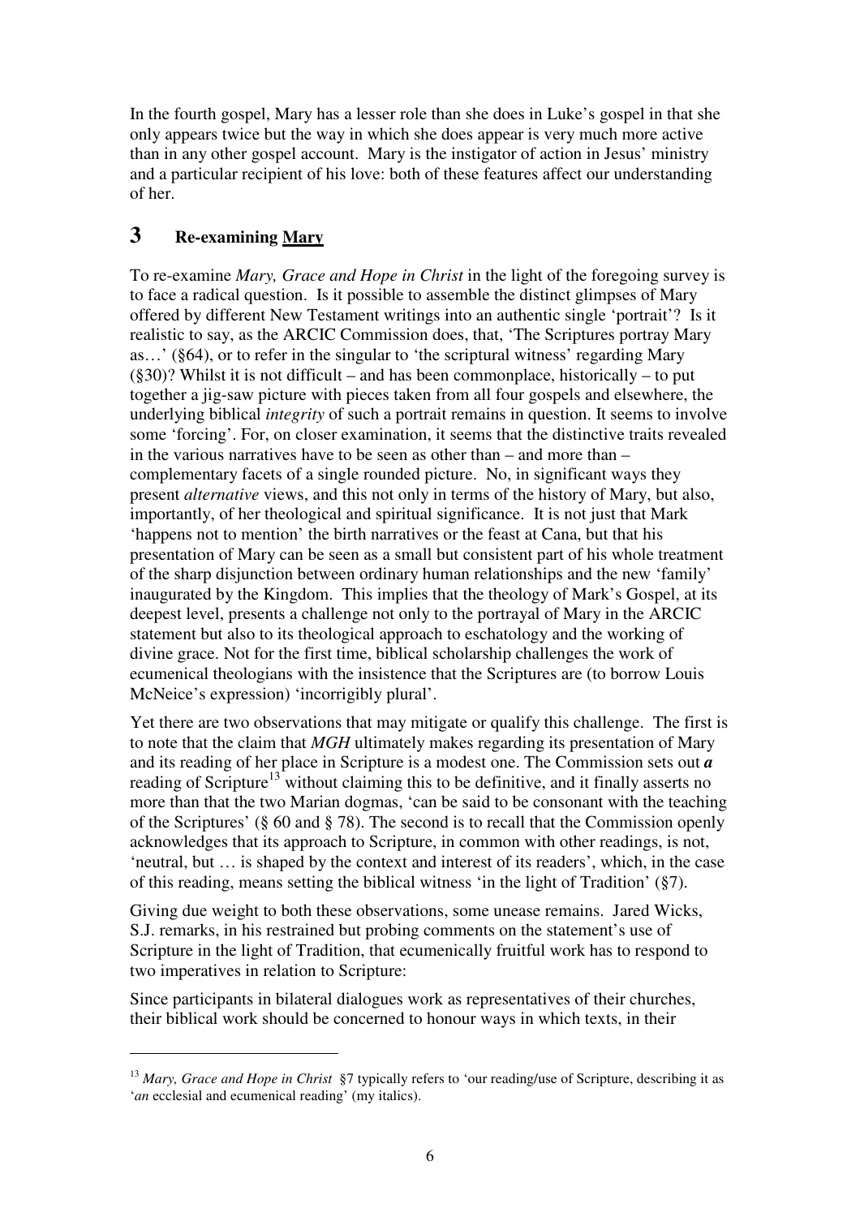In the fourth gospel, Mary has a lesser role than she does in Luke's gospel in that she only appears twice but the way in which she does appear is very much more active than in any other gospel account. Mary is the instigator of action in Jesus' ministry and a particular recipient of his love: both of these features affect our understanding of her.

# 3 Re-examining Mary

To re-examine *Mary, Grace and Hope in Christ* in the light of the foregoing survey is to face a radical question. Is it possible to assemble the distinct glimpses of Mary offered by different New Testament writings into an authentic single 'portrait'? Is it realistic to say, as the ARCIC Commission does, that, 'The Scriptures portray Mary as…' (§64), or to refer in the singular to 'the scriptural witness' regarding Mary (§30)? Whilst it is not difficult – and has been commonplace, historically – to put together a jig-saw picture with pieces taken from all four gospels and elsewhere, the underlying biblical *integrity* of such a portrait remains in question. It seems to involve some 'forcing'. For, on closer examination, it seems that the distinctive traits revealed in the various narratives have to be seen as other than – and more than – complementary facets of a single rounded picture. No, in significant ways they present *alternative* views, and this not only in terms of the history of Mary, but also, importantly, of her theological and spiritual significance. It is not just that Mark 'happens not to mention' the birth narratives or the feast at Cana, but that his presentation of Mary can be seen as a small but consistent part of his whole treatment of the sharp disjunction between ordinary human relationships and the new 'family' inaugurated by the Kingdom. This implies that the theology of Mark's Gospel, at its deepest level, presents a challenge not only to the portrayal of Mary in the ARCIC statement but also to its theological approach to eschatology and the working of divine grace. Not for the first time, biblical scholarship challenges the work of ecumenical theologians with the insistence that the Scriptures are (to borrow Louis McNeice's expression) 'incorrigibly plural'.

Yet there are two observations that may mitigate or qualify this challenge. The first is to note that the claim that *MGH* ultimately makes regarding its presentation of Mary and its reading of her place in Scripture is a modest one. The Commission sets out ***a*** reading of Scripture[13] without claiming this to be definitive, and it finally asserts no more than that the two Marian dogmas, 'can be said to be consonant with the teaching of the Scriptures' (§ 60 and § 78). The second is to recall that the Commission openly acknowledges that its approach to Scripture, in common with other readings, is not, 'neutral, but … is shaped by the context and interest of its readers', which, in the case of this reading, means setting the biblical witness 'in the light of Tradition' (§7).

Giving due weight to both these observations, some unease remains. Jared Wicks, S.J. remarks, in his restrained but probing comments on the statement's use of Scripture in the light of Tradition, that ecumenically fruitful work has to respond to two imperatives in relation to Scripture:

Since participants in bilateral dialogues work as representatives of their churches, their biblical work should be concerned to honour ways in which texts, in their

---

[13] *Mary, Grace and Hope in Christ* §7 typically refers to 'our reading/use of Scripture, describing it as '*an* ecclesial and ecumenical reading' (my italics).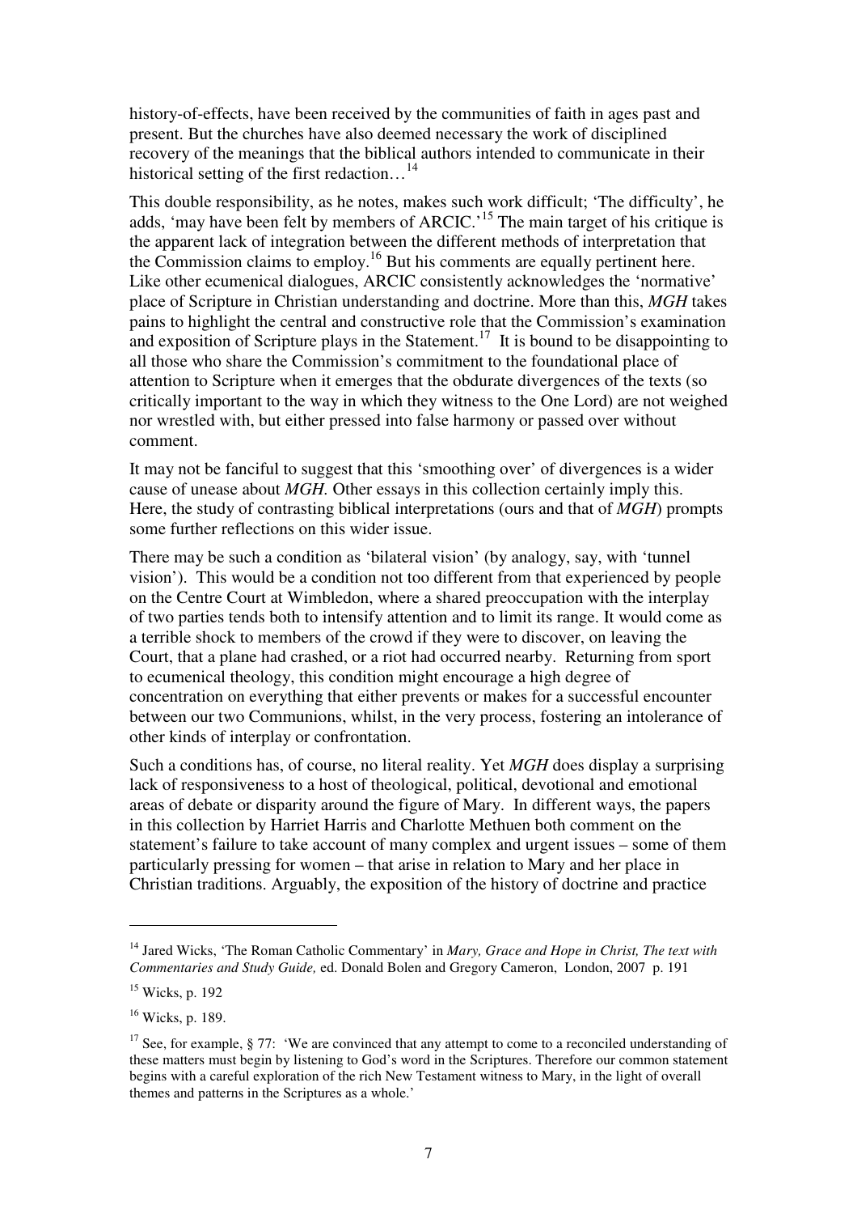history-of-effects, have been received by the communities of faith in ages past and present. But the churches have also deemed necessary the work of disciplined recovery of the meanings that the biblical authors intended to communicate in their historical setting of the first redaction…[14]

This double responsibility, as he notes, makes such work difficult; 'The difficulty', he adds, 'may have been felt by members of ARCIC.'[15] The main target of his critique is the apparent lack of integration between the different methods of interpretation that the Commission claims to employ.[16] But his comments are equally pertinent here. Like other ecumenical dialogues, ARCIC consistently acknowledges the 'normative' place of Scripture in Christian understanding and doctrine. More than this, *MGH* takes pains to highlight the central and constructive role that the Commission's examination and exposition of Scripture plays in the Statement.[17] It is bound to be disappointing to all those who share the Commission's commitment to the foundational place of attention to Scripture when it emerges that the obdurate divergences of the texts (so critically important to the way in which they witness to the One Lord) are not weighed nor wrestled with, but either pressed into false harmony or passed over without comment.

It may not be fanciful to suggest that this 'smoothing over' of divergences is a wider cause of unease about *MGH*. Other essays in this collection certainly imply this. Here, the study of contrasting biblical interpretations (ours and that of *MGH*) prompts some further reflections on this wider issue.

There may be such a condition as 'bilateral vision' (by analogy, say, with 'tunnel vision'). This would be a condition not too different from that experienced by people on the Centre Court at Wimbledon, where a shared preoccupation with the interplay of two parties tends both to intensify attention and to limit its range. It would come as a terrible shock to members of the crowd if they were to discover, on leaving the Court, that a plane had crashed, or a riot had occurred nearby. Returning from sport to ecumenical theology, this condition might encourage a high degree of concentration on everything that either prevents or makes for a successful encounter between our two Communions, whilst, in the very process, fostering an intolerance of other kinds of interplay or confrontation.

Such a conditions has, of course, no literal reality. Yet *MGH* does display a surprising lack of responsiveness to a host of theological, political, devotional and emotional areas of debate or disparity around the figure of Mary. In different ways, the papers in this collection by Harriet Harris and Charlotte Methuen both comment on the statement's failure to take account of many complex and urgent issues – some of them particularly pressing for women – that arise in relation to Mary and her place in Christian traditions. Arguably, the exposition of the history of doctrine and practice

---

[14] Jared Wicks, 'The Roman Catholic Commentary' in *Mary, Grace and Hope in Christ, The text with Commentaries and Study Guide,* ed. Donald Bolen and Gregory Cameron, London, 2007 p. 191

[15] Wicks, p. 192

[16] Wicks, p. 189.

[17] See, for example, § 77: 'We are convinced that any attempt to come to a reconciled understanding of these matters must begin by listening to God's word in the Scriptures. Therefore our common statement begins with a careful exploration of the rich New Testament witness to Mary, in the light of overall themes and patterns in the Scriptures as a whole.'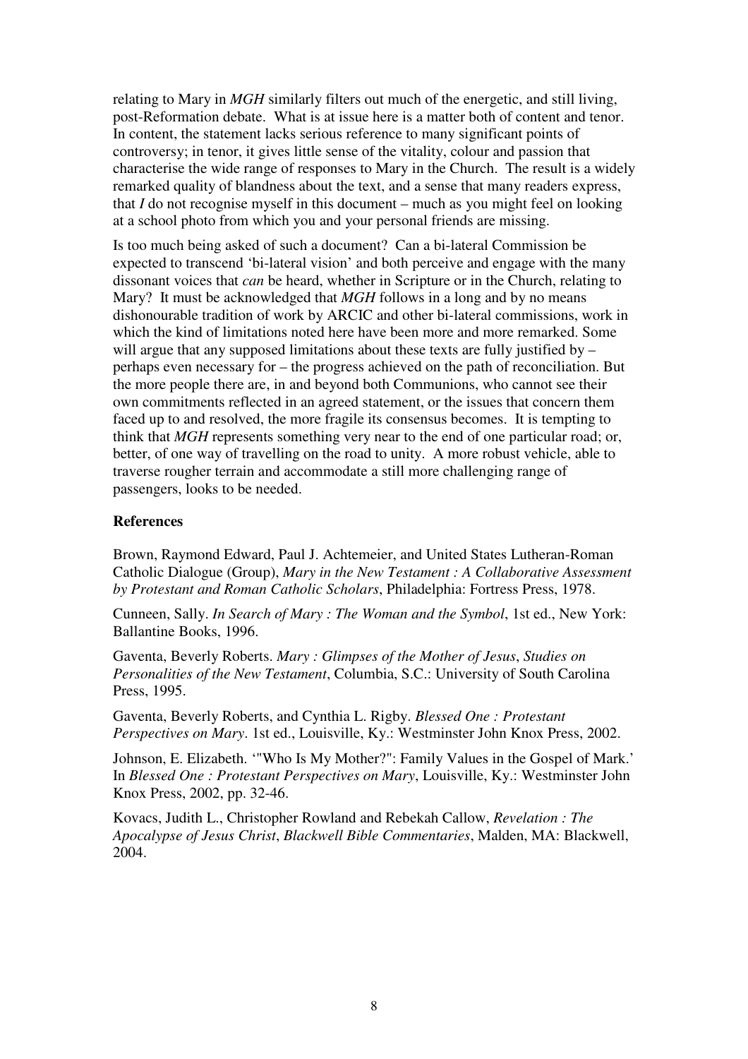relating to Mary in *MGH* similarly filters out much of the energetic, and still living, post-Reformation debate. What is at issue here is a matter both of content and tenor. In content, the statement lacks serious reference to many significant points of controversy; in tenor, it gives little sense of the vitality, colour and passion that characterise the wide range of responses to Mary in the Church. The result is a widely remarked quality of blandness about the text, and a sense that many readers express, that *I* do not recognise myself in this document – much as you might feel on looking at a school photo from which you and your personal friends are missing.

Is too much being asked of such a document? Can a bi-lateral Commission be expected to transcend 'bi-lateral vision' and both perceive and engage with the many dissonant voices that *can* be heard, whether in Scripture or in the Church, relating to Mary? It must be acknowledged that *MGH* follows in a long and by no means dishonourable tradition of work by ARCIC and other bi-lateral commissions, work in which the kind of limitations noted here have been more and more remarked. Some will argue that any supposed limitations about these texts are fully justified by – perhaps even necessary for – the progress achieved on the path of reconciliation. But the more people there are, in and beyond both Communions, who cannot see their own commitments reflected in an agreed statement, or the issues that concern them faced up to and resolved, the more fragile its consensus becomes. It is tempting to think that *MGH* represents something very near to the end of one particular road; or, better, of one way of travelling on the road to unity. A more robust vehicle, able to traverse rougher terrain and accommodate a still more challenging range of passengers, looks to be needed.

### References

Brown, Raymond Edward, Paul J. Achtemeier, and United States Lutheran-Roman Catholic Dialogue (Group), *Mary in the New Testament : A Collaborative Assessment by Protestant and Roman Catholic Scholars*, Philadelphia: Fortress Press, 1978.

Cunneen, Sally. *In Search of Mary : The Woman and the Symbol*, 1st ed., New York: Ballantine Books, 1996.

Gaventa, Beverly Roberts. *Mary : Glimpses of the Mother of Jesus*, *Studies on Personalities of the New Testament*, Columbia, S.C.: University of South Carolina Press, 1995.

Gaventa, Beverly Roberts, and Cynthia L. Rigby. *Blessed One : Protestant Perspectives on Mary*. 1st ed., Louisville, Ky.: Westminster John Knox Press, 2002.

Johnson, E. Elizabeth. '"Who Is My Mother?": Family Values in the Gospel of Mark.' In *Blessed One : Protestant Perspectives on Mary*, Louisville, Ky.: Westminster John Knox Press, 2002, pp. 32-46.

Kovacs, Judith L., Christopher Rowland and Rebekah Callow, *Revelation : The Apocalypse of Jesus Christ*, *Blackwell Bible Commentaries*, Malden, MA: Blackwell, 2004.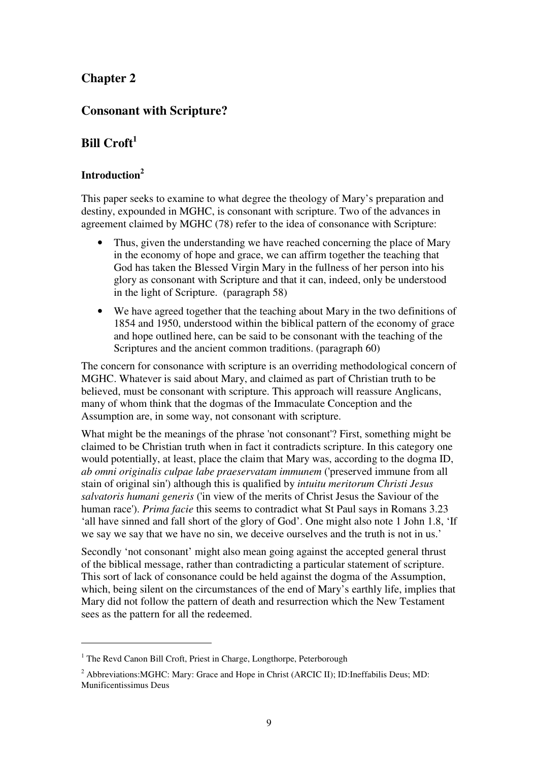## Chapter 2

## Consonant with Scripture?

## Bill Croft[1]

### Introduction[2]

This paper seeks to examine to what degree the theology of Mary's preparation and destiny, expounded in MGHC, is consonant with scripture. Two of the advances in agreement claimed by MGHC (78) refer to the idea of consonance with Scripture:

- Thus, given the understanding we have reached concerning the place of Mary in the economy of hope and grace, we can affirm together the teaching that God has taken the Blessed Virgin Mary in the fullness of her person into his glory as consonant with Scripture and that it can, indeed, only be understood in the light of Scripture. (paragraph 58)
- We have agreed together that the teaching about Mary in the two definitions of 1854 and 1950, understood within the biblical pattern of the economy of grace and hope outlined here, can be said to be consonant with the teaching of the Scriptures and the ancient common traditions. (paragraph 60)

The concern for consonance with scripture is an overriding methodological concern of MGHC. Whatever is said about Mary, and claimed as part of Christian truth to be believed, must be consonant with scripture. This approach will reassure Anglicans, many of whom think that the dogmas of the Immaculate Conception and the Assumption are, in some way, not consonant with scripture.

What might be the meanings of the phrase 'not consonant'? First, something might be claimed to be Christian truth when in fact it contradicts scripture. In this category one would potentially, at least, place the claim that Mary was, according to the dogma ID, *ab omni originalis culpae labe praeservatam immunem* ('preserved immune from all stain of original sin') although this is qualified by *intuitu meritorum Christi Jesus salvatoris humani generis* ('in view of the merits of Christ Jesus the Saviour of the human race'). *Prima facie* this seems to contradict what St Paul says in Romans 3.23 'all have sinned and fall short of the glory of God'. One might also note 1 John 1.8, 'If we say we say that we have no sin, we deceive ourselves and the truth is not in us.'

Secondly 'not consonant' might also mean going against the accepted general thrust of the biblical message, rather than contradicting a particular statement of scripture. This sort of lack of consonance could be held against the dogma of the Assumption, which, being silent on the circumstances of the end of Mary's earthly life, implies that Mary did not follow the pattern of death and resurrection which the New Testament sees as the pattern for all the redeemed.

---

[1] The Revd Canon Bill Croft, Priest in Charge, Longthorpe, Peterborough

[2] Abbreviations:MGHC: Mary: Grace and Hope in Christ (ARCIC II); ID:Ineffabilis Deus; MD: Munificentissimus Deus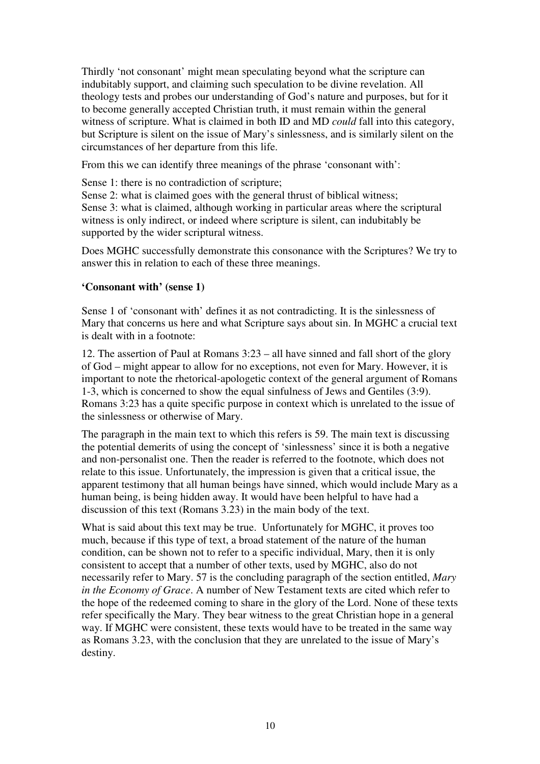Thirdly 'not consonant' might mean speculating beyond what the scripture can indubitably support, and claiming such speculation to be divine revelation. All theology tests and probes our understanding of God's nature and purposes, but for it to become generally accepted Christian truth, it must remain within the general witness of scripture. What is claimed in both ID and MD *could* fall into this category, but Scripture is silent on the issue of Mary's sinlessness, and is similarly silent on the circumstances of her departure from this life.

From this we can identify three meanings of the phrase 'consonant with':

Sense 1: there is no contradiction of scripture;
Sense 2: what is claimed goes with the general thrust of biblical witness;
Sense 3: what is claimed, although working in particular areas where the scriptural witness is only indirect, or indeed where scripture is silent, can indubitably be supported by the wider scriptural witness.

Does MGHC successfully demonstrate this consonance with the Scriptures? We try to answer this in relation to each of these three meanings.

**'Consonant with' (sense 1)**

Sense 1 of 'consonant with' defines it as not contradicting. It is the sinlessness of Mary that concerns us here and what Scripture says about sin. In MGHC a crucial text is dealt with in a footnote:

12. The assertion of Paul at Romans 3:23 – all have sinned and fall short of the glory of God – might appear to allow for no exceptions, not even for Mary. However, it is important to note the rhetorical-apologetic context of the general argument of Romans 1-3, which is concerned to show the equal sinfulness of Jews and Gentiles (3:9). Romans 3:23 has a quite specific purpose in context which is unrelated to the issue of the sinlessness or otherwise of Mary.

The paragraph in the main text to which this refers is 59. The main text is discussing the potential demerits of using the concept of 'sinlessness' since it is both a negative and non-personalist one. Then the reader is referred to the footnote, which does not relate to this issue. Unfortunately, the impression is given that a critical issue, the apparent testimony that all human beings have sinned, which would include Mary as a human being, is being hidden away. It would have been helpful to have had a discussion of this text (Romans 3.23) in the main body of the text.

What is said about this text may be true. Unfortunately for MGHC, it proves too much, because if this type of text, a broad statement of the nature of the human condition, can be shown not to refer to a specific individual, Mary, then it is only consistent to accept that a number of other texts, used by MGHC, also do not necessarily refer to Mary. 57 is the concluding paragraph of the section entitled, *Mary in the Economy of Grace*. A number of New Testament texts are cited which refer to the hope of the redeemed coming to share in the glory of the Lord. None of these texts refer specifically the Mary. They bear witness to the great Christian hope in a general way. If MGHC were consistent, these texts would have to be treated in the same way as Romans 3.23, with the conclusion that they are unrelated to the issue of Mary's destiny.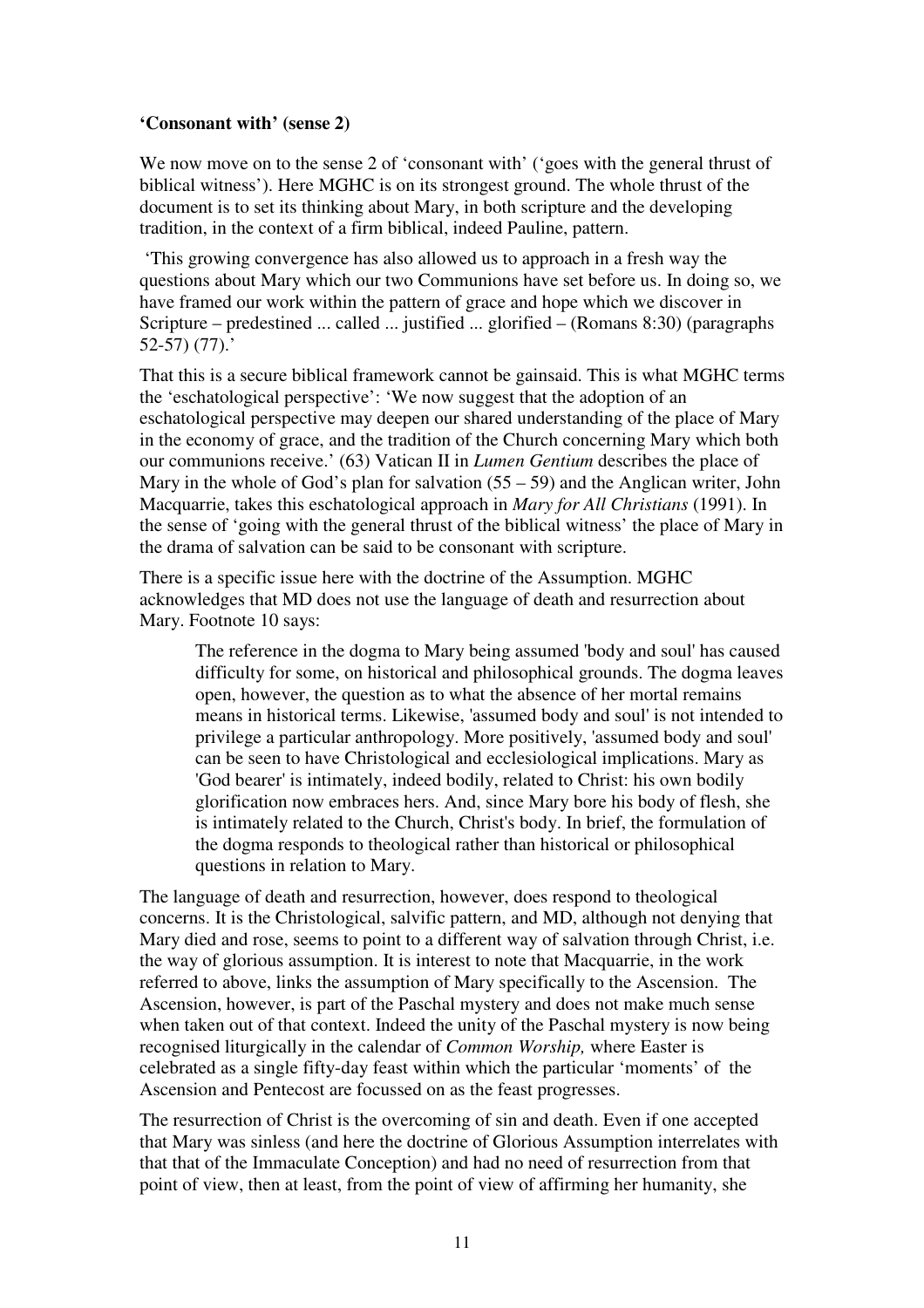**'Consonant with' (sense 2)**

We now move on to the sense 2 of 'consonant with' ('goes with the general thrust of biblical witness'). Here MGHC is on its strongest ground. The whole thrust of the document is to set its thinking about Mary, in both scripture and the developing tradition, in the context of a firm biblical, indeed Pauline, pattern.

'This growing convergence has also allowed us to approach in a fresh way the questions about Mary which our two Communions have set before us. In doing so, we have framed our work within the pattern of grace and hope which we discover in Scripture – predestined ... called ... justified ... glorified – (Romans 8:30) (paragraphs 52-57) (77).'

That this is a secure biblical framework cannot be gainsaid. This is what MGHC terms the 'eschatological perspective': 'We now suggest that the adoption of an eschatological perspective may deepen our shared understanding of the place of Mary in the economy of grace, and the tradition of the Church concerning Mary which both our communions receive.' (63) Vatican II in *Lumen Gentium* describes the place of Mary in the whole of God's plan for salvation (55 – 59) and the Anglican writer, John Macquarrie, takes this eschatological approach in *Mary for All Christians* (1991). In the sense of 'going with the general thrust of the biblical witness' the place of Mary in the drama of salvation can be said to be consonant with scripture.

There is a specific issue here with the doctrine of the Assumption. MGHC acknowledges that MD does not use the language of death and resurrection about Mary. Footnote 10 says:

> The reference in the dogma to Mary being assumed 'body and soul' has caused difficulty for some, on historical and philosophical grounds. The dogma leaves open, however, the question as to what the absence of her mortal remains means in historical terms. Likewise, 'assumed body and soul' is not intended to privilege a particular anthropology. More positively, 'assumed body and soul' can be seen to have Christological and ecclesiological implications. Mary as 'God bearer' is intimately, indeed bodily, related to Christ: his own bodily glorification now embraces hers. And, since Mary bore his body of flesh, she is intimately related to the Church, Christ's body. In brief, the formulation of the dogma responds to theological rather than historical or philosophical questions in relation to Mary.

The language of death and resurrection, however, does respond to theological concerns. It is the Christological, salvific pattern, and MD, although not denying that Mary died and rose, seems to point to a different way of salvation through Christ, i.e. the way of glorious assumption. It is interest to note that Macquarrie, in the work referred to above, links the assumption of Mary specifically to the Ascension. The Ascension, however, is part of the Paschal mystery and does not make much sense when taken out of that context. Indeed the unity of the Paschal mystery is now being recognised liturgically in the calendar of *Common Worship,* where Easter is celebrated as a single fifty-day feast within which the particular 'moments' of the Ascension and Pentecost are focussed on as the feast progresses.

The resurrection of Christ is the overcoming of sin and death. Even if one accepted that Mary was sinless (and here the doctrine of Glorious Assumption interrelates with that that of the Immaculate Conception) and had no need of resurrection from that point of view, then at least, from the point of view of affirming her humanity, she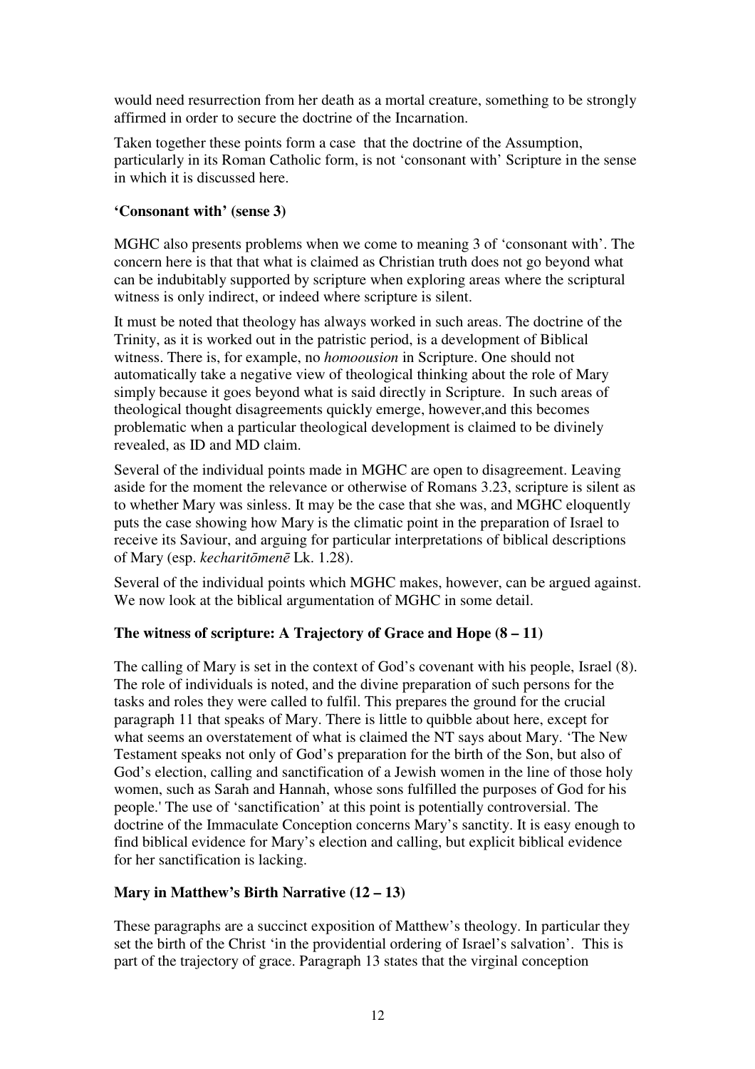would need resurrection from her death as a mortal creature, something to be strongly affirmed in order to secure the doctrine of the Incarnation.

Taken together these points form a case that the doctrine of the Assumption, particularly in its Roman Catholic form, is not 'consonant with' Scripture in the sense in which it is discussed here.

**'Consonant with' (sense 3)**

MGHC also presents problems when we come to meaning 3 of 'consonant with'. The concern here is that that what is claimed as Christian truth does not go beyond what can be indubitably supported by scripture when exploring areas where the scriptural witness is only indirect, or indeed where scripture is silent.

It must be noted that theology has always worked in such areas. The doctrine of the Trinity, as it is worked out in the patristic period, is a development of Biblical witness. There is, for example, no *homoousion* in Scripture. One should not automatically take a negative view of theological thinking about the role of Mary simply because it goes beyond what is said directly in Scripture. In such areas of theological thought disagreements quickly emerge, however,and this becomes problematic when a particular theological development is claimed to be divinely revealed, as ID and MD claim.

Several of the individual points made in MGHC are open to disagreement. Leaving aside for the moment the relevance or otherwise of Romans 3.23, scripture is silent as to whether Mary was sinless. It may be the case that she was, and MGHC eloquently puts the case showing how Mary is the climatic point in the preparation of Israel to receive its Saviour, and arguing for particular interpretations of biblical descriptions of Mary (esp. *kecharitōmenē* Lk. 1.28).

Several of the individual points which MGHC makes, however, can be argued against. We now look at the biblical argumentation of MGHC in some detail.

**The witness of scripture: A Trajectory of Grace and Hope (8 – 11)**

The calling of Mary is set in the context of God's covenant with his people, Israel (8). The role of individuals is noted, and the divine preparation of such persons for the tasks and roles they were called to fulfil. This prepares the ground for the crucial paragraph 11 that speaks of Mary. There is little to quibble about here, except for what seems an overstatement of what is claimed the NT says about Mary. 'The New Testament speaks not only of God's preparation for the birth of the Son, but also of God's election, calling and sanctification of a Jewish women in the line of those holy women, such as Sarah and Hannah, whose sons fulfilled the purposes of God for his people.' The use of 'sanctification' at this point is potentially controversial. The doctrine of the Immaculate Conception concerns Mary's sanctity. It is easy enough to find biblical evidence for Mary's election and calling, but explicit biblical evidence for her sanctification is lacking.

**Mary in Matthew's Birth Narrative (12 – 13)**

These paragraphs are a succinct exposition of Matthew's theology. In particular they set the birth of the Christ 'in the providential ordering of Israel's salvation'. This is part of the trajectory of grace. Paragraph 13 states that the virginal conception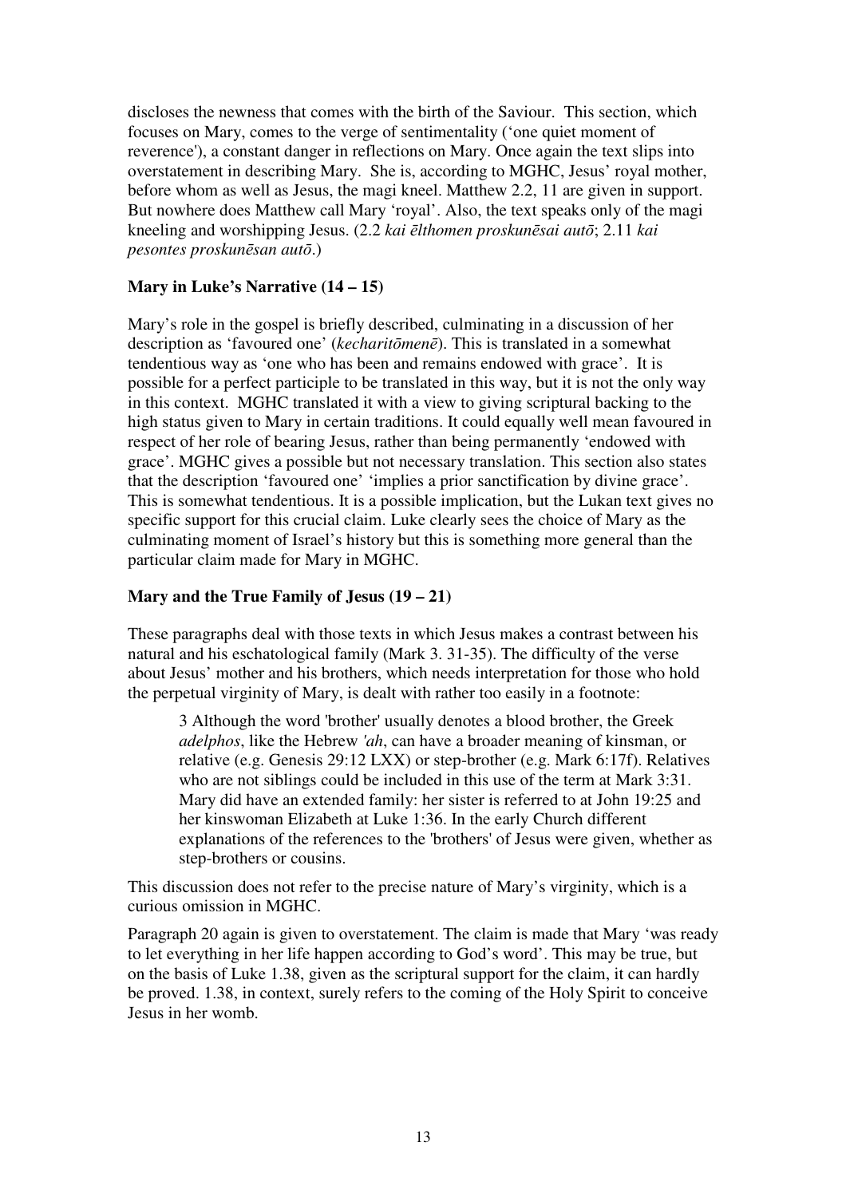discloses the newness that comes with the birth of the Saviour. This section, which focuses on Mary, comes to the verge of sentimentality ('one quiet moment of reverence'), a constant danger in reflections on Mary. Once again the text slips into overstatement in describing Mary. She is, according to MGHC, Jesus' royal mother, before whom as well as Jesus, the magi kneel. Matthew 2.2, 11 are given in support. But nowhere does Matthew call Mary 'royal'. Also, the text speaks only of the magi kneeling and worshipping Jesus. (2.2 *kai ēlthomen proskunēsai autō*; 2.11 *kai pesontes proskunēsan autō*.)

**Mary in Luke's Narrative (14 – 15)**

Mary's role in the gospel is briefly described, culminating in a discussion of her description as 'favoured one' (*kecharitōmenē*). This is translated in a somewhat tendentious way as 'one who has been and remains endowed with grace'. It is possible for a perfect participle to be translated in this way, but it is not the only way in this context. MGHC translated it with a view to giving scriptural backing to the high status given to Mary in certain traditions. It could equally well mean favoured in respect of her role of bearing Jesus, rather than being permanently 'endowed with grace'. MGHC gives a possible but not necessary translation. This section also states that the description 'favoured one' 'implies a prior sanctification by divine grace'. This is somewhat tendentious. It is a possible implication, but the Lukan text gives no specific support for this crucial claim. Luke clearly sees the choice of Mary as the culminating moment of Israel's history but this is something more general than the particular claim made for Mary in MGHC.

**Mary and the True Family of Jesus (19 – 21)**

These paragraphs deal with those texts in which Jesus makes a contrast between his natural and his eschatological family (Mark 3. 31-35). The difficulty of the verse about Jesus' mother and his brothers, which needs interpretation for those who hold the perpetual virginity of Mary, is dealt with rather too easily in a footnote:

> 3 Although the word 'brother' usually denotes a blood brother, the Greek *adelphos*, like the Hebrew *'ah*, can have a broader meaning of kinsman, or relative (e.g. Genesis 29:12 LXX) or step-brother (e.g. Mark 6:17f). Relatives who are not siblings could be included in this use of the term at Mark 3:31. Mary did have an extended family: her sister is referred to at John 19:25 and her kinswoman Elizabeth at Luke 1:36. In the early Church different explanations of the references to the 'brothers' of Jesus were given, whether as step-brothers or cousins.

This discussion does not refer to the precise nature of Mary's virginity, which is a curious omission in MGHC.

Paragraph 20 again is given to overstatement. The claim is made that Mary 'was ready to let everything in her life happen according to God's word'. This may be true, but on the basis of Luke 1.38, given as the scriptural support for the claim, it can hardly be proved. 1.38, in context, surely refers to the coming of the Holy Spirit to conceive Jesus in her womb.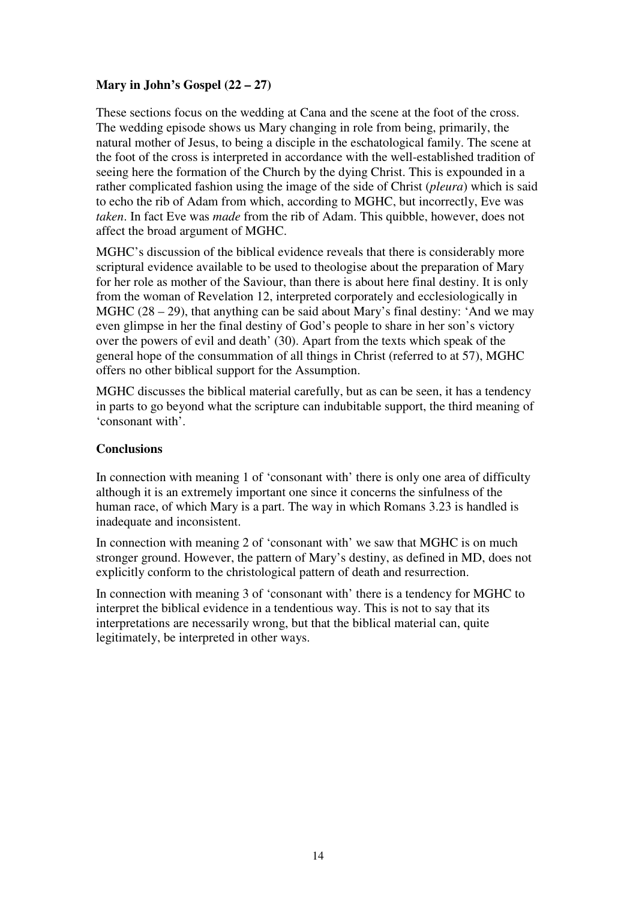**Mary in John's Gospel (22 – 27)**

These sections focus on the wedding at Cana and the scene at the foot of the cross. The wedding episode shows us Mary changing in role from being, primarily, the natural mother of Jesus, to being a disciple in the eschatological family. The scene at the foot of the cross is interpreted in accordance with the well-established tradition of seeing here the formation of the Church by the dying Christ. This is expounded in a rather complicated fashion using the image of the side of Christ (*pleura*) which is said to echo the rib of Adam from which, according to MGHC, but incorrectly, Eve was *taken*. In fact Eve was *made* from the rib of Adam. This quibble, however, does not affect the broad argument of MGHC.

MGHC's discussion of the biblical evidence reveals that there is considerably more scriptural evidence available to be used to theologise about the preparation of Mary for her role as mother of the Saviour, than there is about here final destiny. It is only from the woman of Revelation 12, interpreted corporately and ecclesiologically in MGHC (28 – 29), that anything can be said about Mary's final destiny: 'And we may even glimpse in her the final destiny of God's people to share in her son's victory over the powers of evil and death' (30). Apart from the texts which speak of the general hope of the consummation of all things in Christ (referred to at 57), MGHC offers no other biblical support for the Assumption.

MGHC discusses the biblical material carefully, but as can be seen, it has a tendency in parts to go beyond what the scripture can indubitable support, the third meaning of 'consonant with'.

**Conclusions**

In connection with meaning 1 of 'consonant with' there is only one area of difficulty although it is an extremely important one since it concerns the sinfulness of the human race, of which Mary is a part. The way in which Romans 3.23 is handled is inadequate and inconsistent.

In connection with meaning 2 of 'consonant with' we saw that MGHC is on much stronger ground. However, the pattern of Mary's destiny, as defined in MD, does not explicitly conform to the christological pattern of death and resurrection.

In connection with meaning 3 of 'consonant with' there is a tendency for MGHC to interpret the biblical evidence in a tendentious way. This is not to say that its interpretations are necessarily wrong, but that the biblical material can, quite legitimately, be interpreted in other ways.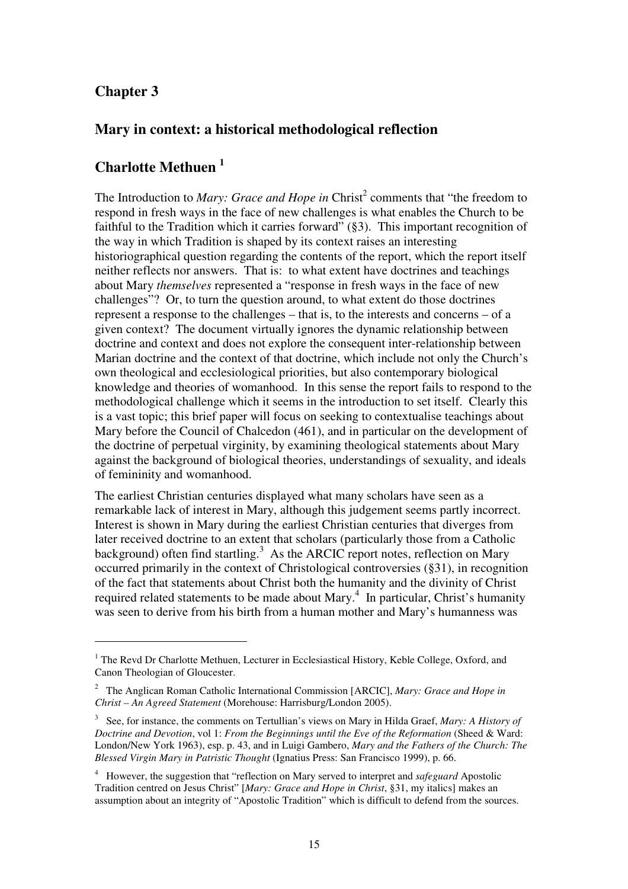## Chapter 3

## Mary in context: a historical methodological reflection

## Charlotte Methuen [1]

The Introduction to *Mary: Grace and Hope in* Christ[2] comments that "the freedom to respond in fresh ways in the face of new challenges is what enables the Church to be faithful to the Tradition which it carries forward" (§3). This important recognition of the way in which Tradition is shaped by its context raises an interesting historiographical question regarding the contents of the report, which the report itself neither reflects nor answers. That is: to what extent have doctrines and teachings about Mary *themselves* represented a "response in fresh ways in the face of new challenges"? Or, to turn the question around, to what extent do those doctrines represent a response to the challenges – that is, to the interests and concerns – of a given context? The document virtually ignores the dynamic relationship between doctrine and context and does not explore the consequent inter-relationship between Marian doctrine and the context of that doctrine, which include not only the Church's own theological and ecclesiological priorities, but also contemporary biological knowledge and theories of womanhood. In this sense the report fails to respond to the methodological challenge which it seems in the introduction to set itself. Clearly this is a vast topic; this brief paper will focus on seeking to contextualise teachings about Mary before the Council of Chalcedon (461), and in particular on the development of the doctrine of perpetual virginity, by examining theological statements about Mary against the background of biological theories, understandings of sexuality, and ideals of femininity and womanhood.

The earliest Christian centuries displayed what many scholars have seen as a remarkable lack of interest in Mary, although this judgement seems partly incorrect. Interest is shown in Mary during the earliest Christian centuries that diverges from later received doctrine to an extent that scholars (particularly those from a Catholic background) often find startling.[3] As the ARCIC report notes, reflection on Mary occurred primarily in the context of Christological controversies (§31), in recognition of the fact that statements about Christ both the humanity and the divinity of Christ required related statements to be made about Mary.[4] In particular, Christ's humanity was seen to derive from his birth from a human mother and Mary's humanness was

---

[1] The Revd Dr Charlotte Methuen, Lecturer in Ecclesiastical History, Keble College, Oxford, and Canon Theologian of Gloucester.

[2] The Anglican Roman Catholic International Commission [ARCIC], *Mary: Grace and Hope in Christ – An Agreed Statement* (Morehouse: Harrisburg/London 2005).

[3] See, for instance, the comments on Tertullian's views on Mary in Hilda Graef, *Mary: A History of Doctrine and Devotion*, vol 1: *From the Beginnings until the Eve of the Reformation* (Sheed & Ward: London/New York 1963), esp. p. 43, and in Luigi Gambero, *Mary and the Fathers of the Church: The Blessed Virgin Mary in Patristic Thought* (Ignatius Press: San Francisco 1999), p. 66.

[4] However, the suggestion that "reflection on Mary served to interpret and *safeguard* Apostolic Tradition centred on Jesus Christ" [*Mary: Grace and Hope in Christ*, §31, my italics] makes an assumption about an integrity of "Apostolic Tradition" which is difficult to defend from the sources.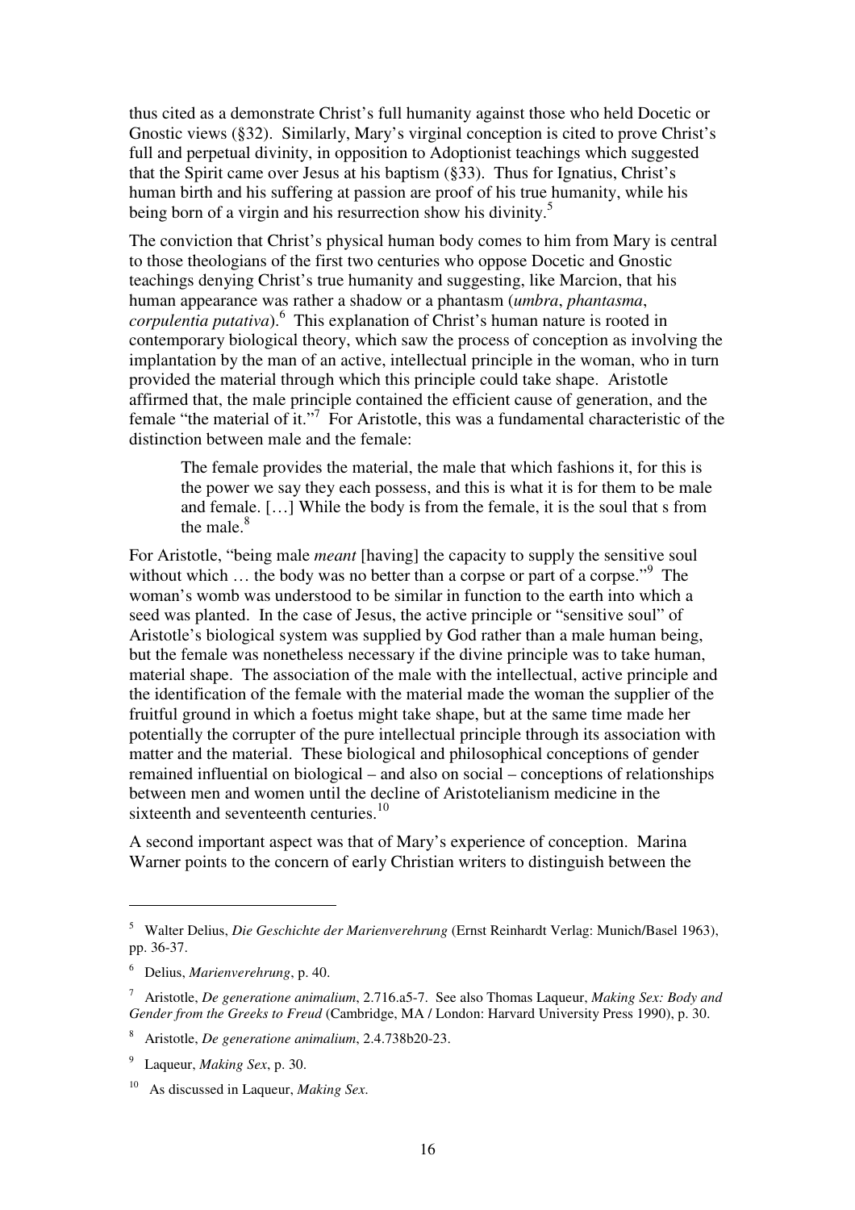thus cited as a demonstrate Christ's full humanity against those who held Docetic or Gnostic views (§32). Similarly, Mary's virginal conception is cited to prove Christ's full and perpetual divinity, in opposition to Adoptionist teachings which suggested that the Spirit came over Jesus at his baptism (§33). Thus for Ignatius, Christ's human birth and his suffering at passion are proof of his true humanity, while his being born of a virgin and his resurrection show his divinity.[5]

The conviction that Christ's physical human body comes to him from Mary is central to those theologians of the first two centuries who oppose Docetic and Gnostic teachings denying Christ's true humanity and suggesting, like Marcion, that his human appearance was rather a shadow or a phantasm (*umbra*, *phantasma*, *corpulentia putativa*).[6] This explanation of Christ's human nature is rooted in contemporary biological theory, which saw the process of conception as involving the implantation by the man of an active, intellectual principle in the woman, who in turn provided the material through which this principle could take shape. Aristotle affirmed that, the male principle contained the efficient cause of generation, and the female "the material of it."[7] For Aristotle, this was a fundamental characteristic of the distinction between male and the female:

> The female provides the material, the male that which fashions it, for this is the power we say they each possess, and this is what it is for them to be male and female. […] While the body is from the female, it is the soul that s from the male.[8]

For Aristotle, "being male *meant* [having] the capacity to supply the sensitive soul without which … the body was no better than a corpse or part of a corpse."[9] The woman's womb was understood to be similar in function to the earth into which a seed was planted. In the case of Jesus, the active principle or "sensitive soul" of Aristotle's biological system was supplied by God rather than a male human being, but the female was nonetheless necessary if the divine principle was to take human, material shape. The association of the male with the intellectual, active principle and the identification of the female with the material made the woman the supplier of the fruitful ground in which a foetus might take shape, but at the same time made her potentially the corrupter of the pure intellectual principle through its association with matter and the material. These biological and philosophical conceptions of gender remained influential on biological – and also on social – conceptions of relationships between men and women until the decline of Aristotelianism medicine in the sixteenth and seventeenth centuries.[10]

A second important aspect was that of Mary's experience of conception. Marina Warner points to the concern of early Christian writers to distinguish between the

---

[5] Walter Delius, *Die Geschichte der Marienverehrung* (Ernst Reinhardt Verlag: Munich/Basel 1963), pp. 36-37.

[6] Delius, *Marienverehrung*, p. 40.

[7] Aristotle, *De generatione animalium*, 2.716.a5-7. See also Thomas Laqueur, *Making Sex: Body and Gender from the Greeks to Freud* (Cambridge, MA / London: Harvard University Press 1990), p. 30.

[8] Aristotle, *De generatione animalium*, 2.4.738b20-23.

[9] Laqueur, *Making Sex*, p. 30.

[10] As discussed in Laqueur, *Making Sex*.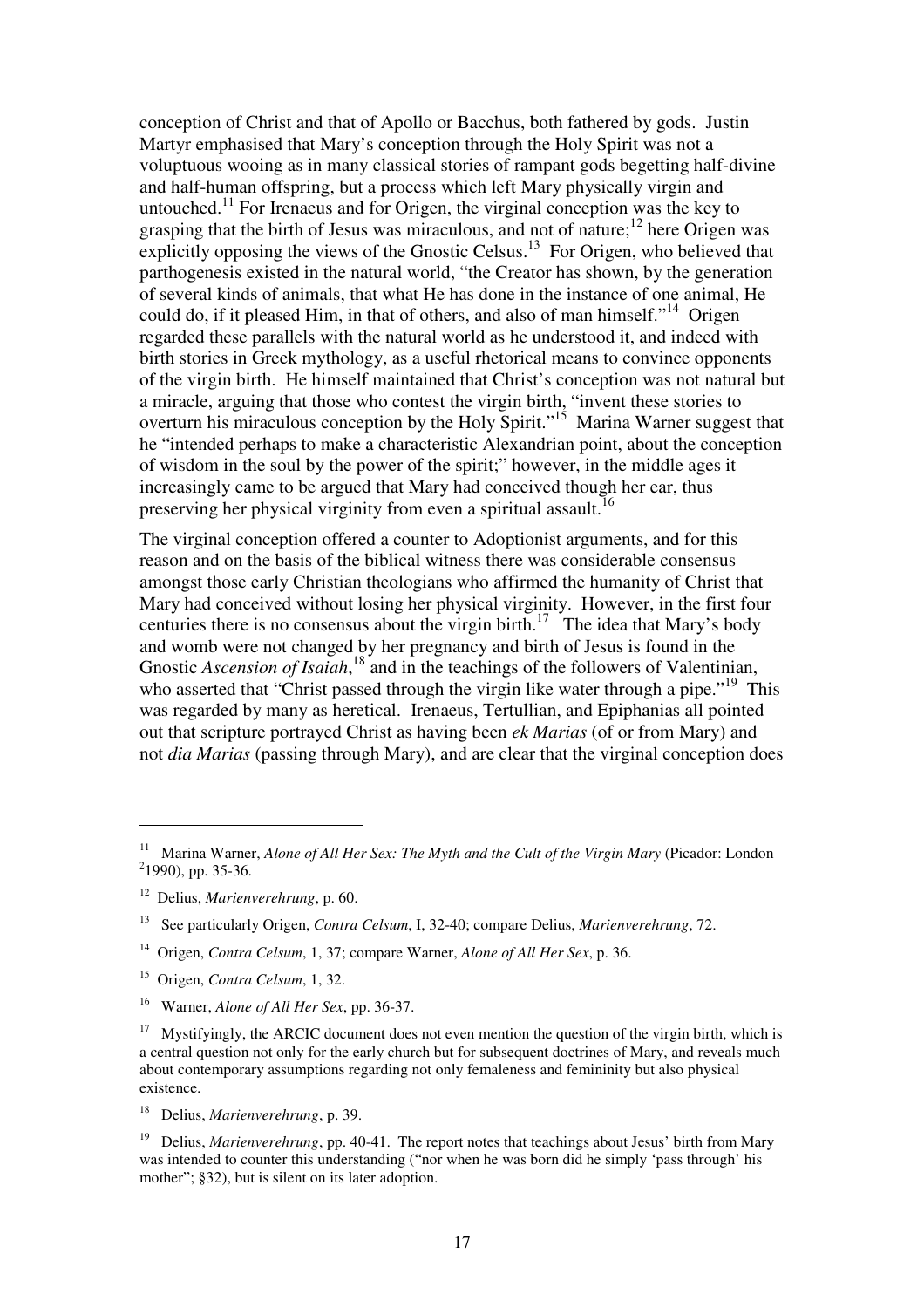conception of Christ and that of Apollo or Bacchus, both fathered by gods. Justin Martyr emphasised that Mary's conception through the Holy Spirit was not a voluptuous wooing as in many classical stories of rampant gods begetting half-divine and half-human offspring, but a process which left Mary physically virgin and untouched.[11] For Irenaeus and for Origen, the virginal conception was the key to grasping that the birth of Jesus was miraculous, and not of nature;[12] here Origen was explicitly opposing the views of the Gnostic Celsus.[13] For Origen, who believed that parthogenesis existed in the natural world, "the Creator has shown, by the generation of several kinds of animals, that what He has done in the instance of one animal, He could do, if it pleased Him, in that of others, and also of man himself."[14] Origen regarded these parallels with the natural world as he understood it, and indeed with birth stories in Greek mythology, as a useful rhetorical means to convince opponents of the virgin birth. He himself maintained that Christ's conception was not natural but a miracle, arguing that those who contest the virgin birth, "invent these stories to overturn his miraculous conception by the Holy Spirit."[15] Marina Warner suggest that he "intended perhaps to make a characteristic Alexandrian point, about the conception of wisdom in the soul by the power of the spirit;" however, in the middle ages it increasingly came to be argued that Mary had conceived though her ear, thus preserving her physical virginity from even a spiritual assault.[16]

The virginal conception offered a counter to Adoptionist arguments, and for this reason and on the basis of the biblical witness there was considerable consensus amongst those early Christian theologians who affirmed the humanity of Christ that Mary had conceived without losing her physical virginity. However, in the first four centuries there is no consensus about the virgin birth.[17] The idea that Mary's body and womb were not changed by her pregnancy and birth of Jesus is found in the Gnostic *Ascension of Isaiah*,[18] and in the teachings of the followers of Valentinian, who asserted that "Christ passed through the virgin like water through a pipe."[19] This was regarded by many as heretical. Irenaeus, Tertullian, and Epiphanias all pointed out that scripture portrayed Christ as having been *ek Marias* (of or from Mary) and not *dia Marias* (passing through Mary), and are clear that the virginal conception does

---

[11] Marina Warner, *Alone of All Her Sex: The Myth and the Cult of the Virgin Mary* (Picador: London [2]1990), pp. 35-36.

[12] Delius, *Marienverehrung*, p. 60.

[13] See particularly Origen, *Contra Celsum*, I, 32-40; compare Delius, *Marienverehrung*, 72.

[14] Origen, *Contra Celsum*, 1, 37; compare Warner, *Alone of All Her Sex*, p. 36.

[15] Origen, *Contra Celsum*, 1, 32.

[16] Warner, *Alone of All Her Sex*, pp. 36-37.

[17] Mystifyingly, the ARCIC document does not even mention the question of the virgin birth, which is a central question not only for the early church but for subsequent doctrines of Mary, and reveals much about contemporary assumptions regarding not only femaleness and femininity but also physical existence.

[18] Delius, *Marienverehrung*, p. 39.

[19] Delius, *Marienverehrung*, pp. 40-41. The report notes that teachings about Jesus' birth from Mary was intended to counter this understanding ("nor when he was born did he simply 'pass through' his mother"; §32), but is silent on its later adoption.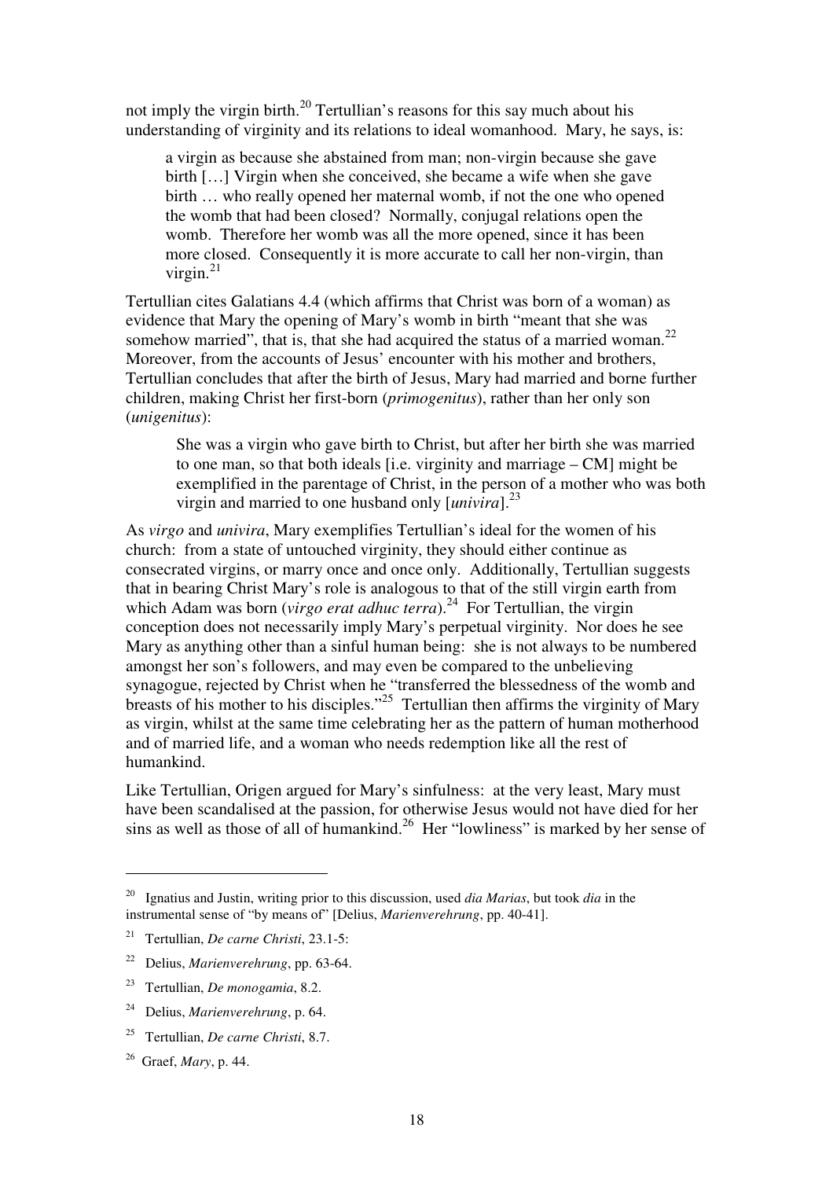not imply the virgin birth.[20] Tertullian's reasons for this say much about his understanding of virginity and its relations to ideal womanhood. Mary, he says, is:

> a virgin as because she abstained from man; non-virgin because she gave birth […] Virgin when she conceived, she became a wife when she gave birth … who really opened her maternal womb, if not the one who opened the womb that had been closed? Normally, conjugal relations open the womb. Therefore her womb was all the more opened, since it has been more closed. Consequently it is more accurate to call her non-virgin, than virgin.[21]

Tertullian cites Galatians 4.4 (which affirms that Christ was born of a woman) as evidence that Mary the opening of Mary's womb in birth "meant that she was somehow married", that is, that she had acquired the status of a married woman.[22] Moreover, from the accounts of Jesus' encounter with his mother and brothers, Tertullian concludes that after the birth of Jesus, Mary had married and borne further children, making Christ her first-born (*primogenitus*), rather than her only son (*unigenitus*):

> She was a virgin who gave birth to Christ, but after her birth she was married to one man, so that both ideals [i.e. virginity and marriage – CM] might be exemplified in the parentage of Christ, in the person of a mother who was both virgin and married to one husband only [*univira*].[23]

As *virgo* and *univira*, Mary exemplifies Tertullian's ideal for the women of his church: from a state of untouched virginity, they should either continue as consecrated virgins, or marry once and once only. Additionally, Tertullian suggests that in bearing Christ Mary's role is analogous to that of the still virgin earth from which Adam was born (*virgo erat adhuc terra*).[24] For Tertullian, the virgin conception does not necessarily imply Mary's perpetual virginity. Nor does he see Mary as anything other than a sinful human being: she is not always to be numbered amongst her son's followers, and may even be compared to the unbelieving synagogue, rejected by Christ when he "transferred the blessedness of the womb and breasts of his mother to his disciples."[25] Tertullian then affirms the virginity of Mary as virgin, whilst at the same time celebrating her as the pattern of human motherhood and of married life, and a woman who needs redemption like all the rest of humankind.

Like Tertullian, Origen argued for Mary's sinfulness: at the very least, Mary must have been scandalised at the passion, for otherwise Jesus would not have died for her sins as well as those of all of humankind.[26] Her "lowliness" is marked by her sense of

---

[20] Ignatius and Justin, writing prior to this discussion, used *dia Marias*, but took *dia* in the instrumental sense of "by means of" [Delius, *Marienverehrung*, pp. 40-41].

[21] Tertullian, *De carne Christi*, 23.1-5:

[22] Delius, *Marienverehrung*, pp. 63-64.

[23] Tertullian, *De monogamia*, 8.2.

[24] Delius, *Marienverehrung*, p. 64.

[25] Tertullian, *De carne Christi*, 8.7.

[26] Graef, *Mary*, p. 44.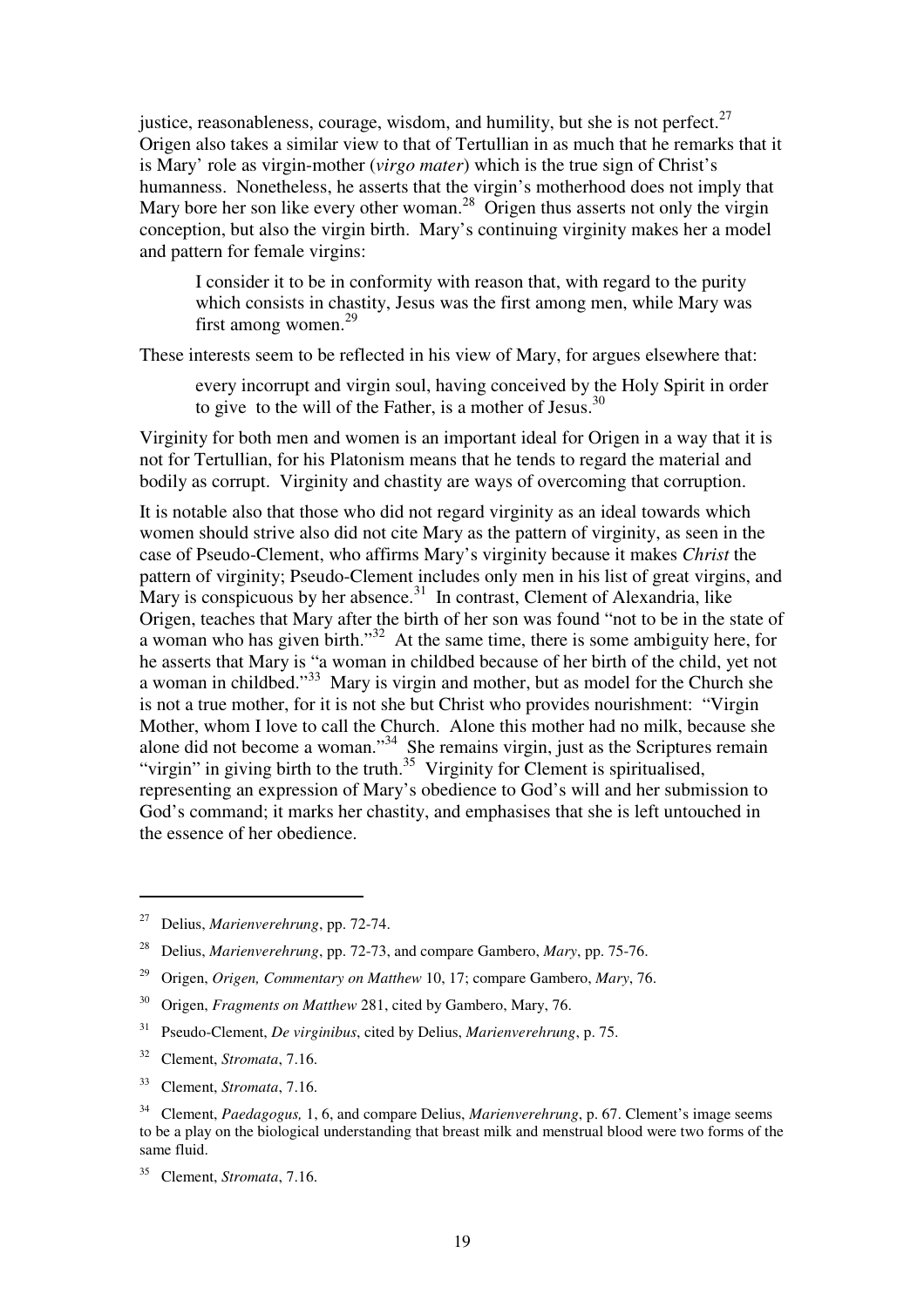justice, reasonableness, courage, wisdom, and humility, but she is not perfect.[27] Origen also takes a similar view to that of Tertullian in as much that he remarks that it is Mary' role as virgin-mother (*virgo mater*) which is the true sign of Christ's humanness. Nonetheless, he asserts that the virgin's motherhood does not imply that Mary bore her son like every other woman.[28] Origen thus asserts not only the virgin conception, but also the virgin birth. Mary's continuing virginity makes her a model and pattern for female virgins:

> I consider it to be in conformity with reason that, with regard to the purity which consists in chastity, Jesus was the first among men, while Mary was first among women.[29]

These interests seem to be reflected in his view of Mary, for argues elsewhere that:

> every incorrupt and virgin soul, having conceived by the Holy Spirit in order to give to the will of the Father, is a mother of Jesus.[30]

Virginity for both men and women is an important ideal for Origen in a way that it is not for Tertullian, for his Platonism means that he tends to regard the material and bodily as corrupt. Virginity and chastity are ways of overcoming that corruption.

It is notable also that those who did not regard virginity as an ideal towards which women should strive also did not cite Mary as the pattern of virginity, as seen in the case of Pseudo-Clement, who affirms Mary's virginity because it makes *Christ* the pattern of virginity; Pseudo-Clement includes only men in his list of great virgins, and Mary is conspicuous by her absence.[31] In contrast, Clement of Alexandria, like Origen, teaches that Mary after the birth of her son was found "not to be in the state of a woman who has given birth."[32] At the same time, there is some ambiguity here, for he asserts that Mary is "a woman in childbed because of her birth of the child, yet not a woman in childbed."[33] Mary is virgin and mother, but as model for the Church she is not a true mother, for it is not she but Christ who provides nourishment: "Virgin Mother, whom I love to call the Church. Alone this mother had no milk, because she alone did not become a woman."[34] She remains virgin, just as the Scriptures remain "virgin" in giving birth to the truth.[35] Virginity for Clement is spiritualised, representing an expression of Mary's obedience to God's will and her submission to God's command; it marks her chastity, and emphasises that she is left untouched in the essence of her obedience.

---

[27] Delius, *Marienverehrung*, pp. 72-74.

[28] Delius, *Marienverehrung*, pp. 72-73, and compare Gambero, *Mary*, pp. 75-76.

[29] Origen, *Origen, Commentary on Matthew* 10, 17; compare Gambero, *Mary*, 76.

[30] Origen, *Fragments on Matthew* 281, cited by Gambero, Mary, 76.

[31] Pseudo-Clement, *De virginibus*, cited by Delius, *Marienverehrung*, p. 75.

[32] Clement, *Stromata*, 7.16.

[33] Clement, *Stromata*, 7.16.

[34] Clement, *Paedagogus,* 1, 6, and compare Delius, *Marienverehrung*, p. 67. Clement's image seems to be a play on the biological understanding that breast milk and menstrual blood were two forms of the same fluid.

[35] Clement, *Stromata*, 7.16.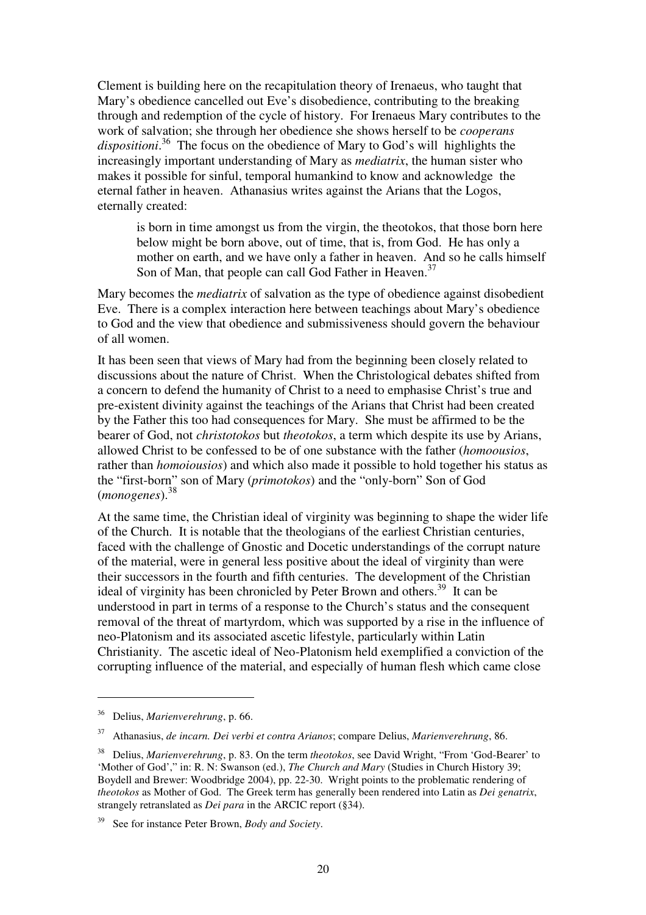Clement is building here on the recapitulation theory of Irenaeus, who taught that Mary's obedience cancelled out Eve's disobedience, contributing to the breaking through and redemption of the cycle of history. For Irenaeus Mary contributes to the work of salvation; she through her obedience she shows herself to be *cooperans dispositioni*.[36] The focus on the obedience of Mary to God's will highlights the increasingly important understanding of Mary as *mediatrix*, the human sister who makes it possible for sinful, temporal humankind to know and acknowledge the eternal father in heaven. Athanasius writes against the Arians that the Logos, eternally created:

> is born in time amongst us from the virgin, the theotokos, that those born here below might be born above, out of time, that is, from God. He has only a mother on earth, and we have only a father in heaven. And so he calls himself Son of Man, that people can call God Father in Heaven.[37]

Mary becomes the *mediatrix* of salvation as the type of obedience against disobedient Eve. There is a complex interaction here between teachings about Mary's obedience to God and the view that obedience and submissiveness should govern the behaviour of all women.

It has been seen that views of Mary had from the beginning been closely related to discussions about the nature of Christ. When the Christological debates shifted from a concern to defend the humanity of Christ to a need to emphasise Christ's true and pre-existent divinity against the teachings of the Arians that Christ had been created by the Father this too had consequences for Mary. She must be affirmed to be the bearer of God, not *christotokos* but *theotokos*, a term which despite its use by Arians, allowed Christ to be confessed to be of one substance with the father (*homoousios*, rather than *homoiousios*) and which also made it possible to hold together his status as the "first-born" son of Mary (*primotokos*) and the "only-born" Son of God (*monogenes*).[38]

At the same time, the Christian ideal of virginity was beginning to shape the wider life of the Church. It is notable that the theologians of the earliest Christian centuries, faced with the challenge of Gnostic and Docetic understandings of the corrupt nature of the material, were in general less positive about the ideal of virginity than were their successors in the fourth and fifth centuries. The development of the Christian ideal of virginity has been chronicled by Peter Brown and others.[39] It can be understood in part in terms of a response to the Church's status and the consequent removal of the threat of martyrdom, which was supported by a rise in the influence of neo-Platonism and its associated ascetic lifestyle, particularly within Latin Christianity. The ascetic ideal of Neo-Platonism held exemplified a conviction of the corrupting influence of the material, and especially of human flesh which came close

---

[36] Delius, *Marienverehrung*, p. 66.

[37] Athanasius, *de incarn. Dei verbi et contra Arianos*; compare Delius, *Marienverehrung*, 86.

[38] Delius, *Marienverehrung*, p. 83. On the term *theotokos*, see David Wright, "From 'God-Bearer' to 'Mother of God'," in: R. N: Swanson (ed.), *The Church and Mary* (Studies in Church History 39; Boydell and Brewer: Woodbridge 2004), pp. 22-30. Wright points to the problematic rendering of *theotokos* as Mother of God. The Greek term has generally been rendered into Latin as *Dei genatrix*, strangely retranslated as *Dei para* in the ARCIC report (§34).

[39] See for instance Peter Brown, *Body and Society*.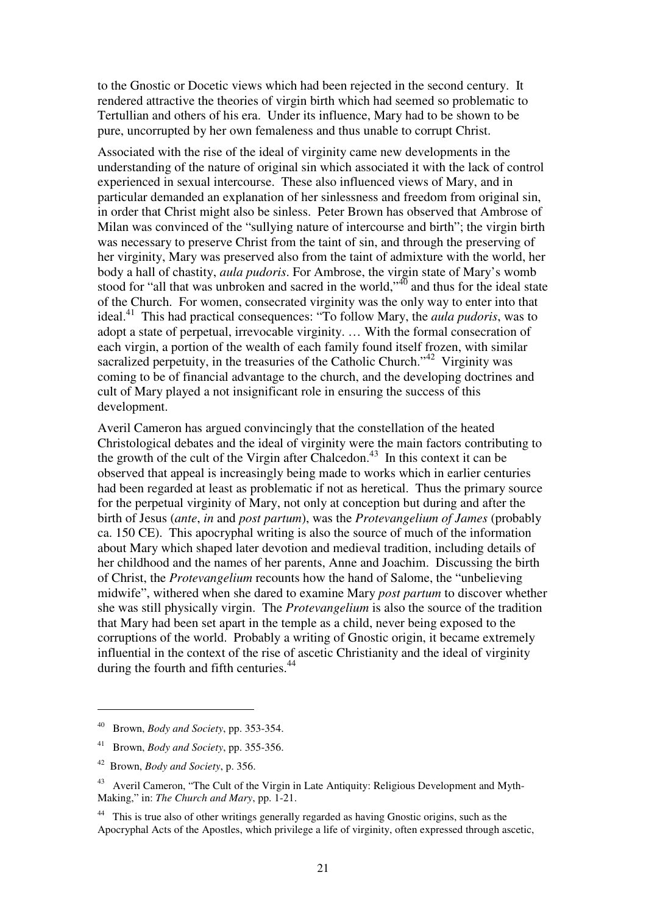to the Gnostic or Docetic views which had been rejected in the second century. It rendered attractive the theories of virgin birth which had seemed so problematic to Tertullian and others of his era. Under its influence, Mary had to be shown to be pure, uncorrupted by her own femaleness and thus unable to corrupt Christ.

Associated with the rise of the ideal of virginity came new developments in the understanding of the nature of original sin which associated it with the lack of control experienced in sexual intercourse. These also influenced views of Mary, and in particular demanded an explanation of her sinlessness and freedom from original sin, in order that Christ might also be sinless. Peter Brown has observed that Ambrose of Milan was convinced of the "sullying nature of intercourse and birth"; the virgin birth was necessary to preserve Christ from the taint of sin, and through the preserving of her virginity, Mary was preserved also from the taint of admixture with the world, her body a hall of chastity, *aula pudoris*. For Ambrose, the virgin state of Mary's womb stood for "all that was unbroken and sacred in the world,"[40] and thus for the ideal state of the Church. For women, consecrated virginity was the only way to enter into that ideal.[41] This had practical consequences: "To follow Mary, the *aula pudoris*, was to adopt a state of perpetual, irrevocable virginity. … With the formal consecration of each virgin, a portion of the wealth of each family found itself frozen, with similar sacralized perpetuity, in the treasuries of the Catholic Church."[42] Virginity was coming to be of financial advantage to the church, and the developing doctrines and cult of Mary played a not insignificant role in ensuring the success of this development.

Averil Cameron has argued convincingly that the constellation of the heated Christological debates and the ideal of virginity were the main factors contributing to the growth of the cult of the Virgin after Chalcedon.[43] In this context it can be observed that appeal is increasingly being made to works which in earlier centuries had been regarded at least as problematic if not as heretical. Thus the primary source for the perpetual virginity of Mary, not only at conception but during and after the birth of Jesus (*ante*, *in* and *post partum*), was the *Protevangelium of James* (probably ca. 150 CE). This apocryphal writing is also the source of much of the information about Mary which shaped later devotion and medieval tradition, including details of her childhood and the names of her parents, Anne and Joachim. Discussing the birth of Christ, the *Protevangelium* recounts how the hand of Salome, the "unbelieving midwife", withered when she dared to examine Mary *post partum* to discover whether she was still physically virgin. The *Protevangelium* is also the source of the tradition that Mary had been set apart in the temple as a child, never being exposed to the corruptions of the world. Probably a writing of Gnostic origin, it became extremely influential in the context of the rise of ascetic Christianity and the ideal of virginity during the fourth and fifth centuries.[44]

---

[40] Brown, *Body and Society*, pp. 353-354.

[41] Brown, *Body and Society*, pp. 355-356.

[42] Brown, *Body and Society*, p. 356.

[43] Averil Cameron, "The Cult of the Virgin in Late Antiquity: Religious Development and Myth-Making," in: *The Church and Mary*, pp. 1-21.

[44] This is true also of other writings generally regarded as having Gnostic origins, such as the Apocryphal Acts of the Apostles, which privilege a life of virginity, often expressed through ascetic,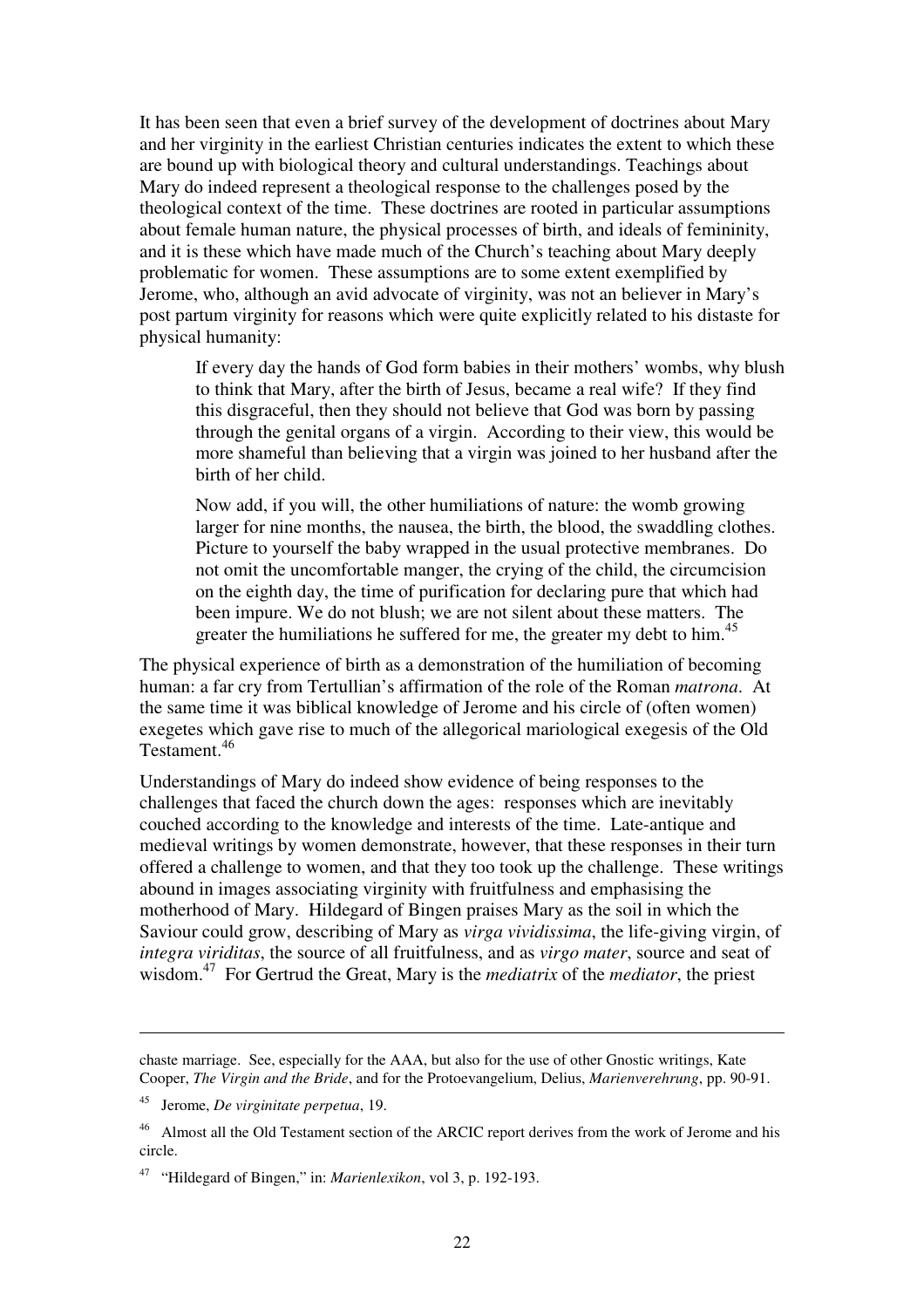It has been seen that even a brief survey of the development of doctrines about Mary and her virginity in the earliest Christian centuries indicates the extent to which these are bound up with biological theory and cultural understandings. Teachings about Mary do indeed represent a theological response to the challenges posed by the theological context of the time. These doctrines are rooted in particular assumptions about female human nature, the physical processes of birth, and ideals of femininity, and it is these which have made much of the Church's teaching about Mary deeply problematic for women. These assumptions are to some extent exemplified by Jerome, who, although an avid advocate of virginity, was not an believer in Mary's post partum virginity for reasons which were quite explicitly related to his distaste for physical humanity:

> If every day the hands of God form babies in their mothers' wombs, why blush to think that Mary, after the birth of Jesus, became a real wife? If they find this disgraceful, then they should not believe that God was born by passing through the genital organs of a virgin. According to their view, this would be more shameful than believing that a virgin was joined to her husband after the birth of her child.
>
> Now add, if you will, the other humiliations of nature: the womb growing larger for nine months, the nausea, the birth, the blood, the swaddling clothes. Picture to yourself the baby wrapped in the usual protective membranes. Do not omit the uncomfortable manger, the crying of the child, the circumcision on the eighth day, the time of purification for declaring pure that which had been impure. We do not blush; we are not silent about these matters. The greater the humiliations he suffered for me, the greater my debt to him.[45]

The physical experience of birth as a demonstration of the humiliation of becoming human: a far cry from Tertullian's affirmation of the role of the Roman *matrona*. At the same time it was biblical knowledge of Jerome and his circle of (often women) exegetes which gave rise to much of the allegorical mariological exegesis of the Old Testament.[46]

Understandings of Mary do indeed show evidence of being responses to the challenges that faced the church down the ages: responses which are inevitably couched according to the knowledge and interests of the time. Late-antique and medieval writings by women demonstrate, however, that these responses in their turn offered a challenge to women, and that they too took up the challenge. These writings abound in images associating virginity with fruitfulness and emphasising the motherhood of Mary. Hildegard of Bingen praises Mary as the soil in which the Saviour could grow, describing of Mary as *virga vividissima*, the life-giving virgin, of *integra viriditas*, the source of all fruitfulness, and as *virgo mater*, source and seat of wisdom.[47] For Gertrud the Great, Mary is the *mediatrix* of the *mediator*, the priest

---

chaste marriage. See, especially for the AAA, but also for the use of other Gnostic writings, Kate Cooper, *The Virgin and the Bride*, and for the Protoevangelium, Delius, *Marienverehrung*, pp. 90-91.

[45] Jerome, *De virginitate perpetua*, 19.

[46] Almost all the Old Testament section of the ARCIC report derives from the work of Jerome and his circle.

[47] "Hildegard of Bingen," in: *Marienlexikon*, vol 3, p. 192-193.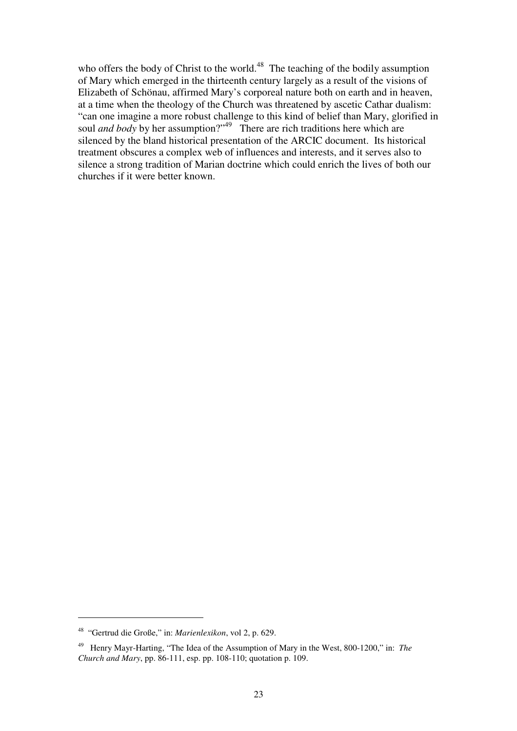who offers the body of Christ to the world.[48] The teaching of the bodily assumption of Mary which emerged in the thirteenth century largely as a result of the visions of Elizabeth of Schönau, affirmed Mary's corporeal nature both on earth and in heaven, at a time when the theology of the Church was threatened by ascetic Cathar dualism: "can one imagine a more robust challenge to this kind of belief than Mary, glorified in soul *and body* by her assumption?"[49] There are rich traditions here which are silenced by the bland historical presentation of the ARCIC document. Its historical treatment obscures a complex web of influences and interests, and it serves also to silence a strong tradition of Marian doctrine which could enrich the lives of both our churches if it were better known.

---

[48] "Gertrud die Große," in: *Marienlexikon*, vol 2, p. 629.

[49] Henry Mayr-Harting, "The Idea of the Assumption of Mary in the West, 800-1200," in: *The Church and Mary*, pp. 86-111, esp. pp. 108-110; quotation p. 109.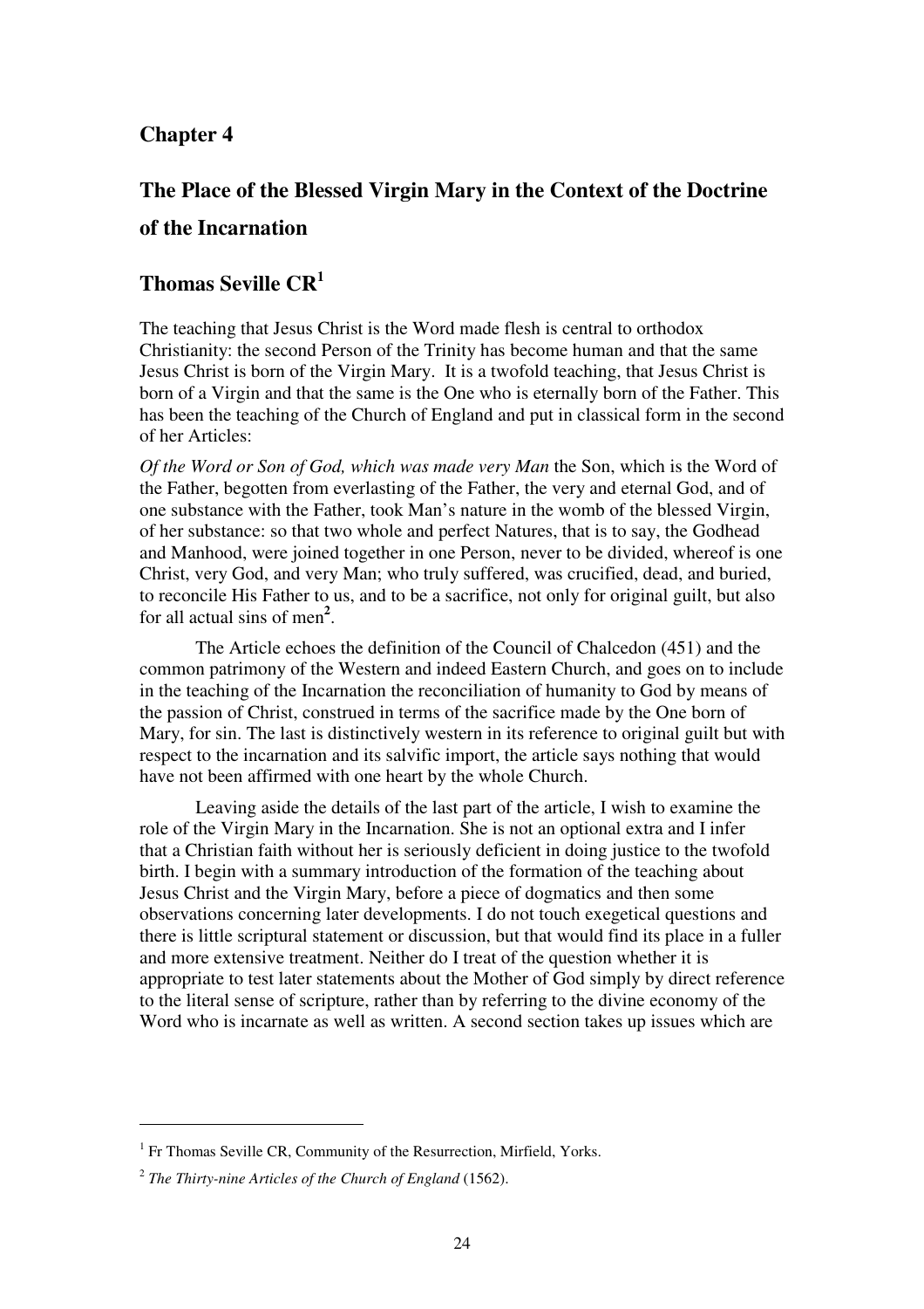## Chapter 4

# The Place of the Blessed Virgin Mary in the Context of the Doctrine of the Incarnation

## Thomas Seville CR[1]

The teaching that Jesus Christ is the Word made flesh is central to orthodox Christianity: the second Person of the Trinity has become human and that the same Jesus Christ is born of the Virgin Mary. It is a twofold teaching, that Jesus Christ is born of a Virgin and that the same is the One who is eternally born of the Father. This has been the teaching of the Church of England and put in classical form in the second of her Articles:

*Of the Word or Son of God, which was made very Man* the Son, which is the Word of the Father, begotten from everlasting of the Father, the very and eternal God, and of one substance with the Father, took Man's nature in the womb of the blessed Virgin, of her substance: so that two whole and perfect Natures, that is to say, the Godhead and Manhood, were joined together in one Person, never to be divided, whereof is one Christ, very God, and very Man; who truly suffered, was crucified, dead, and buried, to reconcile His Father to us, and to be a sacrifice, not only for original guilt, but also for all actual sins of men[2].

The Article echoes the definition of the Council of Chalcedon (451) and the common patrimony of the Western and indeed Eastern Church, and goes on to include in the teaching of the Incarnation the reconciliation of humanity to God by means of the passion of Christ, construed in terms of the sacrifice made by the One born of Mary, for sin. The last is distinctively western in its reference to original guilt but with respect to the incarnation and its salvific import, the article says nothing that would have not been affirmed with one heart by the whole Church.

Leaving aside the details of the last part of the article, I wish to examine the role of the Virgin Mary in the Incarnation. She is not an optional extra and I infer that a Christian faith without her is seriously deficient in doing justice to the twofold birth. I begin with a summary introduction of the formation of the teaching about Jesus Christ and the Virgin Mary, before a piece of dogmatics and then some observations concerning later developments. I do not touch exegetical questions and there is little scriptural statement or discussion, but that would find its place in a fuller and more extensive treatment. Neither do I treat of the question whether it is appropriate to test later statements about the Mother of God simply by direct reference to the literal sense of scripture, rather than by referring to the divine economy of the Word who is incarnate as well as written. A second section takes up issues which are

---

[1] Fr Thomas Seville CR, Community of the Resurrection, Mirfield, Yorks.

[2] *The Thirty-nine Articles of the Church of England* (1562).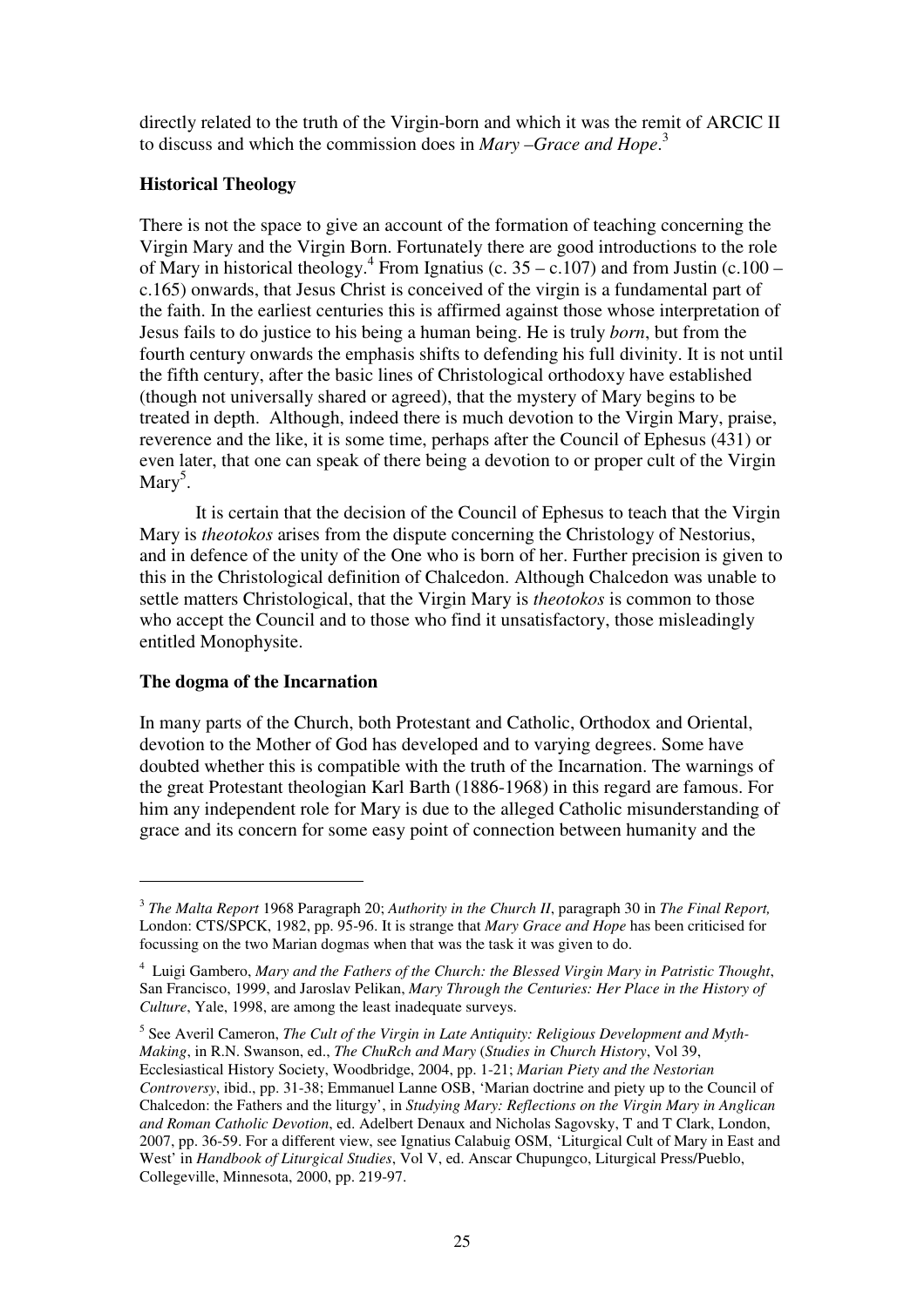directly related to the truth of the Virgin-born and which it was the remit of ARCIC II to discuss and which the commission does in *Mary –Grace and Hope*.[3]

### Historical Theology

There is not the space to give an account of the formation of teaching concerning the Virgin Mary and the Virgin Born. Fortunately there are good introductions to the role of Mary in historical theology.[4] From Ignatius (c. 35 – c.107) and from Justin (c.100 – c.165) onwards, that Jesus Christ is conceived of the virgin is a fundamental part of the faith. In the earliest centuries this is affirmed against those whose interpretation of Jesus fails to do justice to his being a human being. He is truly *born*, but from the fourth century onwards the emphasis shifts to defending his full divinity. It is not until the fifth century, after the basic lines of Christological orthodoxy have established (though not universally shared or agreed), that the mystery of Mary begins to be treated in depth. Although, indeed there is much devotion to the Virgin Mary, praise, reverence and the like, it is some time, perhaps after the Council of Ephesus (431) or even later, that one can speak of there being a devotion to or proper cult of the Virgin Mary[5].

It is certain that the decision of the Council of Ephesus to teach that the Virgin Mary is *theotokos* arises from the dispute concerning the Christology of Nestorius, and in defence of the unity of the One who is born of her. Further precision is given to this in the Christological definition of Chalcedon. Although Chalcedon was unable to settle matters Christological, that the Virgin Mary is *theotokos* is common to those who accept the Council and to those who find it unsatisfactory, those misleadingly entitled Monophysite.

### The dogma of the Incarnation

In many parts of the Church, both Protestant and Catholic, Orthodox and Oriental, devotion to the Mother of God has developed and to varying degrees. Some have doubted whether this is compatible with the truth of the Incarnation. The warnings of the great Protestant theologian Karl Barth (1886-1968) in this regard are famous. For him any independent role for Mary is due to the alleged Catholic misunderstanding of grace and its concern for some easy point of connection between humanity and the

---

[3] *The Malta Report* 1968 Paragraph 20; *Authority in the Church II*, paragraph 30 in *The Final Report,* London: CTS/SPCK, 1982, pp. 95-96. It is strange that *Mary Grace and Hope* has been criticised for focussing on the two Marian dogmas when that was the task it was given to do.

[4] Luigi Gambero, *Mary and the Fathers of the Church: the Blessed Virgin Mary in Patristic Thought*, San Francisco, 1999, and Jaroslav Pelikan, *Mary Through the Centuries: Her Place in the History of Culture*, Yale, 1998, are among the least inadequate surveys.

[5] See Averil Cameron, *The Cult of the Virgin in Late Antiquity: Religious Development and Myth-Making*, in R.N. Swanson, ed., *The ChuRch and Mary* (*Studies in Church History*, Vol 39, Ecclesiastical History Society, Woodbridge, 2004, pp. 1-21; *Marian Piety and the Nestorian Controversy*, ibid., pp. 31-38; Emmanuel Lanne OSB, 'Marian doctrine and piety up to the Council of Chalcedon: the Fathers and the liturgy', in *Studying Mary: Reflections on the Virgin Mary in Anglican and Roman Catholic Devotion*, ed. Adelbert Denaux and Nicholas Sagovsky, T and T Clark, London, 2007, pp. 36-59. For a different view, see Ignatius Calabuig OSM, 'Liturgical Cult of Mary in East and West' in *Handbook of Liturgical Studies*, Vol V, ed. Anscar Chupungco, Liturgical Press/Pueblo, Collegeville, Minnesota, 2000, pp. 219-97.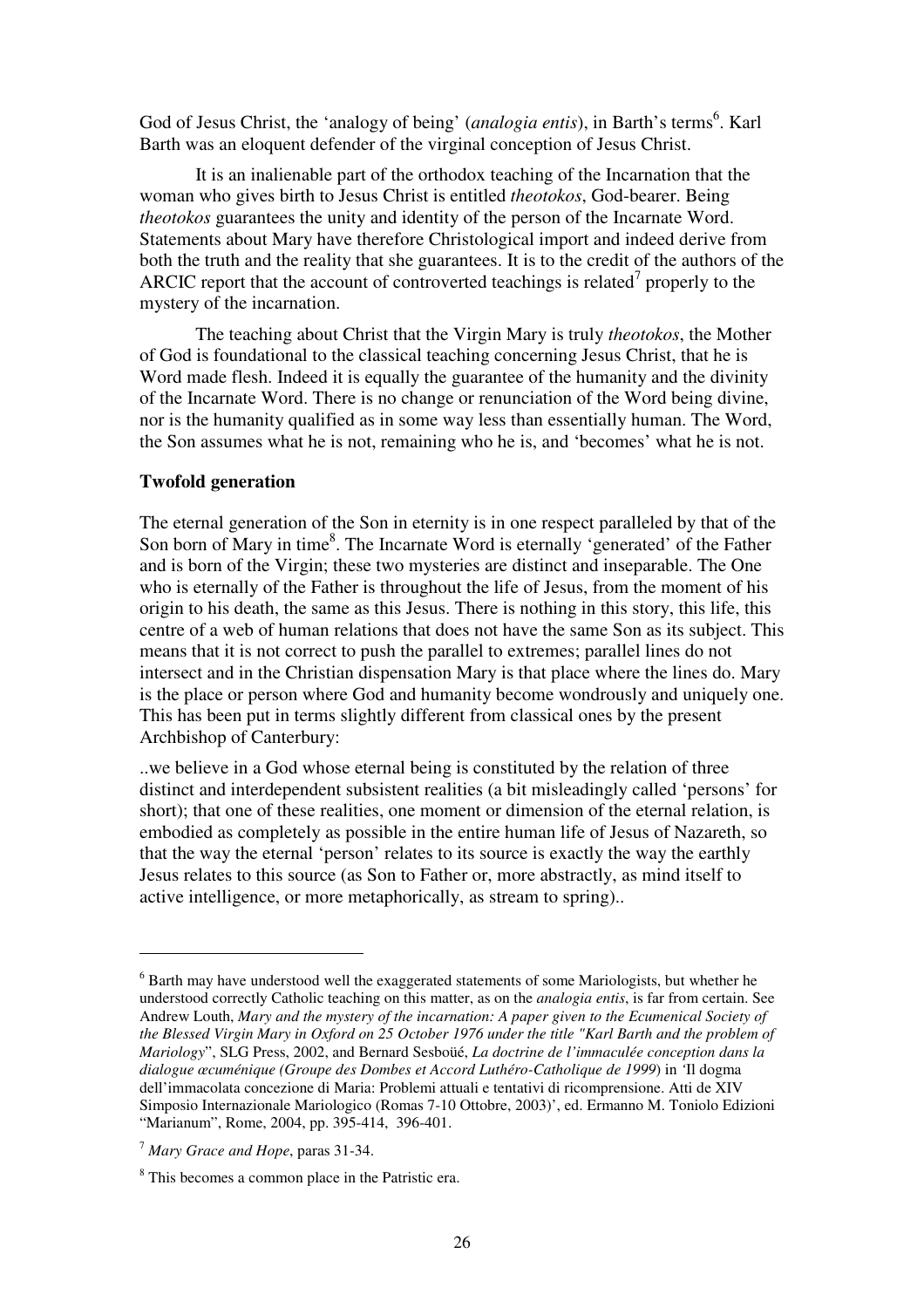God of Jesus Christ, the 'analogy of being' (*analogia entis*), in Barth's terms[6]. Karl Barth was an eloquent defender of the virginal conception of Jesus Christ.

It is an inalienable part of the orthodox teaching of the Incarnation that the woman who gives birth to Jesus Christ is entitled *theotokos*, God-bearer. Being *theotokos* guarantees the unity and identity of the person of the Incarnate Word. Statements about Mary have therefore Christological import and indeed derive from both the truth and the reality that she guarantees. It is to the credit of the authors of the ARCIC report that the account of controverted teachings is related[7] properly to the mystery of the incarnation.

The teaching about Christ that the Virgin Mary is truly *theotokos*, the Mother of God is foundational to the classical teaching concerning Jesus Christ, that he is Word made flesh. Indeed it is equally the guarantee of the humanity and the divinity of the Incarnate Word. There is no change or renunciation of the Word being divine, nor is the humanity qualified as in some way less than essentially human. The Word, the Son assumes what he is not, remaining who he is, and 'becomes' what he is not.

**Twofold generation**

The eternal generation of the Son in eternity is in one respect paralleled by that of the Son born of Mary in time[8]. The Incarnate Word is eternally 'generated' of the Father and is born of the Virgin; these two mysteries are distinct and inseparable. The One who is eternally of the Father is throughout the life of Jesus, from the moment of his origin to his death, the same as this Jesus. There is nothing in this story, this life, this centre of a web of human relations that does not have the same Son as its subject. This means that it is not correct to push the parallel to extremes; parallel lines do not intersect and in the Christian dispensation Mary is that place where the lines do. Mary is the place or person where God and humanity become wondrously and uniquely one. This has been put in terms slightly different from classical ones by the present Archbishop of Canterbury:

..we believe in a God whose eternal being is constituted by the relation of three distinct and interdependent subsistent realities (a bit misleadingly called 'persons' for short); that one of these realities, one moment or dimension of the eternal relation, is embodied as completely as possible in the entire human life of Jesus of Nazareth, so that the way the eternal 'person' relates to its source is exactly the way the earthly Jesus relates to this source (as Son to Father or, more abstractly, as mind itself to active intelligence, or more metaphorically, as stream to spring)..

---

[6] Barth may have understood well the exaggerated statements of some Mariologists, but whether he understood correctly Catholic teaching on this matter, as on the *analogia entis*, is far from certain. See Andrew Louth, *Mary and the mystery of the incarnation: A paper given to the Ecumenical Society of the Blessed Virgin Mary in Oxford on 25 October 1976 under the title "Karl Barth and the problem of Mariology*", SLG Press, 2002, and Bernard Sesboüé, *La doctrine de l'immaculée conception dans la dialogue œcuménique (Groupe des Dombes et Accord Luthéro-Catholique de 1999*) in 'Il dogma dell'immacolata concezione di Maria: Problemi attuali e tentativi di ricomprensione. Atti de XIV Simposio Internazionale Mariologico (Romas 7-10 Ottobre, 2003)', ed. Ermanno M. Toniolo Edizioni "Marianum", Rome, 2004, pp. 395-414, 396-401.

[7] *Mary Grace and Hope*, paras 31-34.

[8] This becomes a common place in the Patristic era.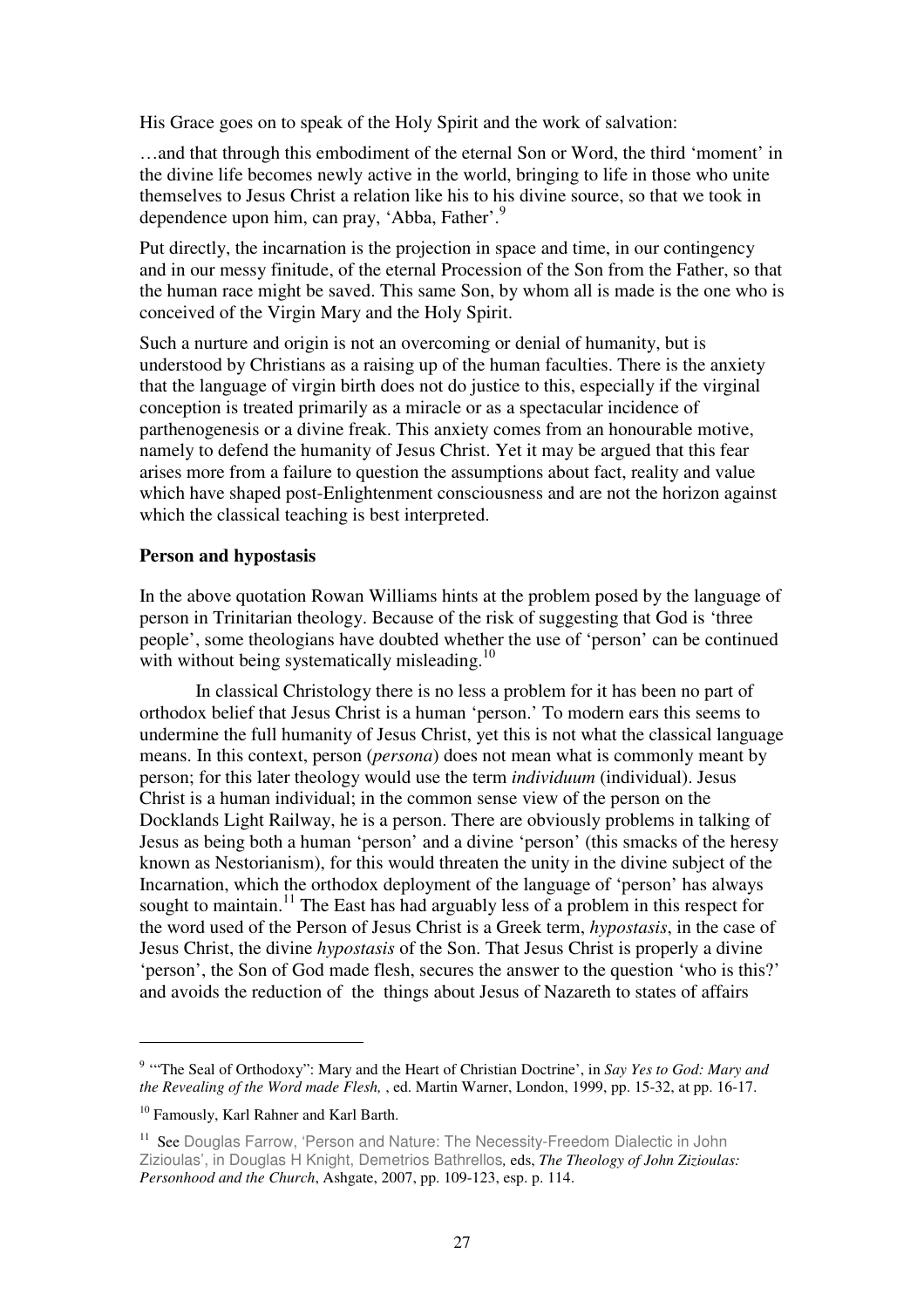His Grace goes on to speak of the Holy Spirit and the work of salvation:

…and that through this embodiment of the eternal Son or Word, the third 'moment' in the divine life becomes newly active in the world, bringing to life in those who unite themselves to Jesus Christ a relation like his to his divine source, so that we took in dependence upon him, can pray, 'Abba, Father'.[9]

Put directly, the incarnation is the projection in space and time, in our contingency and in our messy finitude, of the eternal Procession of the Son from the Father, so that the human race might be saved. This same Son, by whom all is made is the one who is conceived of the Virgin Mary and the Holy Spirit.

Such a nurture and origin is not an overcoming or denial of humanity, but is understood by Christians as a raising up of the human faculties. There is the anxiety that the language of virgin birth does not do justice to this, especially if the virginal conception is treated primarily as a miracle or as a spectacular incidence of parthenogenesis or a divine freak. This anxiety comes from an honourable motive, namely to defend the humanity of Jesus Christ. Yet it may be argued that this fear arises more from a failure to question the assumptions about fact, reality and value which have shaped post-Enlightenment consciousness and are not the horizon against which the classical teaching is best interpreted.

**Person and hypostasis**

In the above quotation Rowan Williams hints at the problem posed by the language of person in Trinitarian theology. Because of the risk of suggesting that God is 'three people', some theologians have doubted whether the use of 'person' can be continued with without being systematically misleading.[10]

In classical Christology there is no less a problem for it has been no part of orthodox belief that Jesus Christ is a human 'person.' To modern ears this seems to undermine the full humanity of Jesus Christ, yet this is not what the classical language means. In this context, person (*persona*) does not mean what is commonly meant by person; for this later theology would use the term *individuum* (individual). Jesus Christ is a human individual; in the common sense view of the person on the Docklands Light Railway, he is a person. There are obviously problems in talking of Jesus as being both a human 'person' and a divine 'person' (this smacks of the heresy known as Nestorianism), for this would threaten the unity in the divine subject of the Incarnation, which the orthodox deployment of the language of 'person' has always sought to maintain.[11] The East has had arguably less of a problem in this respect for the word used of the Person of Jesus Christ is a Greek term, *hypostasis*, in the case of Jesus Christ, the divine *hypostasis* of the Son. That Jesus Christ is properly a divine 'person', the Son of God made flesh, secures the answer to the question 'who is this?' and avoids the reduction of the things about Jesus of Nazareth to states of affairs

---

[9] '"The Seal of Orthodoxy": Mary and the Heart of Christian Doctrine', in *Say Yes to God: Mary and the Revealing of the Word made Flesh,* , ed. Martin Warner, London, 1999, pp. 15-32, at pp. 16-17.

[10] Famously, Karl Rahner and Karl Barth.

[11] See Douglas Farrow, 'Person and Nature: The Necessity-Freedom Dialectic in John Zizioulas', in Douglas H Knight, Demetrios Bathrellos, eds, *The Theology of John Zizioulas: Personhood and the Church*, Ashgate, 2007, pp. 109-123, esp. p. 114.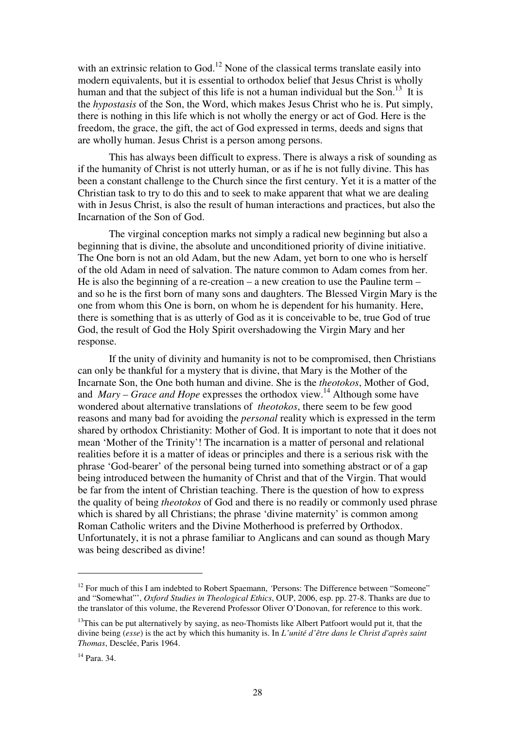with an extrinsic relation to God.[12] None of the classical terms translate easily into modern equivalents, but it is essential to orthodox belief that Jesus Christ is wholly human and that the subject of this life is not a human individual but the Son.[13] It is the *hypostasis* of the Son, the Word, which makes Jesus Christ who he is. Put simply, there is nothing in this life which is not wholly the energy or act of God. Here is the freedom, the grace, the gift, the act of God expressed in terms, deeds and signs that are wholly human. Jesus Christ is a person among persons.

This has always been difficult to express. There is always a risk of sounding as if the humanity of Christ is not utterly human, or as if he is not fully divine. This has been a constant challenge to the Church since the first century. Yet it is a matter of the Christian task to try to do this and to seek to make apparent that what we are dealing with in Jesus Christ, is also the result of human interactions and practices, but also the Incarnation of the Son of God.

The virginal conception marks not simply a radical new beginning but also a beginning that is divine, the absolute and unconditioned priority of divine initiative. The One born is not an old Adam, but the new Adam, yet born to one who is herself of the old Adam in need of salvation. The nature common to Adam comes from her. He is also the beginning of a re-creation – a new creation to use the Pauline term – and so he is the first born of many sons and daughters. The Blessed Virgin Mary is the one from whom this One is born, on whom he is dependent for his humanity. Here, there is something that is as utterly of God as it is conceivable to be, true God of true God, the result of God the Holy Spirit overshadowing the Virgin Mary and her response.

If the unity of divinity and humanity is not to be compromised, then Christians can only be thankful for a mystery that is divine, that Mary is the Mother of the Incarnate Son, the One both human and divine. She is the *theotokos*, Mother of God, and *Mary – Grace and Hope* expresses the orthodox view.[14] Although some have wondered about alternative translations of *theotokos*, there seem to be few good reasons and many bad for avoiding the *personal* reality which is expressed in the term shared by orthodox Christianity: Mother of God. It is important to note that it does not mean 'Mother of the Trinity'! The incarnation is a matter of personal and relational realities before it is a matter of ideas or principles and there is a serious risk with the phrase 'God-bearer' of the personal being turned into something abstract or of a gap being introduced between the humanity of Christ and that of the Virgin. That would be far from the intent of Christian teaching. There is the question of how to express the quality of being *theotokos* of God and there is no readily or commonly used phrase which is shared by all Christians; the phrase 'divine maternity' is common among Roman Catholic writers and the Divine Motherhood is preferred by Orthodox. Unfortunately, it is not a phrase familiar to Anglicans and can sound as though Mary was being described as divine!

---

[12] For much of this I am indebted to Robert Spaemann, 'Persons: The Difference between "Someone" and "Somewhat"', *Oxford Studies in Theological Ethics*, OUP, 2006, esp. pp. 27-8. Thanks are due to the translator of this volume, the Reverend Professor Oliver O'Donovan, for reference to this work.

[13] This can be put alternatively by saying, as neo-Thomists like Albert Patfoort would put it, that the divine being (*esse*) is the act by which this humanity is. In *L'unité d'être dans le Christ d'après saint Thomas*, Desclée, Paris 1964.

[14] Para. 34.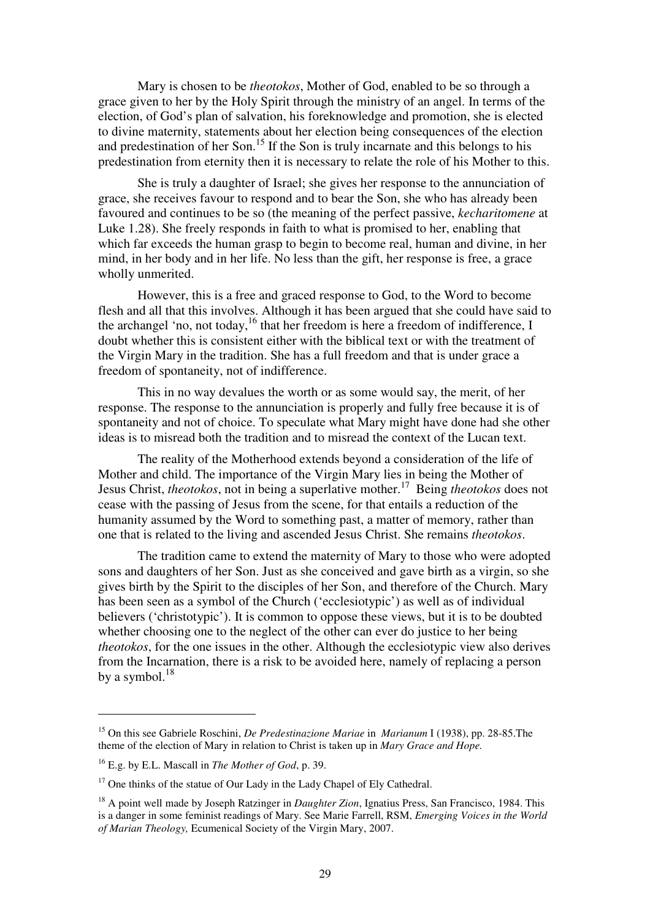Mary is chosen to be *theotokos*, Mother of God, enabled to be so through a grace given to her by the Holy Spirit through the ministry of an angel. In terms of the election, of God's plan of salvation, his foreknowledge and promotion, she is elected to divine maternity, statements about her election being consequences of the election and predestination of her Son.[15] If the Son is truly incarnate and this belongs to his predestination from eternity then it is necessary to relate the role of his Mother to this.

She is truly a daughter of Israel; she gives her response to the annunciation of grace, she receives favour to respond and to bear the Son, she who has already been favoured and continues to be so (the meaning of the perfect passive, *kecharitomene* at Luke 1.28). She freely responds in faith to what is promised to her, enabling that which far exceeds the human grasp to begin to become real, human and divine, in her mind, in her body and in her life. No less than the gift, her response is free, a grace wholly unmerited.

However, this is a free and graced response to God, to the Word to become flesh and all that this involves. Although it has been argued that she could have said to the archangel 'no, not today,[16] that her freedom is here a freedom of indifference, I doubt whether this is consistent either with the biblical text or with the treatment of the Virgin Mary in the tradition. She has a full freedom and that is under grace a freedom of spontaneity, not of indifference.

This in no way devalues the worth or as some would say, the merit, of her response. The response to the annunciation is properly and fully free because it is of spontaneity and not of choice. To speculate what Mary might have done had she other ideas is to misread both the tradition and to misread the context of the Lucan text.

The reality of the Motherhood extends beyond a consideration of the life of Mother and child. The importance of the Virgin Mary lies in being the Mother of Jesus Christ, *theotokos*, not in being a superlative mother.[17] Being *theotokos* does not cease with the passing of Jesus from the scene, for that entails a reduction of the humanity assumed by the Word to something past, a matter of memory, rather than one that is related to the living and ascended Jesus Christ. She remains *theotokos*.

The tradition came to extend the maternity of Mary to those who were adopted sons and daughters of her Son. Just as she conceived and gave birth as a virgin, so she gives birth by the Spirit to the disciples of her Son, and therefore of the Church. Mary has been seen as a symbol of the Church ('ecclesiotypic') as well as of individual believers ('christotypic'). It is common to oppose these views, but it is to be doubted whether choosing one to the neglect of the other can ever do justice to her being *theotokos*, for the one issues in the other. Although the ecclesiotypic view also derives from the Incarnation, there is a risk to be avoided here, namely of replacing a person by a symbol.[18]

---

[15] On this see Gabriele Roschini, *De Predestinazione Mariae* in *Marianum* I (1938), pp. 28-85.The theme of the election of Mary in relation to Christ is taken up in *Mary Grace and Hope.*

[16] E.g. by E.L. Mascall in *The Mother of God*, p. 39.

[17] One thinks of the statue of Our Lady in the Lady Chapel of Ely Cathedral.

[18] A point well made by Joseph Ratzinger in *Daughter Zion*, Ignatius Press, San Francisco, 1984. This is a danger in some feminist readings of Mary. See Marie Farrell, RSM, *Emerging Voices in the World of Marian Theology,* Ecumenical Society of the Virgin Mary, 2007.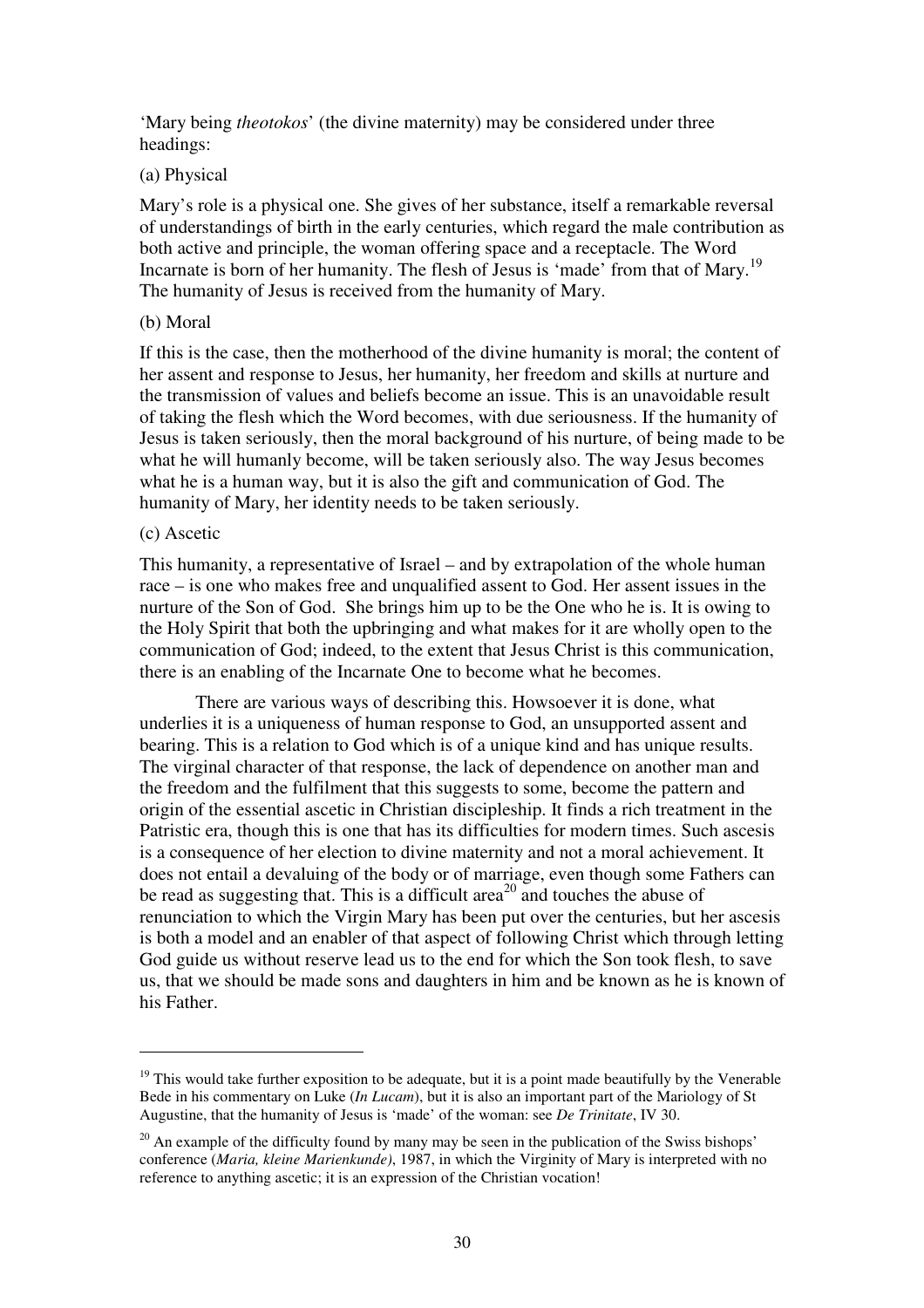‘Mary being *theotokos*’ (the divine maternity) may be considered under three headings:

(a) Physical

Mary’s role is a physical one. She gives of her substance, itself a remarkable reversal of understandings of birth in the early centuries, which regard the male contribution as both active and principle, the woman offering space and a receptacle. The Word Incarnate is born of her humanity. The flesh of Jesus is ‘made’ from that of Mary.[19] The humanity of Jesus is received from the humanity of Mary.

(b) Moral

If this is the case, then the motherhood of the divine humanity is moral; the content of her assent and response to Jesus, her humanity, her freedom and skills at nurture and the transmission of values and beliefs become an issue. This is an unavoidable result of taking the flesh which the Word becomes, with due seriousness. If the humanity of Jesus is taken seriously, then the moral background of his nurture, of being made to be what he will humanly become, will be taken seriously also. The way Jesus becomes what he is a human way, but it is also the gift and communication of God. The humanity of Mary, her identity needs to be taken seriously.

(c) Ascetic

This humanity, a representative of Israel – and by extrapolation of the whole human race – is one who makes free and unqualified assent to God. Her assent issues in the nurture of the Son of God. She brings him up to be the One who he is. It is owing to the Holy Spirit that both the upbringing and what makes for it are wholly open to the communication of God; indeed, to the extent that Jesus Christ is this communication, there is an enabling of the Incarnate One to become what he becomes.

There are various ways of describing this. Howsoever it is done, what underlies it is a uniqueness of human response to God, an unsupported assent and bearing. This is a relation to God which is of a unique kind and has unique results. The virginal character of that response, the lack of dependence on another man and the freedom and the fulfilment that this suggests to some, become the pattern and origin of the essential ascetic in Christian discipleship. It finds a rich treatment in the Patristic era, though this is one that has its difficulties for modern times. Such ascesis is a consequence of her election to divine maternity and not a moral achievement. It does not entail a devaluing of the body or of marriage, even though some Fathers can be read as suggesting that. This is a difficult area[20] and touches the abuse of renunciation to which the Virgin Mary has been put over the centuries, but her ascesis is both a model and an enabler of that aspect of following Christ which through letting God guide us without reserve lead us to the end for which the Son took flesh, to save us, that we should be made sons and daughters in him and be known as he is known of his Father.

---

[19] This would take further exposition to be adequate, but it is a point made beautifully by the Venerable Bede in his commentary on Luke (*In Lucam*), but it is also an important part of the Mariology of St Augustine, that the humanity of Jesus is ‘made’ of the woman: see *De Trinitate*, IV 30.

[20] An example of the difficulty found by many may be seen in the publication of the Swiss bishops’ conference (*Maria, kleine Marienkunde)*, 1987, in which the Virginity of Mary is interpreted with no reference to anything ascetic; it is an expression of the Christian vocation!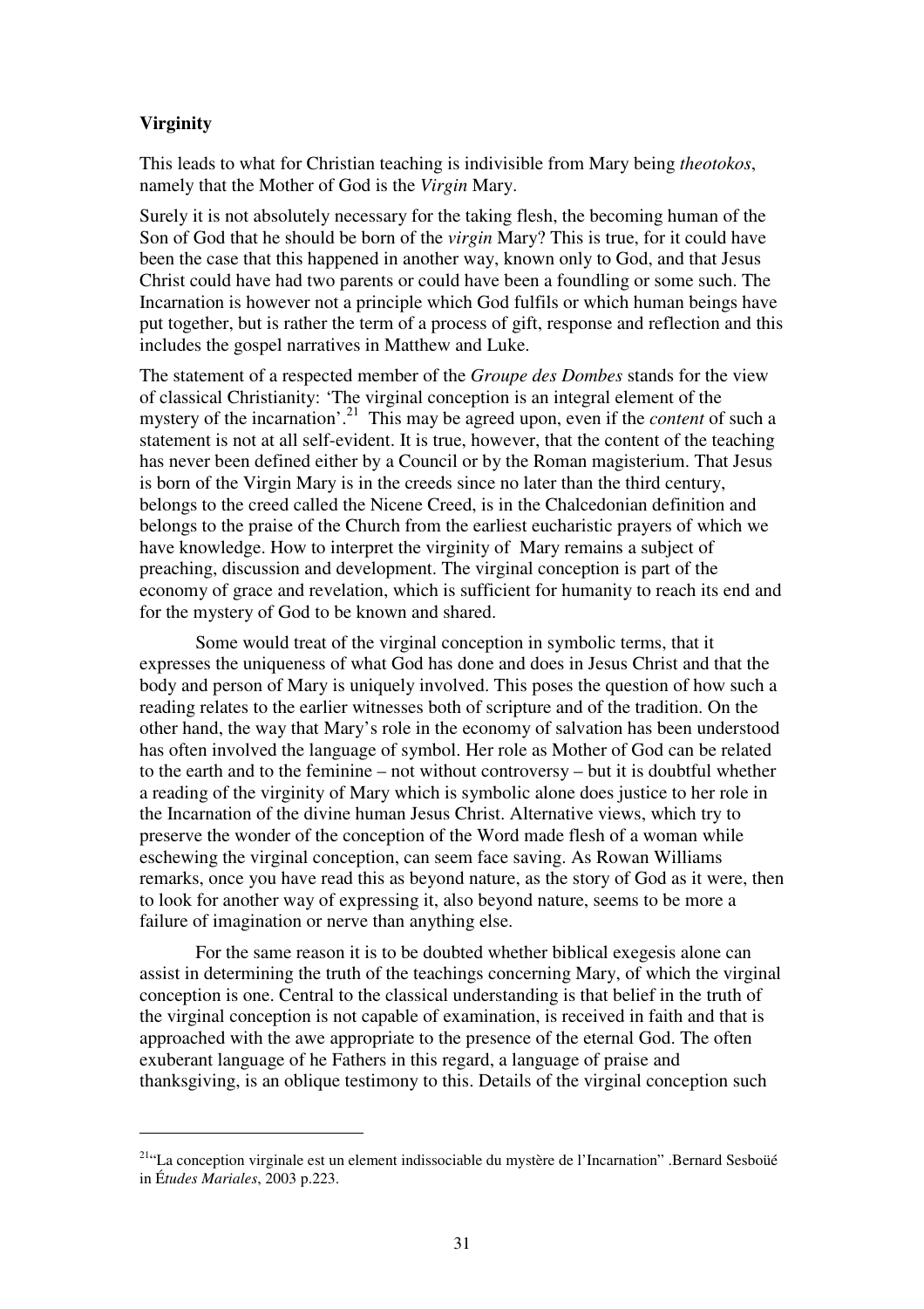**Virginity**

This leads to what for Christian teaching is indivisible from Mary being *theotokos*, namely that the Mother of God is the *Virgin* Mary.

Surely it is not absolutely necessary for the taking flesh, the becoming human of the Son of God that he should be born of the *virgin* Mary? This is true, for it could have been the case that this happened in another way, known only to God, and that Jesus Christ could have had two parents or could have been a foundling or some such. The Incarnation is however not a principle which God fulfils or which human beings have put together, but is rather the term of a process of gift, response and reflection and this includes the gospel narratives in Matthew and Luke.

The statement of a respected member of the *Groupe des Dombes* stands for the view of classical Christianity: 'The virginal conception is an integral element of the mystery of the incarnation'.[21] This may be agreed upon, even if the *content* of such a statement is not at all self-evident. It is true, however, that the content of the teaching has never been defined either by a Council or by the Roman magisterium. That Jesus is born of the Virgin Mary is in the creeds since no later than the third century, belongs to the creed called the Nicene Creed, is in the Chalcedonian definition and belongs to the praise of the Church from the earliest eucharistic prayers of which we have knowledge. How to interpret the virginity of Mary remains a subject of preaching, discussion and development. The virginal conception is part of the economy of grace and revelation, which is sufficient for humanity to reach its end and for the mystery of God to be known and shared.

Some would treat of the virginal conception in symbolic terms, that it expresses the uniqueness of what God has done and does in Jesus Christ and that the body and person of Mary is uniquely involved. This poses the question of how such a reading relates to the earlier witnesses both of scripture and of the tradition. On the other hand, the way that Mary's role in the economy of salvation has been understood has often involved the language of symbol. Her role as Mother of God can be related to the earth and to the feminine – not without controversy – but it is doubtful whether a reading of the virginity of Mary which is symbolic alone does justice to her role in the Incarnation of the divine human Jesus Christ. Alternative views, which try to preserve the wonder of the conception of the Word made flesh of a woman while eschewing the virginal conception, can seem face saving. As Rowan Williams remarks, once you have read this as beyond nature, as the story of God as it were, then to look for another way of expressing it, also beyond nature, seems to be more a failure of imagination or nerve than anything else.

For the same reason it is to be doubted whether biblical exegesis alone can assist in determining the truth of the teachings concerning Mary, of which the virginal conception is one. Central to the classical understanding is that belief in the truth of the virginal conception is not capable of examination, is received in faith and that is approached with the awe appropriate to the presence of the eternal God. The often exuberant language of he Fathers in this regard, a language of praise and thanksgiving, is an oblique testimony to this. Details of the virginal conception such

---

[21] "La conception virginale est un element indissociable du mystère de l'Incarnation" .Bernard Sesboüé in *Études Mariales*, 2003 p.223.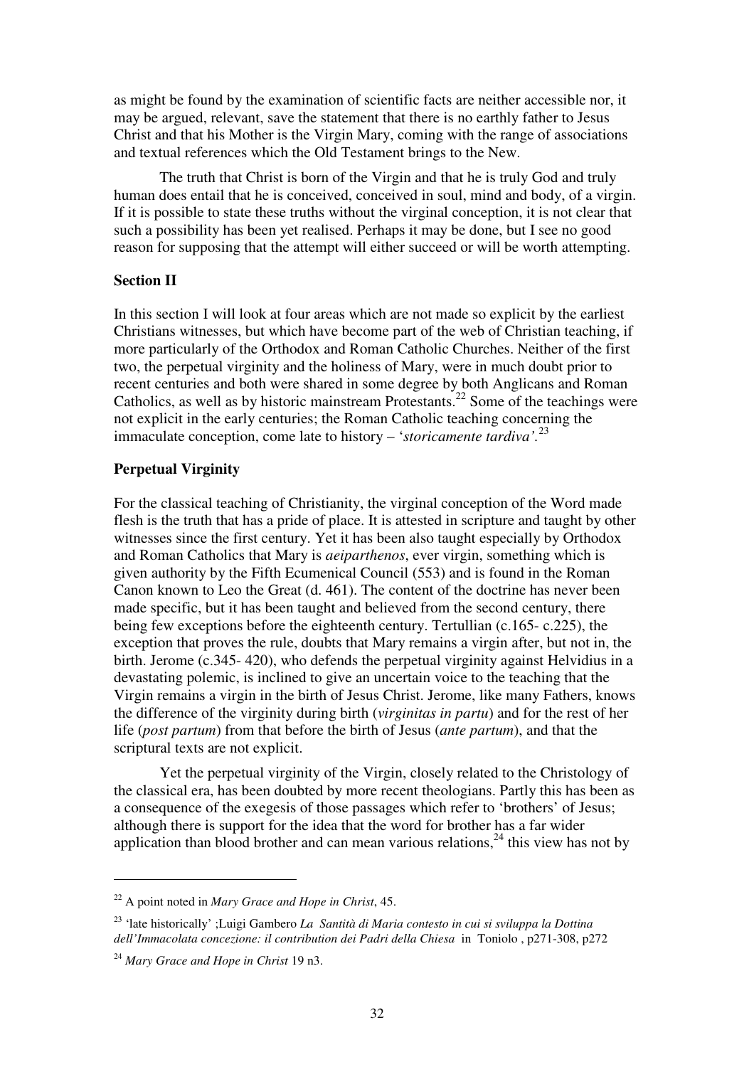as might be found by the examination of scientific facts are neither accessible nor, it may be argued, relevant, save the statement that there is no earthly father to Jesus Christ and that his Mother is the Virgin Mary, coming with the range of associations and textual references which the Old Testament brings to the New.

The truth that Christ is born of the Virgin and that he is truly God and truly human does entail that he is conceived, conceived in soul, mind and body, of a virgin. If it is possible to state these truths without the virginal conception, it is not clear that such a possibility has been yet realised. Perhaps it may be done, but I see no good reason for supposing that the attempt will either succeed or will be worth attempting.

## Section II

In this section I will look at four areas which are not made so explicit by the earliest Christians witnesses, but which have become part of the web of Christian teaching, if more particularly of the Orthodox and Roman Catholic Churches. Neither of the first two, the perpetual virginity and the holiness of Mary, were in much doubt prior to recent centuries and both were shared in some degree by both Anglicans and Roman Catholics, as well as by historic mainstream Protestants.[22] Some of the teachings were not explicit in the early centuries; the Roman Catholic teaching concerning the immaculate conception, come late to history – '*storicamente tardiva'*.[23]

## Perpetual Virginity

For the classical teaching of Christianity, the virginal conception of the Word made flesh is the truth that has a pride of place. It is attested in scripture and taught by other witnesses since the first century. Yet it has been also taught especially by Orthodox and Roman Catholics that Mary is *aeiparthenos*, ever virgin, something which is given authority by the Fifth Ecumenical Council (553) and is found in the Roman Canon known to Leo the Great (d. 461). The content of the doctrine has never been made specific, but it has been taught and believed from the second century, there being few exceptions before the eighteenth century. Tertullian (c.165- c.225), the exception that proves the rule, doubts that Mary remains a virgin after, but not in, the birth. Jerome (c.345- 420), who defends the perpetual virginity against Helvidius in a devastating polemic, is inclined to give an uncertain voice to the teaching that the Virgin remains a virgin in the birth of Jesus Christ. Jerome, like many Fathers, knows the difference of the virginity during birth (*virginitas in partu*) and for the rest of her life (*post partum*) from that before the birth of Jesus (*ante partum*), and that the scriptural texts are not explicit.

Yet the perpetual virginity of the Virgin, closely related to the Christology of the classical era, has been doubted by more recent theologians. Partly this has been as a consequence of the exegesis of those passages which refer to 'brothers' of Jesus; although there is support for the idea that the word for brother has a far wider application than blood brother and can mean various relations,[24] this view has not by

---

[22] A point noted in *Mary Grace and Hope in Christ*, 45.

[23] 'late historically' ;Luigi Gambero *La Santità di Maria contesto in cui si sviluppa la Dottina dell'Immacolata concezione: il contribution dei Padri della Chiesa* in Toniolo , p271-308, p272

[24] *Mary Grace and Hope in Christ* 19 n3.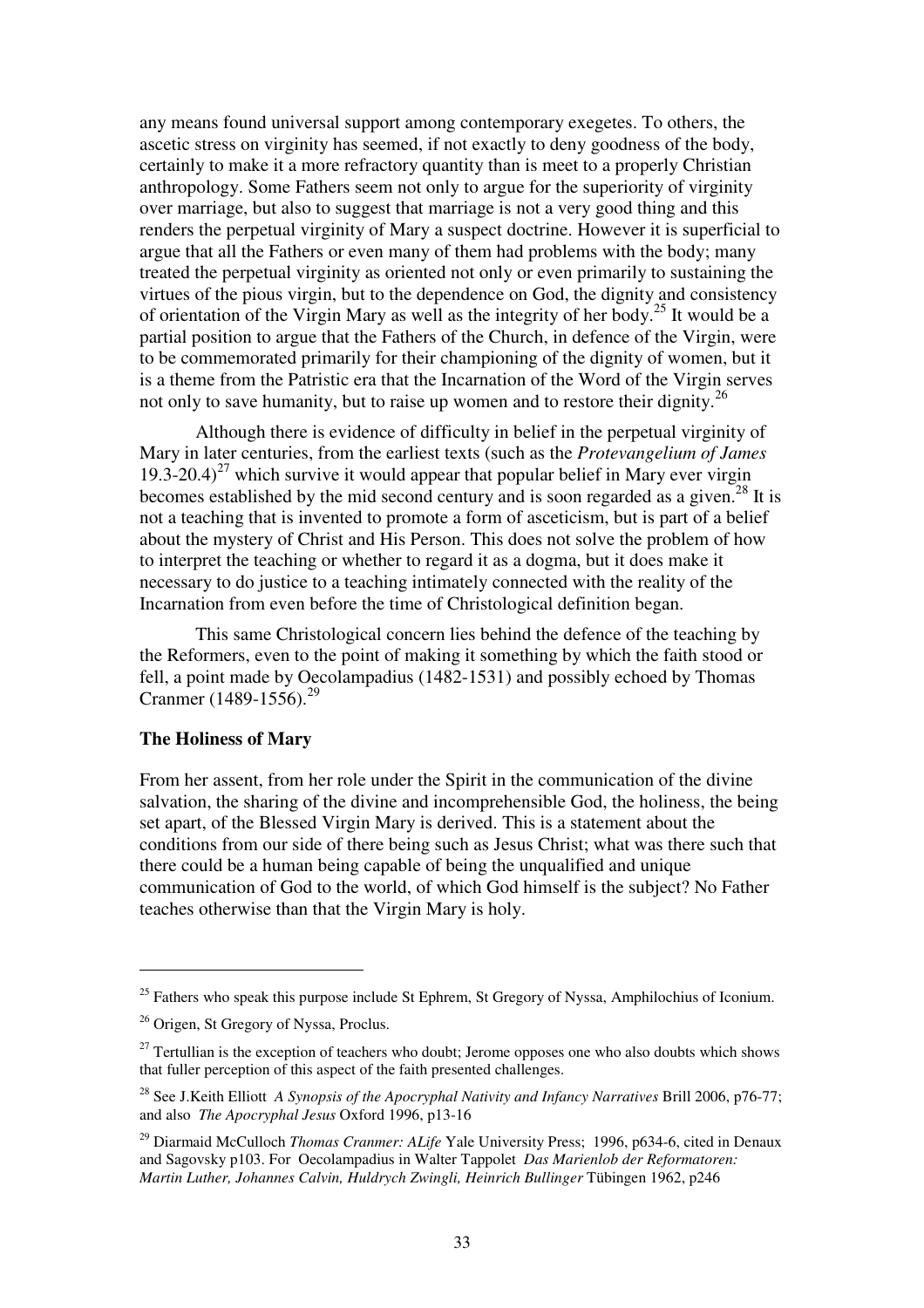any means found universal support among contemporary exegetes. To others, the ascetic stress on virginity has seemed, if not exactly to deny goodness of the body, certainly to make it a more refractory quantity than is meet to a properly Christian anthropology. Some Fathers seem not only to argue for the superiority of virginity over marriage, but also to suggest that marriage is not a very good thing and this renders the perpetual virginity of Mary a suspect doctrine. However it is superficial to argue that all the Fathers or even many of them had problems with the body; many treated the perpetual virginity as oriented not only or even primarily to sustaining the virtues of the pious virgin, but to the dependence on God, the dignity and consistency of orientation of the Virgin Mary as well as the integrity of her body.[25] It would be a partial position to argue that the Fathers of the Church, in defence of the Virgin, were to be commemorated primarily for their championing of the dignity of women, but it is a theme from the Patristic era that the Incarnation of the Word of the Virgin serves not only to save humanity, but to raise up women and to restore their dignity.[26]

Although there is evidence of difficulty in belief in the perpetual virginity of Mary in later centuries, from the earliest texts (such as the *Protevangelium of James* 19.3-20.4)[27] which survive it would appear that popular belief in Mary ever virgin becomes established by the mid second century and is soon regarded as a given.[28] It is not a teaching that is invented to promote a form of asceticism, but is part of a belief about the mystery of Christ and His Person. This does not solve the problem of how to interpret the teaching or whether to regard it as a dogma, but it does make it necessary to do justice to a teaching intimately connected with the reality of the Incarnation from even before the time of Christological definition began.

This same Christological concern lies behind the defence of the teaching by the Reformers, even to the point of making it something by which the faith stood or fell, a point made by Oecolampadius (1482-1531) and possibly echoed by Thomas Cranmer (1489-1556).[29]

**The Holiness of Mary**

From her assent, from her role under the Spirit in the communication of the divine salvation, the sharing of the divine and incomprehensible God, the holiness, the being set apart, of the Blessed Virgin Mary is derived. This is a statement about the conditions from our side of there being such as Jesus Christ; what was there such that there could be a human being capable of being the unqualified and unique communication of God to the world, of which God himself is the subject? No Father teaches otherwise than that the Virgin Mary is holy.

---

[25] Fathers who speak this purpose include St Ephrem, St Gregory of Nyssa, Amphilochius of Iconium.

[26] Origen, St Gregory of Nyssa, Proclus.

[27] Tertullian is the exception of teachers who doubt; Jerome opposes one who also doubts which shows that fuller perception of this aspect of the faith presented challenges.

[28] See J.Keith Elliott *A Synopsis of the Apocryphal Nativity and Infancy Narratives* Brill 2006, p76-77; and also *The Apocryphal Jesus* Oxford 1996, p13-16

[29] Diarmaid McCulloch *Thomas Cranmer: ALife* Yale University Press; 1996, p634-6, cited in Denaux and Sagovsky p103. For Oecolampadius in Walter Tappolet *Das Marienlob der Reformatoren: Martin Luther, Johannes Calvin, Huldrych Zwingli, Heinrich Bullinger* Tübingen 1962, p246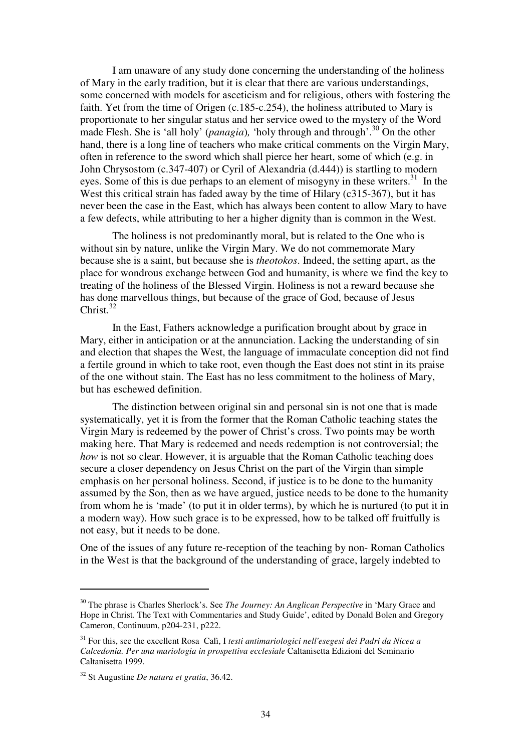I am unaware of any study done concerning the understanding of the holiness of Mary in the early tradition, but it is clear that there are various understandings, some concerned with models for asceticism and for religious, others with fostering the faith. Yet from the time of Origen (c.185-c.254), the holiness attributed to Mary is proportionate to her singular status and her service owed to the mystery of the Word made Flesh. She is 'all holy' (*panagia*), 'holy through and through'.[30] On the other hand, there is a long line of teachers who make critical comments on the Virgin Mary, often in reference to the sword which shall pierce her heart, some of which (e.g. in John Chrysostom (c.347-407) or Cyril of Alexandria (d.444)) is startling to modern eyes. Some of this is due perhaps to an element of misogyny in these writers.[31] In the West this critical strain has faded away by the time of Hilary (c315-367), but it has never been the case in the East, which has always been content to allow Mary to have a few defects, while attributing to her a higher dignity than is common in the West.

The holiness is not predominantly moral, but is related to the One who is without sin by nature, unlike the Virgin Mary. We do not commemorate Mary because she is a saint, but because she is *theotokos*. Indeed, the setting apart, as the place for wondrous exchange between God and humanity, is where we find the key to treating of the holiness of the Blessed Virgin. Holiness is not a reward because she has done marvellous things, but because of the grace of God, because of Jesus Christ.[32]

In the East, Fathers acknowledge a purification brought about by grace in Mary, either in anticipation or at the annunciation. Lacking the understanding of sin and election that shapes the West, the language of immaculate conception did not find a fertile ground in which to take root, even though the East does not stint in its praise of the one without stain. The East has no less commitment to the holiness of Mary, but has eschewed definition.

The distinction between original sin and personal sin is not one that is made systematically, yet it is from the former that the Roman Catholic teaching states the Virgin Mary is redeemed by the power of Christ's cross. Two points may be worth making here. That Mary is redeemed and needs redemption is not controversial; the *how* is not so clear. However, it is arguable that the Roman Catholic teaching does secure a closer dependency on Jesus Christ on the part of the Virgin than simple emphasis on her personal holiness. Second, if justice is to be done to the humanity assumed by the Son, then as we have argued, justice needs to be done to the humanity from whom he is 'made' (to put it in older terms), by which he is nurtured (to put it in a modern way). How such grace is to be expressed, how to be talked off fruitfully is not easy, but it needs to be done.

One of the issues of any future re-reception of the teaching by non- Roman Catholics in the West is that the background of the understanding of grace, largely indebted to

---

[30] The phrase is Charles Sherlock's. See *The Journey: An Anglican Perspective* in 'Mary Grace and Hope in Christ. The Text with Commentaries and Study Guide', edited by Donald Bolen and Gregory Cameron, Continuum, p204-231, p222.

[31] For this, see the excellent Rosa Calì, I *testi antimariologici nell'esegesi dei Padri da Nicea a Calcedonia. Per una mariologia in prospettiva ecclesiale* Caltanisetta Edizioni del Seminario Caltanisetta 1999.

[32] St Augustine *De natura et gratia*, 36.42.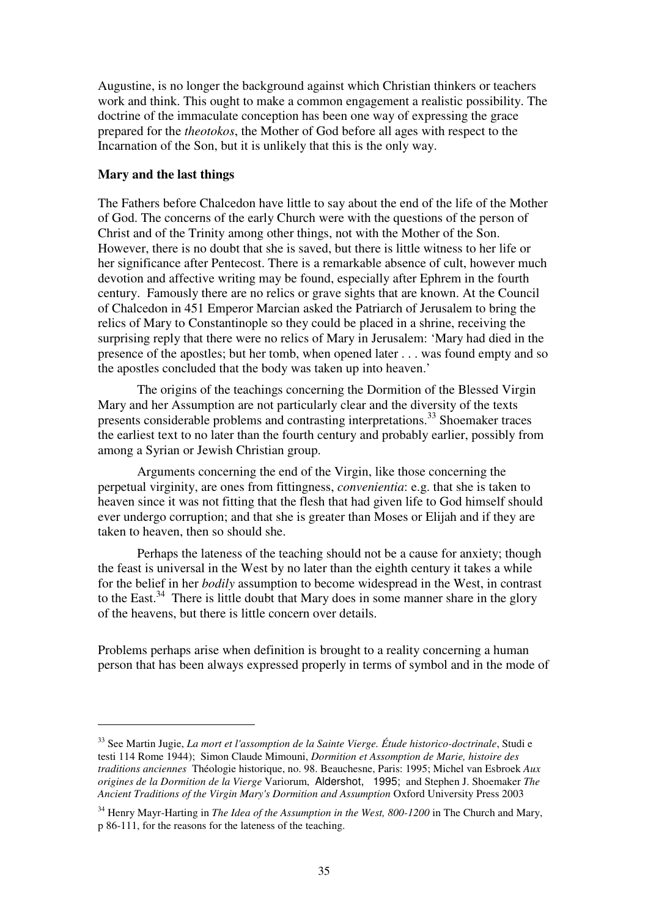Augustine, is no longer the background against which Christian thinkers or teachers work and think. This ought to make a common engagement a realistic possibility. The doctrine of the immaculate conception has been one way of expressing the grace prepared for the *theotokos*, the Mother of God before all ages with respect to the Incarnation of the Son, but it is unlikely that this is the only way.

**Mary and the last things**

The Fathers before Chalcedon have little to say about the end of the life of the Mother of God. The concerns of the early Church were with the questions of the person of Christ and of the Trinity among other things, not with the Mother of the Son. However, there is no doubt that she is saved, but there is little witness to her life or her significance after Pentecost. There is a remarkable absence of cult, however much devotion and affective writing may be found, especially after Ephrem in the fourth century. Famously there are no relics or grave sights that are known. At the Council of Chalcedon in 451 Emperor Marcian asked the Patriarch of Jerusalem to bring the relics of Mary to Constantinople so they could be placed in a shrine, receiving the surprising reply that there were no relics of Mary in Jerusalem: 'Mary had died in the presence of the apostles; but her tomb, when opened later . . . was found empty and so the apostles concluded that the body was taken up into heaven.'

The origins of the teachings concerning the Dormition of the Blessed Virgin Mary and her Assumption are not particularly clear and the diversity of the texts presents considerable problems and contrasting interpretations.[33] Shoemaker traces the earliest text to no later than the fourth century and probably earlier, possibly from among a Syrian or Jewish Christian group.

Arguments concerning the end of the Virgin, like those concerning the perpetual virginity, are ones from fittingness, *convenientia*: e.g. that she is taken to heaven since it was not fitting that the flesh that had given life to God himself should ever undergo corruption; and that she is greater than Moses or Elijah and if they are taken to heaven, then so should she.

Perhaps the lateness of the teaching should not be a cause for anxiety; though the feast is universal in the West by no later than the eighth century it takes a while for the belief in her *bodily* assumption to become widespread in the West, in contrast to the East.[34] There is little doubt that Mary does in some manner share in the glory of the heavens, but there is little concern over details.

Problems perhaps arise when definition is brought to a reality concerning a human person that has been always expressed properly in terms of symbol and in the mode of

---

[33] See Martin Jugie, *La mort et l'assomption de la Sainte Vierge. Étude historico-doctrinale*, Studi e testi 114 Rome 1944); Simon Claude Mimouni, *Dormition et Assomption de Marie, histoire des traditions anciennes* Théologie historique, no. 98. Beauchesne, Paris: 1995; Michel van Esbroek *Aux origines de la Dormition de la Vierge* Variorum, Aldershot, 1995; and Stephen J. Shoemaker *The Ancient Traditions of the Virgin Mary's Dormition and Assumption* Oxford University Press 2003

[34] Henry Mayr-Harting in *The Idea of the Assumption in the West, 800-1200* in The Church and Mary, p 86-111, for the reasons for the lateness of the teaching.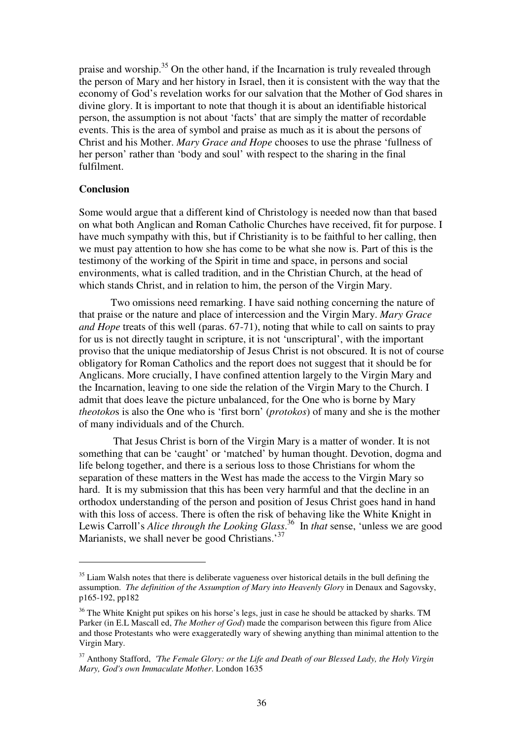praise and worship.[35] On the other hand, if the Incarnation is truly revealed through the person of Mary and her history in Israel, then it is consistent with the way that the economy of God's revelation works for our salvation that the Mother of God shares in divine glory. It is important to note that though it is about an identifiable historical person, the assumption is not about 'facts' that are simply the matter of recordable events. This is the area of symbol and praise as much as it is about the persons of Christ and his Mother. *Mary Grace and Hope* chooses to use the phrase 'fullness of her person' rather than 'body and soul' with respect to the sharing in the final fulfilment.

**Conclusion**

Some would argue that a different kind of Christology is needed now than that based on what both Anglican and Roman Catholic Churches have received, fit for purpose. I have much sympathy with this, but if Christianity is to be faithful to her calling, then we must pay attention to how she has come to be what she now is. Part of this is the testimony of the working of the Spirit in time and space, in persons and social environments, what is called tradition, and in the Christian Church, at the head of which stands Christ, and in relation to him, the person of the Virgin Mary.

Two omissions need remarking. I have said nothing concerning the nature of that praise or the nature and place of intercession and the Virgin Mary. *Mary Grace and Hope* treats of this well (paras. 67-71), noting that while to call on saints to pray for us is not directly taught in scripture, it is not 'unscriptural', with the important proviso that the unique mediatorship of Jesus Christ is not obscured. It is not of course obligatory for Roman Catholics and the report does not suggest that it should be for Anglicans. More crucially, I have confined attention largely to the Virgin Mary and the Incarnation, leaving to one side the relation of the Virgin Mary to the Church. I admit that does leave the picture unbalanced, for the One who is borne by Mary *theotoko*s is also the One who is 'first born' (*protokos*) of many and she is the mother of many individuals and of the Church.

That Jesus Christ is born of the Virgin Mary is a matter of wonder. It is not something that can be 'caught' or 'matched' by human thought. Devotion, dogma and life belong together, and there is a serious loss to those Christians for whom the separation of these matters in the West has made the access to the Virgin Mary so hard. It is my submission that this has been very harmful and that the decline in an orthodox understanding of the person and position of Jesus Christ goes hand in hand with this loss of access. There is often the risk of behaving like the White Knight in Lewis Carroll's *Alice through the Looking Glass*.[36] In *that* sense, 'unless we are good Marianists, we shall never be good Christians.'[37]

---

[35] Liam Walsh notes that there is deliberate vagueness over historical details in the bull defining the assumption. *The definition of the Assumption of Mary into Heavenly Glory* in Denaux and Sagovsky, p165-192, pp182

[36] The White Knight put spikes on his horse's legs, just in case he should be attacked by sharks. TM Parker (in E.L Mascall ed, *The Mother of God*) made the comparison between this figure from Alice and those Protestants who were exaggeratedly wary of shewing anything than minimal attention to the Virgin Mary.

[37] Anthony Stafford, *'The Female Glory: or the Life and Death of our Blessed Lady, the Holy Virgin Mary, God's own Immaculate Mother*. London 1635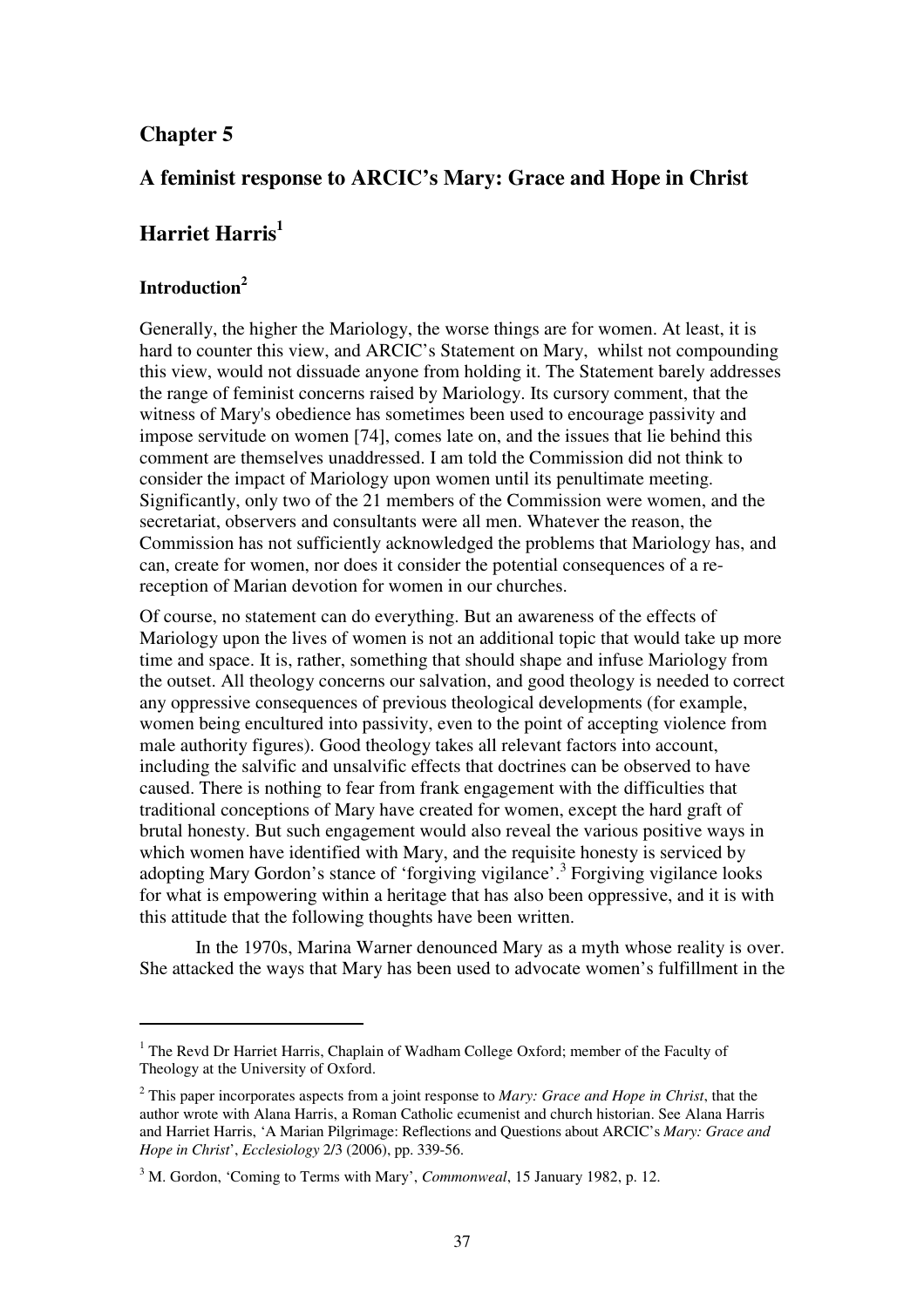## Chapter 5

## A feminist response to ARCIC's Mary: Grace and Hope in Christ

## Harriet Harris[1]

### Introduction[2]

Generally, the higher the Mariology, the worse things are for women. At least, it is hard to counter this view, and ARCIC's Statement on Mary, whilst not compounding this view, would not dissuade anyone from holding it. The Statement barely addresses the range of feminist concerns raised by Mariology. Its cursory comment, that the witness of Mary's obedience has sometimes been used to encourage passivity and impose servitude on women [74], comes late on, and the issues that lie behind this comment are themselves unaddressed. I am told the Commission did not think to consider the impact of Mariology upon women until its penultimate meeting. Significantly, only two of the 21 members of the Commission were women, and the secretariat, observers and consultants were all men. Whatever the reason, the Commission has not sufficiently acknowledged the problems that Mariology has, and can, create for women, nor does it consider the potential consequences of a re-reception of Marian devotion for women in our churches.

Of course, no statement can do everything. But an awareness of the effects of Mariology upon the lives of women is not an additional topic that would take up more time and space. It is, rather, something that should shape and infuse Mariology from the outset. All theology concerns our salvation, and good theology is needed to correct any oppressive consequences of previous theological developments (for example, women being encultured into passivity, even to the point of accepting violence from male authority figures). Good theology takes all relevant factors into account, including the salvific and unsalvific effects that doctrines can be observed to have caused. There is nothing to fear from frank engagement with the difficulties that traditional conceptions of Mary have created for women, except the hard graft of brutal honesty. But such engagement would also reveal the various positive ways in which women have identified with Mary, and the requisite honesty is serviced by adopting Mary Gordon's stance of 'forgiving vigilance'.[3] Forgiving vigilance looks for what is empowering within a heritage that has also been oppressive, and it is with this attitude that the following thoughts have been written.

In the 1970s, Marina Warner denounced Mary as a myth whose reality is over. She attacked the ways that Mary has been used to advocate women's fulfillment in the

---

[1] The Revd Dr Harriet Harris, Chaplain of Wadham College Oxford; member of the Faculty of Theology at the University of Oxford.

[2] This paper incorporates aspects from a joint response to *Mary: Grace and Hope in Christ*, that the author wrote with Alana Harris, a Roman Catholic ecumenist and church historian. See Alana Harris and Harriet Harris, 'A Marian Pilgrimage: Reflections and Questions about ARCIC's *Mary: Grace and Hope in Christ*', *Ecclesiology* 2/3 (2006), pp. 339-56.

[3] M. Gordon, 'Coming to Terms with Mary', *Commonweal*, 15 January 1982, p. 12.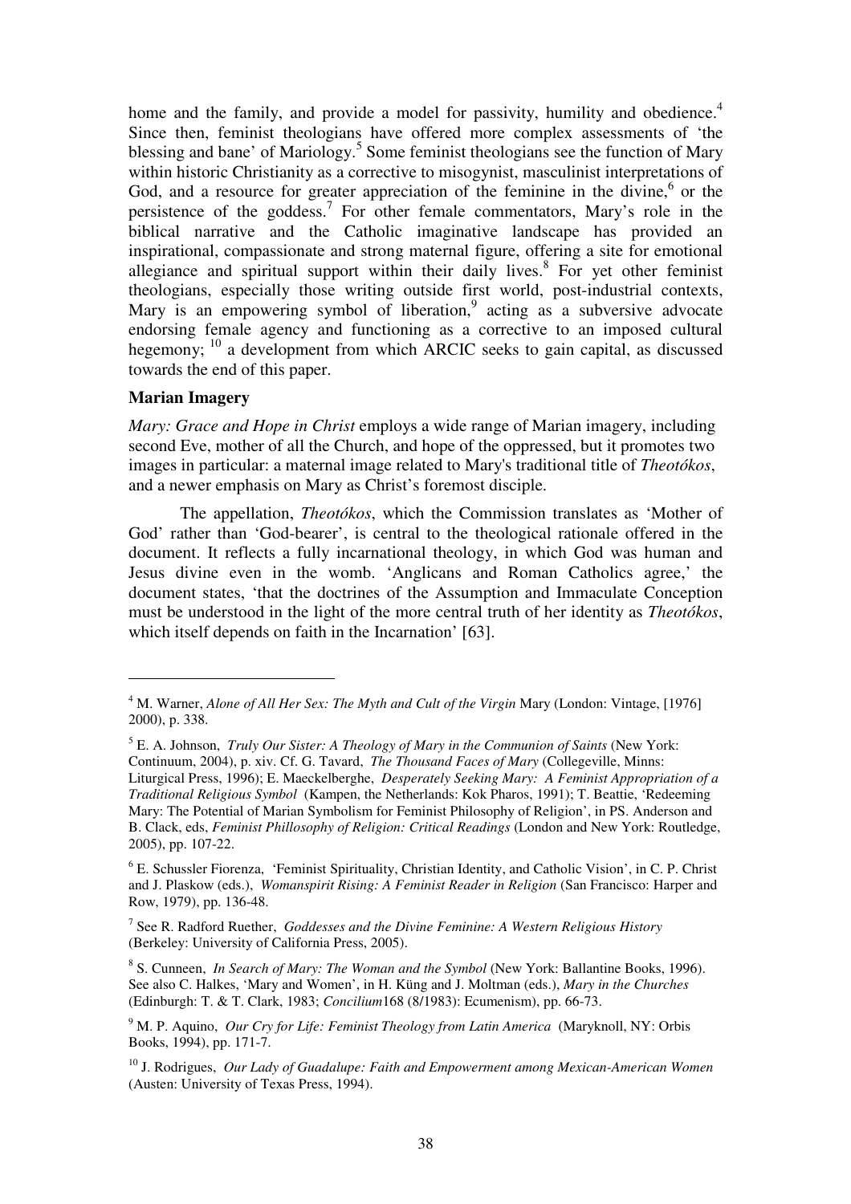home and the family, and provide a model for passivity, humility and obedience.[4] Since then, feminist theologians have offered more complex assessments of 'the blessing and bane' of Mariology.[5] Some feminist theologians see the function of Mary within historic Christianity as a corrective to misogynist, masculinist interpretations of God, and a resource for greater appreciation of the feminine in the divine,[6] or the persistence of the goddess.[7] For other female commentators, Mary's role in the biblical narrative and the Catholic imaginative landscape has provided an inspirational, compassionate and strong maternal figure, offering a site for emotional allegiance and spiritual support within their daily lives.[8] For yet other feminist theologians, especially those writing outside first world, post-industrial contexts, Mary is an empowering symbol of liberation,[9] acting as a subversive advocate endorsing female agency and functioning as a corrective to an imposed cultural hegemony; [10] a development from which ARCIC seeks to gain capital, as discussed towards the end of this paper.

**Marian Imagery**

*Mary: Grace and Hope in Christ* employs a wide range of Marian imagery, including second Eve, mother of all the Church, and hope of the oppressed, but it promotes two images in particular: a maternal image related to Mary's traditional title of *Theotókos*, and a newer emphasis on Mary as Christ's foremost disciple.

The appellation, *Theotókos*, which the Commission translates as 'Mother of God' rather than 'God-bearer', is central to the theological rationale offered in the document. It reflects a fully incarnational theology, in which God was human and Jesus divine even in the womb. 'Anglicans and Roman Catholics agree,' the document states, 'that the doctrines of the Assumption and Immaculate Conception must be understood in the light of the more central truth of her identity as *Theotókos*, which itself depends on faith in the Incarnation' [63].

---

[4] M. Warner, *Alone of All Her Sex: The Myth and Cult of the Virgin* Mary (London: Vintage, [1976] 2000), p. 338.

[5] E. A. Johnson, *Truly Our Sister: A Theology of Mary in the Communion of Saints* (New York: Continuum, 2004), p. xiv. Cf. G. Tavard, *The Thousand Faces of Mary* (Collegeville, Minns: Liturgical Press, 1996); E. Maeckelberghe, *Desperately Seeking Mary: A Feminist Appropriation of a Traditional Religious Symbol* (Kampen, the Netherlands: Kok Pharos, 1991); T. Beattie, 'Redeeming Mary: The Potential of Marian Symbolism for Feminist Philosophy of Religion', in PS. Anderson and B. Clack, eds, *Feminist Phillosophy of Religion: Critical Readings* (London and New York: Routledge, 2005), pp. 107-22.

[6] E. Schussler Fiorenza, 'Feminist Spirituality, Christian Identity, and Catholic Vision', in C. P. Christ and J. Plaskow (eds.), *Womanspirit Rising: A Feminist Reader in Religion* (San Francisco: Harper and Row, 1979), pp. 136-48.

[7] See R. Radford Ruether, *Goddesses and the Divine Feminine: A Western Religious History* (Berkeley: University of California Press, 2005).

[8] S. Cunneen, *In Search of Mary: The Woman and the Symbol* (New York: Ballantine Books, 1996). See also C. Halkes, 'Mary and Women', in H. Küng and J. Moltman (eds.), *Mary in the Churches* (Edinburgh: T. & T. Clark, 1983; *Concilium*168 (8/1983): Ecumenism), pp. 66-73.

[9] M. P. Aquino, *Our Cry for Life: Feminist Theology from Latin America* (Maryknoll, NY: Orbis Books, 1994), pp. 171-7.

[10] J. Rodrigues, *Our Lady of Guadalupe: Faith and Empowerment among Mexican-American Women* (Austen: University of Texas Press, 1994).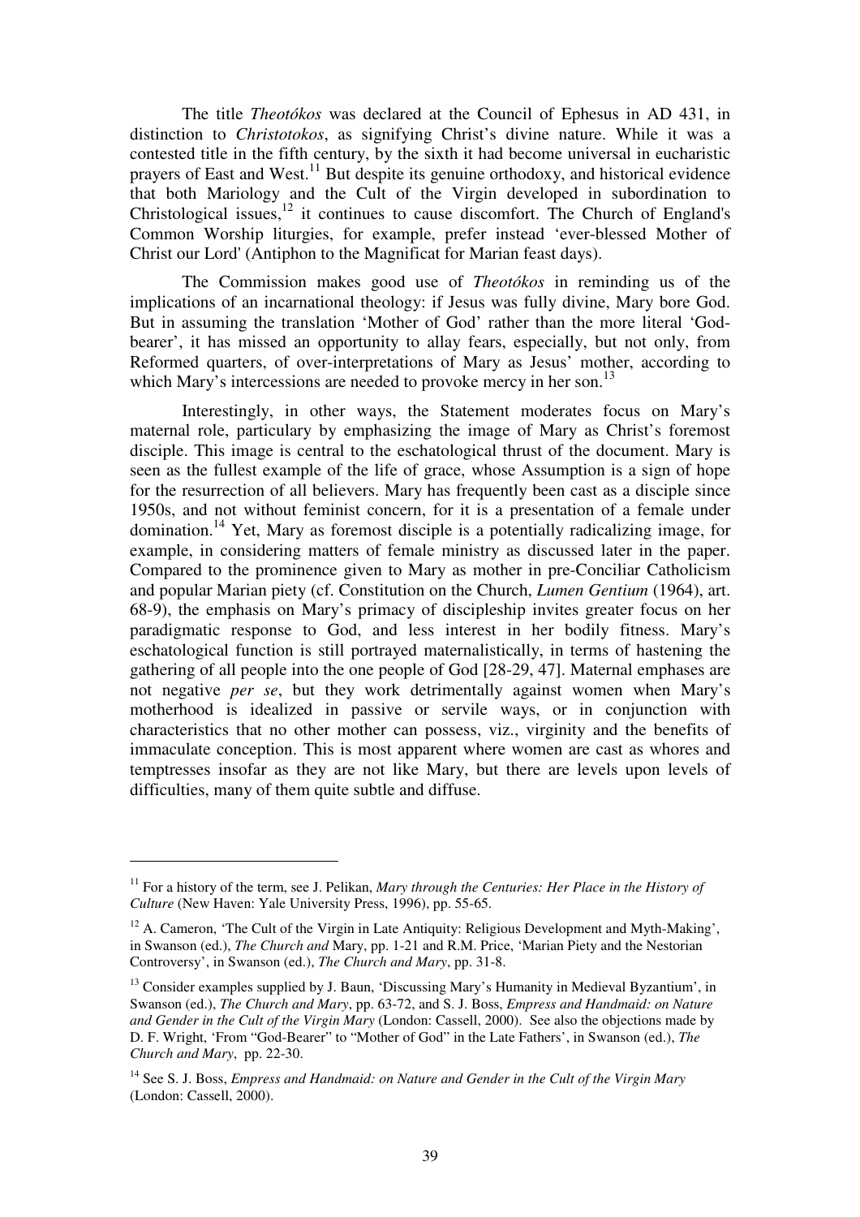The title *Theotókos* was declared at the Council of Ephesus in AD 431, in distinction to *Christotokos*, as signifying Christ's divine nature. While it was a contested title in the fifth century, by the sixth it had become universal in eucharistic prayers of East and West.[11] But despite its genuine orthodoxy, and historical evidence that both Mariology and the Cult of the Virgin developed in subordination to Christological issues,[12] it continues to cause discomfort. The Church of England's Common Worship liturgies, for example, prefer instead 'ever-blessed Mother of Christ our Lord' (Antiphon to the Magnificat for Marian feast days).

The Commission makes good use of *Theotókos* in reminding us of the implications of an incarnational theology: if Jesus was fully divine, Mary bore God. But in assuming the translation 'Mother of God' rather than the more literal 'God-bearer', it has missed an opportunity to allay fears, especially, but not only, from Reformed quarters, of over-interpretations of Mary as Jesus' mother, according to which Mary's intercessions are needed to provoke mercy in her son.[13]

Interestingly, in other ways, the Statement moderates focus on Mary's maternal role, particulary by emphasizing the image of Mary as Christ's foremost disciple. This image is central to the eschatological thrust of the document. Mary is seen as the fullest example of the life of grace, whose Assumption is a sign of hope for the resurrection of all believers. Mary has frequently been cast as a disciple since 1950s, and not without feminist concern, for it is a presentation of a female under domination.[14] Yet, Mary as foremost disciple is a potentially radicalizing image, for example, in considering matters of female ministry as discussed later in the paper. Compared to the prominence given to Mary as mother in pre-Conciliar Catholicism and popular Marian piety (cf. Constitution on the Church, *Lumen Gentium* (1964), art. 68-9), the emphasis on Mary's primacy of discipleship invites greater focus on her paradigmatic response to God, and less interest in her bodily fitness. Mary's eschatological function is still portrayed maternalistically, in terms of hastening the gathering of all people into the one people of God [28-29, 47]. Maternal emphases are not negative *per se*, but they work detrimentally against women when Mary's motherhood is idealized in passive or servile ways, or in conjunction with characteristics that no other mother can possess, viz., virginity and the benefits of immaculate conception. This is most apparent where women are cast as whores and temptresses insofar as they are not like Mary, but there are levels upon levels of difficulties, many of them quite subtle and diffuse.

---

[11] For a history of the term, see J. Pelikan, *Mary through the Centuries: Her Place in the History of Culture* (New Haven: Yale University Press, 1996), pp. 55-65.

[12] A. Cameron, 'The Cult of the Virgin in Late Antiquity: Religious Development and Myth-Making', in Swanson (ed.), *The Church and* Mary, pp. 1-21 and R.M. Price, 'Marian Piety and the Nestorian Controversy', in Swanson (ed.), *The Church and Mary*, pp. 31-8.

[13] Consider examples supplied by J. Baun, 'Discussing Mary's Humanity in Medieval Byzantium', in Swanson (ed.), *The Church and Mary*, pp. 63-72, and S. J. Boss, *Empress and Handmaid: on Nature and Gender in the Cult of the Virgin Mary* (London: Cassell, 2000). See also the objections made by D. F. Wright, 'From "God-Bearer" to "Mother of God" in the Late Fathers', in Swanson (ed.), *The Church and Mary*, pp. 22-30.

[14] See S. J. Boss, *Empress and Handmaid: on Nature and Gender in the Cult of the Virgin Mary* (London: Cassell, 2000).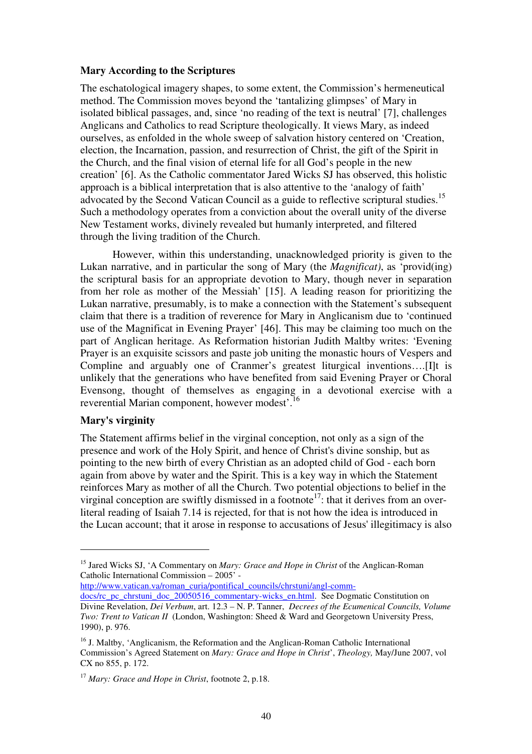**Mary According to the Scriptures**

The eschatological imagery shapes, to some extent, the Commission's hermeneutical method. The Commission moves beyond the 'tantalizing glimpses' of Mary in isolated biblical passages, and, since 'no reading of the text is neutral' [7], challenges Anglicans and Catholics to read Scripture theologically. It views Mary, as indeed ourselves, as enfolded in the whole sweep of salvation history centered on 'Creation, election, the Incarnation, passion, and resurrection of Christ, the gift of the Spirit in the Church, and the final vision of eternal life for all God's people in the new creation' [6]. As the Catholic commentator Jared Wicks SJ has observed, this holistic approach is a biblical interpretation that is also attentive to the 'analogy of faith' advocated by the Second Vatican Council as a guide to reflective scriptural studies.[15] Such a methodology operates from a conviction about the overall unity of the diverse New Testament works, divinely revealed but humanly interpreted, and filtered through the living tradition of the Church.

However, within this understanding, unacknowledged priority is given to the Lukan narrative, and in particular the song of Mary (the *Magnificat)*, as 'provid(ing) the scriptural basis for an appropriate devotion to Mary, though never in separation from her role as mother of the Messiah' [15]. A leading reason for prioritizing the Lukan narrative, presumably, is to make a connection with the Statement's subsequent claim that there is a tradition of reverence for Mary in Anglicanism due to 'continued use of the Magnificat in Evening Prayer' [46]. This may be claiming too much on the part of Anglican heritage. As Reformation historian Judith Maltby writes: 'Evening Prayer is an exquisite scissors and paste job uniting the monastic hours of Vespers and Compline and arguably one of Cranmer's greatest liturgical inventions….[I]t is unlikely that the generations who have benefited from said Evening Prayer or Choral Evensong, thought of themselves as engaging in a devotional exercise with a reverential Marian component, however modest'.[16]

**Mary's virginity**

The Statement affirms belief in the virginal conception, not only as a sign of the presence and work of the Holy Spirit, and hence of Christ's divine sonship, but as pointing to the new birth of every Christian as an adopted child of God - each born again from above by water and the Spirit. This is a key way in which the Statement reinforces Mary as mother of all the Church. Two potential objections to belief in the virginal conception are swiftly dismissed in a footnote[17]: that it derives from an over-literal reading of Isaiah 7.14 is rejected, for that is not how the idea is introduced in the Lucan account; that it arose in response to accusations of Jesus' illegitimacy is also

---

[15] Jared Wicks SJ, 'A Commentary on *Mary: Grace and Hope in Christ* of the Anglican-Roman Catholic International Commission – 2005' - http://www.vatican.va/roman_curia/pontifical_councils/chrstuni/angl-comm-docs/rc_pc_chrstuni_doc_20050516_commentary-wicks_en.html. See Dogmatic Constitution on Divine Revelation, *Dei Verbum*, art. 12.3 – N. P. Tanner, *Decrees of the Ecumenical Councils, Volume Two: Trent to Vatican II* (London, Washington: Sheed & Ward and Georgetown University Press, 1990), p. 976.

[16] J. Maltby, 'Anglicanism, the Reformation and the Anglican-Roman Catholic International Commission's Agreed Statement on *Mary: Grace and Hope in Christ*', *Theology,* May/June 2007, vol CX no 855, p. 172.

[17] *Mary: Grace and Hope in Christ*, footnote 2, p.18.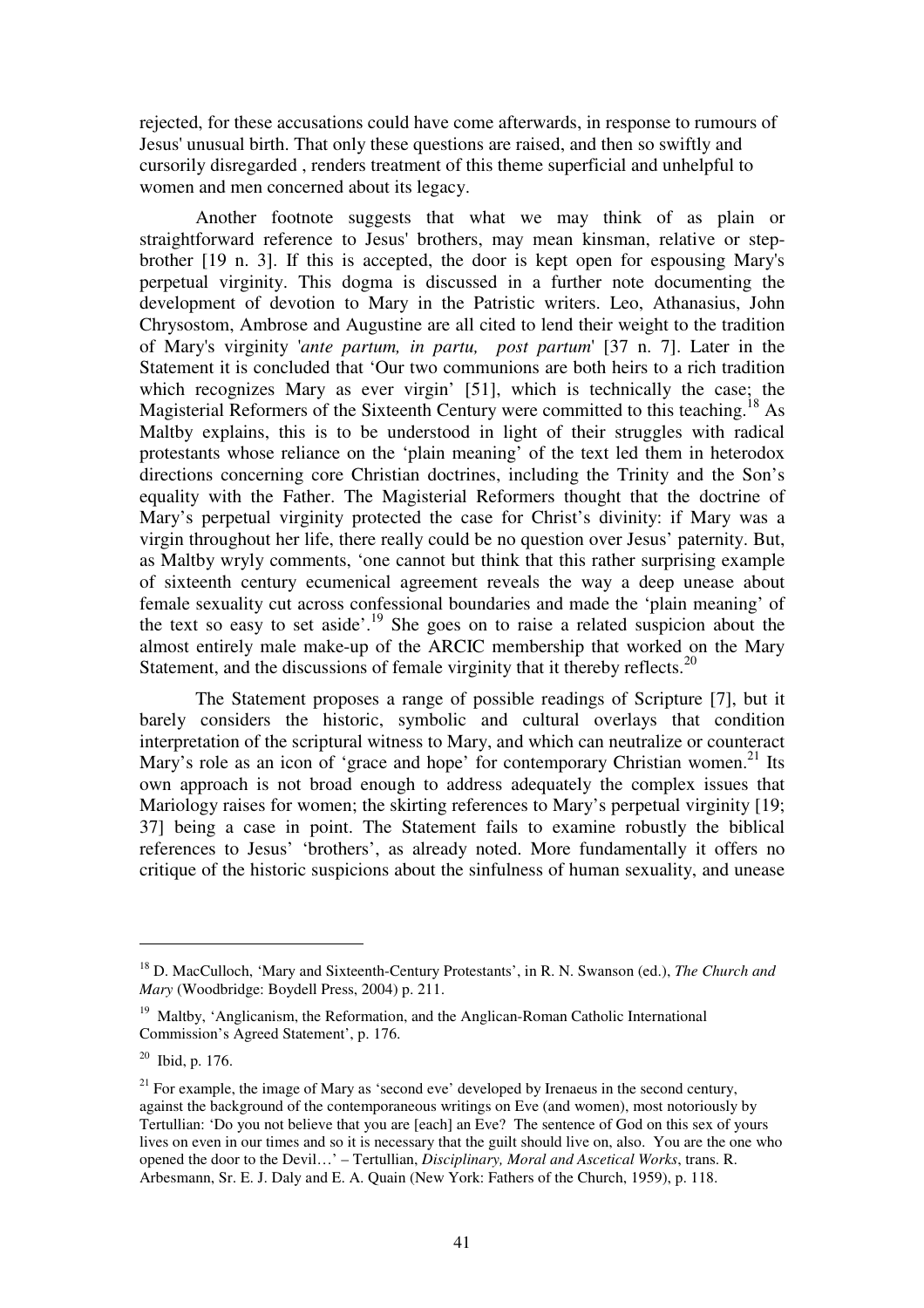rejected, for these accusations could have come afterwards, in response to rumours of Jesus' unusual birth. That only these questions are raised, and then so swiftly and cursorily disregarded , renders treatment of this theme superficial and unhelpful to women and men concerned about its legacy.

Another footnote suggests that what we may think of as plain or straightforward reference to Jesus' brothers, may mean kinsman, relative or step-brother [19 n. 3]. If this is accepted, the door is kept open for espousing Mary's perpetual virginity. This dogma is discussed in a further note documenting the development of devotion to Mary in the Patristic writers. Leo, Athanasius, John Chrysostom, Ambrose and Augustine are all cited to lend their weight to the tradition of Mary's virginity '*ante partum, in partu, post partum*' [37 n. 7]. Later in the Statement it is concluded that 'Our two communions are both heirs to a rich tradition which recognizes Mary as ever virgin' [51], which is technically the case; the Magisterial Reformers of the Sixteenth Century were committed to this teaching.[18] As Maltby explains, this is to be understood in light of their struggles with radical protestants whose reliance on the 'plain meaning' of the text led them in heterodox directions concerning core Christian doctrines, including the Trinity and the Son's equality with the Father. The Magisterial Reformers thought that the doctrine of Mary's perpetual virginity protected the case for Christ's divinity: if Mary was a virgin throughout her life, there really could be no question over Jesus' paternity. But, as Maltby wryly comments, 'one cannot but think that this rather surprising example of sixteenth century ecumenical agreement reveals the way a deep unease about female sexuality cut across confessional boundaries and made the 'plain meaning' of the text so easy to set aside'.[19] She goes on to raise a related suspicion about the almost entirely male make-up of the ARCIC membership that worked on the Mary Statement, and the discussions of female virginity that it thereby reflects.[20]

The Statement proposes a range of possible readings of Scripture [7], but it barely considers the historic, symbolic and cultural overlays that condition interpretation of the scriptural witness to Mary, and which can neutralize or counteract Mary's role as an icon of 'grace and hope' for contemporary Christian women.[21] Its own approach is not broad enough to address adequately the complex issues that Mariology raises for women; the skirting references to Mary's perpetual virginity [19; 37] being a case in point. The Statement fails to examine robustly the biblical references to Jesus' 'brothers', as already noted. More fundamentally it offers no critique of the historic suspicions about the sinfulness of human sexuality, and unease

---

[18] D. MacCulloch, 'Mary and Sixteenth-Century Protestants', in R. N. Swanson (ed.), *The Church and Mary* (Woodbridge: Boydell Press, 2004) p. 211.

[19] Maltby, 'Anglicanism, the Reformation, and the Anglican-Roman Catholic International Commission's Agreed Statement', p. 176.

[20] Ibid, p. 176.

[21] For example, the image of Mary as 'second eve' developed by Irenaeus in the second century, against the background of the contemporaneous writings on Eve (and women), most notoriously by Tertullian: 'Do you not believe that you are [each] an Eve? The sentence of God on this sex of yours lives on even in our times and so it is necessary that the guilt should live on, also. You are the one who opened the door to the Devil…' – Tertullian, *Disciplinary, Moral and Ascetical Works*, trans. R. Arbesmann, Sr. E. J. Daly and E. A. Quain (New York: Fathers of the Church, 1959), p. 118.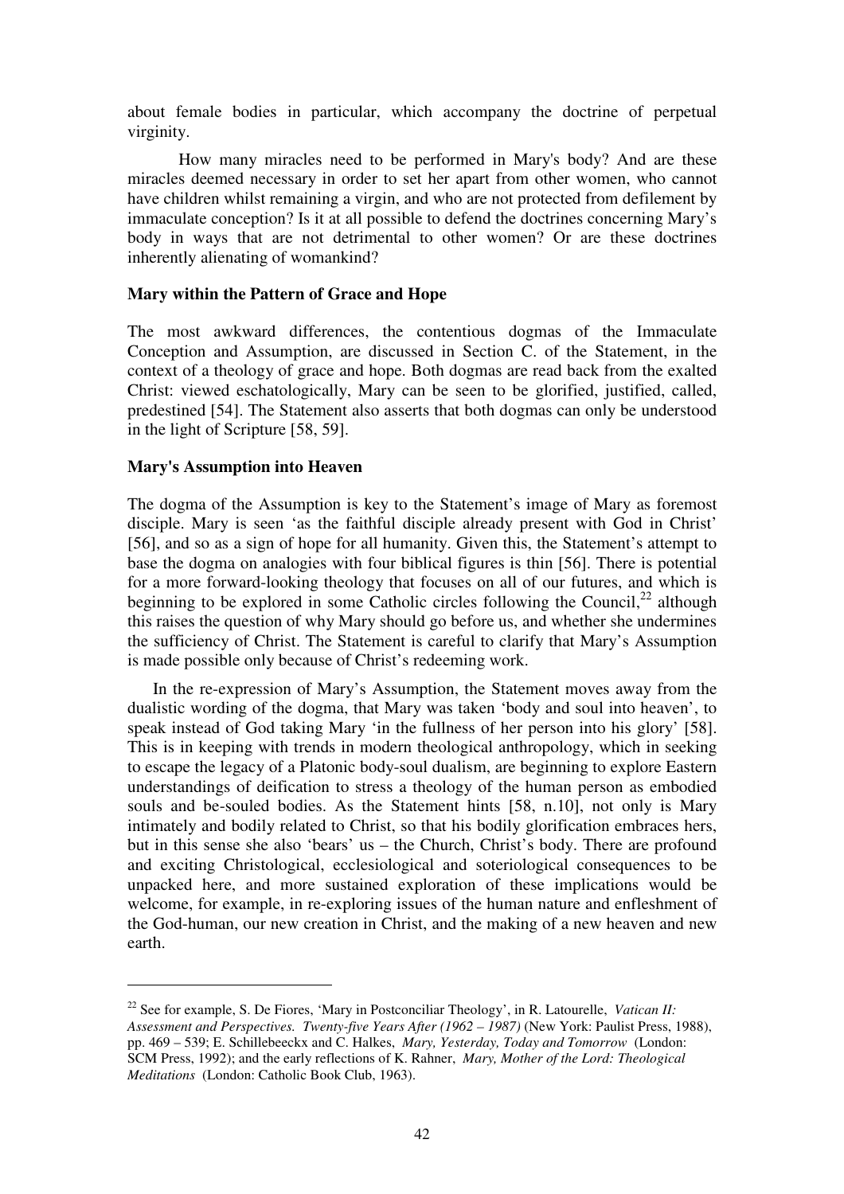about female bodies in particular, which accompany the doctrine of perpetual virginity.

How many miracles need to be performed in Mary's body? And are these miracles deemed necessary in order to set her apart from other women, who cannot have children whilst remaining a virgin, and who are not protected from defilement by immaculate conception? Is it at all possible to defend the doctrines concerning Mary's body in ways that are not detrimental to other women? Or are these doctrines inherently alienating of womankind?

**Mary within the Pattern of Grace and Hope**

The most awkward differences, the contentious dogmas of the Immaculate Conception and Assumption, are discussed in Section C. of the Statement, in the context of a theology of grace and hope. Both dogmas are read back from the exalted Christ: viewed eschatologically, Mary can be seen to be glorified, justified, called, predestined [54]. The Statement also asserts that both dogmas can only be understood in the light of Scripture [58, 59].

**Mary's Assumption into Heaven**

The dogma of the Assumption is key to the Statement's image of Mary as foremost disciple. Mary is seen 'as the faithful disciple already present with God in Christ' [56], and so as a sign of hope for all humanity. Given this, the Statement's attempt to base the dogma on analogies with four biblical figures is thin [56]. There is potential for a more forward-looking theology that focuses on all of our futures, and which is beginning to be explored in some Catholic circles following the Council,[22] although this raises the question of why Mary should go before us, and whether she undermines the sufficiency of Christ. The Statement is careful to clarify that Mary's Assumption is made possible only because of Christ's redeeming work.

In the re-expression of Mary's Assumption, the Statement moves away from the dualistic wording of the dogma, that Mary was taken 'body and soul into heaven', to speak instead of God taking Mary 'in the fullness of her person into his glory' [58]. This is in keeping with trends in modern theological anthropology, which in seeking to escape the legacy of a Platonic body-soul dualism, are beginning to explore Eastern understandings of deification to stress a theology of the human person as embodied souls and be-souled bodies. As the Statement hints [58, n.10], not only is Mary intimately and bodily related to Christ, so that his bodily glorification embraces hers, but in this sense she also 'bears' us – the Church, Christ's body. There are profound and exciting Christological, ecclesiological and soteriological consequences to be unpacked here, and more sustained exploration of these implications would be welcome, for example, in re-exploring issues of the human nature and enfleshment of the God-human, our new creation in Christ, and the making of a new heaven and new earth.

---

[22] See for example, S. De Fiores, 'Mary in Postconciliar Theology', in R. Latourelle, *Vatican II: Assessment and Perspectives. Twenty-five Years After (1962 – 1987)* (New York: Paulist Press, 1988), pp. 469 – 539; E. Schillebeeckx and C. Halkes, *Mary, Yesterday, Today and Tomorrow* (London: SCM Press, 1992); and the early reflections of K. Rahner, *Mary, Mother of the Lord: Theological Meditations* (London: Catholic Book Club, 1963).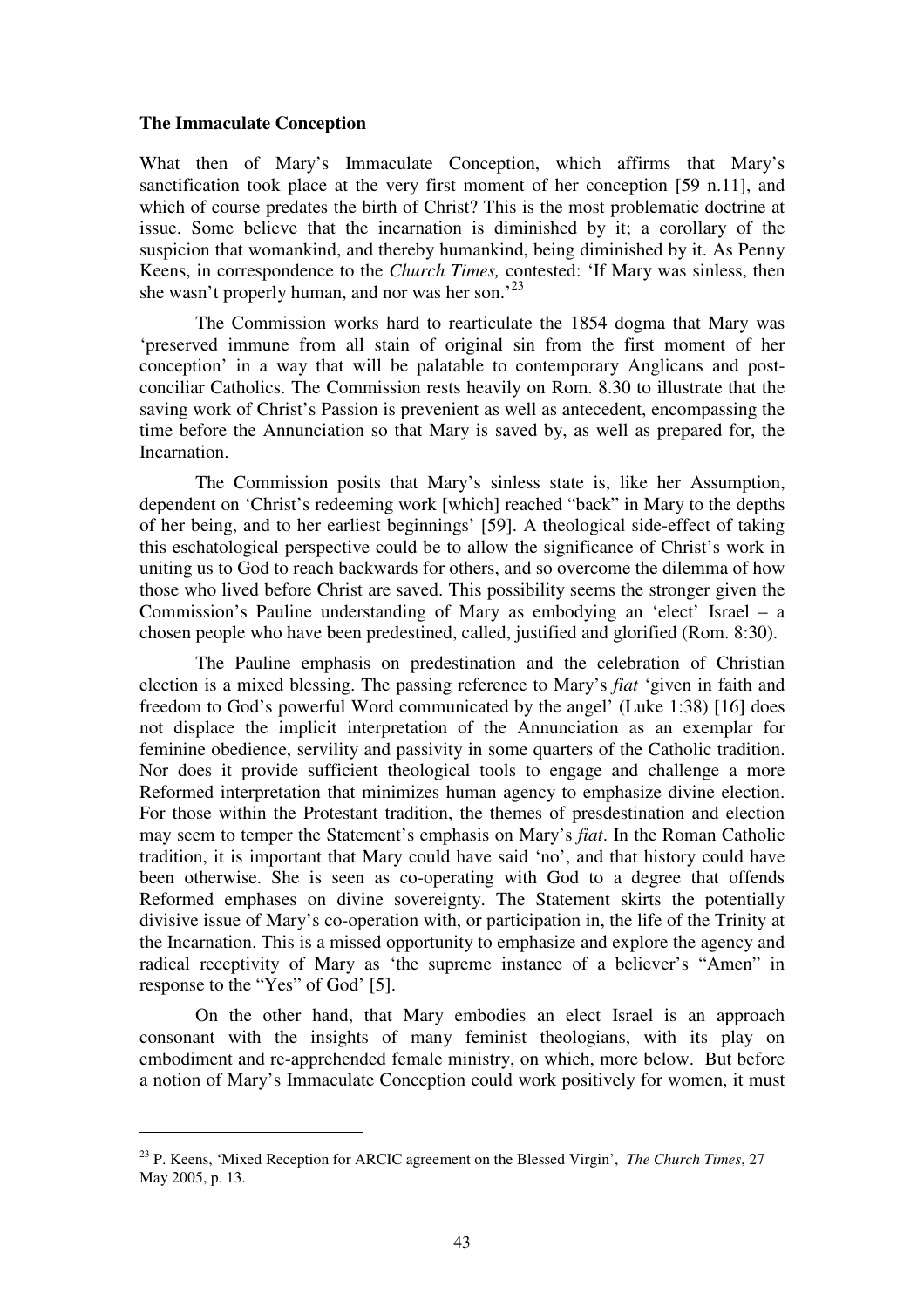**The Immaculate Conception**

What then of Mary's Immaculate Conception, which affirms that Mary's sanctification took place at the very first moment of her conception [59 n.11], and which of course predates the birth of Christ? This is the most problematic doctrine at issue. Some believe that the incarnation is diminished by it; a corollary of the suspicion that womankind, and thereby humankind, being diminished by it. As Penny Keens, in correspondence to the *Church Times,* contested: 'If Mary was sinless, then she wasn't properly human, and nor was her son.'[23]

The Commission works hard to rearticulate the 1854 dogma that Mary was 'preserved immune from all stain of original sin from the first moment of her conception' in a way that will be palatable to contemporary Anglicans and post-conciliar Catholics. The Commission rests heavily on Rom. 8.30 to illustrate that the saving work of Christ's Passion is prevenient as well as antecedent, encompassing the time before the Annunciation so that Mary is saved by, as well as prepared for, the Incarnation.

The Commission posits that Mary's sinless state is, like her Assumption, dependent on 'Christ's redeeming work [which] reached "back" in Mary to the depths of her being, and to her earliest beginnings' [59]. A theological side-effect of taking this eschatological perspective could be to allow the significance of Christ's work in uniting us to God to reach backwards for others, and so overcome the dilemma of how those who lived before Christ are saved. This possibility seems the stronger given the Commission's Pauline understanding of Mary as embodying an 'elect' Israel – a chosen people who have been predestined, called, justified and glorified (Rom. 8:30).

The Pauline emphasis on predestination and the celebration of Christian election is a mixed blessing. The passing reference to Mary's *fiat* 'given in faith and freedom to God's powerful Word communicated by the angel' (Luke 1:38) [16] does not displace the implicit interpretation of the Annunciation as an exemplar for feminine obedience, servility and passivity in some quarters of the Catholic tradition. Nor does it provide sufficient theological tools to engage and challenge a more Reformed interpretation that minimizes human agency to emphasize divine election. For those within the Protestant tradition, the themes of presdestination and election may seem to temper the Statement's emphasis on Mary's *fiat*. In the Roman Catholic tradition, it is important that Mary could have said 'no', and that history could have been otherwise. She is seen as co-operating with God to a degree that offends Reformed emphases on divine sovereignty. The Statement skirts the potentially divisive issue of Mary's co-operation with, or participation in, the life of the Trinity at the Incarnation. This is a missed opportunity to emphasize and explore the agency and radical receptivity of Mary as 'the supreme instance of a believer's "Amen" in response to the "Yes" of God' [5].

On the other hand, that Mary embodies an elect Israel is an approach consonant with the insights of many feminist theologians, with its play on embodiment and re-apprehended female ministry, on which, more below. But before a notion of Mary's Immaculate Conception could work positively for women, it must

[23] P. Keens, 'Mixed Reception for ARCIC agreement on the Blessed Virgin', *The Church Times*, 27 May 2005, p. 13.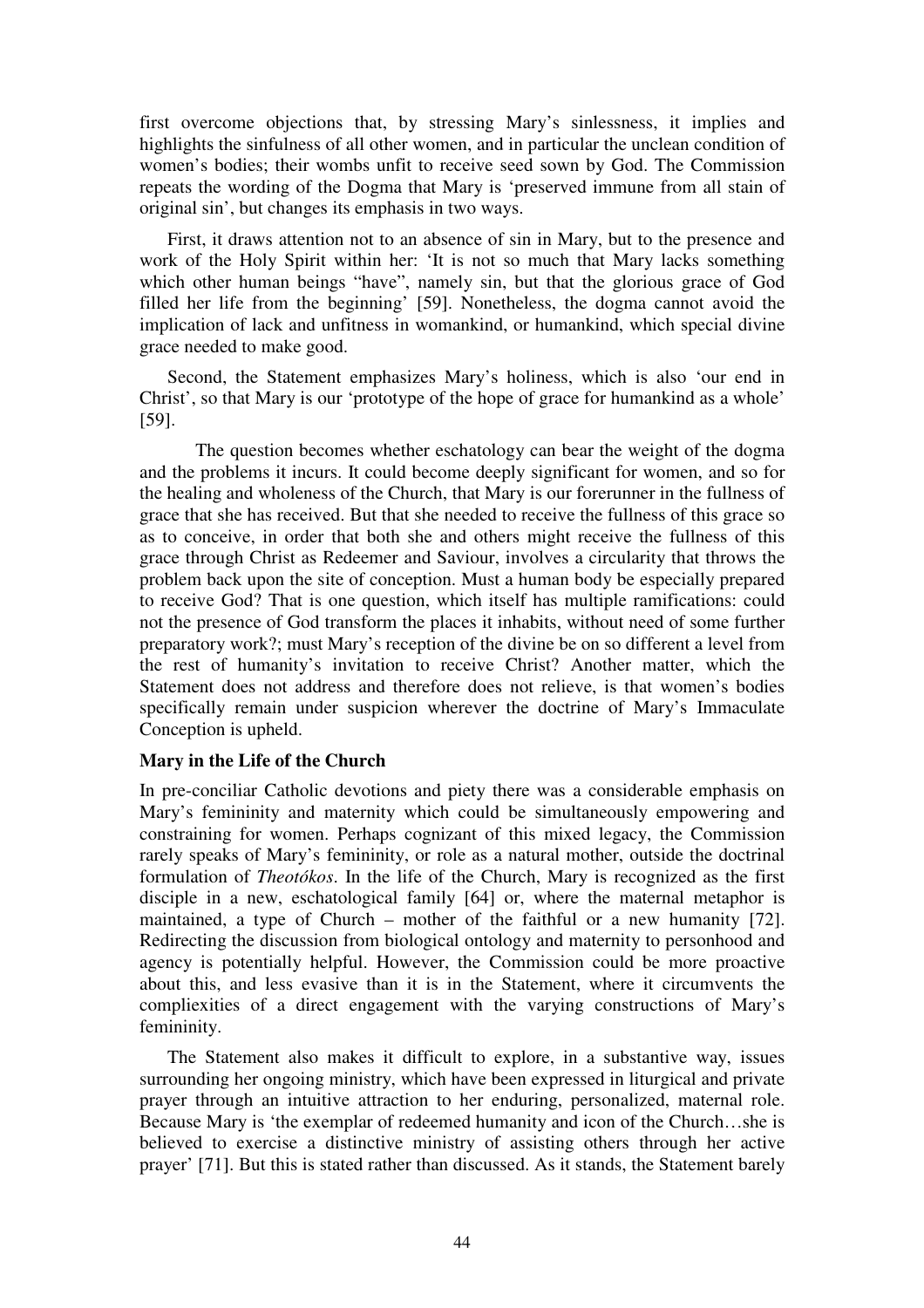first overcome objections that, by stressing Mary's sinlessness, it implies and highlights the sinfulness of all other women, and in particular the unclean condition of women's bodies; their wombs unfit to receive seed sown by God. The Commission repeats the wording of the Dogma that Mary is 'preserved immune from all stain of original sin', but changes its emphasis in two ways.

First, it draws attention not to an absence of sin in Mary, but to the presence and work of the Holy Spirit within her: 'It is not so much that Mary lacks something which other human beings "have", namely sin, but that the glorious grace of God filled her life from the beginning' [59]. Nonetheless, the dogma cannot avoid the implication of lack and unfitness in womankind, or humankind, which special divine grace needed to make good.

Second, the Statement emphasizes Mary's holiness, which is also 'our end in Christ', so that Mary is our 'prototype of the hope of grace for humankind as a whole' [59].

The question becomes whether eschatology can bear the weight of the dogma and the problems it incurs. It could become deeply significant for women, and so for the healing and wholeness of the Church, that Mary is our forerunner in the fullness of grace that she has received. But that she needed to receive the fullness of this grace so as to conceive, in order that both she and others might receive the fullness of this grace through Christ as Redeemer and Saviour, involves a circularity that throws the problem back upon the site of conception. Must a human body be especially prepared to receive God? That is one question, which itself has multiple ramifications: could not the presence of God transform the places it inhabits, without need of some further preparatory work?; must Mary's reception of the divine be on so different a level from the rest of humanity's invitation to receive Christ? Another matter, which the Statement does not address and therefore does not relieve, is that women's bodies specifically remain under suspicion wherever the doctrine of Mary's Immaculate Conception is upheld.

**Mary in the Life of the Church**

In pre-conciliar Catholic devotions and piety there was a considerable emphasis on Mary's femininity and maternity which could be simultaneously empowering and constraining for women. Perhaps cognizant of this mixed legacy, the Commission rarely speaks of Mary's femininity, or role as a natural mother, outside the doctrinal formulation of *Theotókos*. In the life of the Church, Mary is recognized as the first disciple in a new, eschatological family [64] or, where the maternal metaphor is maintained, a type of Church – mother of the faithful or a new humanity [72]. Redirecting the discussion from biological ontology and maternity to personhood and agency is potentially helpful. However, the Commission could be more proactive about this, and less evasive than it is in the Statement, where it circumvents the compliexities of a direct engagement with the varying constructions of Mary's femininity.

The Statement also makes it difficult to explore, in a substantive way, issues surrounding her ongoing ministry, which have been expressed in liturgical and private prayer through an intuitive attraction to her enduring, personalized, maternal role. Because Mary is 'the exemplar of redeemed humanity and icon of the Church…she is believed to exercise a distinctive ministry of assisting others through her active prayer' [71]. But this is stated rather than discussed. As it stands, the Statement barely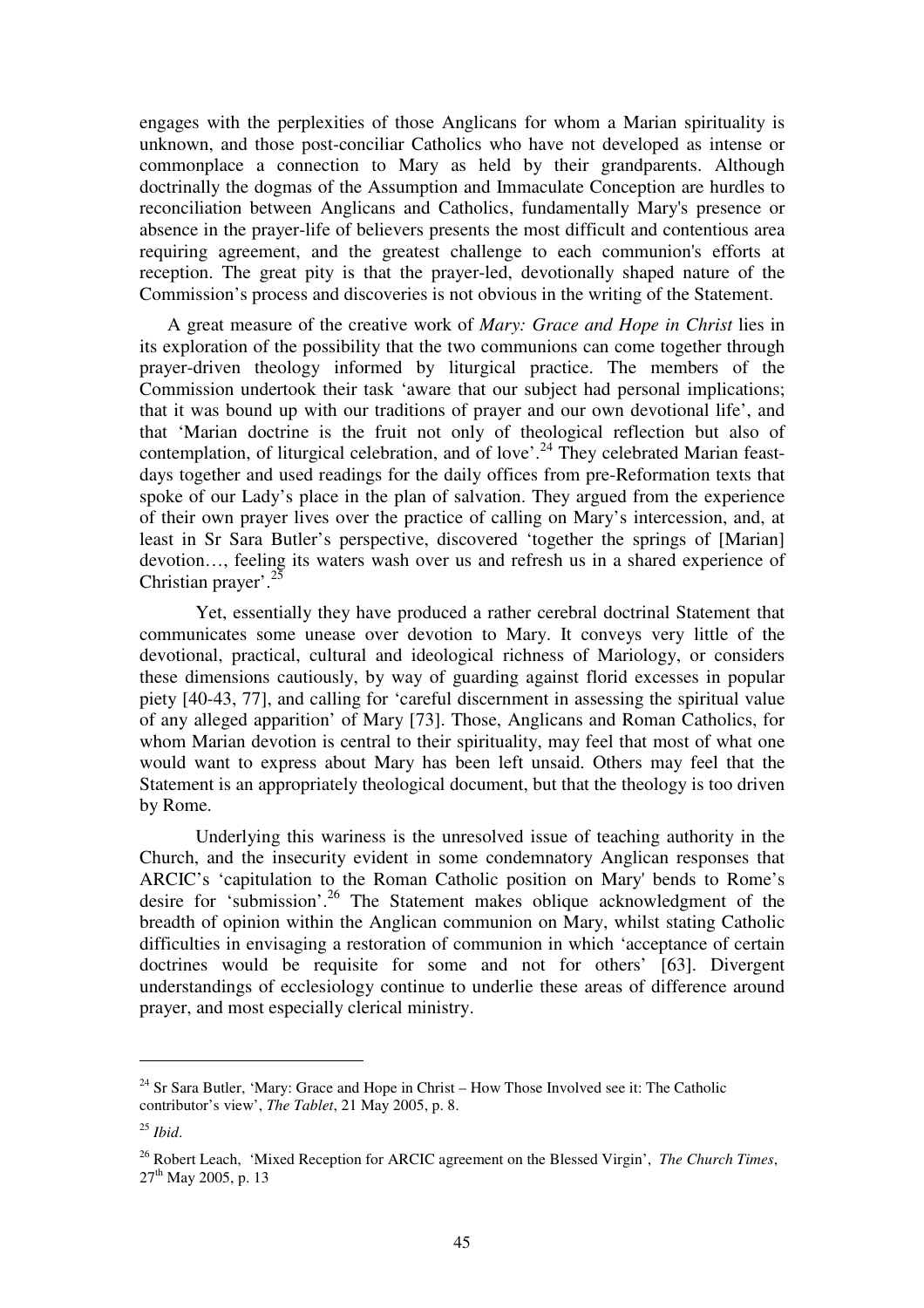engages with the perplexities of those Anglicans for whom a Marian spirituality is unknown, and those post-conciliar Catholics who have not developed as intense or commonplace a connection to Mary as held by their grandparents. Although doctrinally the dogmas of the Assumption and Immaculate Conception are hurdles to reconciliation between Anglicans and Catholics, fundamentally Mary's presence or absence in the prayer-life of believers presents the most difficult and contentious area requiring agreement, and the greatest challenge to each communion's efforts at reception. The great pity is that the prayer-led, devotionally shaped nature of the Commission's process and discoveries is not obvious in the writing of the Statement.

A great measure of the creative work of *Mary: Grace and Hope in Christ* lies in its exploration of the possibility that the two communions can come together through prayer-driven theology informed by liturgical practice. The members of the Commission undertook their task 'aware that our subject had personal implications; that it was bound up with our traditions of prayer and our own devotional life', and that 'Marian doctrine is the fruit not only of theological reflection but also of contemplation, of liturgical celebration, and of love'.[24] They celebrated Marian feast-days together and used readings for the daily offices from pre-Reformation texts that spoke of our Lady's place in the plan of salvation. They argued from the experience of their own prayer lives over the practice of calling on Mary's intercession, and, at least in Sr Sara Butler's perspective, discovered 'together the springs of [Marian] devotion…, feeling its waters wash over us and refresh us in a shared experience of Christian prayer'.[25]

Yet, essentially they have produced a rather cerebral doctrinal Statement that communicates some unease over devotion to Mary. It conveys very little of the devotional, practical, cultural and ideological richness of Mariology, or considers these dimensions cautiously, by way of guarding against florid excesses in popular piety [40-43, 77], and calling for 'careful discernment in assessing the spiritual value of any alleged apparition' of Mary [73]. Those, Anglicans and Roman Catholics, for whom Marian devotion is central to their spirituality, may feel that most of what one would want to express about Mary has been left unsaid. Others may feel that the Statement is an appropriately theological document, but that the theology is too driven by Rome.

Underlying this wariness is the unresolved issue of teaching authority in the Church, and the insecurity evident in some condemnatory Anglican responses that ARCIC's 'capitulation to the Roman Catholic position on Mary' bends to Rome's desire for 'submission'.[26] The Statement makes oblique acknowledgment of the breadth of opinion within the Anglican communion on Mary, whilst stating Catholic difficulties in envisaging a restoration of communion in which 'acceptance of certain doctrines would be requisite for some and not for others' [63]. Divergent understandings of ecclesiology continue to underlie these areas of difference around prayer, and most especially clerical ministry.

---

[24] Sr Sara Butler, 'Mary: Grace and Hope in Christ – How Those Involved see it: The Catholic contributor's view', *The Tablet*, 21 May 2005, p. 8.

[25] *Ibid*.

[26] Robert Leach, 'Mixed Reception for ARCIC agreement on the Blessed Virgin', *The Church Times*, 27th May 2005, p. 13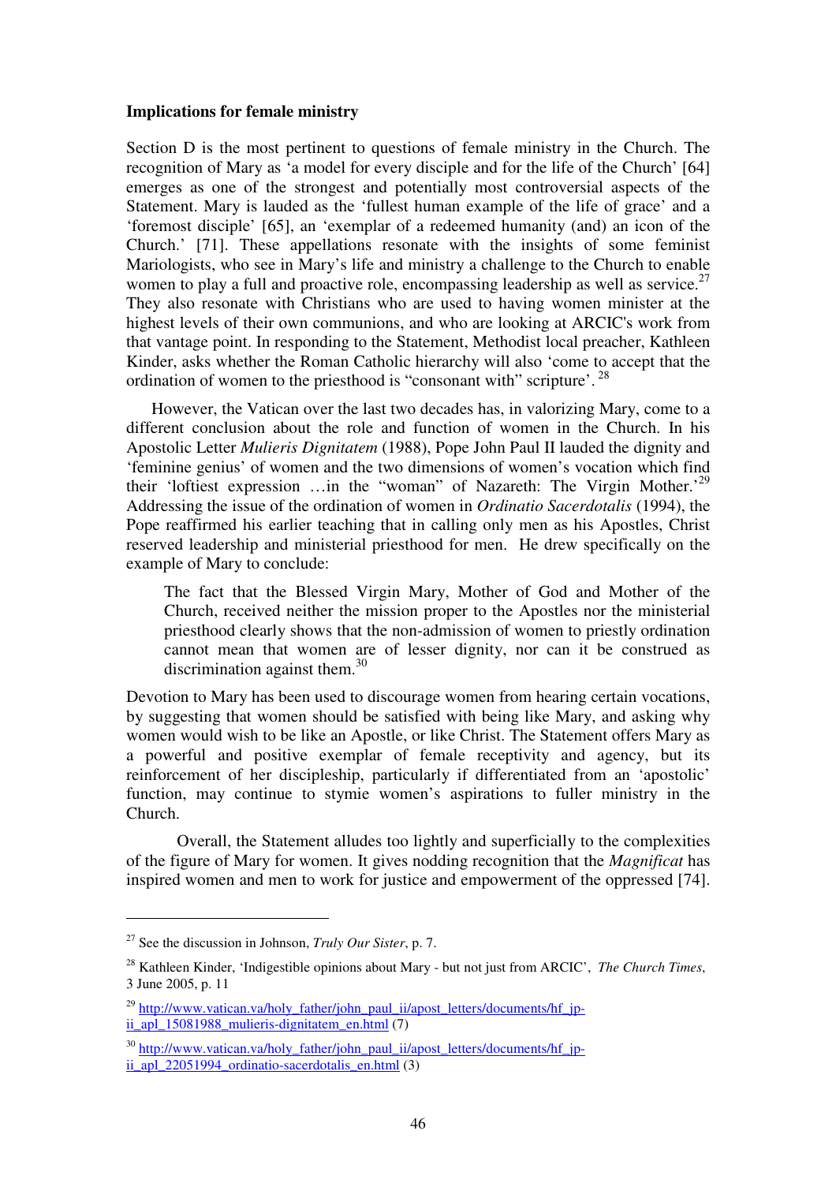**Implications for female ministry**

Section D is the most pertinent to questions of female ministry in the Church. The recognition of Mary as 'a model for every disciple and for the life of the Church' [64] emerges as one of the strongest and potentially most controversial aspects of the Statement. Mary is lauded as the 'fullest human example of the life of grace' and a 'foremost disciple' [65], an 'exemplar of a redeemed humanity (and) an icon of the Church.' [71]. These appellations resonate with the insights of some feminist Mariologists, who see in Mary's life and ministry a challenge to the Church to enable women to play a full and proactive role, encompassing leadership as well as service.[27] They also resonate with Christians who are used to having women minister at the highest levels of their own communions, and who are looking at ARCIC's work from that vantage point. In responding to the Statement, Methodist local preacher, Kathleen Kinder, asks whether the Roman Catholic hierarchy will also 'come to accept that the ordination of women to the priesthood is "consonant with" scripture'.[28]

However, the Vatican over the last two decades has, in valorizing Mary, come to a different conclusion about the role and function of women in the Church. In his Apostolic Letter *Mulieris Dignitatem* (1988), Pope John Paul II lauded the dignity and 'feminine genius' of women and the two dimensions of women's vocation which find their 'loftiest expression …in the "woman" of Nazareth: The Virgin Mother.'[29] Addressing the issue of the ordination of women in *Ordinatio Sacerdotalis* (1994), the Pope reaffirmed his earlier teaching that in calling only men as his Apostles, Christ reserved leadership and ministerial priesthood for men. He drew specifically on the example of Mary to conclude:

> The fact that the Blessed Virgin Mary, Mother of God and Mother of the Church, received neither the mission proper to the Apostles nor the ministerial priesthood clearly shows that the non-admission of women to priestly ordination cannot mean that women are of lesser dignity, nor can it be construed as discrimination against them.[30]

Devotion to Mary has been used to discourage women from hearing certain vocations, by suggesting that women should be satisfied with being like Mary, and asking why women would wish to be like an Apostle, or like Christ. The Statement offers Mary as a powerful and positive exemplar of female receptivity and agency, but its reinforcement of her discipleship, particularly if differentiated from an 'apostolic' function, may continue to stymie women's aspirations to fuller ministry in the Church.

Overall, the Statement alludes too lightly and superficially to the complexities of the figure of Mary for women. It gives nodding recognition that the *Magnificat* has inspired women and men to work for justice and empowerment of the oppressed [74].

---

[27] See the discussion in Johnson, *Truly Our Sister*, p. 7.

[28] Kathleen Kinder, 'Indigestible opinions about Mary - but not just from ARCIC', *The Church Times*, 3 June 2005, p. 11

[29] http://www.vatican.va/holy_father/john_paul_ii/apost_letters/documents/hf_jp-ii_apl_15081988_mulieris-dignitatem_en.html (7)

[30] http://www.vatican.va/holy_father/john_paul_ii/apost_letters/documents/hf_jp-ii_apl_22051994_ordinatio-sacerdotalis_en.html (3)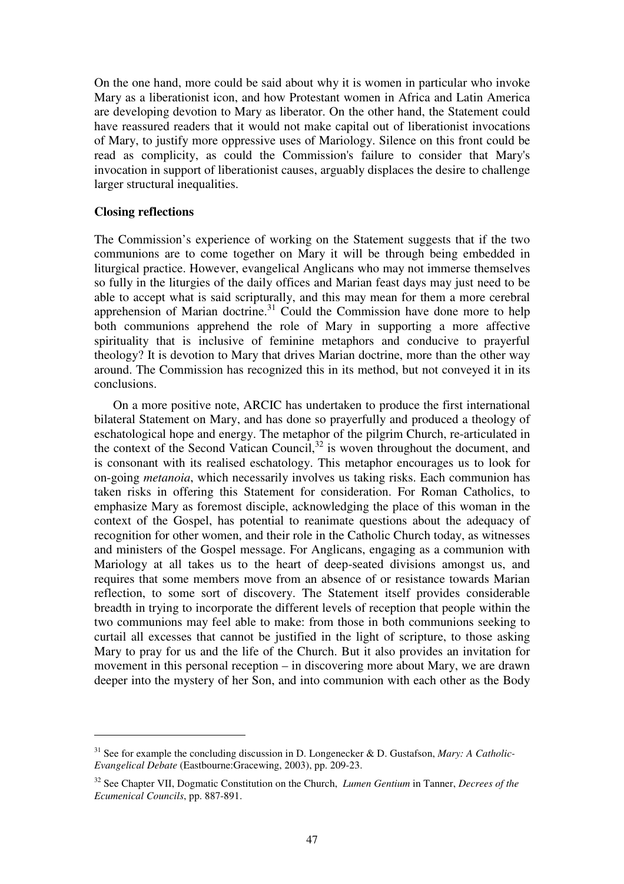On the one hand, more could be said about why it is women in particular who invoke Mary as a liberationist icon, and how Protestant women in Africa and Latin America are developing devotion to Mary as liberator. On the other hand, the Statement could have reassured readers that it would not make capital out of liberationist invocations of Mary, to justify more oppressive uses of Mariology. Silence on this front could be read as complicity, as could the Commission's failure to consider that Mary's invocation in support of liberationist causes, arguably displaces the desire to challenge larger structural inequalities.

**Closing reflections**

The Commission's experience of working on the Statement suggests that if the two communions are to come together on Mary it will be through being embedded in liturgical practice. However, evangelical Anglicans who may not immerse themselves so fully in the liturgies of the daily offices and Marian feast days may just need to be able to accept what is said scripturally, and this may mean for them a more cerebral apprehension of Marian doctrine.[31] Could the Commission have done more to help both communions apprehend the role of Mary in supporting a more affective spirituality that is inclusive of feminine metaphors and conducive to prayerful theology? It is devotion to Mary that drives Marian doctrine, more than the other way around. The Commission has recognized this in its method, but not conveyed it in its conclusions.

On a more positive note, ARCIC has undertaken to produce the first international bilateral Statement on Mary, and has done so prayerfully and produced a theology of eschatological hope and energy. The metaphor of the pilgrim Church, re-articulated in the context of the Second Vatican Council,[32] is woven throughout the document, and is consonant with its realised eschatology. This metaphor encourages us to look for on-going *metanoia*, which necessarily involves us taking risks. Each communion has taken risks in offering this Statement for consideration. For Roman Catholics, to emphasize Mary as foremost disciple, acknowledging the place of this woman in the context of the Gospel, has potential to reanimate questions about the adequacy of recognition for other women, and their role in the Catholic Church today, as witnesses and ministers of the Gospel message. For Anglicans, engaging as a communion with Mariology at all takes us to the heart of deep-seated divisions amongst us, and requires that some members move from an absence of or resistance towards Marian reflection, to some sort of discovery. The Statement itself provides considerable breadth in trying to incorporate the different levels of reception that people within the two communions may feel able to make: from those in both communions seeking to curtail all excesses that cannot be justified in the light of scripture, to those asking Mary to pray for us and the life of the Church. But it also provides an invitation for movement in this personal reception – in discovering more about Mary, we are drawn deeper into the mystery of her Son, and into communion with each other as the Body

---

[31] See for example the concluding discussion in D. Longenecker & D. Gustafson, *Mary: A Catholic-Evangelical Debate* (Eastbourne:Gracewing, 2003), pp. 209-23.

[32] See Chapter VII, Dogmatic Constitution on the Church, *Lumen Gentium* in Tanner, *Decrees of the Ecumenical Councils*, pp. 887-891.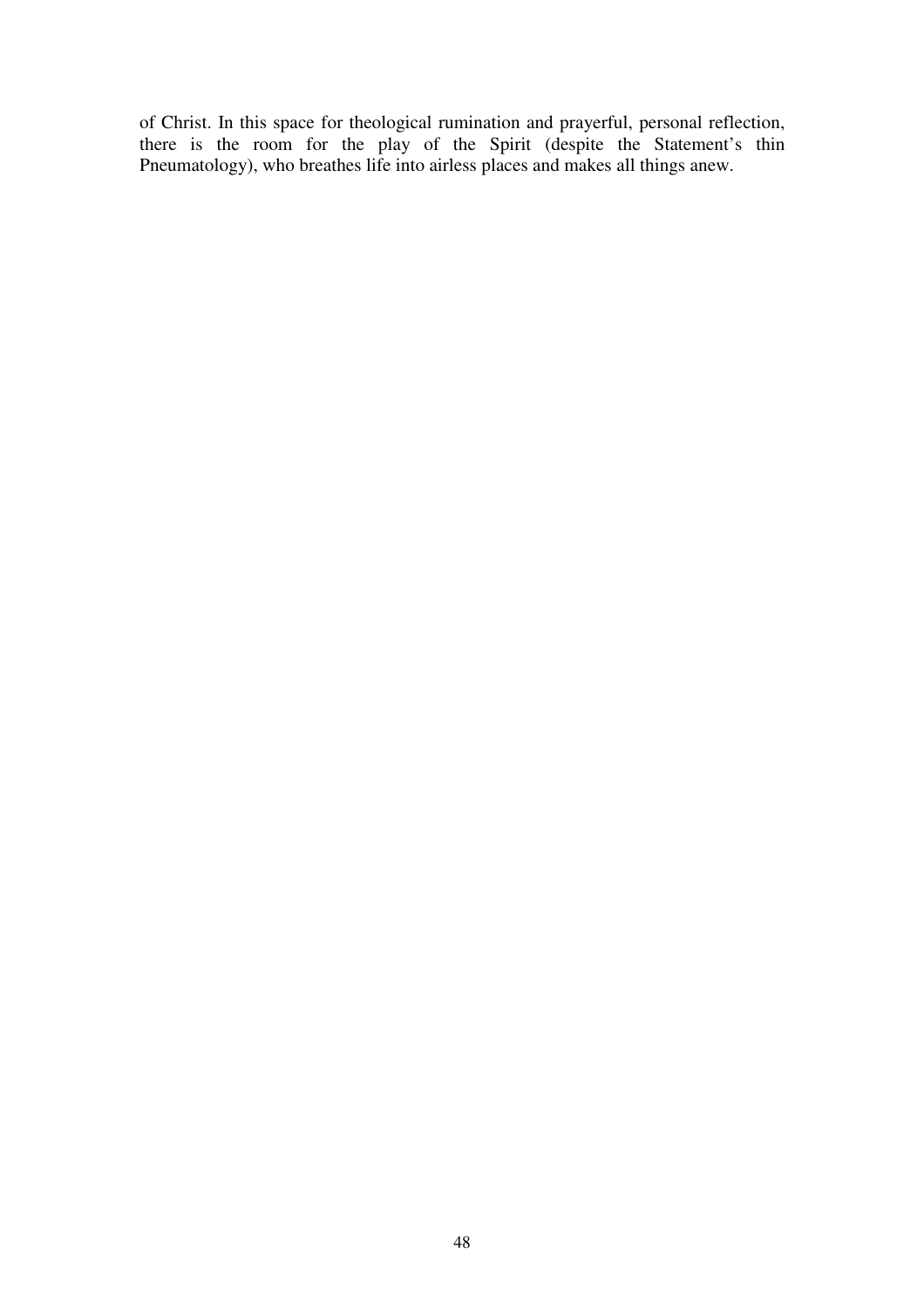of Christ. In this space for theological rumination and prayerful, personal reflection, there is the room for the play of the Spirit (despite the Statement's thin Pneumatology), who breathes life into airless places and makes all things anew.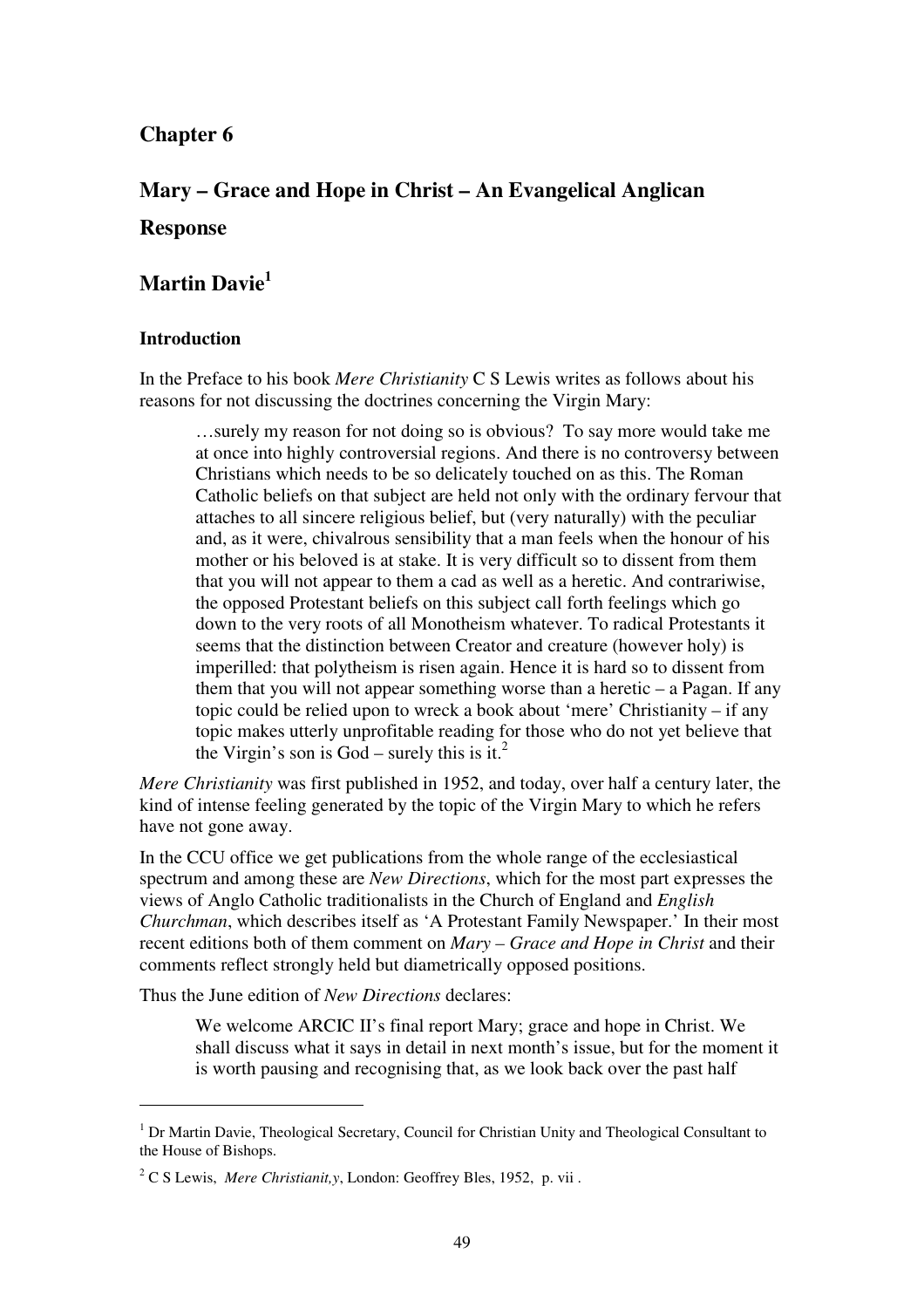# Chapter 6

## Mary – Grace and Hope in Christ – An Evangelical Anglican Response

## Martin Davie[1]

### Introduction

In the Preface to his book *Mere Christianity* C S Lewis writes as follows about his reasons for not discussing the doctrines concerning the Virgin Mary:

> …surely my reason for not doing so is obvious? To say more would take me at once into highly controversial regions. And there is no controversy between Christians which needs to be so delicately touched on as this. The Roman Catholic beliefs on that subject are held not only with the ordinary fervour that attaches to all sincere religious belief, but (very naturally) with the peculiar and, as it were, chivalrous sensibility that a man feels when the honour of his mother or his beloved is at stake. It is very difficult so to dissent from them that you will not appear to them a cad as well as a heretic. And contrariwise, the opposed Protestant beliefs on this subject call forth feelings which go down to the very roots of all Monotheism whatever. To radical Protestants it seems that the distinction between Creator and creature (however holy) is imperilled: that polytheism is risen again. Hence it is hard so to dissent from them that you will not appear something worse than a heretic – a Pagan. If any topic could be relied upon to wreck a book about 'mere' Christianity – if any topic makes utterly unprofitable reading for those who do not yet believe that the Virgin's son is God – surely this is it.[2]

*Mere Christianity* was first published in 1952, and today, over half a century later, the kind of intense feeling generated by the topic of the Virgin Mary to which he refers have not gone away.

In the CCU office we get publications from the whole range of the ecclesiastical spectrum and among these are *New Directions*, which for the most part expresses the views of Anglo Catholic traditionalists in the Church of England and *English Churchman*, which describes itself as 'A Protestant Family Newspaper.' In their most recent editions both of them comment on *Mary – Grace and Hope in Christ* and their comments reflect strongly held but diametrically opposed positions.

Thus the June edition of *New Directions* declares:

> We welcome ARCIC II's final report Mary; grace and hope in Christ. We shall discuss what it says in detail in next month's issue, but for the moment it is worth pausing and recognising that, as we look back over the past half

---

[1] Dr Martin Davie, Theological Secretary, Council for Christian Unity and Theological Consultant to the House of Bishops.

[2] C S Lewis, *Mere Christianit,y*, London: Geoffrey Bles, 1952, p. vii .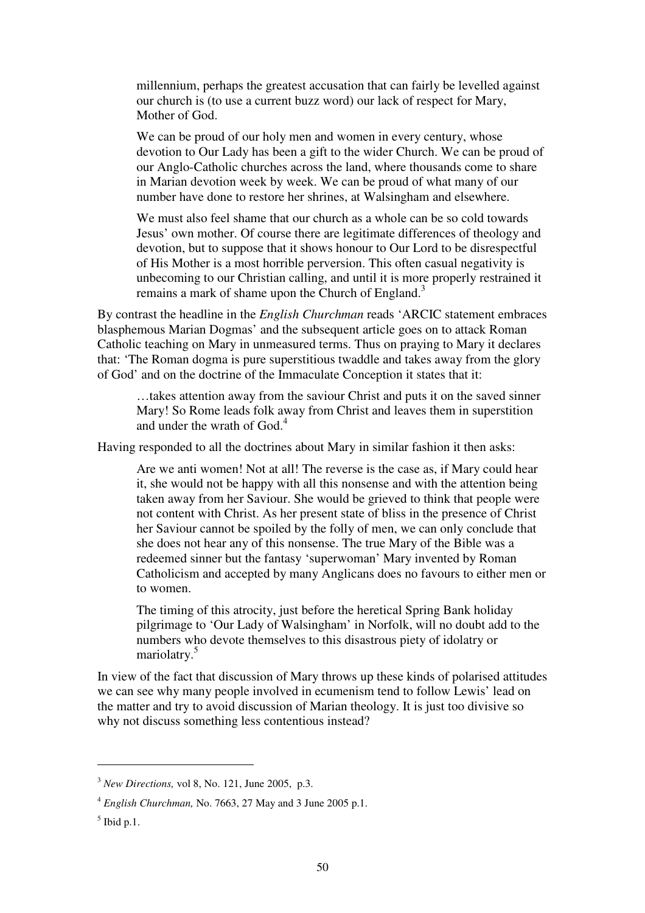> millennium, perhaps the greatest accusation that can fairly be levelled against our church is (to use a current buzz word) our lack of respect for Mary, Mother of God.
>
> We can be proud of our holy men and women in every century, whose devotion to Our Lady has been a gift to the wider Church. We can be proud of our Anglo-Catholic churches across the land, where thousands come to share in Marian devotion week by week. We can be proud of what many of our number have done to restore her shrines, at Walsingham and elsewhere.
>
> We must also feel shame that our church as a whole can be so cold towards Jesus' own mother. Of course there are legitimate differences of theology and devotion, but to suppose that it shows honour to Our Lord to be disrespectful of His Mother is a most horrible perversion. This often casual negativity is unbecoming to our Christian calling, and until it is more properly restrained it remains a mark of shame upon the Church of England.[3]

By contrast the headline in the *English Churchman* reads 'ARCIC statement embraces blasphemous Marian Dogmas' and the subsequent article goes on to attack Roman Catholic teaching on Mary in unmeasured terms. Thus on praying to Mary it declares that: 'The Roman dogma is pure superstitious twaddle and takes away from the glory of God' and on the doctrine of the Immaculate Conception it states that it:

> …takes attention away from the saviour Christ and puts it on the saved sinner Mary! So Rome leads folk away from Christ and leaves them in superstition and under the wrath of God.[4]

Having responded to all the doctrines about Mary in similar fashion it then asks:

> Are we anti women! Not at all! The reverse is the case as, if Mary could hear it, she would not be happy with all this nonsense and with the attention being taken away from her Saviour. She would be grieved to think that people were not content with Christ. As her present state of bliss in the presence of Christ her Saviour cannot be spoiled by the folly of men, we can only conclude that she does not hear any of this nonsense. The true Mary of the Bible was a redeemed sinner but the fantasy 'superwoman' Mary invented by Roman Catholicism and accepted by many Anglicans does no favours to either men or to women.
>
> The timing of this atrocity, just before the heretical Spring Bank holiday pilgrimage to 'Our Lady of Walsingham' in Norfolk, will no doubt add to the numbers who devote themselves to this disastrous piety of idolatry or mariolatry.[5]

In view of the fact that discussion of Mary throws up these kinds of polarised attitudes we can see why many people involved in ecumenism tend to follow Lewis' lead on the matter and try to avoid discussion of Marian theology. It is just too divisive so why not discuss something less contentious instead?

---

[3] *New Directions,* vol 8, No. 121, June 2005, p.3.

[4] *English Churchman,* No. 7663, 27 May and 3 June 2005 p.1.

[5] Ibid p.1.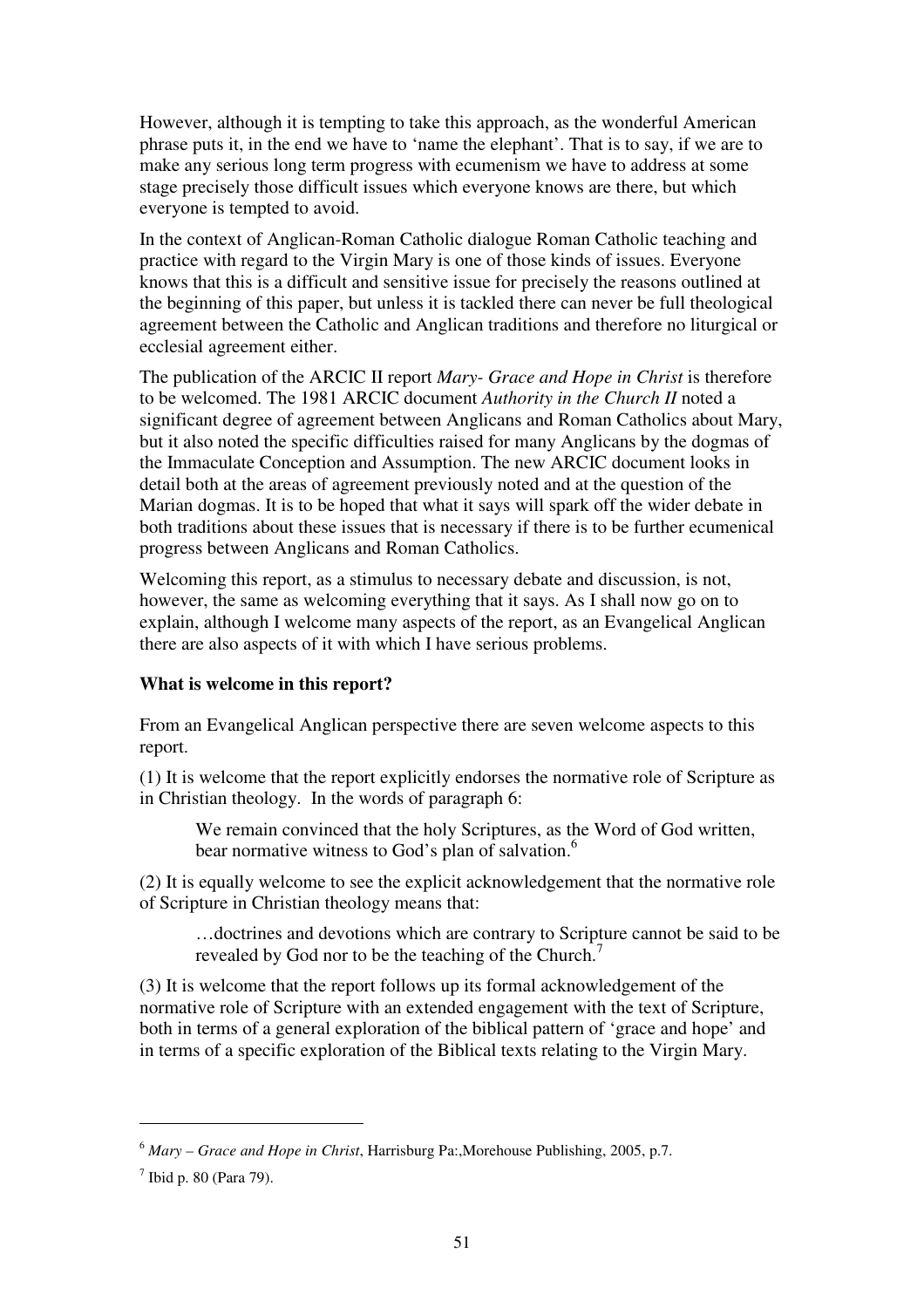However, although it is tempting to take this approach, as the wonderful American phrase puts it, in the end we have to 'name the elephant'. That is to say, if we are to make any serious long term progress with ecumenism we have to address at some stage precisely those difficult issues which everyone knows are there, but which everyone is tempted to avoid.

In the context of Anglican-Roman Catholic dialogue Roman Catholic teaching and practice with regard to the Virgin Mary is one of those kinds of issues. Everyone knows that this is a difficult and sensitive issue for precisely the reasons outlined at the beginning of this paper, but unless it is tackled there can never be full theological agreement between the Catholic and Anglican traditions and therefore no liturgical or ecclesial agreement either.

The publication of the ARCIC II report *Mary- Grace and Hope in Christ* is therefore to be welcomed. The 1981 ARCIC document *Authority in the Church II* noted a significant degree of agreement between Anglicans and Roman Catholics about Mary, but it also noted the specific difficulties raised for many Anglicans by the dogmas of the Immaculate Conception and Assumption. The new ARCIC document looks in detail both at the areas of agreement previously noted and at the question of the Marian dogmas. It is to be hoped that what it says will spark off the wider debate in both traditions about these issues that is necessary if there is to be further ecumenical progress between Anglicans and Roman Catholics.

Welcoming this report, as a stimulus to necessary debate and discussion, is not, however, the same as welcoming everything that it says. As I shall now go on to explain, although I welcome many aspects of the report, as an Evangelical Anglican there are also aspects of it with which I have serious problems.

**What is welcome in this report?**

From an Evangelical Anglican perspective there are seven welcome aspects to this report.

(1) It is welcome that the report explicitly endorses the normative role of Scripture as in Christian theology. In the words of paragraph 6:

> We remain convinced that the holy Scriptures, as the Word of God written, bear normative witness to God's plan of salvation.[6]

(2) It is equally welcome to see the explicit acknowledgement that the normative role of Scripture in Christian theology means that:

> …doctrines and devotions which are contrary to Scripture cannot be said to be revealed by God nor to be the teaching of the Church.[7]

(3) It is welcome that the report follows up its formal acknowledgement of the normative role of Scripture with an extended engagement with the text of Scripture, both in terms of a general exploration of the biblical pattern of 'grace and hope' and in terms of a specific exploration of the Biblical texts relating to the Virgin Mary.

---

[6] *Mary – Grace and Hope in Christ*, Harrisburg Pa:,Morehouse Publishing, 2005, p.7.

[7] Ibid p. 80 (Para 79).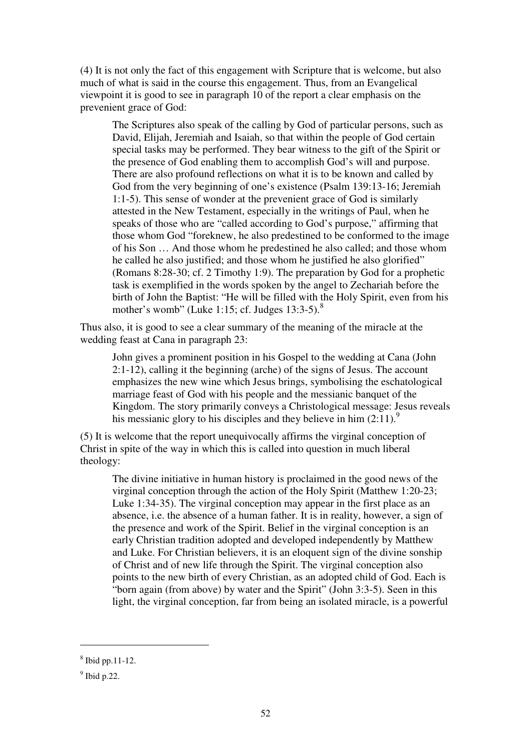(4) It is not only the fact of this engagement with Scripture that is welcome, but also much of what is said in the course this engagement. Thus, from an Evangelical viewpoint it is good to see in paragraph 10 of the report a clear emphasis on the prevenient grace of God:

> The Scriptures also speak of the calling by God of particular persons, such as David, Elijah, Jeremiah and Isaiah, so that within the people of God certain special tasks may be performed. They bear witness to the gift of the Spirit or the presence of God enabling them to accomplish God's will and purpose. There are also profound reflections on what it is to be known and called by God from the very beginning of one's existence (Psalm 139:13-16; Jeremiah 1:1-5). This sense of wonder at the prevenient grace of God is similarly attested in the New Testament, especially in the writings of Paul, when he speaks of those who are "called according to God's purpose," affirming that those whom God "foreknew, he also predestined to be conformed to the image of his Son … And those whom he predestined he also called; and those whom he called he also justified; and those whom he justified he also glorified" (Romans 8:28-30; cf. 2 Timothy 1:9). The preparation by God for a prophetic task is exemplified in the words spoken by the angel to Zechariah before the birth of John the Baptist: "He will be filled with the Holy Spirit, even from his mother's womb" (Luke 1:15; cf. Judges 13:3-5).[8]

Thus also, it is good to see a clear summary of the meaning of the miracle at the wedding feast at Cana in paragraph 23:

> John gives a prominent position in his Gospel to the wedding at Cana (John 2:1-12), calling it the beginning (arche) of the signs of Jesus. The account emphasizes the new wine which Jesus brings, symbolising the eschatological marriage feast of God with his people and the messianic banquet of the Kingdom. The story primarily conveys a Christological message: Jesus reveals his messianic glory to his disciples and they believe in him (2:11).[9]

(5) It is welcome that the report unequivocally affirms the virginal conception of Christ in spite of the way in which this is called into question in much liberal theology:

> The divine initiative in human history is proclaimed in the good news of the virginal conception through the action of the Holy Spirit (Matthew 1:20-23; Luke 1:34-35). The virginal conception may appear in the first place as an absence, i.e. the absence of a human father. It is in reality, however, a sign of the presence and work of the Spirit. Belief in the virginal conception is an early Christian tradition adopted and developed independently by Matthew and Luke. For Christian believers, it is an eloquent sign of the divine sonship of Christ and of new life through the Spirit. The virginal conception also points to the new birth of every Christian, as an adopted child of God. Each is "born again (from above) by water and the Spirit" (John 3:3-5). Seen in this light, the virginal conception, far from being an isolated miracle, is a powerful

---

[8] Ibid pp.11-12.

[9] Ibid p.22.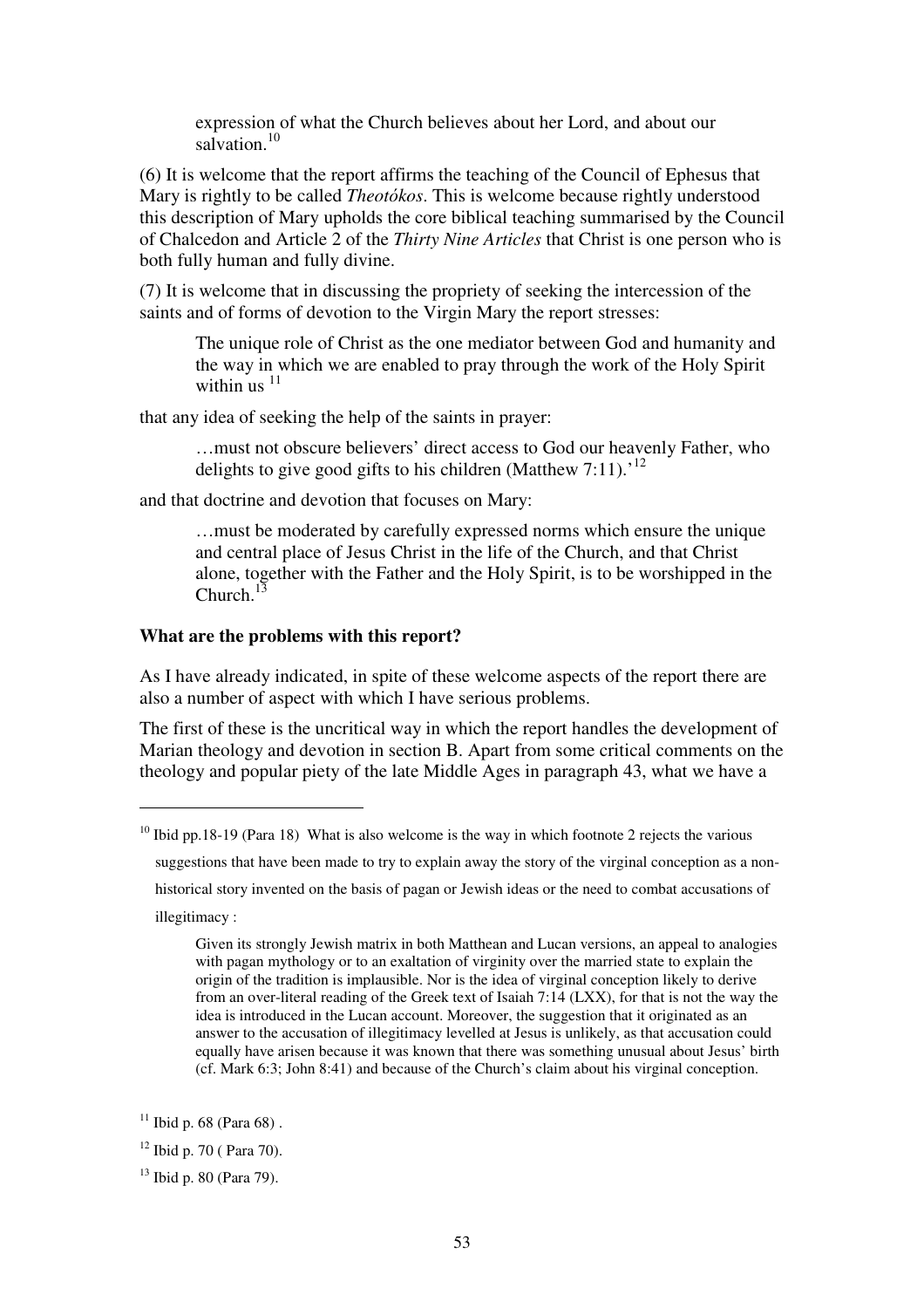expression of what the Church believes about her Lord, and about our salvation.[10]

(6) It is welcome that the report affirms the teaching of the Council of Ephesus that Mary is rightly to be called *Theotókos*. This is welcome because rightly understood this description of Mary upholds the core biblical teaching summarised by the Council of Chalcedon and Article 2 of the *Thirty Nine Articles* that Christ is one person who is both fully human and fully divine.

(7) It is welcome that in discussing the propriety of seeking the intercession of the saints and of forms of devotion to the Virgin Mary the report stresses:

> The unique role of Christ as the one mediator between God and humanity and the way in which we are enabled to pray through the work of the Holy Spirit within us [11]

that any idea of seeking the help of the saints in prayer:

> …must not obscure believers' direct access to God our heavenly Father, who delights to give good gifts to his children (Matthew 7:11).'[12]

and that doctrine and devotion that focuses on Mary:

> …must be moderated by carefully expressed norms which ensure the unique and central place of Jesus Christ in the life of the Church, and that Christ alone, together with the Father and the Holy Spirit, is to be worshipped in the Church.[13]

**What are the problems with this report?**

As I have already indicated, in spite of these welcome aspects of the report there are also a number of aspect with which I have serious problems.

The first of these is the uncritical way in which the report handles the development of Marian theology and devotion in section B. Apart from some critical comments on the theology and popular piety of the late Middle Ages in paragraph 43, what we have a

---

[10] Ibid pp.18-19 (Para 18) What is also welcome is the way in which footnote 2 rejects the various suggestions that have been made to try to explain away the story of the virginal conception as a non-historical story invented on the basis of pagan or Jewish ideas or the need to combat accusations of illegitimacy :

> Given its strongly Jewish matrix in both Matthean and Lucan versions, an appeal to analogies with pagan mythology or to an exaltation of virginity over the married state to explain the origin of the tradition is implausible. Nor is the idea of virginal conception likely to derive from an over-literal reading of the Greek text of Isaiah 7:14 (LXX), for that is not the way the idea is introduced in the Lucan account. Moreover, the suggestion that it originated as an answer to the accusation of illegitimacy levelled at Jesus is unlikely, as that accusation could equally have arisen because it was known that there was something unusual about Jesus' birth (cf. Mark 6:3; John 8:41) and because of the Church's claim about his virginal conception.

[11] Ibid p. 68 (Para 68) .

[12] Ibid p. 70 ( Para 70).

[13] Ibid p. 80 (Para 79).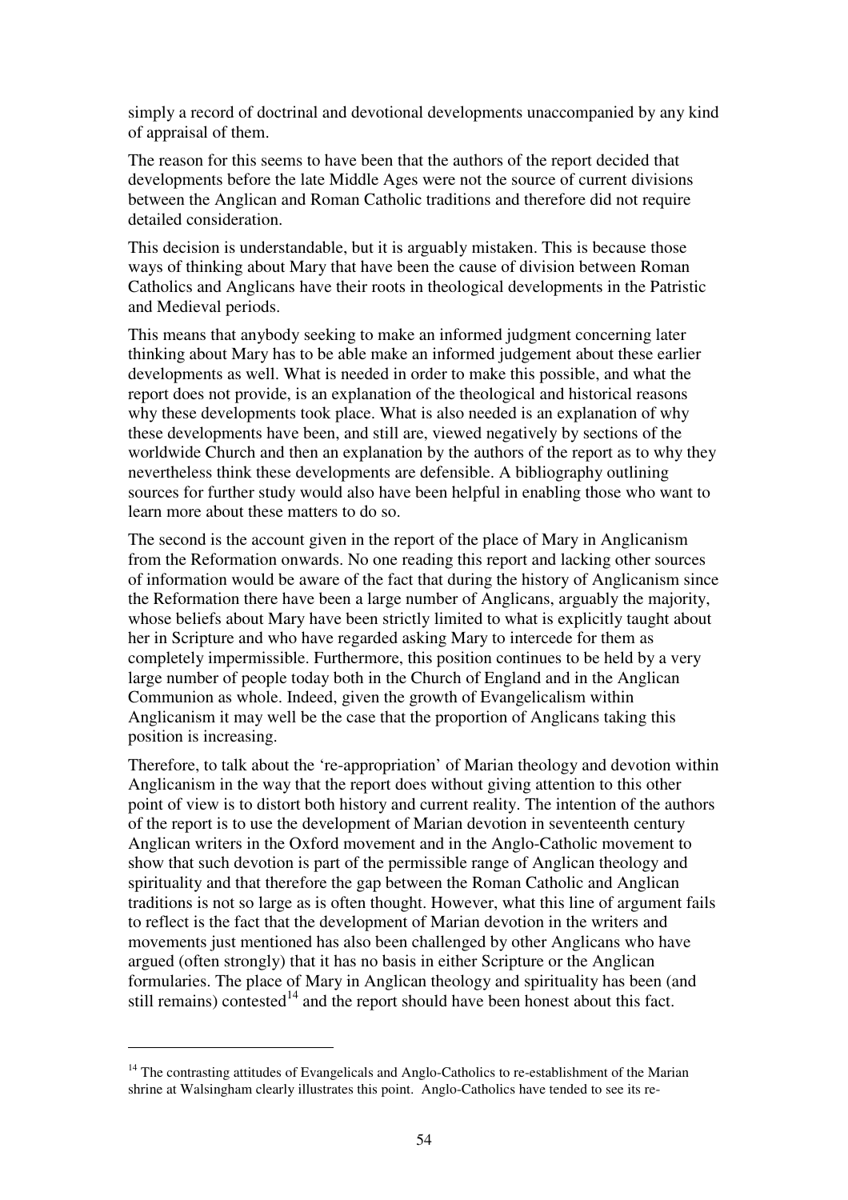simply a record of doctrinal and devotional developments unaccompanied by any kind of appraisal of them.

The reason for this seems to have been that the authors of the report decided that developments before the late Middle Ages were not the source of current divisions between the Anglican and Roman Catholic traditions and therefore did not require detailed consideration.

This decision is understandable, but it is arguably mistaken. This is because those ways of thinking about Mary that have been the cause of division between Roman Catholics and Anglicans have their roots in theological developments in the Patristic and Medieval periods.

This means that anybody seeking to make an informed judgment concerning later thinking about Mary has to be able make an informed judgement about these earlier developments as well. What is needed in order to make this possible, and what the report does not provide, is an explanation of the theological and historical reasons why these developments took place. What is also needed is an explanation of why these developments have been, and still are, viewed negatively by sections of the worldwide Church and then an explanation by the authors of the report as to why they nevertheless think these developments are defensible. A bibliography outlining sources for further study would also have been helpful in enabling those who want to learn more about these matters to do so.

The second is the account given in the report of the place of Mary in Anglicanism from the Reformation onwards. No one reading this report and lacking other sources of information would be aware of the fact that during the history of Anglicanism since the Reformation there have been a large number of Anglicans, arguably the majority, whose beliefs about Mary have been strictly limited to what is explicitly taught about her in Scripture and who have regarded asking Mary to intercede for them as completely impermissible. Furthermore, this position continues to be held by a very large number of people today both in the Church of England and in the Anglican Communion as whole. Indeed, given the growth of Evangelicalism within Anglicanism it may well be the case that the proportion of Anglicans taking this position is increasing.

Therefore, to talk about the 're-appropriation' of Marian theology and devotion within Anglicanism in the way that the report does without giving attention to this other point of view is to distort both history and current reality. The intention of the authors of the report is to use the development of Marian devotion in seventeenth century Anglican writers in the Oxford movement and in the Anglo-Catholic movement to show that such devotion is part of the permissible range of Anglican theology and spirituality and that therefore the gap between the Roman Catholic and Anglican traditions is not so large as is often thought. However, what this line of argument fails to reflect is the fact that the development of Marian devotion in the writers and movements just mentioned has also been challenged by other Anglicans who have argued (often strongly) that it has no basis in either Scripture or the Anglican formularies. The place of Mary in Anglican theology and spirituality has been (and still remains) contested[14] and the report should have been honest about this fact.

[14] The contrasting attitudes of Evangelicals and Anglo-Catholics to re-establishment of the Marian shrine at Walsingham clearly illustrates this point. Anglo-Catholics have tended to see its re-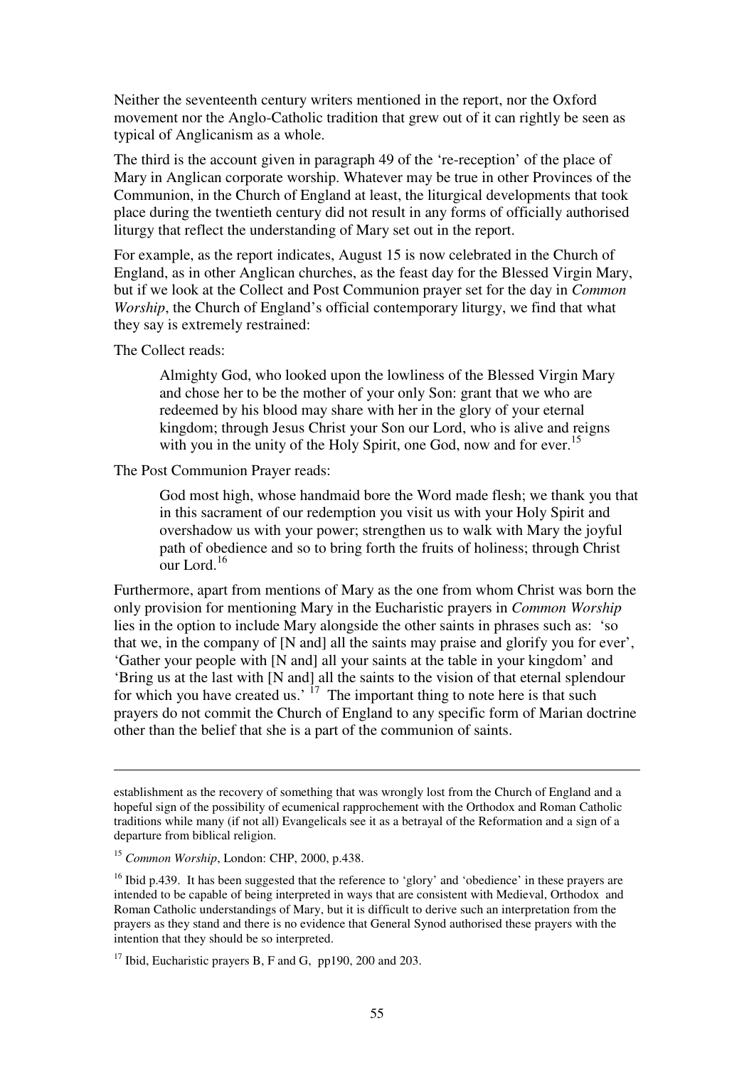Neither the seventeenth century writers mentioned in the report, nor the Oxford movement nor the Anglo-Catholic tradition that grew out of it can rightly be seen as typical of Anglicanism as a whole.

The third is the account given in paragraph 49 of the 're-reception' of the place of Mary in Anglican corporate worship. Whatever may be true in other Provinces of the Communion, in the Church of England at least, the liturgical developments that took place during the twentieth century did not result in any forms of officially authorised liturgy that reflect the understanding of Mary set out in the report.

For example, as the report indicates, August 15 is now celebrated in the Church of England, as in other Anglican churches, as the feast day for the Blessed Virgin Mary, but if we look at the Collect and Post Communion prayer set for the day in *Common Worship*, the Church of England's official contemporary liturgy, we find that what they say is extremely restrained:

The Collect reads:

> Almighty God, who looked upon the lowliness of the Blessed Virgin Mary and chose her to be the mother of your only Son: grant that we who are redeemed by his blood may share with her in the glory of your eternal kingdom; through Jesus Christ your Son our Lord, who is alive and reigns with you in the unity of the Holy Spirit, one God, now and for ever.[15]

The Post Communion Prayer reads:

> God most high, whose handmaid bore the Word made flesh; we thank you that in this sacrament of our redemption you visit us with your Holy Spirit and overshadow us with your power; strengthen us to walk with Mary the joyful path of obedience and so to bring forth the fruits of holiness; through Christ our Lord.[16]

Furthermore, apart from mentions of Mary as the one from whom Christ was born the only provision for mentioning Mary in the Eucharistic prayers in *Common Worship* lies in the option to include Mary alongside the other saints in phrases such as: 'so that we, in the company of [N and] all the saints may praise and glorify you for ever', 'Gather your people with [N and] all your saints at the table in your kingdom' and 'Bring us at the last with [N and] all the saints to the vision of that eternal splendour for which you have created us.'[17] The important thing to note here is that such prayers do not commit the Church of England to any specific form of Marian doctrine other than the belief that she is a part of the communion of saints.

---

establishment as the recovery of something that was wrongly lost from the Church of England and a hopeful sign of the possibility of ecumenical rapprochement with the Orthodox and Roman Catholic traditions while many (if not all) Evangelicals see it as a betrayal of the Reformation and a sign of a departure from biblical religion.

[15] *Common Worship*, London: CHP, 2000, p.438.

[16] Ibid p.439. It has been suggested that the reference to 'glory' and 'obedience' in these prayers are intended to be capable of being interpreted in ways that are consistent with Medieval, Orthodox and Roman Catholic understandings of Mary, but it is difficult to derive such an interpretation from the prayers as they stand and there is no evidence that General Synod authorised these prayers with the intention that they should be so interpreted.

[17] Ibid, Eucharistic prayers B, F and G, pp190, 200 and 203.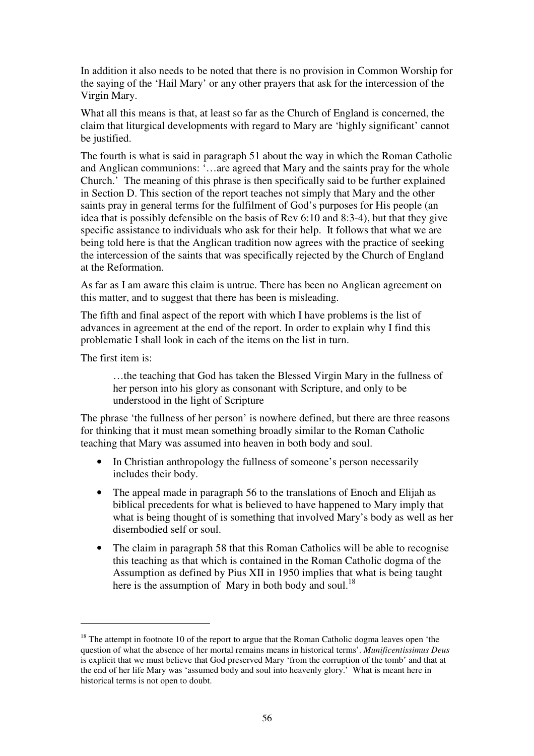In addition it also needs to be noted that there is no provision in Common Worship for the saying of the 'Hail Mary' or any other prayers that ask for the intercession of the Virgin Mary.

What all this means is that, at least so far as the Church of England is concerned, the claim that liturgical developments with regard to Mary are 'highly significant' cannot be justified.

The fourth is what is said in paragraph 51 about the way in which the Roman Catholic and Anglican communions: '…are agreed that Mary and the saints pray for the whole Church.' The meaning of this phrase is then specifically said to be further explained in Section D. This section of the report teaches not simply that Mary and the other saints pray in general terms for the fulfilment of God's purposes for His people (an idea that is possibly defensible on the basis of Rev 6:10 and 8:3-4), but that they give specific assistance to individuals who ask for their help. It follows that what we are being told here is that the Anglican tradition now agrees with the practice of seeking the intercession of the saints that was specifically rejected by the Church of England at the Reformation.

As far as I am aware this claim is untrue. There has been no Anglican agreement on this matter, and to suggest that there has been is misleading.

The fifth and final aspect of the report with which I have problems is the list of advances in agreement at the end of the report. In order to explain why I find this problematic I shall look in each of the items on the list in turn.

The first item is:

> …the teaching that God has taken the Blessed Virgin Mary in the fullness of her person into his glory as consonant with Scripture, and only to be understood in the light of Scripture

The phrase 'the fullness of her person' is nowhere defined, but there are three reasons for thinking that it must mean something broadly similar to the Roman Catholic teaching that Mary was assumed into heaven in both body and soul.

- In Christian anthropology the fullness of someone's person necessarily includes their body.
- The appeal made in paragraph 56 to the translations of Enoch and Elijah as biblical precedents for what is believed to have happened to Mary imply that what is being thought of is something that involved Mary's body as well as her disembodied self or soul.
- The claim in paragraph 58 that this Roman Catholics will be able to recognise this teaching as that which is contained in the Roman Catholic dogma of the Assumption as defined by Pius XII in 1950 implies that what is being taught here is the assumption of Mary in both body and soul.[18]

---

[18] The attempt in footnote 10 of the report to argue that the Roman Catholic dogma leaves open 'the question of what the absence of her mortal remains means in historical terms'. *Munificentissimus Deus* is explicit that we must believe that God preserved Mary 'from the corruption of the tomb' and that at the end of her life Mary was 'assumed body and soul into heavenly glory.' What is meant here in historical terms is not open to doubt.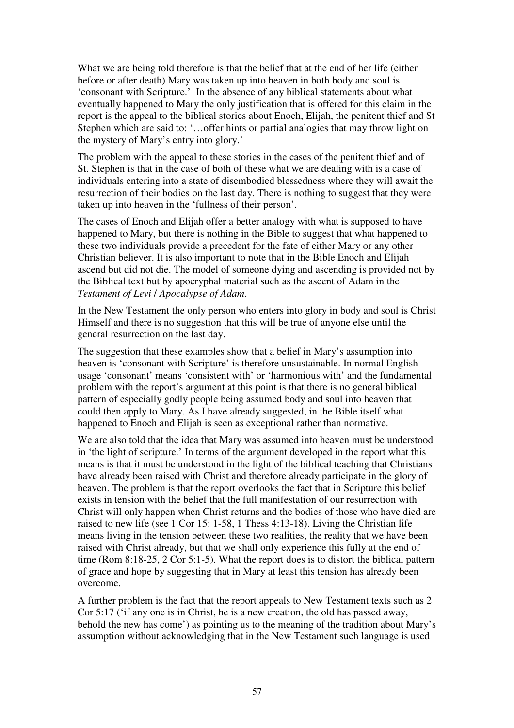What we are being told therefore is that the belief that at the end of her life (either before or after death) Mary was taken up into heaven in both body and soul is 'consonant with Scripture.' In the absence of any biblical statements about what eventually happened to Mary the only justification that is offered for this claim in the report is the appeal to the biblical stories about Enoch, Elijah, the penitent thief and St Stephen which are said to: '…offer hints or partial analogies that may throw light on the mystery of Mary's entry into glory.'

The problem with the appeal to these stories in the cases of the penitent thief and of St. Stephen is that in the case of both of these what we are dealing with is a case of individuals entering into a state of disembodied blessedness where they will await the resurrection of their bodies on the last day. There is nothing to suggest that they were taken up into heaven in the 'fullness of their person'.

The cases of Enoch and Elijah offer a better analogy with what is supposed to have happened to Mary, but there is nothing in the Bible to suggest that what happened to these two individuals provide a precedent for the fate of either Mary or any other Christian believer. It is also important to note that in the Bible Enoch and Elijah ascend but did not die. The model of someone dying and ascending is provided not by the Biblical text but by apocryphal material such as the ascent of Adam in the *Testament of Levi* / *Apocalypse of Adam*.

In the New Testament the only person who enters into glory in body and soul is Christ Himself and there is no suggestion that this will be true of anyone else until the general resurrection on the last day.

The suggestion that these examples show that a belief in Mary's assumption into heaven is 'consonant with Scripture' is therefore unsustainable. In normal English usage 'consonant' means 'consistent with' or 'harmonious with' and the fundamental problem with the report's argument at this point is that there is no general biblical pattern of especially godly people being assumed body and soul into heaven that could then apply to Mary. As I have already suggested, in the Bible itself what happened to Enoch and Elijah is seen as exceptional rather than normative.

We are also told that the idea that Mary was assumed into heaven must be understood in 'the light of scripture.' In terms of the argument developed in the report what this means is that it must be understood in the light of the biblical teaching that Christians have already been raised with Christ and therefore already participate in the glory of heaven. The problem is that the report overlooks the fact that in Scripture this belief exists in tension with the belief that the full manifestation of our resurrection with Christ will only happen when Christ returns and the bodies of those who have died are raised to new life (see 1 Cor 15: 1-58, 1 Thess 4:13-18). Living the Christian life means living in the tension between these two realities, the reality that we have been raised with Christ already, but that we shall only experience this fully at the end of time (Rom 8:18-25, 2 Cor 5:1-5). What the report does is to distort the biblical pattern of grace and hope by suggesting that in Mary at least this tension has already been overcome.

A further problem is the fact that the report appeals to New Testament texts such as 2 Cor 5:17 ('if any one is in Christ, he is a new creation, the old has passed away, behold the new has come') as pointing us to the meaning of the tradition about Mary's assumption without acknowledging that in the New Testament such language is used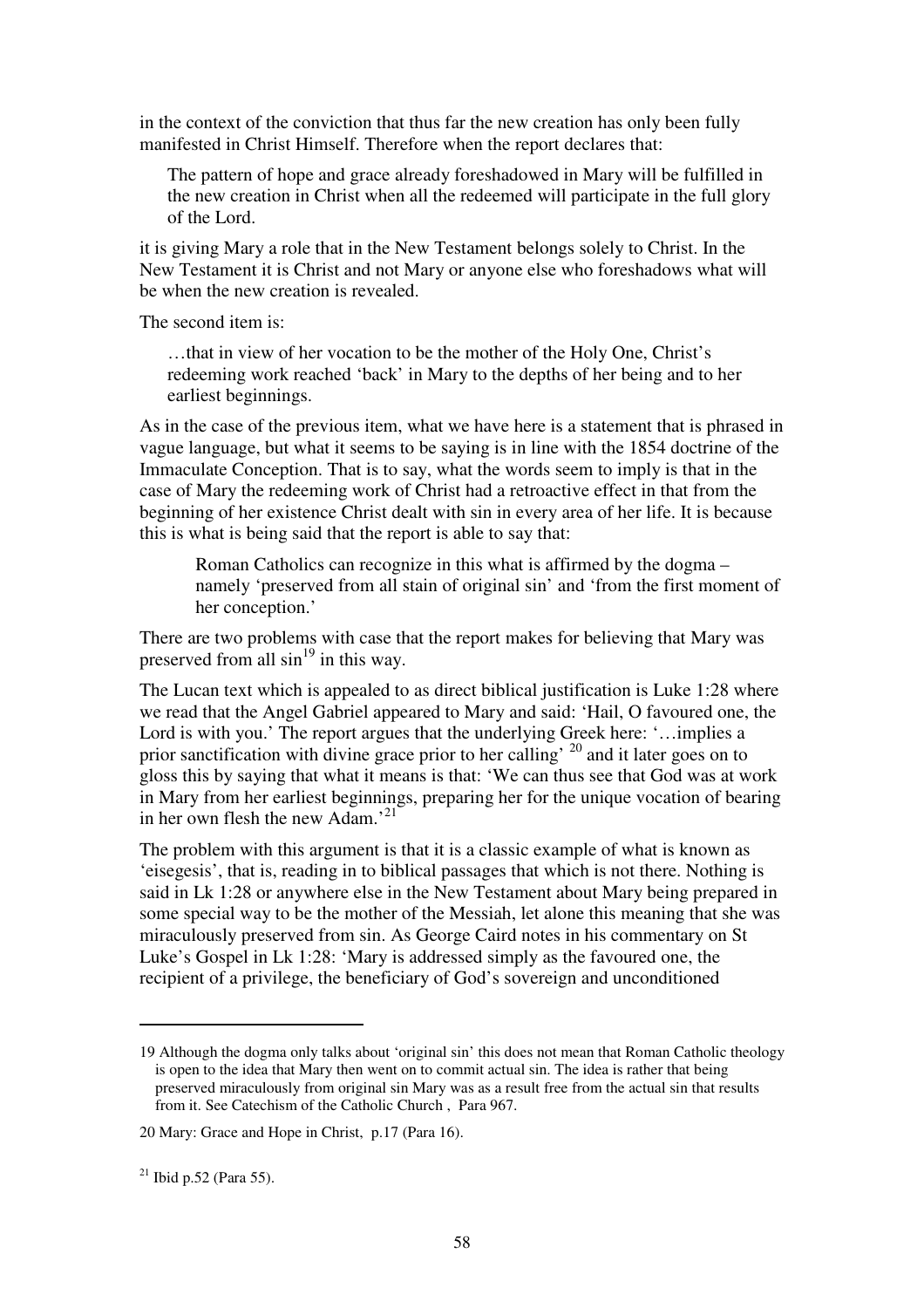in the context of the conviction that thus far the new creation has only been fully manifested in Christ Himself. Therefore when the report declares that:

> The pattern of hope and grace already foreshadowed in Mary will be fulfilled in the new creation in Christ when all the redeemed will participate in the full glory of the Lord.

it is giving Mary a role that in the New Testament belongs solely to Christ. In the New Testament it is Christ and not Mary or anyone else who foreshadows what will be when the new creation is revealed.

The second item is:

> …that in view of her vocation to be the mother of the Holy One, Christ's redeeming work reached 'back' in Mary to the depths of her being and to her earliest beginnings.

As in the case of the previous item, what we have here is a statement that is phrased in vague language, but what it seems to be saying is in line with the 1854 doctrine of the Immaculate Conception. That is to say, what the words seem to imply is that in the case of Mary the redeeming work of Christ had a retroactive effect in that from the beginning of her existence Christ dealt with sin in every area of her life. It is because this is what is being said that the report is able to say that:

> Roman Catholics can recognize in this what is affirmed by the dogma – namely 'preserved from all stain of original sin' and 'from the first moment of her conception.'

There are two problems with case that the report makes for believing that Mary was preserved from all sin[19] in this way.

The Lucan text which is appealed to as direct biblical justification is Luke 1:28 where we read that the Angel Gabriel appeared to Mary and said: 'Hail, O favoured one, the Lord is with you.' The report argues that the underlying Greek here: '…implies a prior sanctification with divine grace prior to her calling' [20] and it later goes on to gloss this by saying that what it means is that: 'We can thus see that God was at work in Mary from her earliest beginnings, preparing her for the unique vocation of bearing in her own flesh the new Adam.'[21]

The problem with this argument is that it is a classic example of what is known as 'eisegesis', that is, reading in to biblical passages that which is not there. Nothing is said in Lk 1:28 or anywhere else in the New Testament about Mary being prepared in some special way to be the mother of the Messiah, let alone this meaning that she was miraculously preserved from sin. As George Caird notes in his commentary on St Luke's Gospel in Lk 1:28: 'Mary is addressed simply as the favoured one, the recipient of a privilege, the beneficiary of God's sovereign and unconditioned

---

19 Although the dogma only talks about 'original sin' this does not mean that Roman Catholic theology is open to the idea that Mary then went on to commit actual sin. The idea is rather that being preserved miraculously from original sin Mary was as a result free from the actual sin that results from it. See Catechism of the Catholic Church , Para 967.

20 Mary: Grace and Hope in Christ, p.17 (Para 16).

21 Ibid p.52 (Para 55).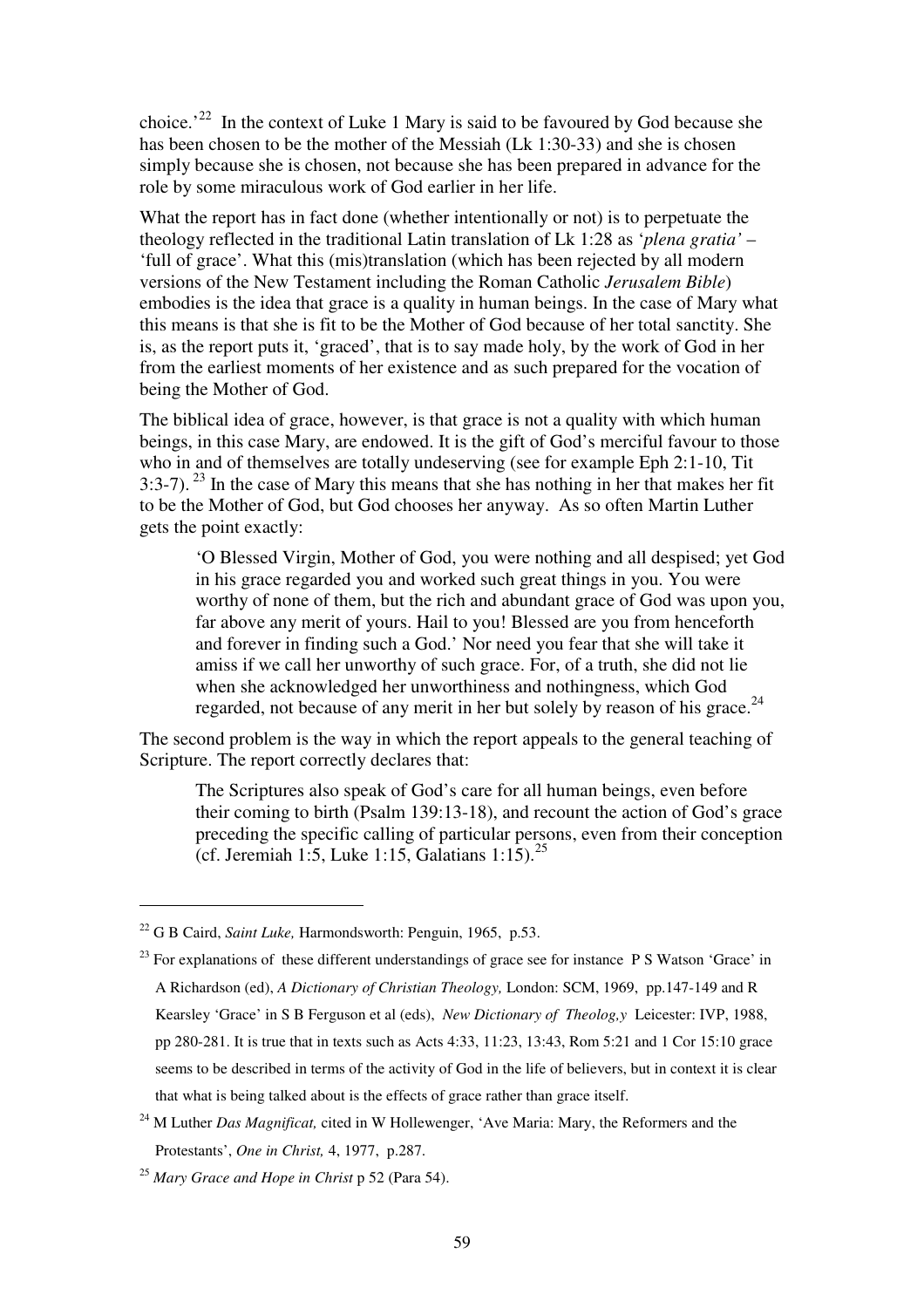choice.'[22] In the context of Luke 1 Mary is said to be favoured by God because she has been chosen to be the mother of the Messiah (Lk 1:30-33) and she is chosen simply because she is chosen, not because she has been prepared in advance for the role by some miraculous work of God earlier in her life.

What the report has in fact done (whether intentionally or not) is to perpetuate the theology reflected in the traditional Latin translation of Lk 1:28 as '*plena gratia'* – 'full of grace'. What this (mis)translation (which has been rejected by all modern versions of the New Testament including the Roman Catholic *Jerusalem Bible*) embodies is the idea that grace is a quality in human beings. In the case of Mary what this means is that she is fit to be the Mother of God because of her total sanctity. She is, as the report puts it, 'graced', that is to say made holy, by the work of God in her from the earliest moments of her existence and as such prepared for the vocation of being the Mother of God.

The biblical idea of grace, however, is that grace is not a quality with which human beings, in this case Mary, are endowed. It is the gift of God's merciful favour to those who in and of themselves are totally undeserving (see for example Eph 2:1-10, Tit 3:3-7). [23] In the case of Mary this means that she has nothing in her that makes her fit to be the Mother of God, but God chooses her anyway. As so often Martin Luther gets the point exactly:

> 'O Blessed Virgin, Mother of God, you were nothing and all despised; yet God in his grace regarded you and worked such great things in you. You were worthy of none of them, but the rich and abundant grace of God was upon you, far above any merit of yours. Hail to you! Blessed are you from henceforth and forever in finding such a God.' Nor need you fear that she will take it amiss if we call her unworthy of such grace. For, of a truth, she did not lie when she acknowledged her unworthiness and nothingness, which God regarded, not because of any merit in her but solely by reason of his grace.[24]

The second problem is the way in which the report appeals to the general teaching of Scripture. The report correctly declares that:

> The Scriptures also speak of God's care for all human beings, even before their coming to birth (Psalm 139:13-18), and recount the action of God's grace preceding the specific calling of particular persons, even from their conception (cf. Jeremiah 1:5, Luke 1:15, Galatians 1:15).[25]

---

[22] G B Caird, *Saint Luke,* Harmondsworth: Penguin, 1965, p.53.

[23] For explanations of these different understandings of grace see for instance P S Watson 'Grace' in A Richardson (ed), *A Dictionary of Christian Theology,* London: SCM, 1969, pp.147-149 and R Kearsley 'Grace' in S B Ferguson et al (eds), *New Dictionary of Theolog,y* Leicester: IVP, 1988, pp 280-281. It is true that in texts such as Acts 4:33, 11:23, 13:43, Rom 5:21 and 1 Cor 15:10 grace seems to be described in terms of the activity of God in the life of believers, but in context it is clear that what is being talked about is the effects of grace rather than grace itself.

[24] M Luther *Das Magnificat,* cited in W Hollewenger, 'Ave Maria: Mary, the Reformers and the Protestants', *One in Christ,* 4, 1977, p.287.

[25] *Mary Grace and Hope in Christ* p 52 (Para 54).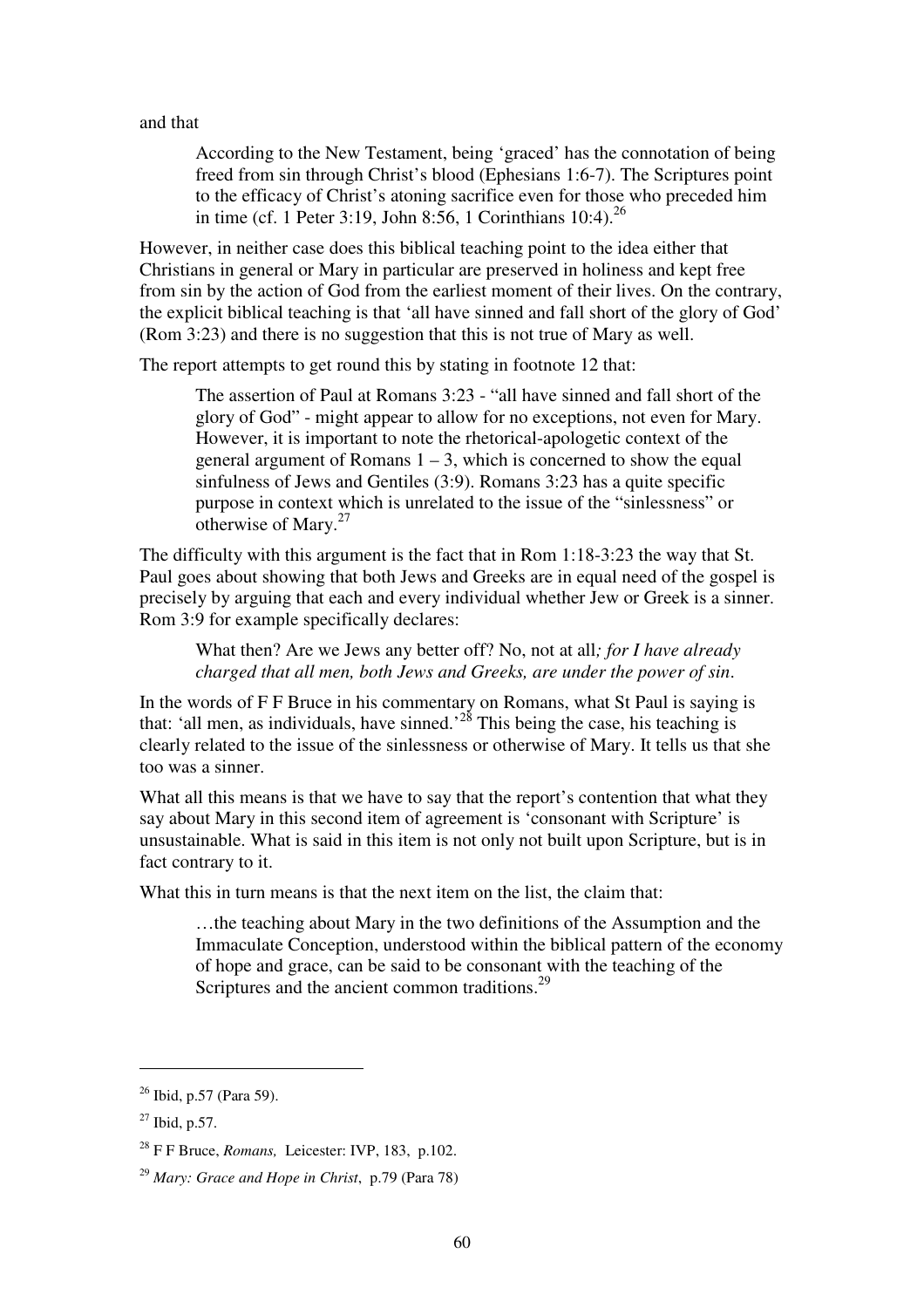and that

> According to the New Testament, being 'graced' has the connotation of being freed from sin through Christ's blood (Ephesians 1:6-7). The Scriptures point to the efficacy of Christ's atoning sacrifice even for those who preceded him in time (cf. 1 Peter 3:19, John 8:56, 1 Corinthians 10:4).[26]

However, in neither case does this biblical teaching point to the idea either that Christians in general or Mary in particular are preserved in holiness and kept free from sin by the action of God from the earliest moment of their lives. On the contrary, the explicit biblical teaching is that 'all have sinned and fall short of the glory of God' (Rom 3:23) and there is no suggestion that this is not true of Mary as well.

The report attempts to get round this by stating in footnote 12 that:

> The assertion of Paul at Romans 3:23 - "all have sinned and fall short of the glory of God" - might appear to allow for no exceptions, not even for Mary. However, it is important to note the rhetorical-apologetic context of the general argument of Romans 1 – 3, which is concerned to show the equal sinfulness of Jews and Gentiles (3:9). Romans 3:23 has a quite specific purpose in context which is unrelated to the issue of the "sinlessness" or otherwise of Mary.[27]

The difficulty with this argument is the fact that in Rom 1:18-3:23 the way that St. Paul goes about showing that both Jews and Greeks are in equal need of the gospel is precisely by arguing that each and every individual whether Jew or Greek is a sinner. Rom 3:9 for example specifically declares:

> What then? Are we Jews any better off? No, not at all*; for I have already charged that all men, both Jews and Greeks, are under the power of sin*.

In the words of F F Bruce in his commentary on Romans, what St Paul is saying is that: 'all men, as individuals, have sinned.'[28] This being the case, his teaching is clearly related to the issue of the sinlessness or otherwise of Mary. It tells us that she too was a sinner.

What all this means is that we have to say that the report's contention that what they say about Mary in this second item of agreement is 'consonant with Scripture' is unsustainable. What is said in this item is not only not built upon Scripture, but is in fact contrary to it.

What this in turn means is that the next item on the list, the claim that:

> …the teaching about Mary in the two definitions of the Assumption and the Immaculate Conception, understood within the biblical pattern of the economy of hope and grace, can be said to be consonant with the teaching of the Scriptures and the ancient common traditions.[29]

---

[26] Ibid, p.57 (Para 59).

[27] Ibid, p.57.

[28] F F Bruce, *Romans,* Leicester: IVP, 183, p.102.

[29] *Mary: Grace and Hope in Christ*, p.79 (Para 78)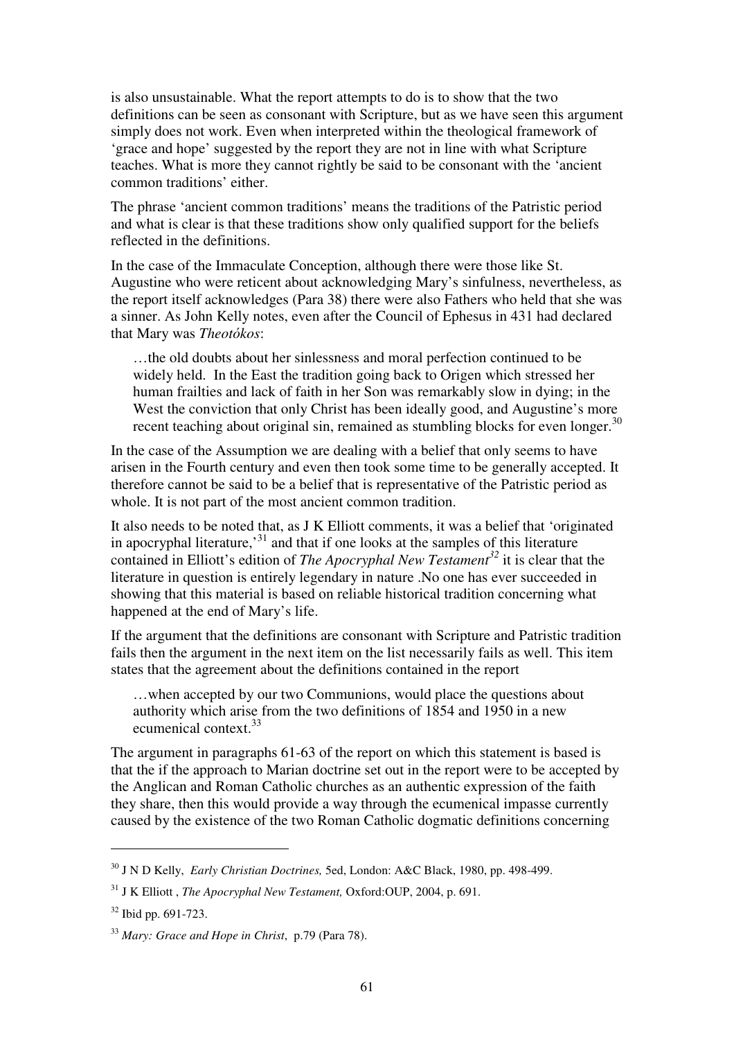is also unsustainable. What the report attempts to do is to show that the two definitions can be seen as consonant with Scripture, but as we have seen this argument simply does not work. Even when interpreted within the theological framework of 'grace and hope' suggested by the report they are not in line with what Scripture teaches. What is more they cannot rightly be said to be consonant with the 'ancient common traditions' either.

The phrase 'ancient common traditions' means the traditions of the Patristic period and what is clear is that these traditions show only qualified support for the beliefs reflected in the definitions.

In the case of the Immaculate Conception, although there were those like St. Augustine who were reticent about acknowledging Mary's sinfulness, nevertheless, as the report itself acknowledges (Para 38) there were also Fathers who held that she was a sinner. As John Kelly notes, even after the Council of Ephesus in 431 had declared that Mary was *Theotókos*:

> …the old doubts about her sinlessness and moral perfection continued to be widely held. In the East the tradition going back to Origen which stressed her human frailties and lack of faith in her Son was remarkably slow in dying; in the West the conviction that only Christ has been ideally good, and Augustine's more recent teaching about original sin, remained as stumbling blocks for even longer.[30]

In the case of the Assumption we are dealing with a belief that only seems to have arisen in the Fourth century and even then took some time to be generally accepted. It therefore cannot be said to be a belief that is representative of the Patristic period as whole. It is not part of the most ancient common tradition.

It also needs to be noted that, as J K Elliott comments, it was a belief that 'originated in apocryphal literature,'[31] and that if one looks at the samples of this literature contained in Elliott's edition of *The Apocryphal New Testament*[32] it is clear that the literature in question is entirely legendary in nature .No one has ever succeeded in showing that this material is based on reliable historical tradition concerning what happened at the end of Mary's life.

If the argument that the definitions are consonant with Scripture and Patristic tradition fails then the argument in the next item on the list necessarily fails as well. This item states that the agreement about the definitions contained in the report

> …when accepted by our two Communions, would place the questions about authority which arise from the two definitions of 1854 and 1950 in a new ecumenical context.[33]

The argument in paragraphs 61-63 of the report on which this statement is based is that the if the approach to Marian doctrine set out in the report were to be accepted by the Anglican and Roman Catholic churches as an authentic expression of the faith they share, then this would provide a way through the ecumenical impasse currently caused by the existence of the two Roman Catholic dogmatic definitions concerning

---

[30] J N D Kelly, *Early Christian Doctrines,* 5ed, London: A&C Black, 1980, pp. 498-499.

[31] J K Elliott , *The Apocryphal New Testament,* Oxford:OUP, 2004, p. 691.

[32] Ibid pp. 691-723.

[33] *Mary: Grace and Hope in Christ*, p.79 (Para 78).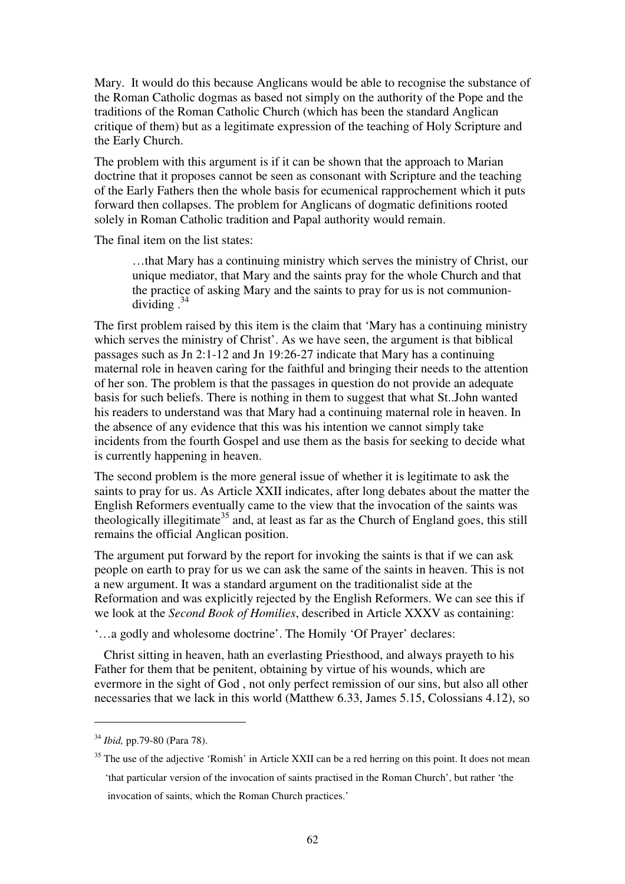Mary. It would do this because Anglicans would be able to recognise the substance of the Roman Catholic dogmas as based not simply on the authority of the Pope and the traditions of the Roman Catholic Church (which has been the standard Anglican critique of them) but as a legitimate expression of the teaching of Holy Scripture and the Early Church.

The problem with this argument is if it can be shown that the approach to Marian doctrine that it proposes cannot be seen as consonant with Scripture and the teaching of the Early Fathers then the whole basis for ecumenical rapprochement which it puts forward then collapses. The problem for Anglicans of dogmatic definitions rooted solely in Roman Catholic tradition and Papal authority would remain.

The final item on the list states:

> …that Mary has a continuing ministry which serves the ministry of Christ, our unique mediator, that Mary and the saints pray for the whole Church and that the practice of asking Mary and the saints to pray for us is not communion-dividing .[34]

The first problem raised by this item is the claim that 'Mary has a continuing ministry which serves the ministry of Christ'. As we have seen, the argument is that biblical passages such as Jn 2:1-12 and Jn 19:26-27 indicate that Mary has a continuing maternal role in heaven caring for the faithful and bringing their needs to the attention of her son. The problem is that the passages in question do not provide an adequate basis for such beliefs. There is nothing in them to suggest that what St..John wanted his readers to understand was that Mary had a continuing maternal role in heaven. In the absence of any evidence that this was his intention we cannot simply take incidents from the fourth Gospel and use them as the basis for seeking to decide what is currently happening in heaven.

The second problem is the more general issue of whether it is legitimate to ask the saints to pray for us. As Article XXII indicates, after long debates about the matter the English Reformers eventually came to the view that the invocation of the saints was theologically illegitimate[35] and, at least as far as the Church of England goes, this still remains the official Anglican position.

The argument put forward by the report for invoking the saints is that if we can ask people on earth to pray for us we can ask the same of the saints in heaven. This is not a new argument. It was a standard argument on the traditionalist side at the Reformation and was explicitly rejected by the English Reformers. We can see this if we look at the *Second Book of Homilies*, described in Article XXXV as containing:

'…a godly and wholesome doctrine'. The Homily 'Of Prayer' declares:

> Christ sitting in heaven, hath an everlasting Priesthood, and always prayeth to his Father for them that be penitent, obtaining by virtue of his wounds, which are evermore in the sight of God , not only perfect remission of our sins, but also all other necessaries that we lack in this world (Matthew 6.33, James 5.15, Colossians 4.12), so

---

[34] *Ibid,* pp.79-80 (Para 78).

[35] The use of the adjective 'Romish' in Article XXII can be a red herring on this point. It does not mean 'that particular version of the invocation of saints practised in the Roman Church', but rather 'the invocation of saints, which the Roman Church practices.'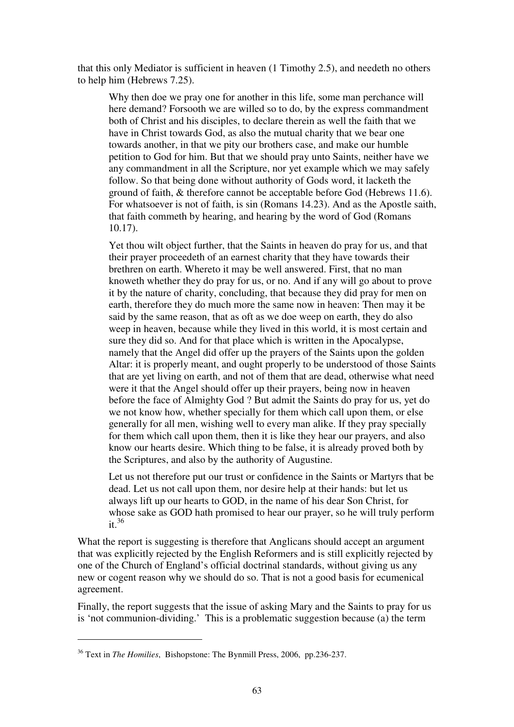that this only Mediator is sufficient in heaven (1 Timothy 2.5), and needeth no others to help him (Hebrews 7.25).

> Why then doe we pray one for another in this life, some man perchance will here demand? Forsooth we are willed so to do, by the express commandment both of Christ and his disciples, to declare therein as well the faith that we have in Christ towards God, as also the mutual charity that we bear one towards another, in that we pity our brothers case, and make our humble petition to God for him. But that we should pray unto Saints, neither have we any commandment in all the Scripture, nor yet example which we may safely follow. So that being done without authority of Gods word, it lacketh the ground of faith, & therefore cannot be acceptable before God (Hebrews 11.6). For whatsoever is not of faith, is sin (Romans 14.23). And as the Apostle saith, that faith commeth by hearing, and hearing by the word of God (Romans 10.17).
>
> Yet thou wilt object further, that the Saints in heaven do pray for us, and that their prayer proceedeth of an earnest charity that they have towards their brethren on earth. Whereto it may be well answered. First, that no man knoweth whether they do pray for us, or no. And if any will go about to prove it by the nature of charity, concluding, that because they did pray for men on earth, therefore they do much more the same now in heaven: Then may it be said by the same reason, that as oft as we doe weep on earth, they do also weep in heaven, because while they lived in this world, it is most certain and sure they did so. And for that place which is written in the Apocalypse, namely that the Angel did offer up the prayers of the Saints upon the golden Altar: it is properly meant, and ought properly to be understood of those Saints that are yet living on earth, and not of them that are dead, otherwise what need were it that the Angel should offer up their prayers, being now in heaven before the face of Almighty God ? But admit the Saints do pray for us, yet do we not know how, whether specially for them which call upon them, or else generally for all men, wishing well to every man alike. If they pray specially for them which call upon them, then it is like they hear our prayers, and also know our hearts desire. Which thing to be false, it is already proved both by the Scriptures, and also by the authority of Augustine.
>
> Let us not therefore put our trust or confidence in the Saints or Martyrs that be dead. Let us not call upon them, nor desire help at their hands: but let us always lift up our hearts to GOD, in the name of his dear Son Christ, for whose sake as GOD hath promised to hear our prayer, so he will truly perform it.[36]

What the report is suggesting is therefore that Anglicans should accept an argument that was explicitly rejected by the English Reformers and is still explicitly rejected by one of the Church of England's official doctrinal standards, without giving us any new or cogent reason why we should do so. That is not a good basis for ecumenical agreement.

Finally, the report suggests that the issue of asking Mary and the Saints to pray for us is 'not communion-dividing.' This is a problematic suggestion because (a) the term

---

[36] Text in *The Homilies*, Bishopstone: The Bynmill Press, 2006, pp.236-237.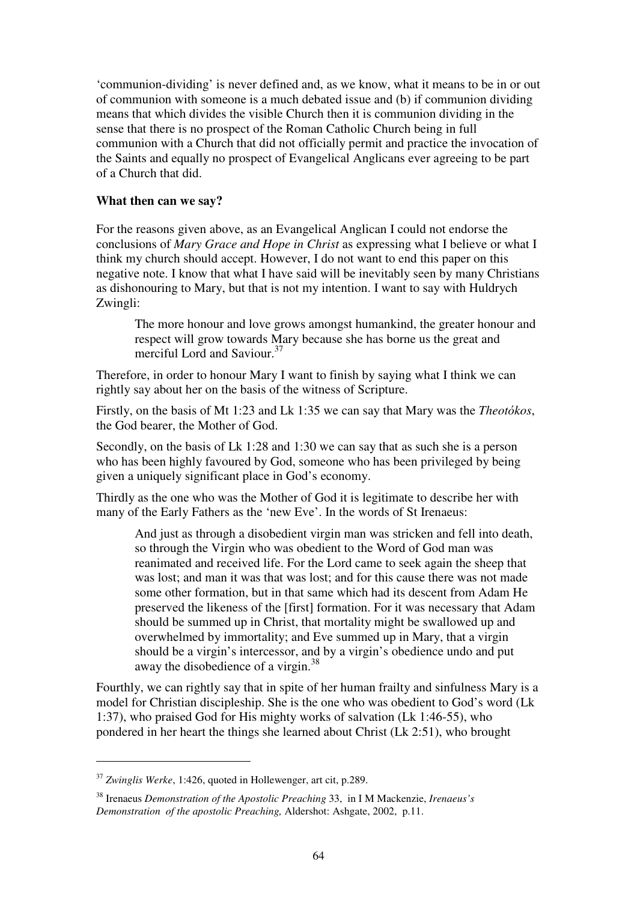'communion-dividing' is never defined and, as we know, what it means to be in or out of communion with someone is a much debated issue and (b) if communion dividing means that which divides the visible Church then it is communion dividing in the sense that there is no prospect of the Roman Catholic Church being in full communion with a Church that did not officially permit and practice the invocation of the Saints and equally no prospect of Evangelical Anglicans ever agreeing to be part of a Church that did.

**What then can we say?**

For the reasons given above, as an Evangelical Anglican I could not endorse the conclusions of *Mary Grace and Hope in Christ* as expressing what I believe or what I think my church should accept. However, I do not want to end this paper on this negative note. I know that what I have said will be inevitably seen by many Christians as dishonouring to Mary, but that is not my intention. I want to say with Huldrych Zwingli:

> The more honour and love grows amongst humankind, the greater honour and respect will grow towards Mary because she has borne us the great and merciful Lord and Saviour.[37]

Therefore, in order to honour Mary I want to finish by saying what I think we can rightly say about her on the basis of the witness of Scripture.

Firstly, on the basis of Mt 1:23 and Lk 1:35 we can say that Mary was the *Theotókos*, the God bearer, the Mother of God.

Secondly, on the basis of Lk 1:28 and 1:30 we can say that as such she is a person who has been highly favoured by God, someone who has been privileged by being given a uniquely significant place in God's economy.

Thirdly as the one who was the Mother of God it is legitimate to describe her with many of the Early Fathers as the 'new Eve'. In the words of St Irenaeus:

> And just as through a disobedient virgin man was stricken and fell into death, so through the Virgin who was obedient to the Word of God man was reanimated and received life. For the Lord came to seek again the sheep that was lost; and man it was that was lost; and for this cause there was not made some other formation, but in that same which had its descent from Adam He preserved the likeness of the [first] formation. For it was necessary that Adam should be summed up in Christ, that mortality might be swallowed up and overwhelmed by immortality; and Eve summed up in Mary, that a virgin should be a virgin's intercessor, and by a virgin's obedience undo and put away the disobedience of a virgin.[38]

Fourthly, we can rightly say that in spite of her human frailty and sinfulness Mary is a model for Christian discipleship. She is the one who was obedient to God's word (Lk 1:37), who praised God for His mighty works of salvation (Lk 1:46-55), who pondered in her heart the things she learned about Christ (Lk 2:51), who brought

---

[37] *Zwinglis Werke*, 1:426, quoted in Hollewenger, art cit, p.289.

[38] Irenaeus *Demonstration of the Apostolic Preaching* 33, in I M Mackenzie, *Irenaeus's Demonstration of the apostolic Preaching,* Aldershot: Ashgate, 2002, p.11.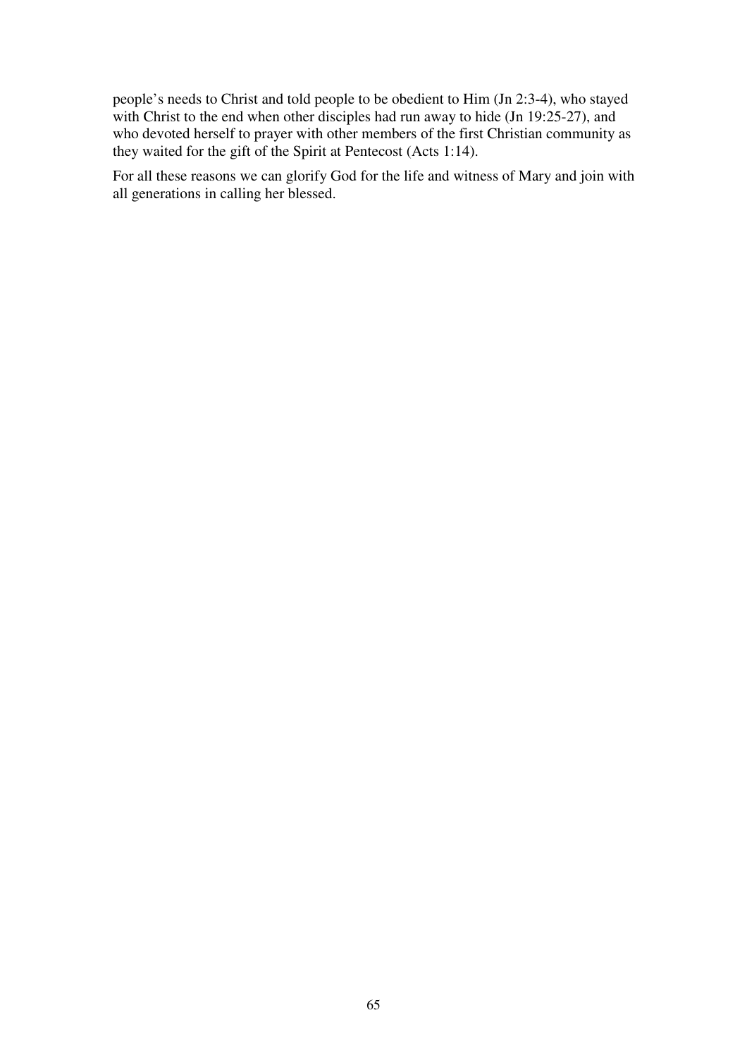people's needs to Christ and told people to be obedient to Him (Jn 2:3-4), who stayed with Christ to the end when other disciples had run away to hide (Jn 19:25-27), and who devoted herself to prayer with other members of the first Christian community as they waited for the gift of the Spirit at Pentecost (Acts 1:14).

For all these reasons we can glorify God for the life and witness of Mary and join with all generations in calling her blessed.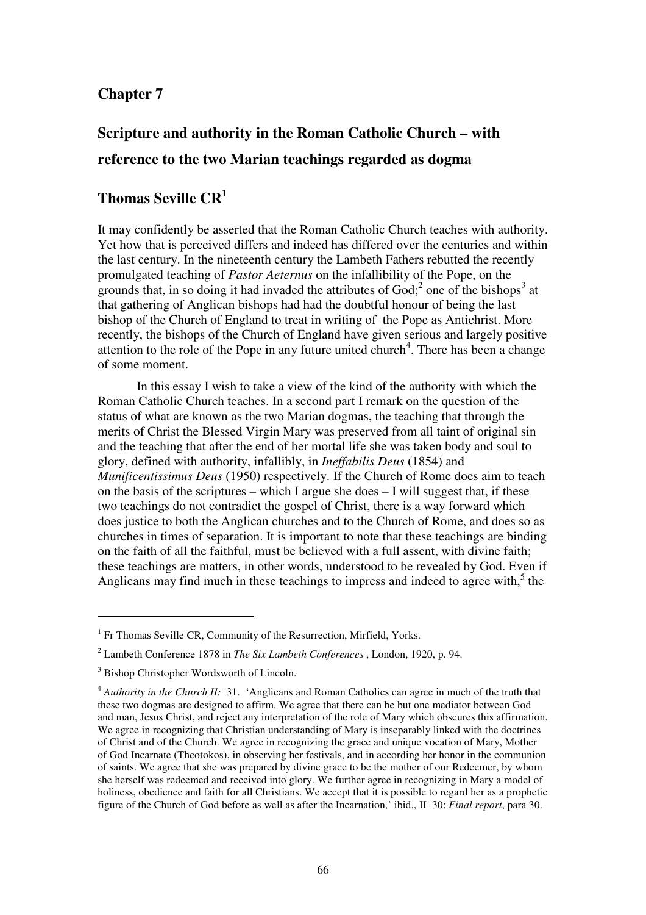## Chapter 7

# Scripture and authority in the Roman Catholic Church – with reference to the two Marian teachings regarded as dogma

## Thomas Seville CR[1]

It may confidently be asserted that the Roman Catholic Church teaches with authority. Yet how that is perceived differs and indeed has differed over the centuries and within the last century. In the nineteenth century the Lambeth Fathers rebutted the recently promulgated teaching of *Pastor Aeternus* on the infallibility of the Pope, on the grounds that, in so doing it had invaded the attributes of God;[2] one of the bishops[3] at that gathering of Anglican bishops had had the doubtful honour of being the last bishop of the Church of England to treat in writing of the Pope as Antichrist. More recently, the bishops of the Church of England have given serious and largely positive attention to the role of the Pope in any future united church[4]. There has been a change of some moment.

In this essay I wish to take a view of the kind of the authority with which the Roman Catholic Church teaches. In a second part I remark on the question of the status of what are known as the two Marian dogmas, the teaching that through the merits of Christ the Blessed Virgin Mary was preserved from all taint of original sin and the teaching that after the end of her mortal life she was taken body and soul to glory, defined with authority, infallibly, in *Ineffabilis Deus* (1854) and *Munificentissimus Deus* (1950) respectively. If the Church of Rome does aim to teach on the basis of the scriptures – which I argue she does – I will suggest that, if these two teachings do not contradict the gospel of Christ, there is a way forward which does justice to both the Anglican churches and to the Church of Rome, and does so as churches in times of separation. It is important to note that these teachings are binding on the faith of all the faithful, must be believed with a full assent, with divine faith; these teachings are matters, in other words, understood to be revealed by God. Even if Anglicans may find much in these teachings to impress and indeed to agree with,[5] the

---

[1] Fr Thomas Seville CR, Community of the Resurrection, Mirfield, Yorks.

[2] Lambeth Conference 1878 in *The Six Lambeth Conferences* , London, 1920, p. 94.

[3] Bishop Christopher Wordsworth of Lincoln.

[4] *Authority in the Church II:* 31. 'Anglicans and Roman Catholics can agree in much of the truth that these two dogmas are designed to affirm. We agree that there can be but one mediator between God and man, Jesus Christ, and reject any interpretation of the role of Mary which obscures this affirmation. We agree in recognizing that Christian understanding of Mary is inseparably linked with the doctrines of Christ and of the Church. We agree in recognizing the grace and unique vocation of Mary, Mother of God Incarnate (Theotokos), in observing her festivals, and in according her honor in the communion of saints. We agree that she was prepared by divine grace to be the mother of our Redeemer, by whom she herself was redeemed and received into glory. We further agree in recognizing in Mary a model of holiness, obedience and faith for all Christians. We accept that it is possible to regard her as a prophetic figure of the Church of God before as well as after the Incarnation,' ibid., II 30; *Final report*, para 30.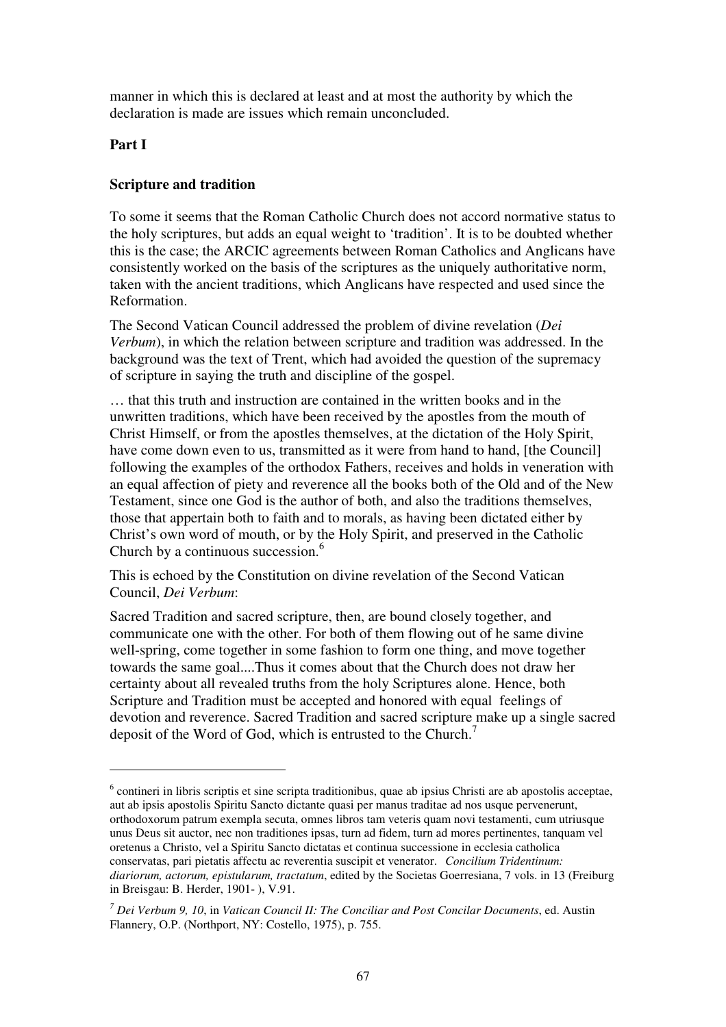manner in which this is declared at least and at most the authority by which the declaration is made are issues which remain unconcluded.

**Part I**

**Scripture and tradition**

To some it seems that the Roman Catholic Church does not accord normative status to the holy scriptures, but adds an equal weight to 'tradition'. It is to be doubted whether this is the case; the ARCIC agreements between Roman Catholics and Anglicans have consistently worked on the basis of the scriptures as the uniquely authoritative norm, taken with the ancient traditions, which Anglicans have respected and used since the Reformation.

The Second Vatican Council addressed the problem of divine revelation (*Dei Verbum*), in which the relation between scripture and tradition was addressed. In the background was the text of Trent, which had avoided the question of the supremacy of scripture in saying the truth and discipline of the gospel.

… that this truth and instruction are contained in the written books and in the unwritten traditions, which have been received by the apostles from the mouth of Christ Himself, or from the apostles themselves, at the dictation of the Holy Spirit, have come down even to us, transmitted as it were from hand to hand, [the Council] following the examples of the orthodox Fathers, receives and holds in veneration with an equal affection of piety and reverence all the books both of the Old and of the New Testament, since one God is the author of both, and also the traditions themselves, those that appertain both to faith and to morals, as having been dictated either by Christ's own word of mouth, or by the Holy Spirit, and preserved in the Catholic Church by a continuous succession.[6]

This is echoed by the Constitution on divine revelation of the Second Vatican Council, *Dei Verbum*:

Sacred Tradition and sacred scripture, then, are bound closely together, and communicate one with the other. For both of them flowing out of he same divine well-spring, come together in some fashion to form one thing, and move together towards the same goal....Thus it comes about that the Church does not draw her certainty about all revealed truths from the holy Scriptures alone. Hence, both Scripture and Tradition must be accepted and honored with equal feelings of devotion and reverence. Sacred Tradition and sacred scripture make up a single sacred deposit of the Word of God, which is entrusted to the Church.[7]

---

[6] contineri in libris scriptis et sine scripta traditionibus, quae ab ipsius Christi are ab apostolis acceptae, aut ab ipsis apostolis Spiritu Sancto dictante quasi per manus traditae ad nos usque pervenerunt, orthodoxorum patrum exempla secuta, omnes libros tam veteris quam novi testamenti, cum utriusque unus Deus sit auctor, nec non traditiones ipsas, turn ad fidem, turn ad mores pertinentes, tanquam vel oretenus a Christo, vel a Spiritu Sancto dictatas et continua successione in ecclesia catholica conservatas, pari pietatis affectu ac reverentia suscipit et venerator. *Concilium Tridentinum: diariorum, actorum, epistularum, tractatum*, edited by the Societas Goerresiana, 7 vols. in 13 (Freiburg in Breisgau: B. Herder, 1901- ), V.91.

[7] *Dei Verbum 9, 10*, in *Vatican Council II: The Conciliar and Post Concilar Documents*, ed. Austin Flannery, O.P. (Northport, NY: Costello, 1975), p. 755.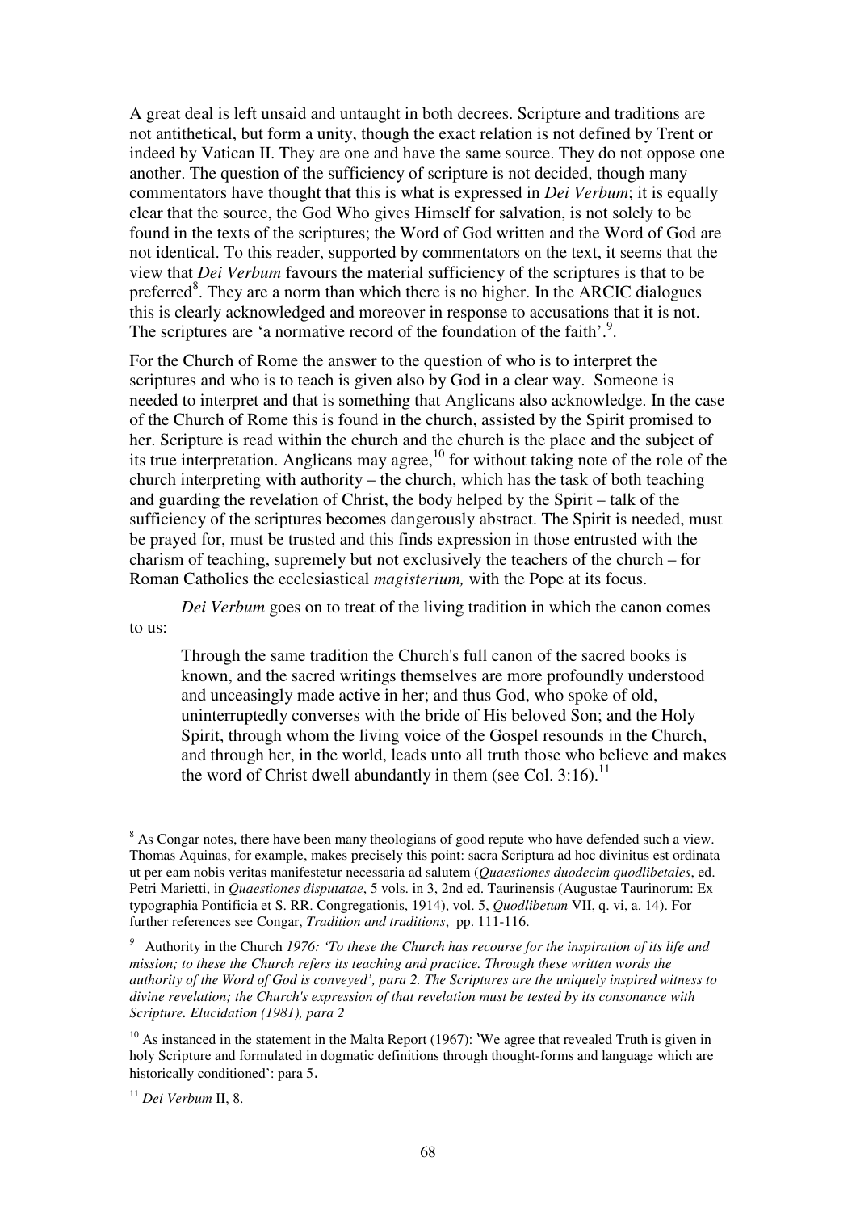A great deal is left unsaid and untaught in both decrees. Scripture and traditions are not antithetical, but form a unity, though the exact relation is not defined by Trent or indeed by Vatican II. They are one and have the same source. They do not oppose one another. The question of the sufficiency of scripture is not decided, though many commentators have thought that this is what is expressed in *Dei Verbum*; it is equally clear that the source, the God Who gives Himself for salvation, is not solely to be found in the texts of the scriptures; the Word of God written and the Word of God are not identical. To this reader, supported by commentators on the text, it seems that the view that *Dei Verbum* favours the material sufficiency of the scriptures is that to be preferred[8]. They are a norm than which there is no higher. In the ARCIC dialogues this is clearly acknowledged and moreover in response to accusations that it is not. The scriptures are 'a normative record of the foundation of the faith'.[9].

For the Church of Rome the answer to the question of who is to interpret the scriptures and who is to teach is given also by God in a clear way. Someone is needed to interpret and that is something that Anglicans also acknowledge. In the case of the Church of Rome this is found in the church, assisted by the Spirit promised to her. Scripture is read within the church and the church is the place and the subject of its true interpretation. Anglicans may agree,[10] for without taking note of the role of the church interpreting with authority – the church, which has the task of both teaching and guarding the revelation of Christ, the body helped by the Spirit – talk of the sufficiency of the scriptures becomes dangerously abstract. The Spirit is needed, must be prayed for, must be trusted and this finds expression in those entrusted with the charism of teaching, supremely but not exclusively the teachers of the church – for Roman Catholics the ecclesiastical *magisterium,* with the Pope at its focus.

*Dei Verbum* goes on to treat of the living tradition in which the canon comes to us:

> Through the same tradition the Church's full canon of the sacred books is known, and the sacred writings themselves are more profoundly understood and unceasingly made active in her; and thus God, who spoke of old, uninterruptedly converses with the bride of His beloved Son; and the Holy Spirit, through whom the living voice of the Gospel resounds in the Church, and through her, in the world, leads unto all truth those who believe and makes the word of Christ dwell abundantly in them (see Col. 3:16).[11]

---

[8] As Congar notes, there have been many theologians of good repute who have defended such a view. Thomas Aquinas, for example, makes precisely this point: sacra Scriptura ad hoc divinitus est ordinata ut per eam nobis veritas manifestetur necessaria ad salutem (*Quaestiones duodecim quodlibetales*, ed. Petri Marietti, in *Quaestiones disputatae*, 5 vols. in 3, 2nd ed. Taurinensis (Augustae Taurinorum: Ex typographia Pontificia et S. RR. Congregationis, 1914), vol. 5, *Quodlibetum* VII, q. vi, a. 14). For further references see Congar, *Tradition and traditions*, pp. 111-116.

[9] Authority in the Church *1976: 'To these the Church has recourse for the inspiration of its life and mission; to these the Church refers its teaching and practice. Through these written words the authority of the Word of God is conveyed', para 2. The Scriptures are the uniquely inspired witness to divine revelation; the Church's expression of that revelation must be tested by its consonance with Scripture.* ***Elucidation (1981), para 2***

[10] As instanced in the statement in the Malta Report (1967): 'We agree that revealed Truth is given in holy Scripture and formulated in dogmatic definitions through thought-forms and language which are historically conditioned': para 5.

[11] *Dei Verbum* II, 8.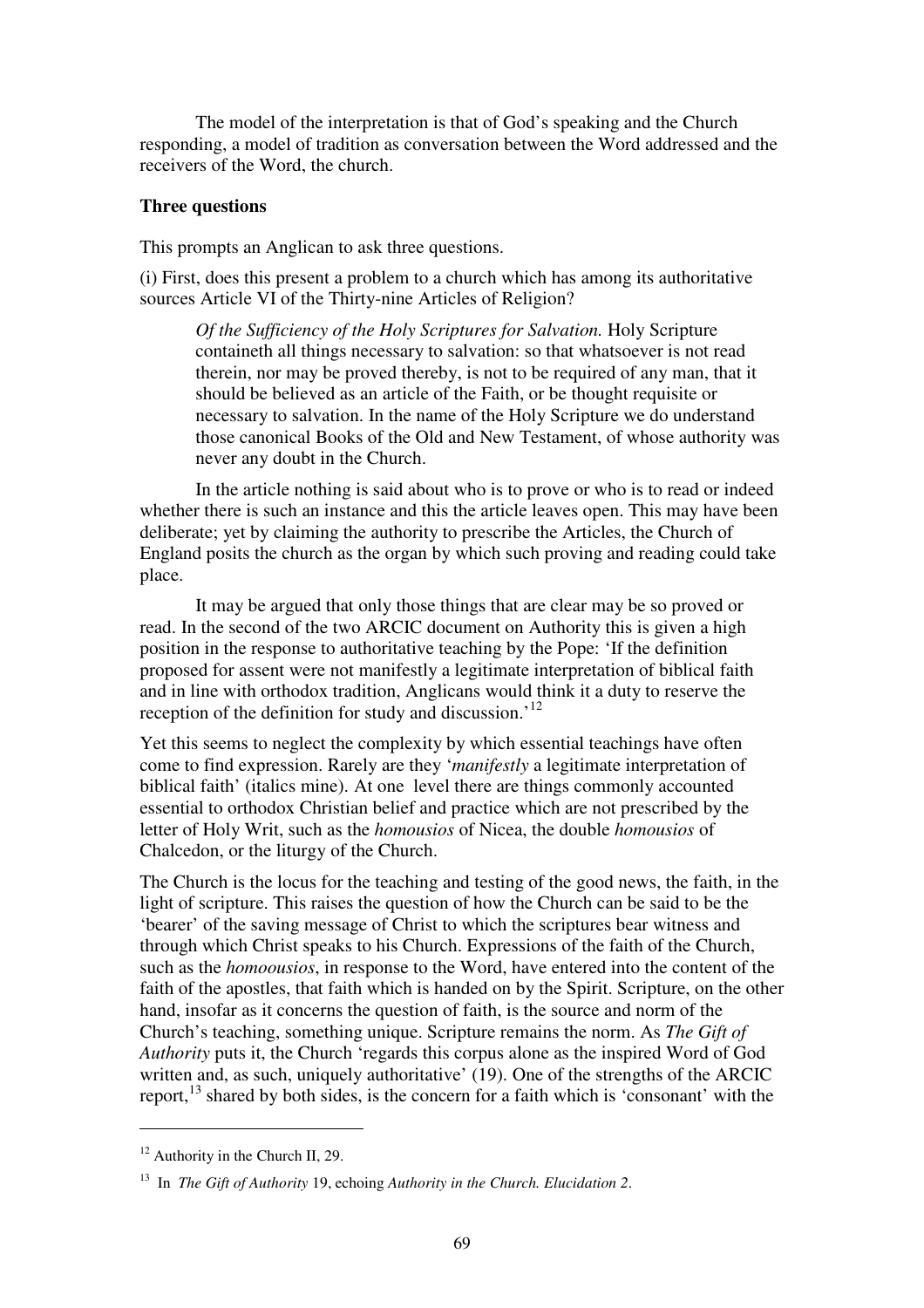The model of the interpretation is that of God's speaking and the Church responding, a model of tradition as conversation between the Word addressed and the receivers of the Word, the church.

**Three questions**

This prompts an Anglican to ask three questions.

(i) First, does this present a problem to a church which has among its authoritative sources Article VI of the Thirty-nine Articles of Religion?

> *Of the Sufficiency of the Holy Scriptures for Salvation.* Holy Scripture containeth all things necessary to salvation: so that whatsoever is not read therein, nor may be proved thereby, is not to be required of any man, that it should be believed as an article of the Faith, or be thought requisite or necessary to salvation. In the name of the Holy Scripture we do understand those canonical Books of the Old and New Testament, of whose authority was never any doubt in the Church.

In the article nothing is said about who is to prove or who is to read or indeed whether there is such an instance and this the article leaves open. This may have been deliberate; yet by claiming the authority to prescribe the Articles, the Church of England posits the church as the organ by which such proving and reading could take place.

It may be argued that only those things that are clear may be so proved or read. In the second of the two ARCIC document on Authority this is given a high position in the response to authoritative teaching by the Pope: 'If the definition proposed for assent were not manifestly a legitimate interpretation of biblical faith and in line with orthodox tradition, Anglicans would think it a duty to reserve the reception of the definition for study and discussion.'[12]

Yet this seems to neglect the complexity by which essential teachings have often come to find expression. Rarely are they '*manifestly* a legitimate interpretation of biblical faith' (italics mine). At one level there are things commonly accounted essential to orthodox Christian belief and practice which are not prescribed by the letter of Holy Writ, such as the *homousios* of Nicea, the double *homousios* of Chalcedon, or the liturgy of the Church.

The Church is the locus for the teaching and testing of the good news, the faith, in the light of scripture. This raises the question of how the Church can be said to be the 'bearer' of the saving message of Christ to which the scriptures bear witness and through which Christ speaks to his Church. Expressions of the faith of the Church, such as the *homoousios*, in response to the Word, have entered into the content of the faith of the apostles, that faith which is handed on by the Spirit. Scripture, on the other hand, insofar as it concerns the question of faith, is the source and norm of the Church's teaching, something unique. Scripture remains the norm. As *The Gift of Authority* puts it, the Church 'regards this corpus alone as the inspired Word of God written and, as such, uniquely authoritative' (19). One of the strengths of the ARCIC report,[13] shared by both sides, is the concern for a faith which is 'consonant' with the

---

[12] Authority in the Church II, 29.

[13] In *The Gift of Authority* 19, echoing *Authority in the Church. Elucidation 2*.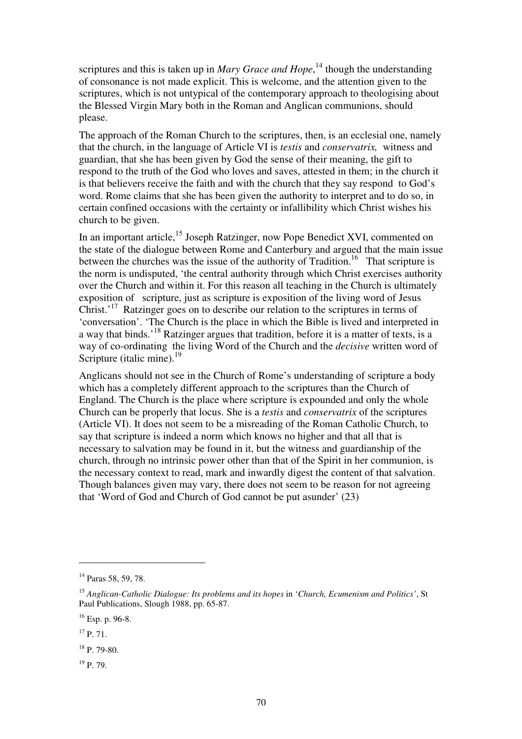scriptures and this is taken up in *Mary Grace and Hope*,[14] though the understanding of consonance is not made explicit. This is welcome, and the attention given to the scriptures, which is not untypical of the contemporary approach to theologising about the Blessed Virgin Mary both in the Roman and Anglican communions, should please.

The approach of the Roman Church to the scriptures, then, is an ecclesial one, namely that the church, in the language of Article VI is *testis* and *conservatrix,* witness and guardian, that she has been given by God the sense of their meaning, the gift to respond to the truth of the God who loves and saves, attested in them; in the church it is that believers receive the faith and with the church that they say respond to God's word. Rome claims that she has been given the authority to interpret and to do so, in certain confined occasions with the certainty or infallibility which Christ wishes his church to be given.

In an important article,[15] Joseph Ratzinger, now Pope Benedict XVI, commented on the state of the dialogue between Rome and Canterbury and argued that the main issue between the churches was the issue of the authority of Tradition.[16] That scripture is the norm is undisputed, 'the central authority through which Christ exercises authority over the Church and within it. For this reason all teaching in the Church is ultimately exposition of scripture, just as scripture is exposition of the living word of Jesus Christ.'[17] Ratzinger goes on to describe our relation to the scriptures in terms of 'conversation'. 'The Church is the place in which the Bible is lived and interpreted in a way that binds.'[18] Ratzinger argues that tradition, before it is a matter of texts, is a way of co-ordinating the living Word of the Church and the *decisive* written word of Scripture (italic mine).[19]

Anglicans should not see in the Church of Rome's understanding of scripture a body which has a completely different approach to the scriptures than the Church of England. The Church is the place where scripture is expounded and only the whole Church can be properly that locus. She is a *testis* and *conservatrix* of the scriptures (Article VI). It does not seem to be a misreading of the Roman Catholic Church, to say that scripture is indeed a norm which knows no higher and that all that is necessary to salvation may be found in it, but the witness and guardianship of the church, through no intrinsic power other than that of the Spirit in her communion, is the necessary context to read, mark and inwardly digest the content of that salvation. Though balances given may vary, there does not seem to be reason for not agreeing that 'Word of God and Church of God cannot be put asunder' (23)

---

[14] Paras 58, 59, 78.

[15] *Anglican-Catholic Dialogue: Its problems and its hopes* in '*Church, Ecumenism and Politics'*, St Paul Publications, Slough 1988, pp. 65-87.

[16] Esp. p. 96-8.

[17] P. 71.

[18] P. 79-80.

[19] P. 79.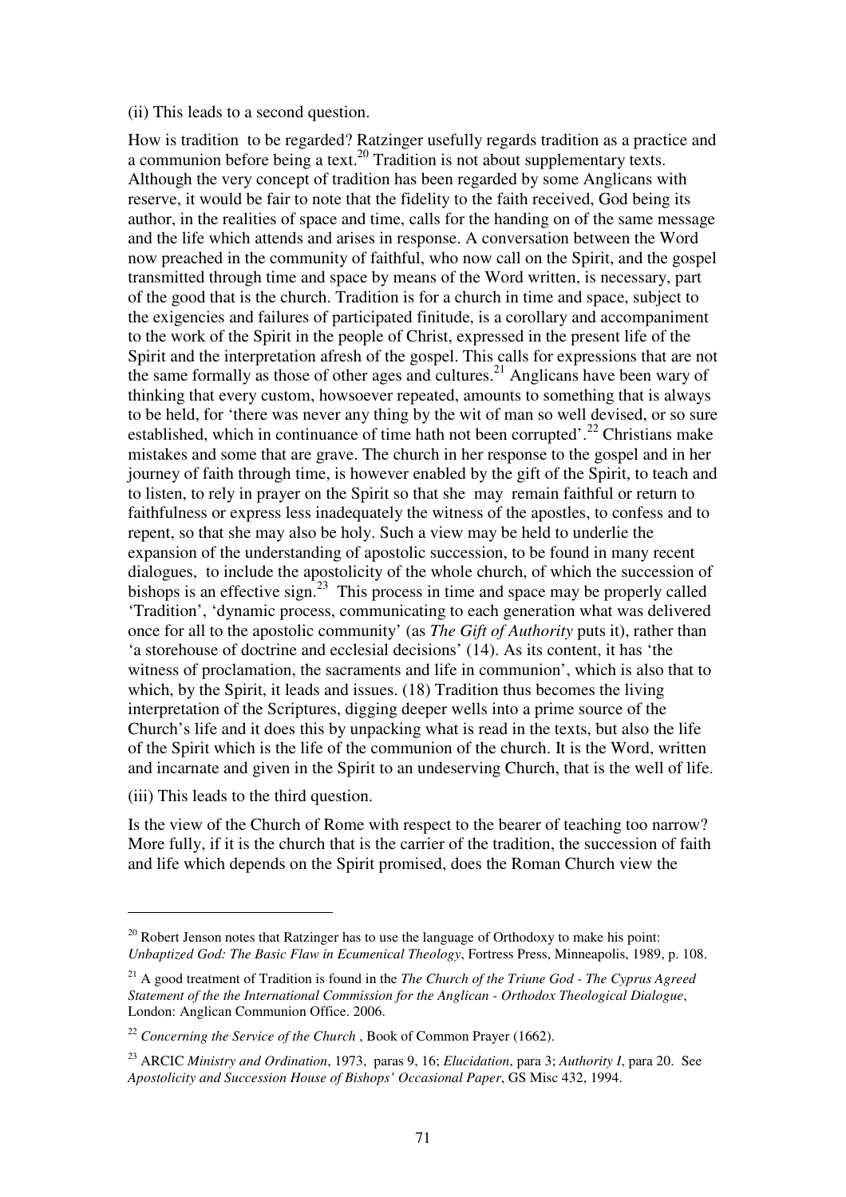(ii) This leads to a second question.

How is tradition to be regarded? Ratzinger usefully regards tradition as a practice and a communion before being a text.[20] Tradition is not about supplementary texts. Although the very concept of tradition has been regarded by some Anglicans with reserve, it would be fair to note that the fidelity to the faith received, God being its author, in the realities of space and time, calls for the handing on of the same message and the life which attends and arises in response. A conversation between the Word now preached in the community of faithful, who now call on the Spirit, and the gospel transmitted through time and space by means of the Word written, is necessary, part of the good that is the church. Tradition is for a church in time and space, subject to the exigencies and failures of participated finitude, is a corollary and accompaniment to the work of the Spirit in the people of Christ, expressed in the present life of the Spirit and the interpretation afresh of the gospel. This calls for expressions that are not the same formally as those of other ages and cultures.[21] Anglicans have been wary of thinking that every custom, howsoever repeated, amounts to something that is always to be held, for 'there was never any thing by the wit of man so well devised, or so sure established, which in continuance of time hath not been corrupted'.[22] Christians make mistakes and some that are grave. The church in her response to the gospel and in her journey of faith through time, is however enabled by the gift of the Spirit, to teach and to listen, to rely in prayer on the Spirit so that she may remain faithful or return to faithfulness or express less inadequately the witness of the apostles, to confess and to repent, so that she may also be holy. Such a view may be held to underlie the expansion of the understanding of apostolic succession, to be found in many recent dialogues, to include the apostolicity of the whole church, of which the succession of bishops is an effective sign.[23] This process in time and space may be properly called 'Tradition', 'dynamic process, communicating to each generation what was delivered once for all to the apostolic community' (as *The Gift of Authority* puts it), rather than 'a storehouse of doctrine and ecclesial decisions' (14). As its content, it has 'the witness of proclamation, the sacraments and life in communion', which is also that to which, by the Spirit, it leads and issues. (18) Tradition thus becomes the living interpretation of the Scriptures, digging deeper wells into a prime source of the Church's life and it does this by unpacking what is read in the texts, but also the life of the Spirit which is the life of the communion of the church. It is the Word, written and incarnate and given in the Spirit to an undeserving Church, that is the well of life.

(iii) This leads to the third question.

Is the view of the Church of Rome with respect to the bearer of teaching too narrow? More fully, if it is the church that is the carrier of the tradition, the succession of faith and life which depends on the Spirit promised, does the Roman Church view the

---

[20] Robert Jenson notes that Ratzinger has to use the language of Orthodoxy to make his point: *Unbaptized God: The Basic Flaw in Ecumenical Theology*, Fortress Press, Minneapolis, 1989, p. 108.

[21] A good treatment of Tradition is found in the *The Church of the Triune God - The Cyprus Agreed Statement of the the International Commission for the Anglican - Orthodox Theological Dialogue*, London: Anglican Communion Office. 2006.

[22] *Concerning the Service of the Church* , Book of Common Prayer (1662).

[23] ARCIC *Ministry and Ordination*, 1973, paras 9, 16; *Elucidation*, para 3; *Authority I*, para 20. See *Apostolicity and Succession House of Bishops' Occasional Paper*, GS Misc 432, 1994.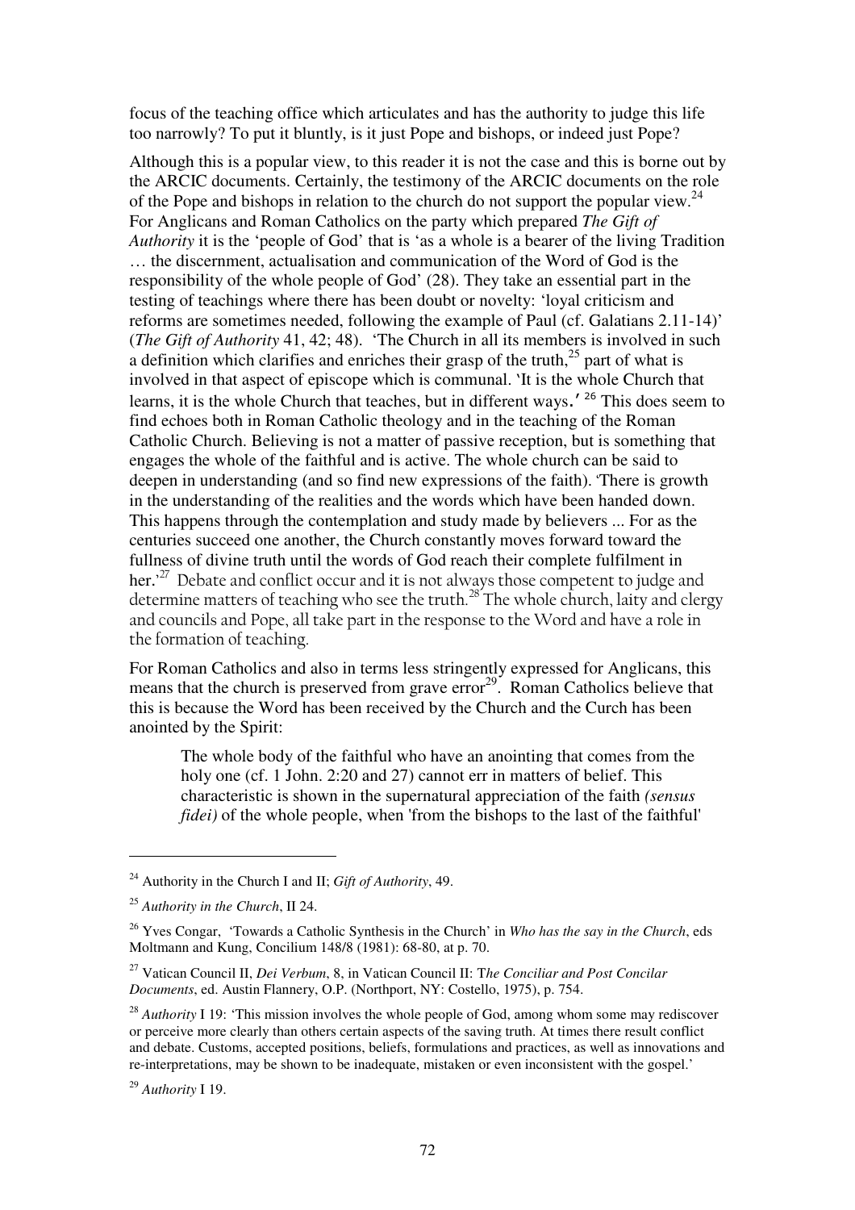focus of the teaching office which articulates and has the authority to judge this life too narrowly? To put it bluntly, is it just Pope and bishops, or indeed just Pope?

Although this is a popular view, to this reader it is not the case and this is borne out by the ARCIC documents. Certainly, the testimony of the ARCIC documents on the role of the Pope and bishops in relation to the church do not support the popular view.[24] For Anglicans and Roman Catholics on the party which prepared *The Gift of Authority* it is the 'people of God' that is 'as a whole is a bearer of the living Tradition … the discernment, actualisation and communication of the Word of God is the responsibility of the whole people of God' (28). They take an essential part in the testing of teachings where there has been doubt or novelty: 'loyal criticism and reforms are sometimes needed, following the example of Paul (cf. Galatians 2.11-14)' (*The Gift of Authority* 41, 42; 48). 'The Church in all its members is involved in such a definition which clarifies and enriches their grasp of the truth,[25] part of what is involved in that aspect of episcope which is communal. 'It is the whole Church that learns, it is the whole Church that teaches, but in different ways.'[26] This does seem to find echoes both in Roman Catholic theology and in the teaching of the Roman Catholic Church. Believing is not a matter of passive reception, but is something that engages the whole of the faithful and is active. The whole church can be said to deepen in understanding (and so find new expressions of the faith). 'There is growth in the understanding of the realities and the words which have been handed down. This happens through the contemplation and study made by believers ... For as the centuries succeed one another, the Church constantly moves forward toward the fullness of divine truth until the words of God reach their complete fulfilment in her.'[27] Debate and conflict occur and it is not always those competent to judge and determine matters of teaching who see the truth.[28] The whole church, laity and clergy and councils and Pope, all take part in the response to the Word and have a role in the formation of teaching.

For Roman Catholics and also in terms less stringently expressed for Anglicans, this means that the church is preserved from grave error[29]. Roman Catholics believe that this is because the Word has been received by the Church and the Curch has been anointed by the Spirit:

> The whole body of the faithful who have an anointing that comes from the holy one (cf. 1 John. 2:20 and 27) cannot err in matters of belief. This characteristic is shown in the supernatural appreciation of the faith *(sensus fidei)* of the whole people, when 'from the bishops to the last of the faithful'

---

[24] Authority in the Church I and II; *Gift of Authority*, 49.

[25] *Authority in the Church*, II 24.

[26] Yves Congar, 'Towards a Catholic Synthesis in the Church' in *Who has the say in the Church*, eds Moltmann and Kung, Concilium 148/8 (1981): 68-80, at p. 70.

[27] Vatican Council II, *Dei Verbum*, 8, in Vatican Council II: T*he Conciliar and Post Concilar Documents*, ed. Austin Flannery, O.P. (Northport, NY: Costello, 1975), p. 754.

[28] *Authority* I 19: 'This mission involves the whole people of God, among whom some may rediscover or perceive more clearly than others certain aspects of the saving truth. At times there result conflict and debate. Customs, accepted positions, beliefs, formulations and practices, as well as innovations and re-interpretations, may be shown to be inadequate, mistaken or even inconsistent with the gospel.'

[29] *Authority* I 19.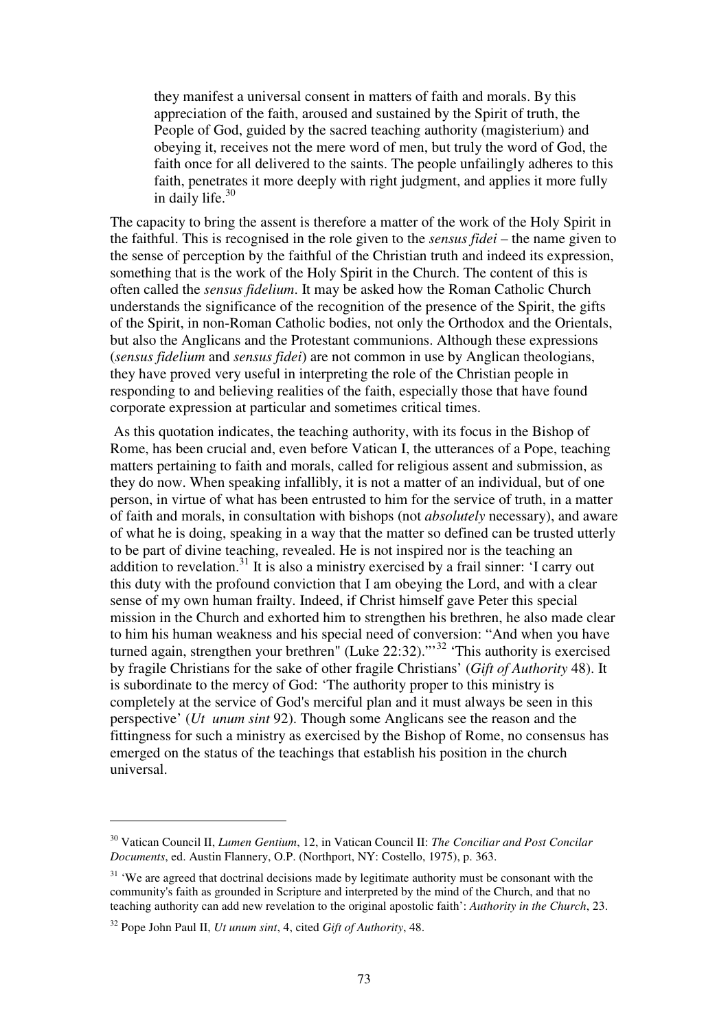> they manifest a universal consent in matters of faith and morals. By this appreciation of the faith, aroused and sustained by the Spirit of truth, the People of God, guided by the sacred teaching authority (magisterium) and obeying it, receives not the mere word of men, but truly the word of God, the faith once for all delivered to the saints. The people unfailingly adheres to this faith, penetrates it more deeply with right judgment, and applies it more fully in daily life.[30]

The capacity to bring the assent is therefore a matter of the work of the Holy Spirit in the faithful. This is recognised in the role given to the *sensus fidei* – the name given to the sense of perception by the faithful of the Christian truth and indeed its expression, something that is the work of the Holy Spirit in the Church. The content of this is often called the *sensus fidelium*. It may be asked how the Roman Catholic Church understands the significance of the recognition of the presence of the Spirit, the gifts of the Spirit, in non-Roman Catholic bodies, not only the Orthodox and the Orientals, but also the Anglicans and the Protestant communions. Although these expressions (*sensus fidelium* and *sensus fidei*) are not common in use by Anglican theologians, they have proved very useful in interpreting the role of the Christian people in responding to and believing realities of the faith, especially those that have found corporate expression at particular and sometimes critical times.

As this quotation indicates, the teaching authority, with its focus in the Bishop of Rome, has been crucial and, even before Vatican I, the utterances of a Pope, teaching matters pertaining to faith and morals, called for religious assent and submission, as they do now. When speaking infallibly, it is not a matter of an individual, but of one person, in virtue of what has been entrusted to him for the service of truth, in a matter of faith and morals, in consultation with bishops (not *absolutely* necessary), and aware of what he is doing, speaking in a way that the matter so defined can be trusted utterly to be part of divine teaching, revealed. He is not inspired nor is the teaching an addition to revelation.[31] It is also a ministry exercised by a frail sinner: 'I carry out this duty with the profound conviction that I am obeying the Lord, and with a clear sense of my own human frailty. Indeed, if Christ himself gave Peter this special mission in the Church and exhorted him to strengthen his brethren, he also made clear to him his human weakness and his special need of conversion: "And when you have turned again, strengthen your brethren" (Luke 22:32).''[32] 'This authority is exercised by fragile Christians for the sake of other fragile Christians' (*Gift of Authority* 48). It is subordinate to the mercy of God: 'The authority proper to this ministry is completely at the service of God's merciful plan and it must always be seen in this perspective' (*Ut unum sint* 92). Though some Anglicans see the reason and the fittingness for such a ministry as exercised by the Bishop of Rome, no consensus has emerged on the status of the teachings that establish his position in the church universal.

---

[30] Vatican Council II, *Lumen Gentium*, 12, in Vatican Council II: *The Conciliar and Post Concilar Documents*, ed. Austin Flannery, O.P. (Northport, NY: Costello, 1975), p. 363.

[31] 'We are agreed that doctrinal decisions made by legitimate authority must be consonant with the community's faith as grounded in Scripture and interpreted by the mind of the Church, and that no teaching authority can add new revelation to the original apostolic faith': *Authority in the Church*, 23.

[32] Pope John Paul II, *Ut unum sint*, 4, cited *Gift of Authority*, 48.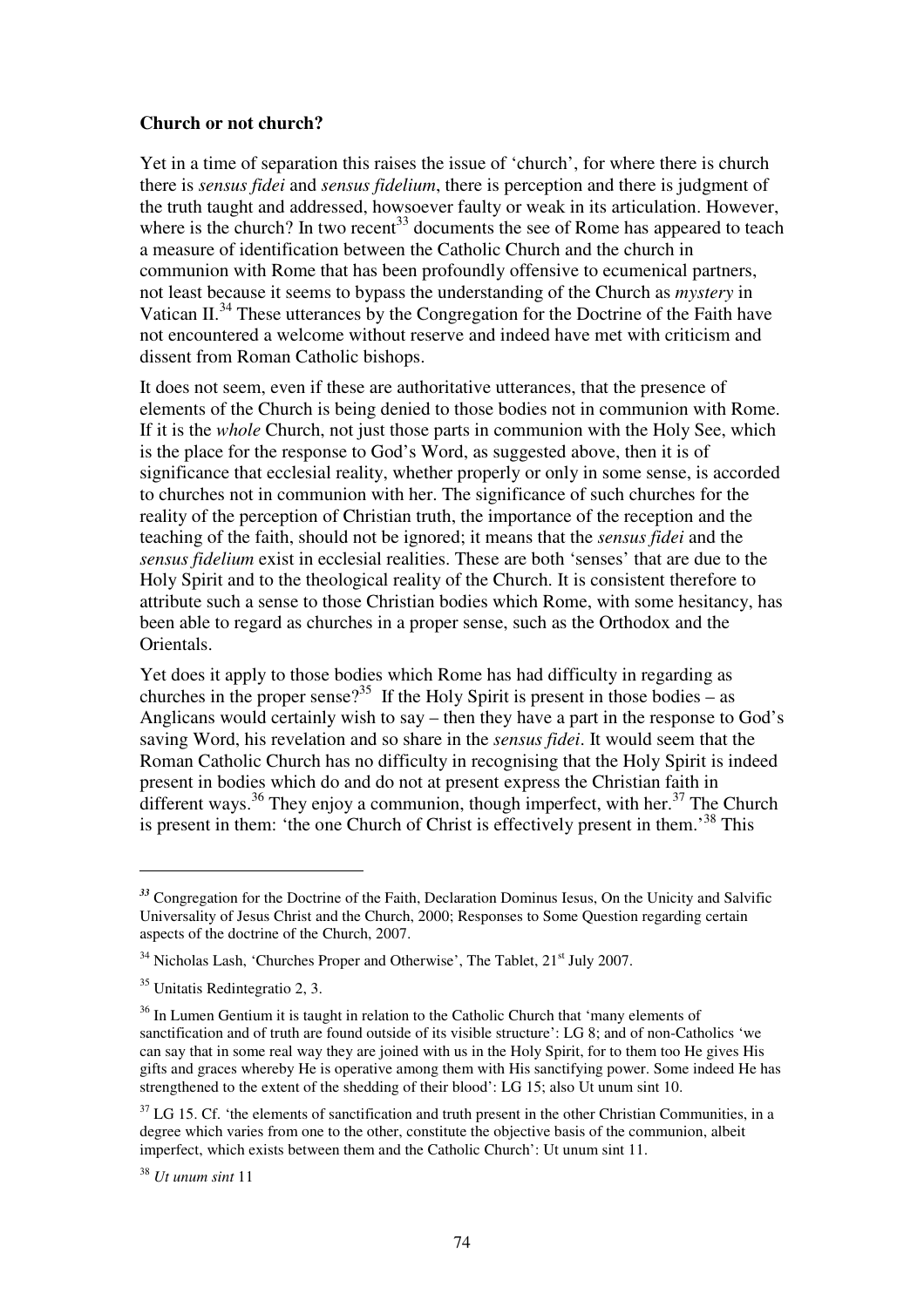**Church or not church?**

Yet in a time of separation this raises the issue of 'church', for where there is church there is *sensus fidei* and *sensus fidelium*, there is perception and there is judgment of the truth taught and addressed, howsoever faulty or weak in its articulation. However, where is the church? In two recent[33] documents the see of Rome has appeared to teach a measure of identification between the Catholic Church and the church in communion with Rome that has been profoundly offensive to ecumenical partners, not least because it seems to bypass the understanding of the Church as *mystery* in Vatican II.[34] These utterances by the Congregation for the Doctrine of the Faith have not encountered a welcome without reserve and indeed have met with criticism and dissent from Roman Catholic bishops.

It does not seem, even if these are authoritative utterances, that the presence of elements of the Church is being denied to those bodies not in communion with Rome. If it is the *whole* Church, not just those parts in communion with the Holy See, which is the place for the response to God's Word, as suggested above, then it is of significance that ecclesial reality, whether properly or only in some sense, is accorded to churches not in communion with her. The significance of such churches for the reality of the perception of Christian truth, the importance of the reception and the teaching of the faith, should not be ignored; it means that the *sensus fidei* and the *sensus fidelium* exist in ecclesial realities. These are both 'senses' that are due to the Holy Spirit and to the theological reality of the Church. It is consistent therefore to attribute such a sense to those Christian bodies which Rome, with some hesitancy, has been able to regard as churches in a proper sense, such as the Orthodox and the Orientals.

Yet does it apply to those bodies which Rome has had difficulty in regarding as churches in the proper sense?[35] If the Holy Spirit is present in those bodies – as Anglicans would certainly wish to say – then they have a part in the response to God's saving Word, his revelation and so share in the *sensus fidei*. It would seem that the Roman Catholic Church has no difficulty in recognising that the Holy Spirit is indeed present in bodies which do and do not at present express the Christian faith in different ways.[36] They enjoy a communion, though imperfect, with her.[37] The Church is present in them: 'the one Church of Christ is effectively present in them.'[38] This

---

[33] Congregation for the Doctrine of the Faith, Declaration Dominus Iesus, On the Unicity and Salvific Universality of Jesus Christ and the Church, 2000; Responses to Some Question regarding certain aspects of the doctrine of the Church, 2007.

[34] Nicholas Lash, 'Churches Proper and Otherwise', The Tablet, 21st July 2007.

[35] Unitatis Redintegratio 2, 3.

[36] In Lumen Gentium it is taught in relation to the Catholic Church that 'many elements of sanctification and of truth are found outside of its visible structure': LG 8; and of non-Catholics 'we can say that in some real way they are joined with us in the Holy Spirit, for to them too He gives His gifts and graces whereby He is operative among them with His sanctifying power. Some indeed He has strengthened to the extent of the shedding of their blood': LG 15; also Ut unum sint 10.

[37] LG 15. Cf. 'the elements of sanctification and truth present in the other Christian Communities, in a degree which varies from one to the other, constitute the objective basis of the communion, albeit imperfect, which exists between them and the Catholic Church': Ut unum sint 11.

[38] *Ut unum sint* 11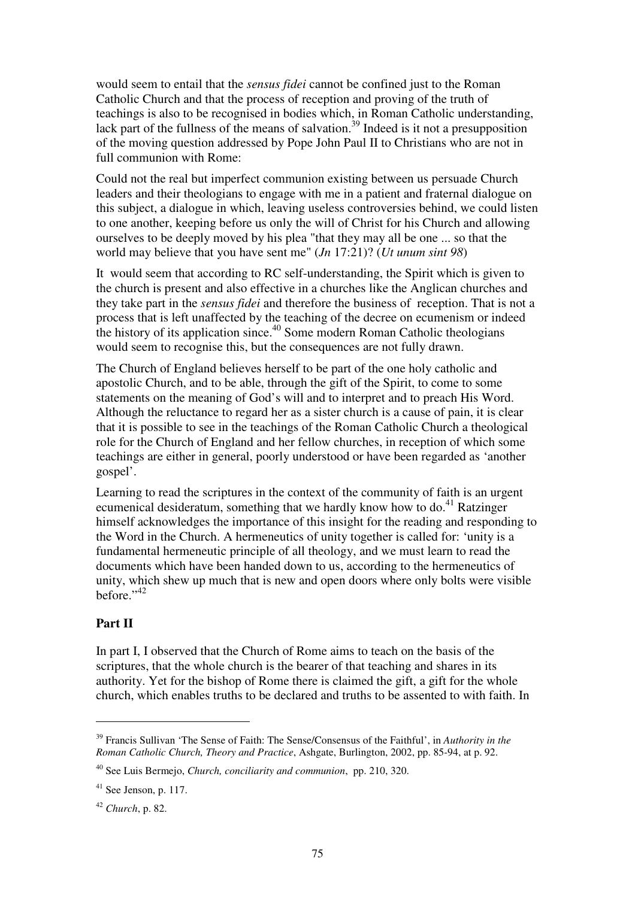would seem to entail that the *sensus fidei* cannot be confined just to the Roman Catholic Church and that the process of reception and proving of the truth of teachings is also to be recognised in bodies which, in Roman Catholic understanding, lack part of the fullness of the means of salvation.[39] Indeed is it not a presupposition of the moving question addressed by Pope John Paul II to Christians who are not in full communion with Rome:

Could not the real but imperfect communion existing between us persuade Church leaders and their theologians to engage with me in a patient and fraternal dialogue on this subject, a dialogue in which, leaving useless controversies behind, we could listen to one another, keeping before us only the will of Christ for his Church and allowing ourselves to be deeply moved by his plea "that they may all be one ... so that the world may believe that you have sent me" (*Jn* 17:21)? (*Ut unum sint 98*)

It would seem that according to RC self-understanding, the Spirit which is given to the church is present and also effective in a churches like the Anglican churches and they take part in the *sensus fidei* and therefore the business of reception. That is not a process that is left unaffected by the teaching of the decree on ecumenism or indeed the history of its application since.[40] Some modern Roman Catholic theologians would seem to recognise this, but the consequences are not fully drawn.

The Church of England believes herself to be part of the one holy catholic and apostolic Church, and to be able, through the gift of the Spirit, to come to some statements on the meaning of God's will and to interpret and to preach His Word. Although the reluctance to regard her as a sister church is a cause of pain, it is clear that it is possible to see in the teachings of the Roman Catholic Church a theological role for the Church of England and her fellow churches, in reception of which some teachings are either in general, poorly understood or have been regarded as 'another gospel'.

Learning to read the scriptures in the context of the community of faith is an urgent ecumenical desideratum, something that we hardly know how to do.[41] Ratzinger himself acknowledges the importance of this insight for the reading and responding to the Word in the Church. A hermeneutics of unity together is called for: 'unity is a fundamental hermeneutic principle of all theology, and we must learn to read the documents which have been handed down to us, according to the hermeneutics of unity, which shew up much that is new and open doors where only bolts were visible before."[42]

## Part II

In part I, I observed that the Church of Rome aims to teach on the basis of the scriptures, that the whole church is the bearer of that teaching and shares in its authority. Yet for the bishop of Rome there is claimed the gift, a gift for the whole church, which enables truths to be declared and truths to be assented to with faith. In

---

[39] Francis Sullivan 'The Sense of Faith: The Sense/Consensus of the Faithful', in *Authority in the Roman Catholic Church, Theory and Practice*, Ashgate, Burlington, 2002, pp. 85-94, at p. 92.

[40] See Luis Bermejo, *Church, conciliarity and communion*, pp. 210, 320.

[41] See Jenson, p. 117.

[42] *Church*, p. 82.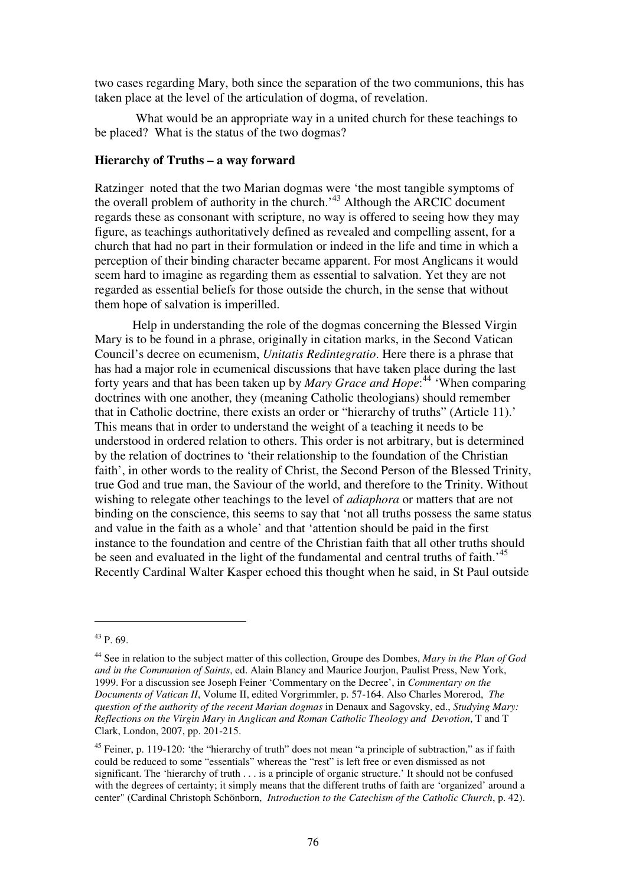two cases regarding Mary, both since the separation of the two communions, this has taken place at the level of the articulation of dogma, of revelation.

What would be an appropriate way in a united church for these teachings to be placed? What is the status of the two dogmas?

**Hierarchy of Truths – a way forward**

Ratzinger noted that the two Marian dogmas were 'the most tangible symptoms of the overall problem of authority in the church.'[43] Although the ARCIC document regards these as consonant with scripture, no way is offered to seeing how they may figure, as teachings authoritatively defined as revealed and compelling assent, for a church that had no part in their formulation or indeed in the life and time in which a perception of their binding character became apparent. For most Anglicans it would seem hard to imagine as regarding them as essential to salvation. Yet they are not regarded as essential beliefs for those outside the church, in the sense that without them hope of salvation is imperilled.

Help in understanding the role of the dogmas concerning the Blessed Virgin Mary is to be found in a phrase, originally in citation marks, in the Second Vatican Council's decree on ecumenism, *Unitatis Redintegratio*. Here there is a phrase that has had a major role in ecumenical discussions that have taken place during the last forty years and that has been taken up by *Mary Grace and Hope*:[44] 'When comparing doctrines with one another, they (meaning Catholic theologians) should remember that in Catholic doctrine, there exists an order or "hierarchy of truths" (Article 11).' This means that in order to understand the weight of a teaching it needs to be understood in ordered relation to others. This order is not arbitrary, but is determined by the relation of doctrines to 'their relationship to the foundation of the Christian faith', in other words to the reality of Christ, the Second Person of the Blessed Trinity, true God and true man, the Saviour of the world, and therefore to the Trinity. Without wishing to relegate other teachings to the level of *adiaphora* or matters that are not binding on the conscience, this seems to say that 'not all truths possess the same status and value in the faith as a whole' and that 'attention should be paid in the first instance to the foundation and centre of the Christian faith that all other truths should be seen and evaluated in the light of the fundamental and central truths of faith.'[45] Recently Cardinal Walter Kasper echoed this thought when he said, in St Paul outside

---

[43] P. 69.

[44] See in relation to the subject matter of this collection, Groupe des Dombes, *Mary in the Plan of God and in the Communion of Saints*, ed. Alain Blancy and Maurice Jourjon, Paulist Press, New York, 1999. For a discussion see Joseph Feiner 'Commentary on the Decree', in *Commentary on the Documents of Vatican II*, Volume II, edited Vorgrimmler, p. 57-164. Also Charles Morerod, *The question of the authority of the recent Marian dogmas* in Denaux and Sagovsky, ed., *Studying Mary: Reflections on the Virgin Mary in Anglican and Roman Catholic Theology and Devotion*, T and T Clark, London, 2007, pp. 201-215.

[45] Feiner, p. 119-120: 'the "hierarchy of truth" does not mean "a principle of subtraction," as if faith could be reduced to some "essentials" whereas the "rest" is left free or even dismissed as not significant. The 'hierarchy of truth . . . is a principle of organic structure.' It should not be confused with the degrees of certainty; it simply means that the different truths of faith are 'organized' around a center" (Cardinal Christoph Schönborn, *Introduction to the Catechism of the Catholic Church*, p. 42).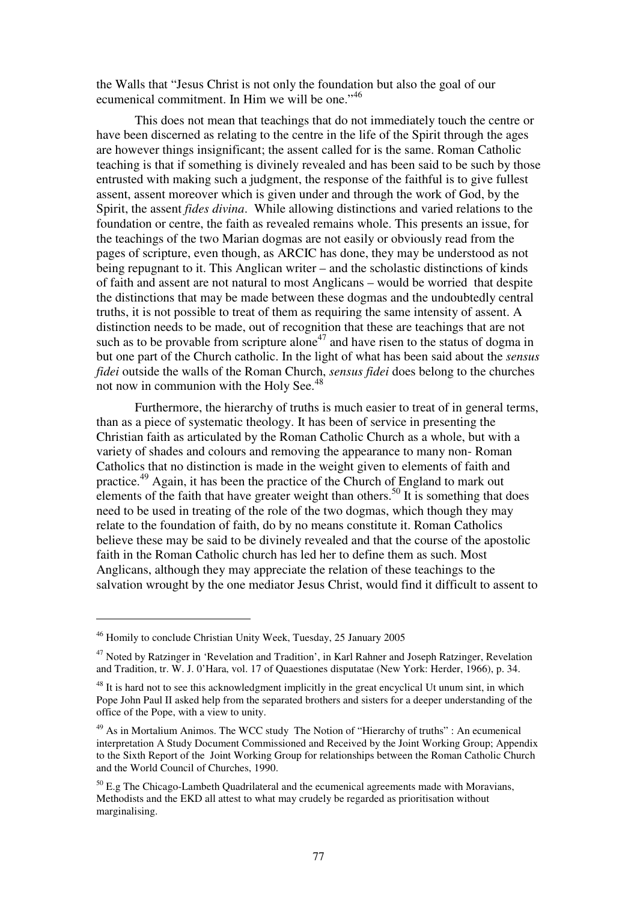the Walls that "Jesus Christ is not only the foundation but also the goal of our ecumenical commitment. In Him we will be one."[46]

This does not mean that teachings that do not immediately touch the centre or have been discerned as relating to the centre in the life of the Spirit through the ages are however things insignificant; the assent called for is the same. Roman Catholic teaching is that if something is divinely revealed and has been said to be such by those entrusted with making such a judgment, the response of the faithful is to give fullest assent, assent moreover which is given under and through the work of God, by the Spirit, the assent *fides divina*. While allowing distinctions and varied relations to the foundation or centre, the faith as revealed remains whole. This presents an issue, for the teachings of the two Marian dogmas are not easily or obviously read from the pages of scripture, even though, as ARCIC has done, they may be understood as not being repugnant to it. This Anglican writer – and the scholastic distinctions of kinds of faith and assent are not natural to most Anglicans – would be worried that despite the distinctions that may be made between these dogmas and the undoubtedly central truths, it is not possible to treat of them as requiring the same intensity of assent. A distinction needs to be made, out of recognition that these are teachings that are not such as to be provable from scripture alone[47] and have risen to the status of dogma in but one part of the Church catholic. In the light of what has been said about the *sensus fidei* outside the walls of the Roman Church, *sensus fidei* does belong to the churches not now in communion with the Holy See.[48]

Furthermore, the hierarchy of truths is much easier to treat of in general terms, than as a piece of systematic theology. It has been of service in presenting the Christian faith as articulated by the Roman Catholic Church as a whole, but with a variety of shades and colours and removing the appearance to many non- Roman Catholics that no distinction is made in the weight given to elements of faith and practice.[49] Again, it has been the practice of the Church of England to mark out elements of the faith that have greater weight than others.[50] It is something that does need to be used in treating of the role of the two dogmas, which though they may relate to the foundation of faith, do by no means constitute it. Roman Catholics believe these may be said to be divinely revealed and that the course of the apostolic faith in the Roman Catholic church has led her to define them as such. Most Anglicans, although they may appreciate the relation of these teachings to the salvation wrought by the one mediator Jesus Christ, would find it difficult to assent to

---

[46] Homily to conclude Christian Unity Week, Tuesday, 25 January 2005

[47] Noted by Ratzinger in 'Revelation and Tradition', in Karl Rahner and Joseph Ratzinger, Revelation and Tradition, tr. W. J. 0'Hara, vol. 17 of Quaestiones disputatae (New York: Herder, 1966), p. 34.

[48] It is hard not to see this acknowledgment implicitly in the great encyclical Ut unum sint, in which Pope John Paul II asked help from the separated brothers and sisters for a deeper understanding of the office of the Pope, with a view to unity.

[49] As in Mortalium Animos. The WCC study The Notion of "Hierarchy of truths" : An ecumenical interpretation A Study Document Commissioned and Received by the Joint Working Group; Appendix to the Sixth Report of the Joint Working Group for relationships between the Roman Catholic Church and the World Council of Churches, 1990.

[50] E.g The Chicago-Lambeth Quadrilateral and the ecumenical agreements made with Moravians, Methodists and the EKD all attest to what may crudely be regarded as prioritisation without marginalising.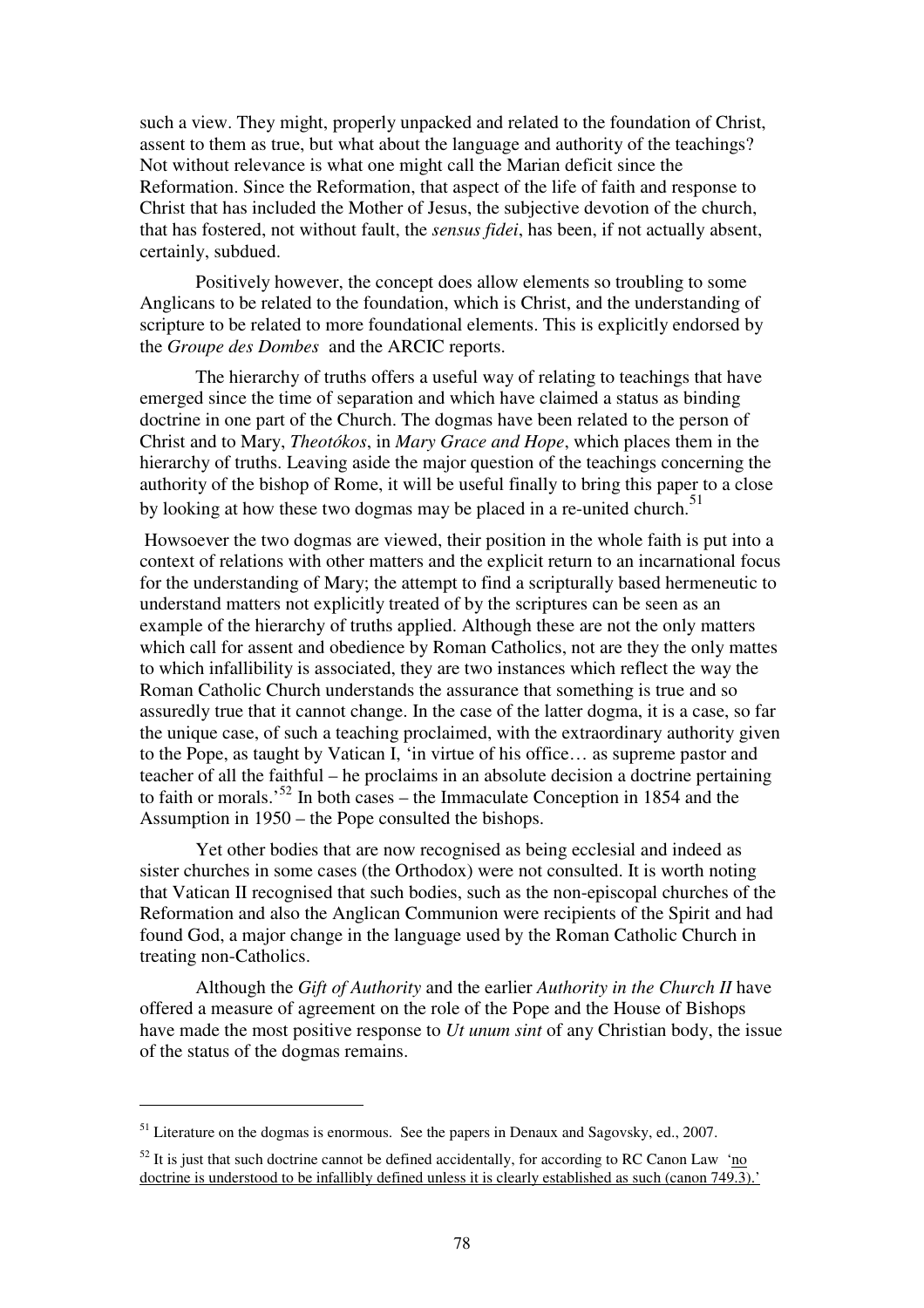such a view. They might, properly unpacked and related to the foundation of Christ, assent to them as true, but what about the language and authority of the teachings? Not without relevance is what one might call the Marian deficit since the Reformation. Since the Reformation, that aspect of the life of faith and response to Christ that has included the Mother of Jesus, the subjective devotion of the church, that has fostered, not without fault, the *sensus fidei*, has been, if not actually absent, certainly, subdued.

Positively however, the concept does allow elements so troubling to some Anglicans to be related to the foundation, which is Christ, and the understanding of scripture to be related to more foundational elements. This is explicitly endorsed by the *Groupe des Dombes* and the ARCIC reports.

The hierarchy of truths offers a useful way of relating to teachings that have emerged since the time of separation and which have claimed a status as binding doctrine in one part of the Church. The dogmas have been related to the person of Christ and to Mary, *Theotókos*, in *Mary Grace and Hope*, which places them in the hierarchy of truths. Leaving aside the major question of the teachings concerning the authority of the bishop of Rome, it will be useful finally to bring this paper to a close by looking at how these two dogmas may be placed in a re-united church.[51]

Howsoever the two dogmas are viewed, their position in the whole faith is put into a context of relations with other matters and the explicit return to an incarnational focus for the understanding of Mary; the attempt to find a scripturally based hermeneutic to understand matters not explicitly treated of by the scriptures can be seen as an example of the hierarchy of truths applied. Although these are not the only matters which call for assent and obedience by Roman Catholics, not are they the only mattes to which infallibility is associated, they are two instances which reflect the way the Roman Catholic Church understands the assurance that something is true and so assuredly true that it cannot change. In the case of the latter dogma, it is a case, so far the unique case, of such a teaching proclaimed, with the extraordinary authority given to the Pope, as taught by Vatican I, 'in virtue of his office… as supreme pastor and teacher of all the faithful – he proclaims in an absolute decision a doctrine pertaining to faith or morals.'[52] In both cases – the Immaculate Conception in 1854 and the Assumption in 1950 – the Pope consulted the bishops.

Yet other bodies that are now recognised as being ecclesial and indeed as sister churches in some cases (the Orthodox) were not consulted. It is worth noting that Vatican II recognised that such bodies, such as the non-episcopal churches of the Reformation and also the Anglican Communion were recipients of the Spirit and had found God, a major change in the language used by the Roman Catholic Church in treating non-Catholics.

Although the *Gift of Authority* and the earlier *Authority in the Church II* have offered a measure of agreement on the role of the Pope and the House of Bishops have made the most positive response to *Ut unum sint* of any Christian body, the issue of the status of the dogmas remains.

---

[51] Literature on the dogmas is enormous. See the papers in Denaux and Sagovsky, ed., 2007.

[52] It is just that such doctrine cannot be defined accidentally, for according to RC Canon Law 'no doctrine is understood to be infallibly defined unless it is clearly established as such (canon 749.3).'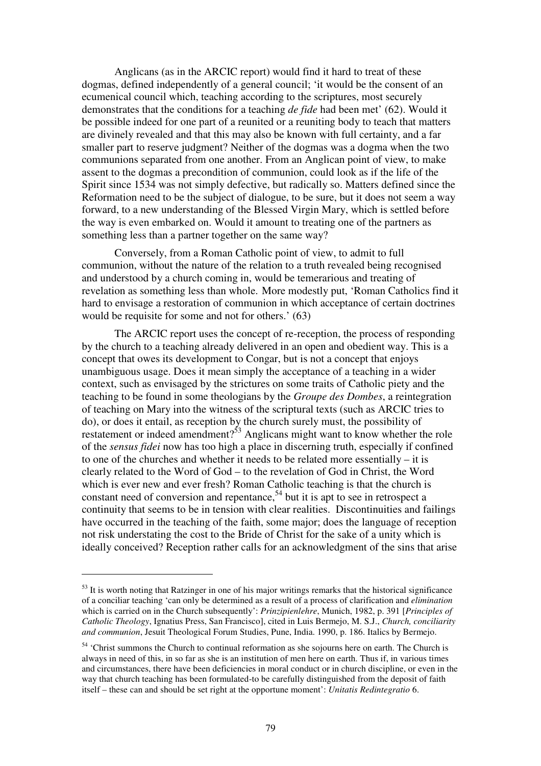Anglicans (as in the ARCIC report) would find it hard to treat of these dogmas, defined independently of a general council; 'it would be the consent of an ecumenical council which, teaching according to the scriptures, most securely demonstrates that the conditions for a teaching *de fide* had been met' (62). Would it be possible indeed for one part of a reunited or a reuniting body to teach that matters are divinely revealed and that this may also be known with full certainty, and a far smaller part to reserve judgment? Neither of the dogmas was a dogma when the two communions separated from one another. From an Anglican point of view, to make assent to the dogmas a precondition of communion, could look as if the life of the Spirit since 1534 was not simply defective, but radically so. Matters defined since the Reformation need to be the subject of dialogue, to be sure, but it does not seem a way forward, to a new understanding of the Blessed Virgin Mary, which is settled before the way is even embarked on. Would it amount to treating one of the partners as something less than a partner together on the same way?

Conversely, from a Roman Catholic point of view, to admit to full communion, without the nature of the relation to a truth revealed being recognised and understood by a church coming in, would be temerarious and treating of revelation as something less than whole. More modestly put, 'Roman Catholics find it hard to envisage a restoration of communion in which acceptance of certain doctrines would be requisite for some and not for others.' (63)

The ARCIC report uses the concept of re-reception, the process of responding by the church to a teaching already delivered in an open and obedient way. This is a concept that owes its development to Congar, but is not a concept that enjoys unambiguous usage. Does it mean simply the acceptance of a teaching in a wider context, such as envisaged by the strictures on some traits of Catholic piety and the teaching to be found in some theologians by the *Groupe des Dombes*, a reintegration of teaching on Mary into the witness of the scriptural texts (such as ARCIC tries to do), or does it entail, as reception by the church surely must, the possibility of restatement or indeed amendment?[53] Anglicans might want to know whether the role of the *sensus fidei* now has too high a place in discerning truth, especially if confined to one of the churches and whether it needs to be related more essentially – it is clearly related to the Word of God – to the revelation of God in Christ, the Word which is ever new and ever fresh? Roman Catholic teaching is that the church is constant need of conversion and repentance,[54] but it is apt to see in retrospect a continuity that seems to be in tension with clear realities. Discontinuities and failings have occurred in the teaching of the faith, some major; does the language of reception not risk understating the cost to the Bride of Christ for the sake of a unity which is ideally conceived? Reception rather calls for an acknowledgment of the sins that arise

---

[53] It is worth noting that Ratzinger in one of his major writings remarks that the historical significance of a conciliar teaching 'can only be determined as a result of a process of clarification and *elimination* which is carried on in the Church subsequently': *Prinzipienlehre*, Munich, 1982, p. 391 [*Principles of Catholic Theology*, Ignatius Press, San Francisco], cited in Luis Bermejo, M. S.J., *Church, conciliarity and communion*, Jesuit Theological Forum Studies, Pune, India. 1990, p. 186. Italics by Bermejo.

[54] 'Christ summons the Church to continual reformation as she sojourns here on earth. The Church is always in need of this, in so far as she is an institution of men here on earth. Thus if, in various times and circumstances, there have been deficiencies in moral conduct or in church discipline, or even in the way that church teaching has been formulated-to be carefully distinguished from the deposit of faith itself – these can and should be set right at the opportune moment': *Unitatis Redintegratio* 6.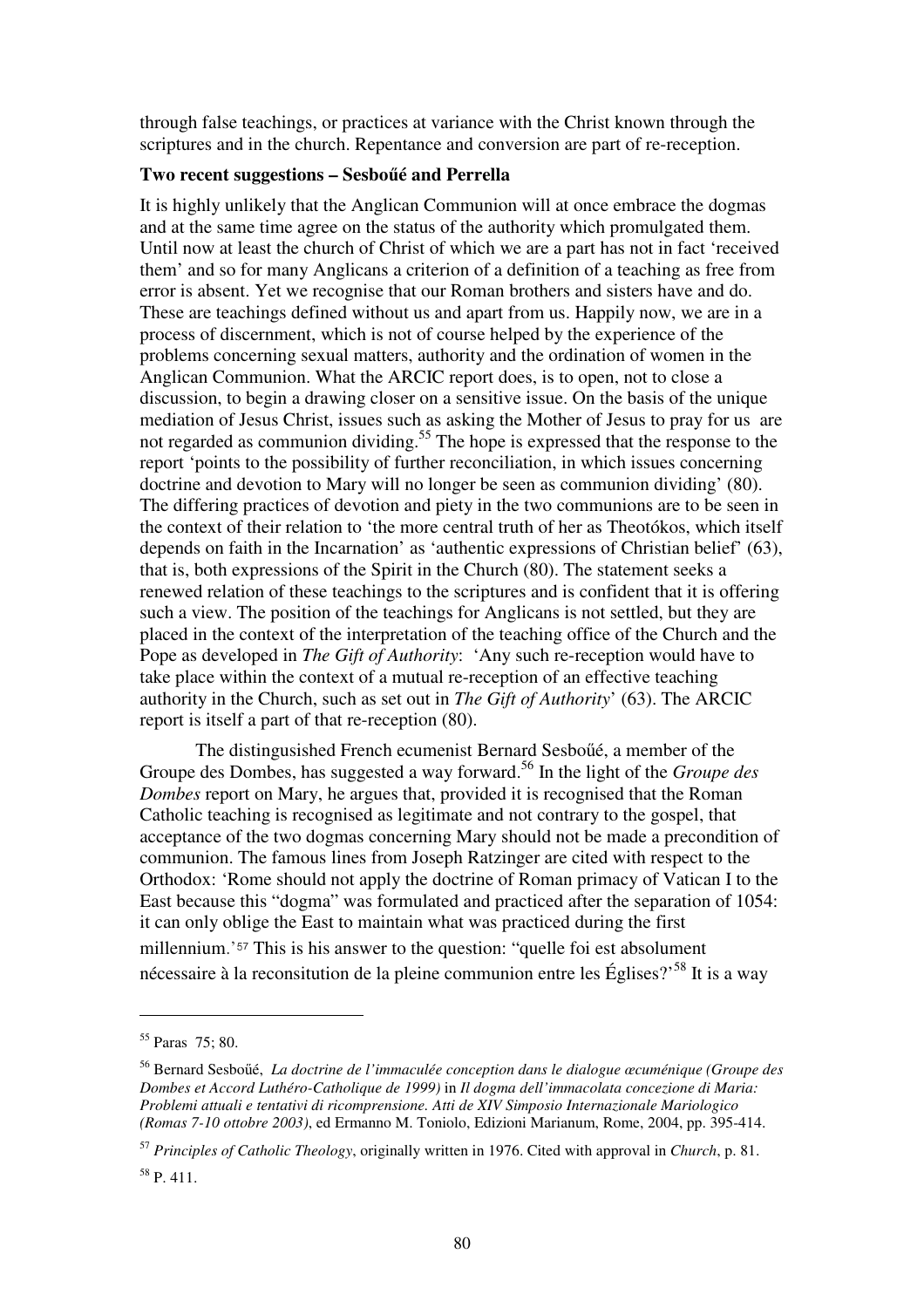through false teachings, or practices at variance with the Christ known through the scriptures and in the church. Repentance and conversion are part of re-reception.

**Two recent suggestions – Sesboűé and Perrella**

It is highly unlikely that the Anglican Communion will at once embrace the dogmas and at the same time agree on the status of the authority which promulgated them. Until now at least the church of Christ of which we are a part has not in fact 'received them' and so for many Anglicans a criterion of a definition of a teaching as free from error is absent. Yet we recognise that our Roman brothers and sisters have and do. These are teachings defined without us and apart from us. Happily now, we are in a process of discernment, which is not of course helped by the experience of the problems concerning sexual matters, authority and the ordination of women in the Anglican Communion. What the ARCIC report does, is to open, not to close a discussion, to begin a drawing closer on a sensitive issue. On the basis of the unique mediation of Jesus Christ, issues such as asking the Mother of Jesus to pray for us are not regarded as communion dividing.[55] The hope is expressed that the response to the report 'points to the possibility of further reconciliation, in which issues concerning doctrine and devotion to Mary will no longer be seen as communion dividing' (80). The differing practices of devotion and piety in the two communions are to be seen in the context of their relation to 'the more central truth of her as Theotókos, which itself depends on faith in the Incarnation' as 'authentic expressions of Christian belief' (63), that is, both expressions of the Spirit in the Church (80). The statement seeks a renewed relation of these teachings to the scriptures and is confident that it is offering such a view. The position of the teachings for Anglicans is not settled, but they are placed in the context of the interpretation of the teaching office of the Church and the Pope as developed in *The Gift of Authority*: 'Any such re-reception would have to take place within the context of a mutual re-reception of an effective teaching authority in the Church, such as set out in *The Gift of Authority*' (63). The ARCIC report is itself a part of that re-reception (80).

The distinguished French ecumenist Bernard Sesboűé, a member of the Groupe des Dombes, has suggested a way forward.[56] In the light of the *Groupe des Dombes* report on Mary, he argues that, provided it is recognised that the Roman Catholic teaching is recognised as legitimate and not contrary to the gospel, that acceptance of the two dogmas concerning Mary should not be made a precondition of communion. The famous lines from Joseph Ratzinger are cited with respect to the Orthodox: 'Rome should not apply the doctrine of Roman primacy of Vatican I to the East because this "dogma" was formulated and practiced after the separation of 1054: it can only oblige the East to maintain what was practiced during the first millennium.'[57] This is his answer to the question: "quelle foi est absolument nécessaire à la reconsitution de la pleine communion entre les Églises?'[58] It is a way

---

[55] Paras 75; 80.

[56] Bernard Sesboűé, *La doctrine de l'immaculée conception dans le dialogue œcuménique (Groupe des Dombes et Accord Luthéro-Catholique de 1999)* in *Il dogma dell'immacolata concezione di Maria: Problemi attuali e tentativi di ricomprensione. Atti de XIV Simposio Internazionale Mariologico (Romas 7-10 ottobre 2003)*, ed Ermanno M. Toniolo, Edizioni Marianum, Rome, 2004, pp. 395-414.

[57] *Principles of Catholic Theology*, originally written in 1976. Cited with approval in *Church*, p. 81.

[58] P. 411.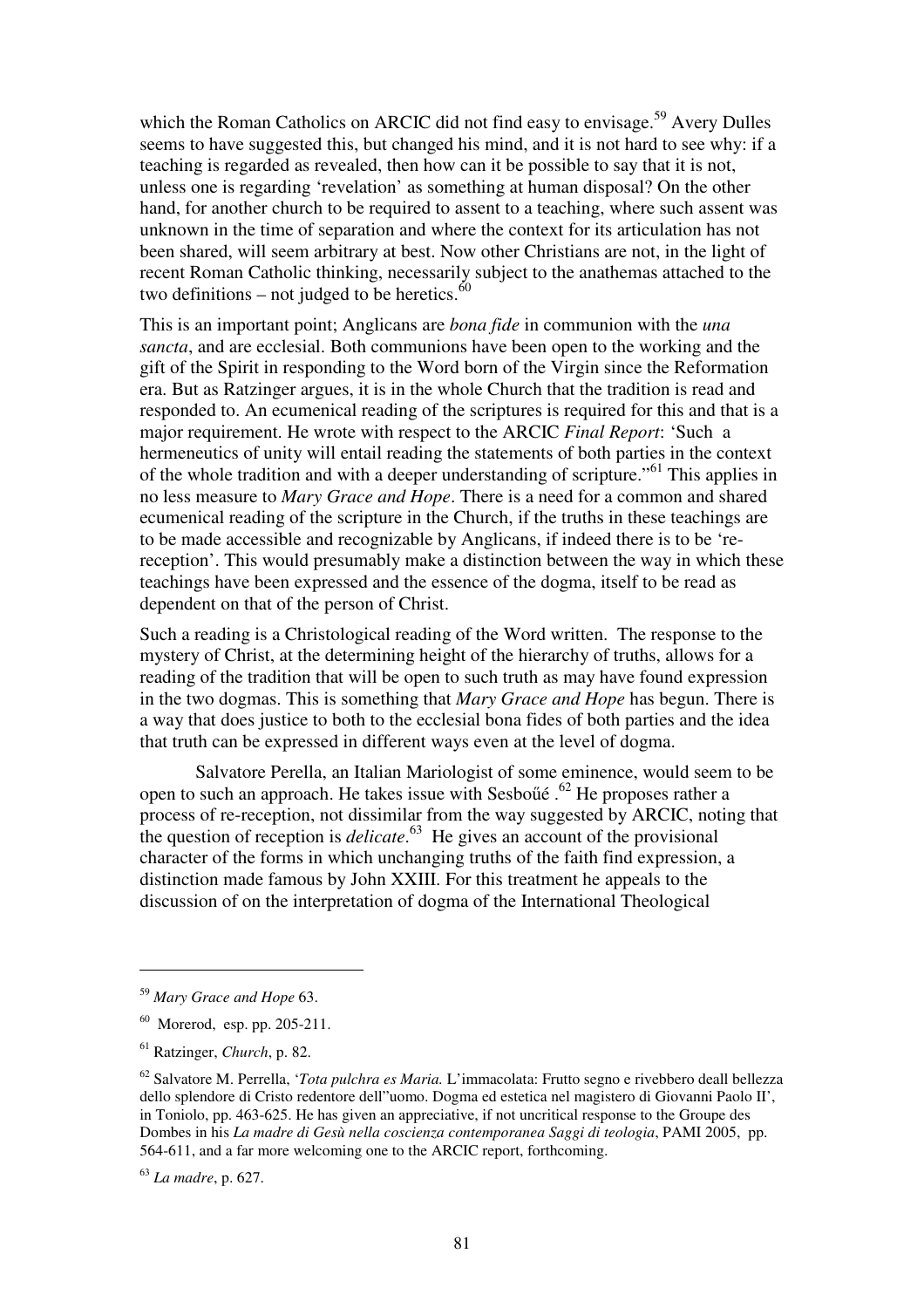which the Roman Catholics on ARCIC did not find easy to envisage.[59] Avery Dulles seems to have suggested this, but changed his mind, and it is not hard to see why: if a teaching is regarded as revealed, then how can it be possible to say that it is not, unless one is regarding 'revelation' as something at human disposal? On the other hand, for another church to be required to assent to a teaching, where such assent was unknown in the time of separation and where the context for its articulation has not been shared, will seem arbitrary at best. Now other Christians are not, in the light of recent Roman Catholic thinking, necessarily subject to the anathemas attached to the two definitions – not judged to be heretics.[60]

This is an important point; Anglicans are *bona fide* in communion with the *una sancta*, and are ecclesial. Both communions have been open to the working and the gift of the Spirit in responding to the Word born of the Virgin since the Reformation era. But as Ratzinger argues, it is in the whole Church that the tradition is read and responded to. An ecumenical reading of the scriptures is required for this and that is a major requirement. He wrote with respect to the ARCIC *Final Report*: 'Such a hermeneutics of unity will entail reading the statements of both parties in the context of the whole tradition and with a deeper understanding of scripture.'[61] This applies in no less measure to *Mary Grace and Hope*. There is a need for a common and shared ecumenical reading of the scripture in the Church, if the truths in these teachings are to be made accessible and recognizable by Anglicans, if indeed there is to be 're-reception'. This would presumably make a distinction between the way in which these teachings have been expressed and the essence of the dogma, itself to be read as dependent on that of the person of Christ.

Such a reading is a Christological reading of the Word written. The response to the mystery of Christ, at the determining height of the hierarchy of truths, allows for a reading of the tradition that will be open to such truth as may have found expression in the two dogmas. This is something that *Mary Grace and Hope* has begun. There is a way that does justice to both to the ecclesial bona fides of both parties and the idea that truth can be expressed in different ways even at the level of dogma.

Salvatore Perella, an Italian Mariologist of some eminence, would seem to be open to such an approach. He takes issue with Sesboűé .[62] He proposes rather a process of re-reception, not dissimilar from the way suggested by ARCIC, noting that the question of reception is *delicate*.[63] He gives an account of the provisional character of the forms in which unchanging truths of the faith find expression, a distinction made famous by John XXIII. For this treatment he appeals to the discussion of on the interpretation of dogma of the International Theological

---

[59] *Mary Grace and Hope* 63.

[60] Morerod, esp. pp. 205-211.

[61] Ratzinger, *Church*, p. 82.

[62] Salvatore M. Perella, '*Tota pulchra es Maria.* L'immacolata: Frutto segno e rivebbero deall bellezza dello splendore di Cristo redentore dell"uomo. Dogma ed estetica nel magistero di Giovanni Paolo II', in Toniolo, pp. 463-625. He has given an appreciative, if not uncritical response to the Groupe des Dombes in his *La madre di Gesù nella coscienza contemporanea Saggi di teologia*, PAMI 2005, pp. 564-611, and a far more welcoming one to the ARCIC report, forthcoming.

[63] *La madre*, p. 627.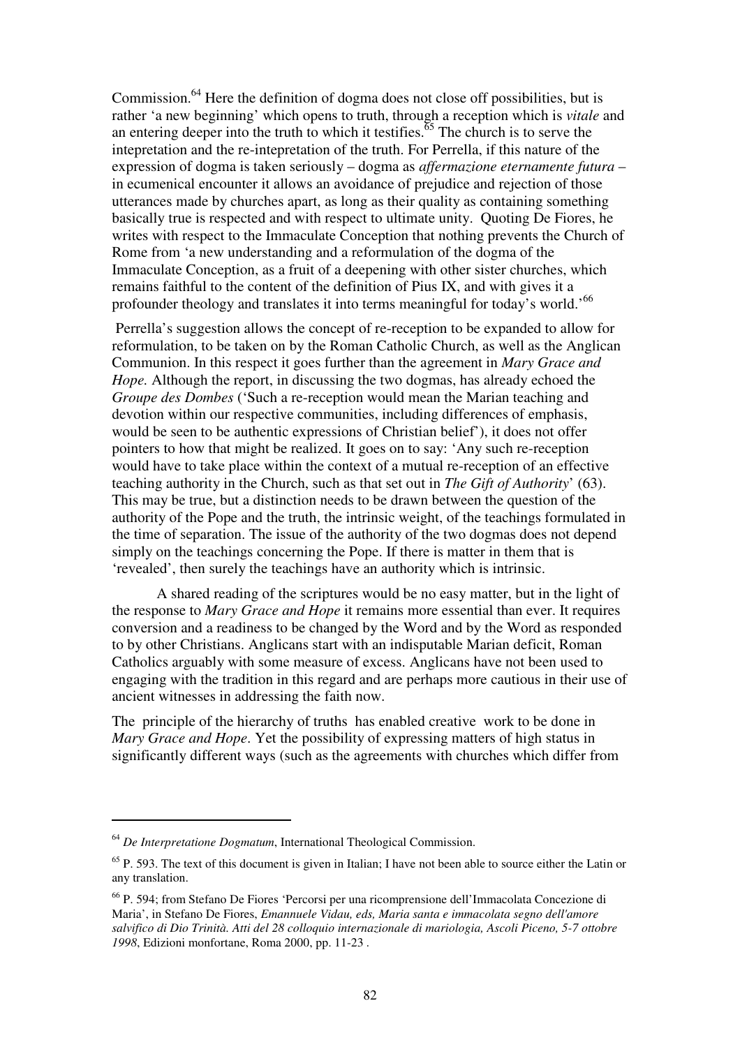Commission.[64] Here the definition of dogma does not close off possibilities, but is rather 'a new beginning' which opens to truth, through a reception which is *vitale* and an entering deeper into the truth to which it testifies.[65] The church is to serve the intepretation and the re-intepretation of the truth. For Perrella, if this nature of the expression of dogma is taken seriously – dogma as *affermazione eternamente futura* – in ecumenical encounter it allows an avoidance of prejudice and rejection of those utterances made by churches apart, as long as their quality as containing something basically true is respected and with respect to ultimate unity. Quoting De Fiores, he writes with respect to the Immaculate Conception that nothing prevents the Church of Rome from 'a new understanding and a reformulation of the dogma of the Immaculate Conception, as a fruit of a deepening with other sister churches, which remains faithful to the content of the definition of Pius IX, and with gives it a profounder theology and translates it into terms meaningful for today's world.'[66]

Perrella's suggestion allows the concept of re-reception to be expanded to allow for reformulation, to be taken on by the Roman Catholic Church, as well as the Anglican Communion. In this respect it goes further than the agreement in *Mary Grace and Hope.* Although the report, in discussing the two dogmas, has already echoed the *Groupe des Dombes* ('Such a re-reception would mean the Marian teaching and devotion within our respective communities, including differences of emphasis, would be seen to be authentic expressions of Christian belief'), it does not offer pointers to how that might be realized. It goes on to say: 'Any such re-reception would have to take place within the context of a mutual re-reception of an effective teaching authority in the Church, such as that set out in *The Gift of Authority*' (63). This may be true, but a distinction needs to be drawn between the question of the authority of the Pope and the truth, the intrinsic weight, of the teachings formulated in the time of separation. The issue of the authority of the two dogmas does not depend simply on the teachings concerning the Pope. If there is matter in them that is 'revealed', then surely the teachings have an authority which is intrinsic.

A shared reading of the scriptures would be no easy matter, but in the light of the response to *Mary Grace and Hope* it remains more essential than ever. It requires conversion and a readiness to be changed by the Word and by the Word as responded to by other Christians. Anglicans start with an indisputable Marian deficit, Roman Catholics arguably with some measure of excess. Anglicans have not been used to engaging with the tradition in this regard and are perhaps more cautious in their use of ancient witnesses in addressing the faith now.

The principle of the hierarchy of truths has enabled creative work to be done in *Mary Grace and Hope*. Yet the possibility of expressing matters of high status in significantly different ways (such as the agreements with churches which differ from

---

[64] *De Interpretatione Dogmatum*, International Theological Commission.

[65] P. 593. The text of this document is given in Italian; I have not been able to source either the Latin or any translation.

[66] P. 594; from Stefano De Fiores 'Percorsi per una ricomprensione dell'Immacolata Concezione di Maria', in Stefano De Fiores, *Emannuele Vidau, eds, Maria santa e immacolata segno dell'amore salvifico di Dio Trinità. Atti del 28 colloquio internazionale di mariologia, Ascoli Piceno, 5-7 ottobre 1998*, Edizioni monfortane, Roma 2000, pp. 11-23 .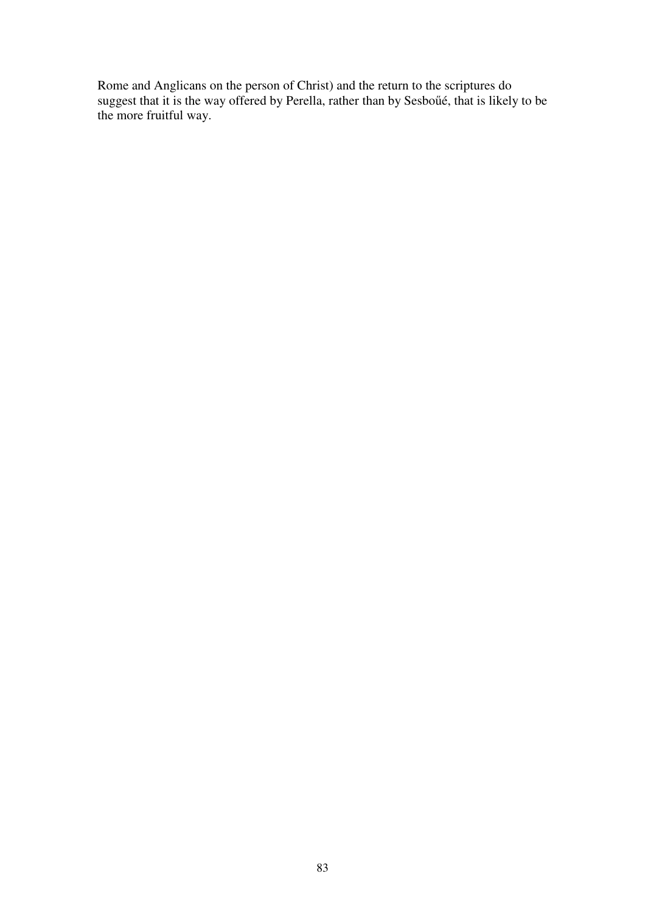Rome and Anglicans on the person of Christ) and the return to the scriptures do suggest that it is the way offered by Perella, rather than by Sesboűé, that is likely to be the more fruitful way.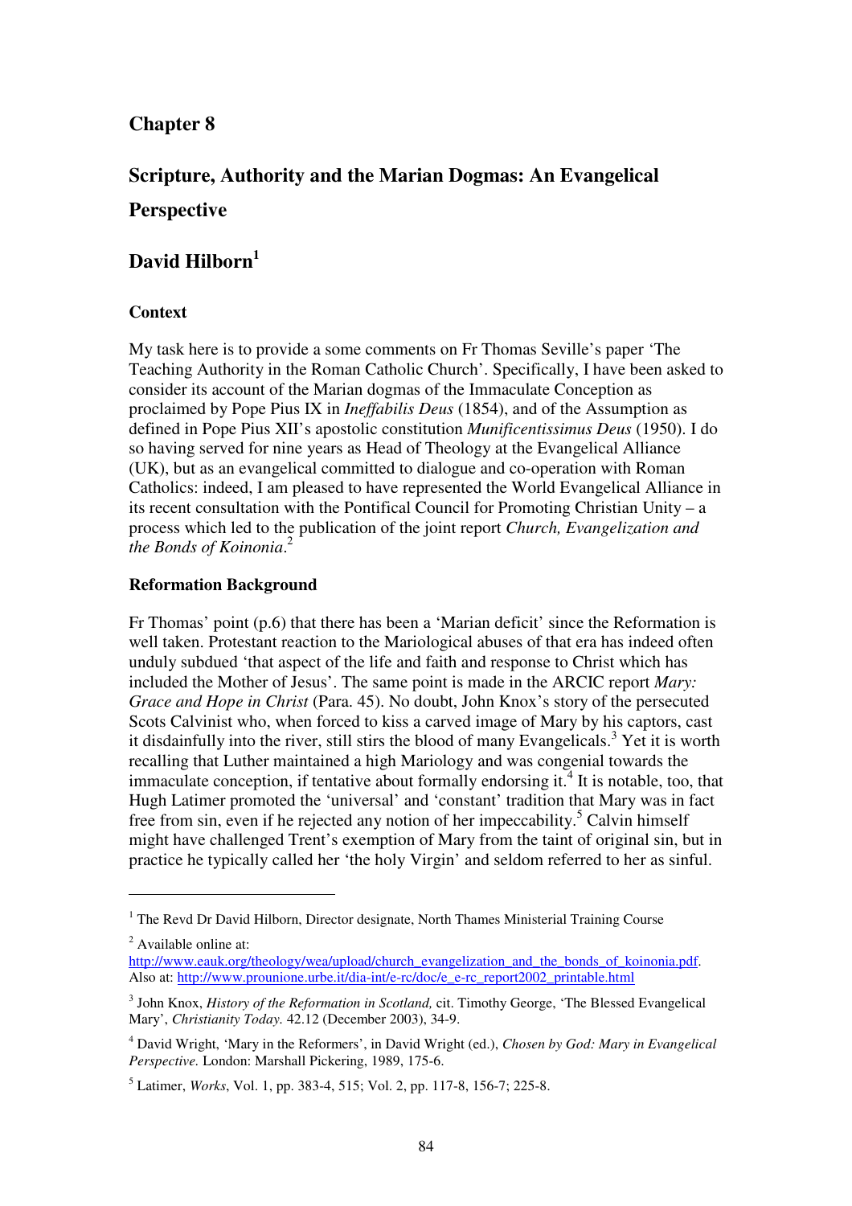## Chapter 8

# Scripture, Authority and the Marian Dogmas: An Evangelical Perspective

## David Hilborn[1]

### Context

My task here is to provide a some comments on Fr Thomas Seville's paper 'The Teaching Authority in the Roman Catholic Church'. Specifically, I have been asked to consider its account of the Marian dogmas of the Immaculate Conception as proclaimed by Pope Pius IX in *Ineffabilis Deus* (1854), and of the Assumption as defined in Pope Pius XII's apostolic constitution *Munificentissimus Deus* (1950). I do so having served for nine years as Head of Theology at the Evangelical Alliance (UK), but as an evangelical committed to dialogue and co-operation with Roman Catholics: indeed, I am pleased to have represented the World Evangelical Alliance in its recent consultation with the Pontifical Council for Promoting Christian Unity – a process which led to the publication of the joint report *Church, Evangelization and the Bonds of Koinonia*.[2]

### Reformation Background

Fr Thomas' point (p.6) that there has been a 'Marian deficit' since the Reformation is well taken. Protestant reaction to the Mariological abuses of that era has indeed often unduly subdued 'that aspect of the life and faith and response to Christ which has included the Mother of Jesus'. The same point is made in the ARCIC report *Mary: Grace and Hope in Christ* (Para. 45). No doubt, John Knox's story of the persecuted Scots Calvinist who, when forced to kiss a carved image of Mary by his captors, cast it disdainfully into the river, still stirs the blood of many Evangelicals.[3] Yet it is worth recalling that Luther maintained a high Mariology and was congenial towards the immaculate conception, if tentative about formally endorsing it.[4] It is notable, too, that Hugh Latimer promoted the 'universal' and 'constant' tradition that Mary was in fact free from sin, even if he rejected any notion of her impeccability.[5] Calvin himself might have challenged Trent's exemption of Mary from the taint of original sin, but in practice he typically called her 'the holy Virgin' and seldom referred to her as sinful.

---

[1] The Revd Dr David Hilborn, Director designate, North Thames Ministerial Training Course

[2] Available online at: http://www.eauk.org/theology/wea/upload/church_evangelization_and_the_bonds_of_koinonia.pdf. Also at: http://www.prounione.urbe.it/dia-int/e-rc/doc/e_e-rc_report2002_printable.html

[3] John Knox, *History of the Reformation in Scotland,* cit. Timothy George, 'The Blessed Evangelical Mary', *Christianity Today.* 42.12 (December 2003), 34-9.

[4] David Wright, 'Mary in the Reformers', in David Wright (ed.), *Chosen by God: Mary in Evangelical Perspective.* London: Marshall Pickering, 1989, 175-6.

[5] Latimer, *Works*, Vol. 1, pp. 383-4, 515; Vol. 2, pp. 117-8, 156-7; 225-8.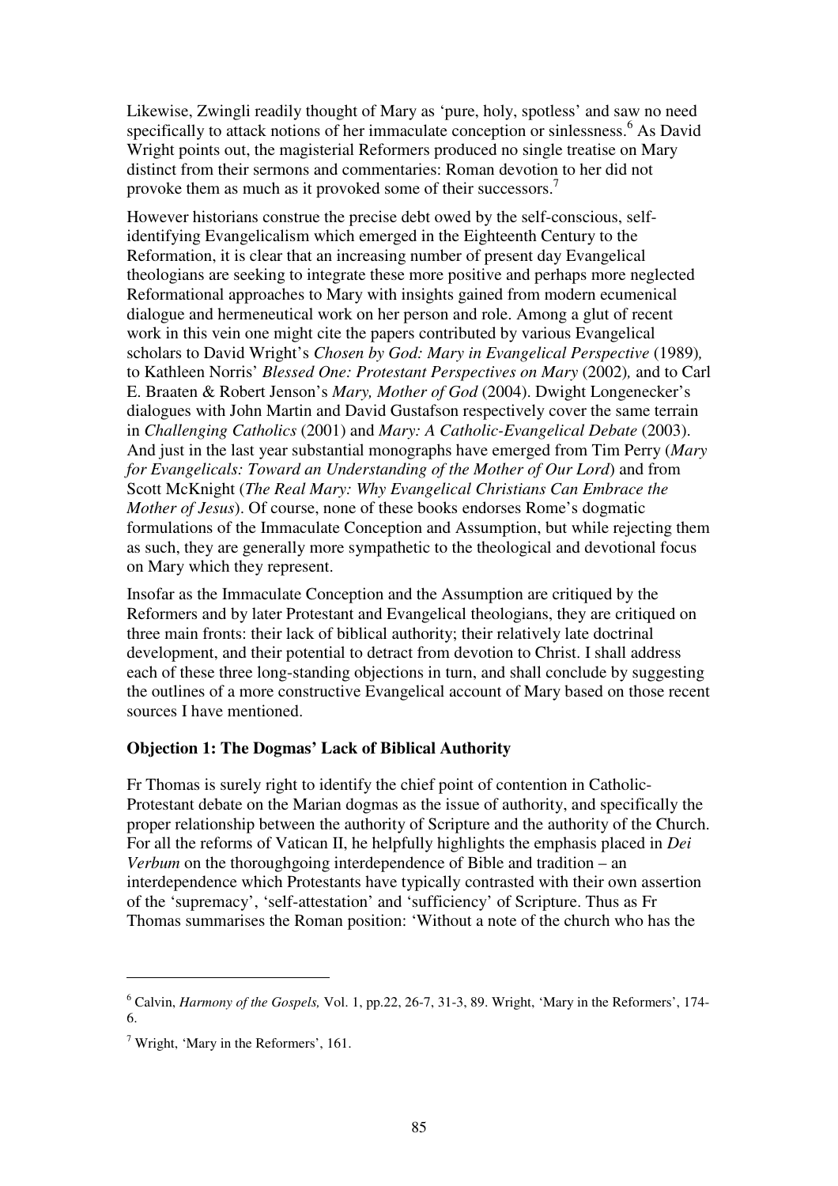Likewise, Zwingli readily thought of Mary as 'pure, holy, spotless' and saw no need specifically to attack notions of her immaculate conception or sinlessness.[6] As David Wright points out, the magisterial Reformers produced no single treatise on Mary distinct from their sermons and commentaries: Roman devotion to her did not provoke them as much as it provoked some of their successors.[7]

However historians construe the precise debt owed by the self-conscious, self-identifying Evangelicalism which emerged in the Eighteenth Century to the Reformation, it is clear that an increasing number of present day Evangelical theologians are seeking to integrate these more positive and perhaps more neglected Reformational approaches to Mary with insights gained from modern ecumenical dialogue and hermeneutical work on her person and role. Among a glut of recent work in this vein one might cite the papers contributed by various Evangelical scholars to David Wright's *Chosen by God: Mary in Evangelical Perspective* (1989), to Kathleen Norris' *Blessed One: Protestant Perspectives on Mary* (2002), and to Carl E. Braaten & Robert Jenson's *Mary, Mother of God* (2004). Dwight Longenecker's dialogues with John Martin and David Gustafson respectively cover the same terrain in *Challenging Catholics* (2001) and *Mary: A Catholic-Evangelical Debate* (2003). And just in the last year substantial monographs have emerged from Tim Perry (*Mary for Evangelicals: Toward an Understanding of the Mother of Our Lord*) and from Scott McKnight (*The Real Mary: Why Evangelical Christians Can Embrace the Mother of Jesus*). Of course, none of these books endorses Rome's dogmatic formulations of the Immaculate Conception and Assumption, but while rejecting them as such, they are generally more sympathetic to the theological and devotional focus on Mary which they represent.

Insofar as the Immaculate Conception and the Assumption are critiqued by the Reformers and by later Protestant and Evangelical theologians, they are critiqued on three main fronts: their lack of biblical authority; their relatively late doctrinal development, and their potential to detract from devotion to Christ. I shall address each of these three long-standing objections in turn, and shall conclude by suggesting the outlines of a more constructive Evangelical account of Mary based on those recent sources I have mentioned.

**Objection 1: The Dogmas' Lack of Biblical Authority**

Fr Thomas is surely right to identify the chief point of contention in Catholic-Protestant debate on the Marian dogmas as the issue of authority, and specifically the proper relationship between the authority of Scripture and the authority of the Church. For all the reforms of Vatican II, he helpfully highlights the emphasis placed in *Dei Verbum* on the thoroughgoing interdependence of Bible and tradition – an interdependence which Protestants have typically contrasted with their own assertion of the 'supremacy', 'self-attestation' and 'sufficiency' of Scripture. Thus as Fr Thomas summarises the Roman position: 'Without a note of the church who has the

---

[6] Calvin, *Harmony of the Gospels,* Vol. 1, pp.22, 26-7, 31-3, 89. Wright, 'Mary in the Reformers', 174-6.

[7] Wright, 'Mary in the Reformers', 161.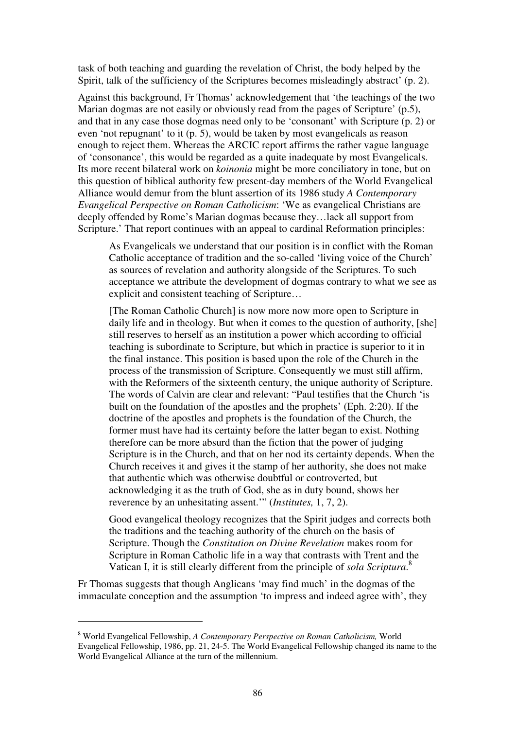task of both teaching and guarding the revelation of Christ, the body helped by the Spirit, talk of the sufficiency of the Scriptures becomes misleadingly abstract' (p. 2).

Against this background, Fr Thomas' acknowledgement that 'the teachings of the two Marian dogmas are not easily or obviously read from the pages of Scripture' (p.5), and that in any case those dogmas need only to be 'consonant' with Scripture (p. 2) or even 'not repugnant' to it (p. 5), would be taken by most evangelicals as reason enough to reject them. Whereas the ARCIC report affirms the rather vague language of 'consonance', this would be regarded as a quite inadequate by most Evangelicals. Its more recent bilateral work on *koinonia* might be more conciliatory in tone, but on this question of biblical authority few present-day members of the World Evangelical Alliance would demur from the blunt assertion of its 1986 study *A Contemporary Evangelical Perspective on Roman Catholicism*: 'We as evangelical Christians are deeply offended by Rome's Marian dogmas because they…lack all support from Scripture.' That report continues with an appeal to cardinal Reformation principles:

> As Evangelicals we understand that our position is in conflict with the Roman Catholic acceptance of tradition and the so-called 'living voice of the Church' as sources of revelation and authority alongside of the Scriptures. To such acceptance we attribute the development of dogmas contrary to what we see as explicit and consistent teaching of Scripture…
>
> [The Roman Catholic Church] is now more now more open to Scripture in daily life and in theology. But when it comes to the question of authority, [she] still reserves to herself as an institution a power which according to official teaching is subordinate to Scripture, but which in practice is superior to it in the final instance. This position is based upon the role of the Church in the process of the transmission of Scripture. Consequently we must still affirm, with the Reformers of the sixteenth century, the unique authority of Scripture. The words of Calvin are clear and relevant: "Paul testifies that the Church 'is built on the foundation of the apostles and the prophets' (Eph. 2:20). If the doctrine of the apostles and prophets is the foundation of the Church, the former must have had its certainty before the latter began to exist. Nothing therefore can be more absurd than the fiction that the power of judging Scripture is in the Church, and that on her nod its certainty depends. When the Church receives it and gives it the stamp of her authority, she does not make that authentic which was otherwise doubtful or controverted, but acknowledging it as the truth of God, she as in duty bound, shows her reverence by an unhesitating assent.'" (*Institutes,* 1, 7, 2).
>
> Good evangelical theology recognizes that the Spirit judges and corrects both the traditions and the teaching authority of the church on the basis of Scripture. Though the *Constitution on Divine Revelation* makes room for Scripture in Roman Catholic life in a way that contrasts with Trent and the Vatican I, it is still clearly different from the principle of *sola Scriptura*.[8]

Fr Thomas suggests that though Anglicans 'may find much' in the dogmas of the immaculate conception and the assumption 'to impress and indeed agree with', they

---

[8] World Evangelical Fellowship, *A Contemporary Perspective on Roman Catholicism,* World Evangelical Fellowship, 1986, pp. 21, 24-5. The World Evangelical Fellowship changed its name to the World Evangelical Alliance at the turn of the millennium.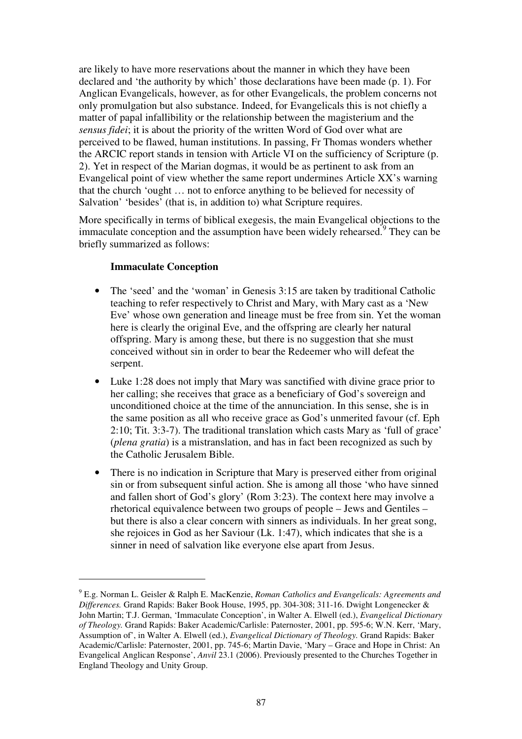are likely to have more reservations about the manner in which they have been declared and 'the authority by which' those declarations have been made (p. 1). For Anglican Evangelicals, however, as for other Evangelicals, the problem concerns not only promulgation but also substance. Indeed, for Evangelicals this is not chiefly a matter of papal infallibility or the relationship between the magisterium and the *sensus fidei*; it is about the priority of the written Word of God over what are perceived to be flawed, human institutions. In passing, Fr Thomas wonders whether the ARCIC report stands in tension with Article VI on the sufficiency of Scripture (p. 2). Yet in respect of the Marian dogmas, it would be as pertinent to ask from an Evangelical point of view whether the same report undermines Article XX's warning that the church 'ought … not to enforce anything to be believed for necessity of Salvation' 'besides' (that is, in addition to) what Scripture requires.

More specifically in terms of biblical exegesis, the main Evangelical objections to the immaculate conception and the assumption have been widely rehearsed.[9] They can be briefly summarized as follows:

**Immaculate Conception**

- The 'seed' and the 'woman' in Genesis 3:15 are taken by traditional Catholic teaching to refer respectively to Christ and Mary, with Mary cast as a 'New Eve' whose own generation and lineage must be free from sin. Yet the woman here is clearly the original Eve, and the offspring are clearly her natural offspring. Mary is among these, but there is no suggestion that she must conceived without sin in order to bear the Redeemer who will defeat the serpent.
- Luke 1:28 does not imply that Mary was sanctified with divine grace prior to her calling; she receives that grace as a beneficiary of God's sovereign and unconditioned choice at the time of the annunciation. In this sense, she is in the same position as all who receive grace as God's unmerited favour (cf. Eph 2:10; Tit. 3:3-7). The traditional translation which casts Mary as 'full of grace' (*plena gratia*) is a mistranslation, and has in fact been recognized as such by the Catholic Jerusalem Bible.
- There is no indication in Scripture that Mary is preserved either from original sin or from subsequent sinful action. She is among all those 'who have sinned and fallen short of God's glory' (Rom 3:23). The context here may involve a rhetorical equivalence between two groups of people – Jews and Gentiles – but there is also a clear concern with sinners as individuals. In her great song, she rejoices in God as her Saviour (Lk. 1:47), which indicates that she is a sinner in need of salvation like everyone else apart from Jesus.

---

[9] E.g. Norman L. Geisler & Ralph E. MacKenzie, *Roman Catholics and Evangelicals: Agreements and Differences.* Grand Rapids: Baker Book House, 1995, pp. 304-308; 311-16. Dwight Longenecker & John Martin; T.J. German, 'Immaculate Conception', in Walter A. Elwell (ed.), *Evangelical Dictionary of Theology.* Grand Rapids: Baker Academic/Carlisle: Paternoster, 2001, pp. 595-6; W.N. Kerr, 'Mary, Assumption of', in Walter A. Elwell (ed.), *Evangelical Dictionary of Theology.* Grand Rapids: Baker Academic/Carlisle: Paternoster, 2001, pp. 745-6; Martin Davie, 'Mary – Grace and Hope in Christ: An Evangelical Anglican Response', *Anvil* 23.1 (2006). Previously presented to the Churches Together in England Theology and Unity Group.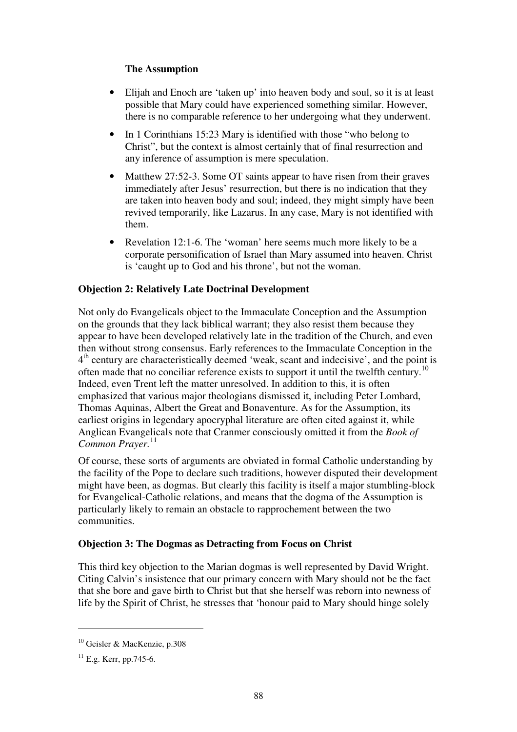**The Assumption**

- Elijah and Enoch are 'taken up' into heaven body and soul, so it is at least possible that Mary could have experienced something similar. However, there is no comparable reference to her undergoing what they underwent.
- In 1 Corinthians 15:23 Mary is identified with those "who belong to Christ", but the context is almost certainly that of final resurrection and any inference of assumption is mere speculation.
- Matthew 27:52-3. Some OT saints appear to have risen from their graves immediately after Jesus' resurrection, but there is no indication that they are taken into heaven body and soul; indeed, they might simply have been revived temporarily, like Lazarus. In any case, Mary is not identified with them.
- Revelation 12:1-6. The 'woman' here seems much more likely to be a corporate personification of Israel than Mary assumed into heaven. Christ is 'caught up to God and his throne', but not the woman.

**Objection 2: Relatively Late Doctrinal Development**

Not only do Evangelicals object to the Immaculate Conception and the Assumption on the grounds that they lack biblical warrant; they also resist them because they appear to have been developed relatively late in the tradition of the Church, and even then without strong consensus. Early references to the Immaculate Conception in the 4th century are characteristically deemed 'weak, scant and indecisive', and the point is often made that no conciliar reference exists to support it until the twelfth century.[10] Indeed, even Trent left the matter unresolved. In addition to this, it is often emphasized that various major theologians dismissed it, including Peter Lombard, Thomas Aquinas, Albert the Great and Bonaventure. As for the Assumption, its earliest origins in legendary apocryphal literature are often cited against it, while Anglican Evangelicals note that Cranmer consciously omitted it from the *Book of Common Prayer*.[11]

Of course, these sorts of arguments are obviated in formal Catholic understanding by the facility of the Pope to declare such traditions, however disputed their development might have been, as dogmas. But clearly this facility is itself a major stumbling-block for Evangelical-Catholic relations, and means that the dogma of the Assumption is particularly likely to remain an obstacle to rapprochement between the two communities.

**Objection 3: The Dogmas as Detracting from Focus on Christ**

This third key objection to the Marian dogmas is well represented by David Wright. Citing Calvin's insistence that our primary concern with Mary should not be the fact that she bore and gave birth to Christ but that she herself was reborn into newness of life by the Spirit of Christ, he stresses that 'honour paid to Mary should hinge solely

---

[10] Geisler & MacKenzie, p.308

[11] E.g. Kerr, pp.745-6.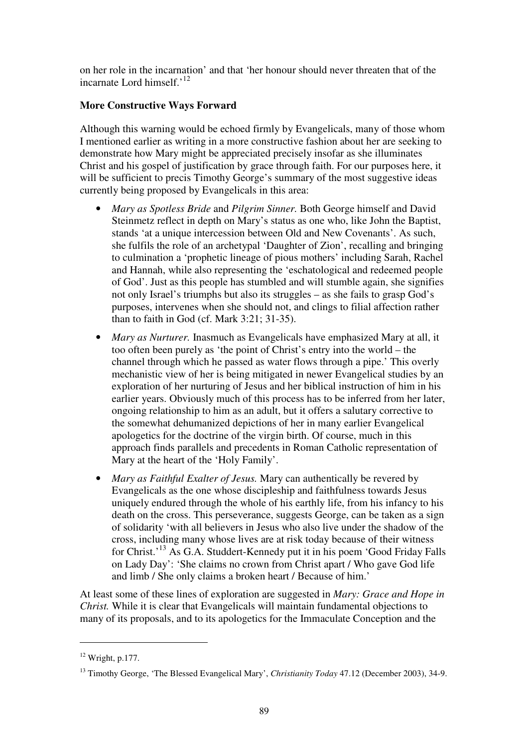on her role in the incarnation' and that 'her honour should never threaten that of the incarnate Lord himself.'[12]

**More Constructive Ways Forward**

Although this warning would be echoed firmly by Evangelicals, many of those whom I mentioned earlier as writing in a more constructive fashion about her are seeking to demonstrate how Mary might be appreciated precisely insofar as she illuminates Christ and his gospel of justification by grace through faith. For our purposes here, it will be sufficient to precis Timothy George's summary of the most suggestive ideas currently being proposed by Evangelicals in this area:

- *Mary as Spotless Bride* and *Pilgrim Sinner.* Both George himself and David Steinmetz reflect in depth on Mary's status as one who, like John the Baptist, stands 'at a unique intercession between Old and New Covenants'. As such, she fulfils the role of an archetypal 'Daughter of Zion', recalling and bringing to culmination a 'prophetic lineage of pious mothers' including Sarah, Rachel and Hannah, while also representing the 'eschatological and redeemed people of God'. Just as this people has stumbled and will stumble again, she signifies not only Israel's triumphs but also its struggles – as she fails to grasp God's purposes, intervenes when she should not, and clings to filial affection rather than to faith in God (cf. Mark 3:21; 31-35).
- *Mary as Nurturer.* Inasmuch as Evangelicals have emphasized Mary at all, it too often been purely as 'the point of Christ's entry into the world – the channel through which he passed as water flows through a pipe.' This overly mechanistic view of her is being mitigated in newer Evangelical studies by an exploration of her nurturing of Jesus and her biblical instruction of him in his earlier years. Obviously much of this process has to be inferred from her later, ongoing relationship to him as an adult, but it offers a salutary corrective to the somewhat dehumanized depictions of her in many earlier Evangelical apologetics for the doctrine of the virgin birth. Of course, much in this approach finds parallels and precedents in Roman Catholic representation of Mary at the heart of the 'Holy Family'.
- *Mary as Faithful Exalter of Jesus.* Mary can authentically be revered by Evangelicals as the one whose discipleship and faithfulness towards Jesus uniquely endured through the whole of his earthly life, from his infancy to his death on the cross. This perseverance, suggests George, can be taken as a sign of solidarity 'with all believers in Jesus who also live under the shadow of the cross, including many whose lives are at risk today because of their witness for Christ.'[13] As G.A. Studdert-Kennedy put it in his poem 'Good Friday Falls on Lady Day': 'She claims no crown from Christ apart / Who gave God life and limb / She only claims a broken heart / Because of him.'

At least some of these lines of exploration are suggested in *Mary: Grace and Hope in Christ.* While it is clear that Evangelicals will maintain fundamental objections to many of its proposals, and to its apologetics for the Immaculate Conception and the

---

[12] Wright, p.177.

[13] Timothy George, 'The Blessed Evangelical Mary', *Christianity Today* 47.12 (December 2003), 34-9.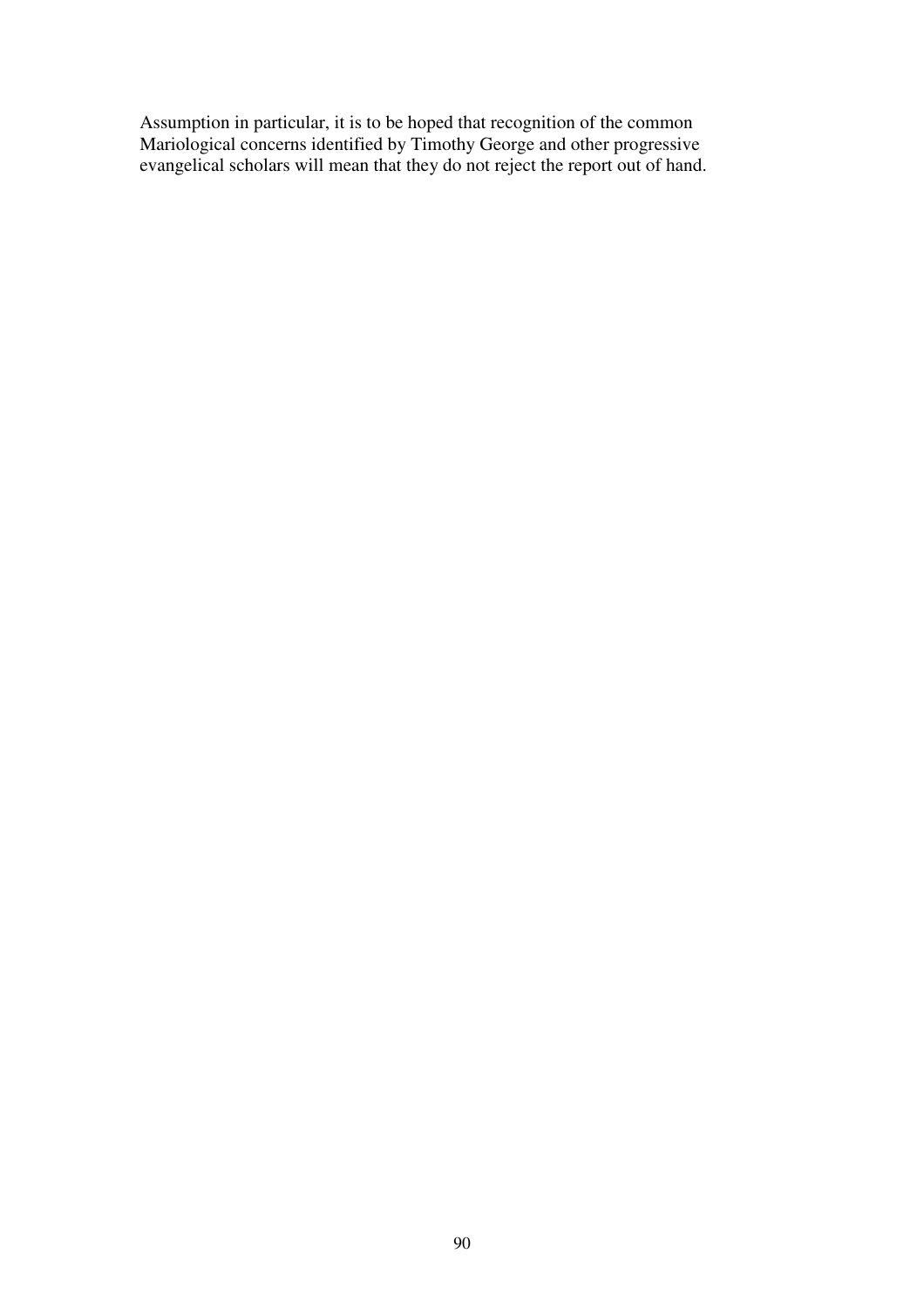Assumption in particular, it is to be hoped that recognition of the common Mariological concerns identified by Timothy George and other progressive evangelical scholars will mean that they do not reject the report out of hand.